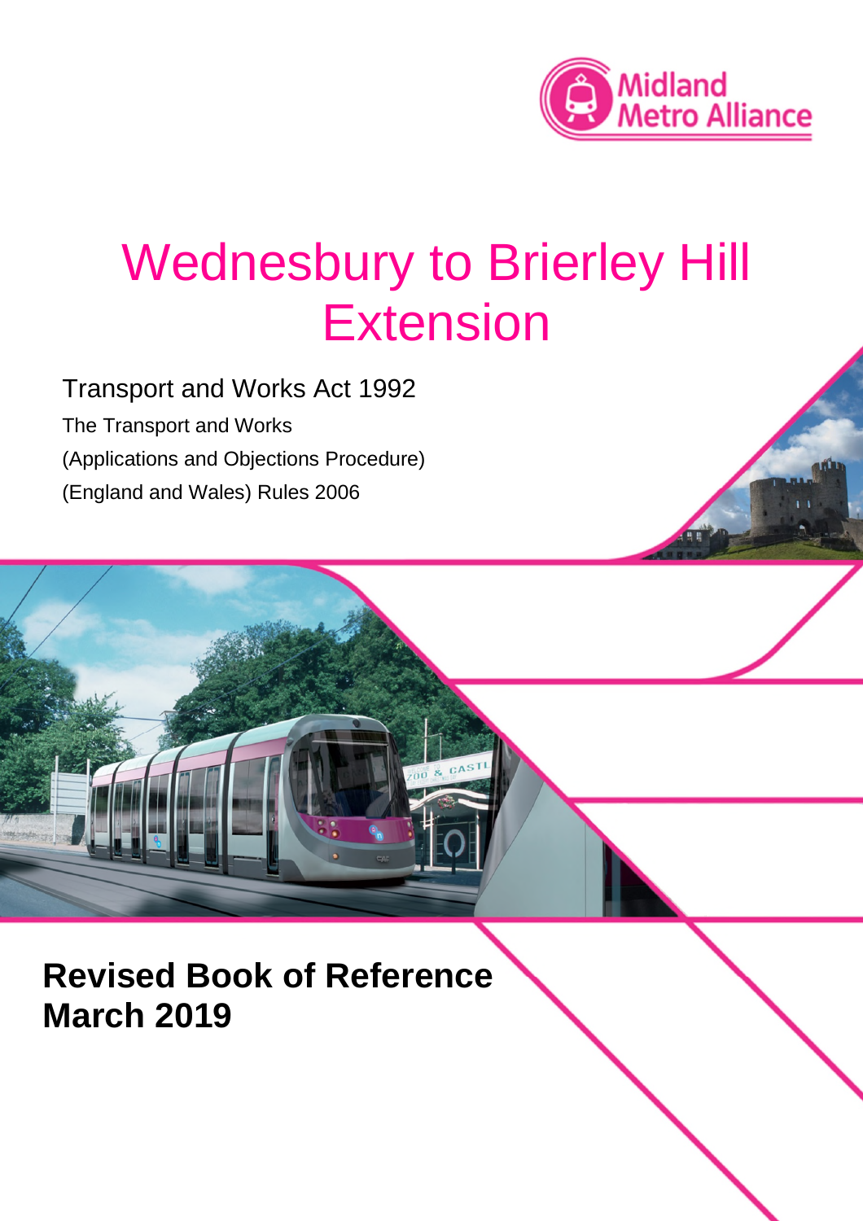Midland Metro Alliance

# Wednesbury to Brierley Hill Extension

Transport and Works Act 1992

The Transport and Works
(Applications and Objections Procedure)
(England and Wales) Rules 2006

## Revised Book of Reference
## March 2019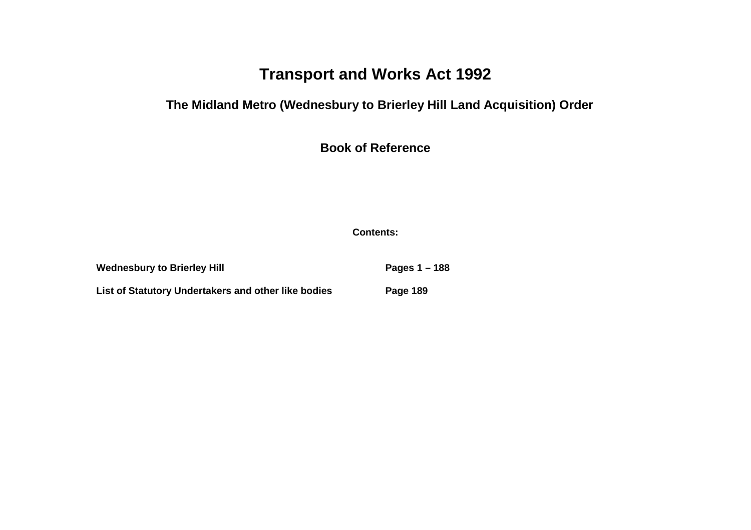# Transport and Works Act 1992

## The Midland Metro (Wednesbury to Brierley Hill Land Acquisition) Order

## Book of Reference

**Contents:**

| | |
|---|---|
| **Wednesbury to Brierley Hill** | **Pages 1 – 188** |
| **List of Statutory Undertakers and other like bodies** | **Page 189** |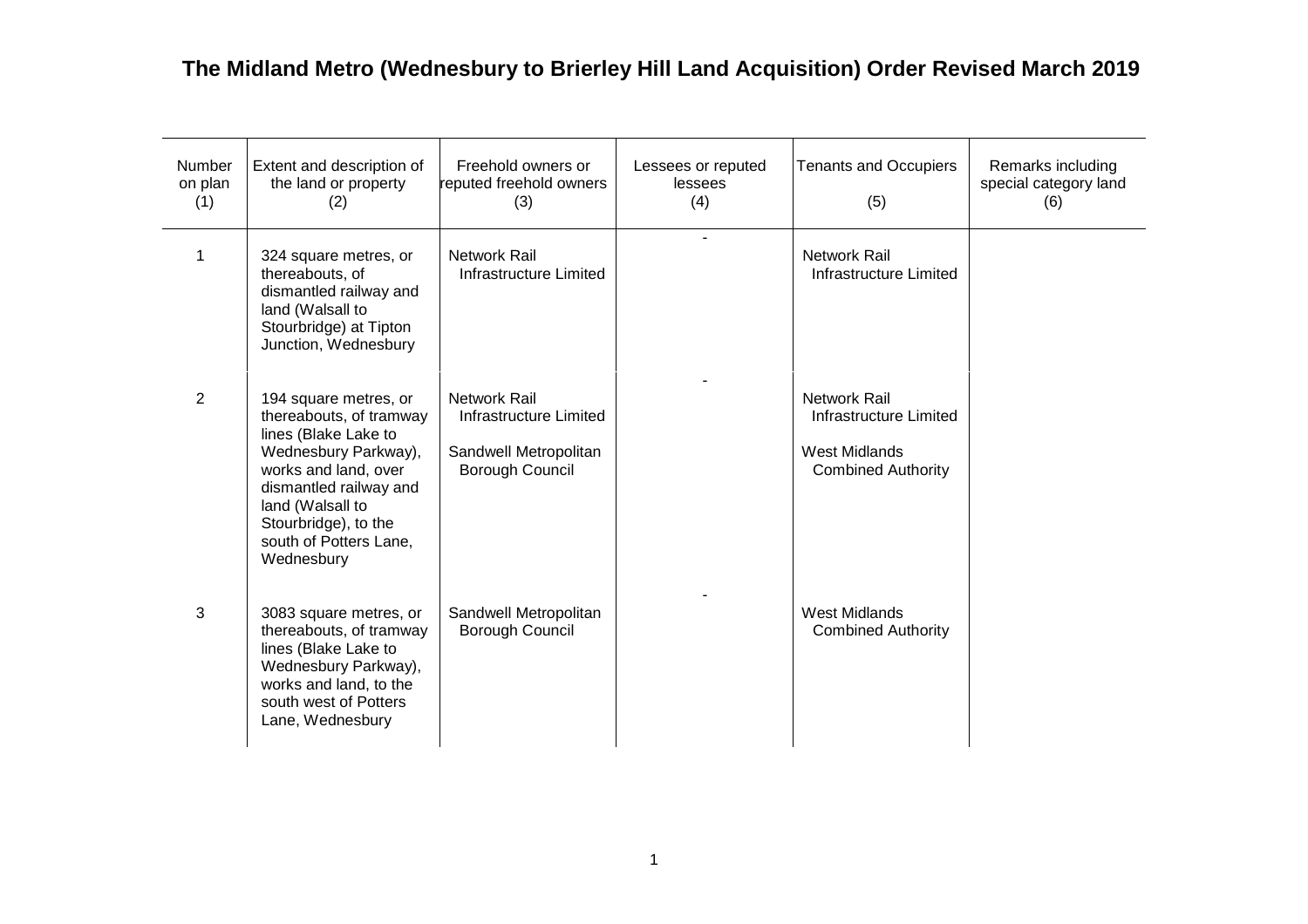# The Midland Metro (Wednesbury to Brierley Hill Land Acquisition) Order Revised March 2019

| Number on plan (1) | Extent and description of the land or property (2) | Freehold owners or reputed freehold owners (3) | Lessees or reputed lessees (4) | Tenants and Occupiers (5) | Remarks including special category land (6) |
|---|---|---|---|---|---|
| 1 | 324 square metres, or thereabouts, of dismantled railway and land (Walsall to Stourbridge) at Tipton Junction, Wednesbury | Network Rail Infrastructure Limited | - | Network Rail Infrastructure Limited | |
| 2 | 194 square metres, or thereabouts, of tramway lines (Blake Lake to Wednesbury Parkway), works and land, over dismantled railway and land (Walsall to Stourbridge), to the south of Potters Lane, Wednesbury | Network Rail Infrastructure Limited<br><br>Sandwell Metropolitan Borough Council | - | Network Rail Infrastructure Limited<br><br>West Midlands Combined Authority | |
| 3 | 3083 square metres, or thereabouts, of tramway lines (Blake Lake to Wednesbury Parkway), works and land, to the south west of Potters Lane, Wednesbury | Sandwell Metropolitan Borough Council | - | West Midlands Combined Authority | |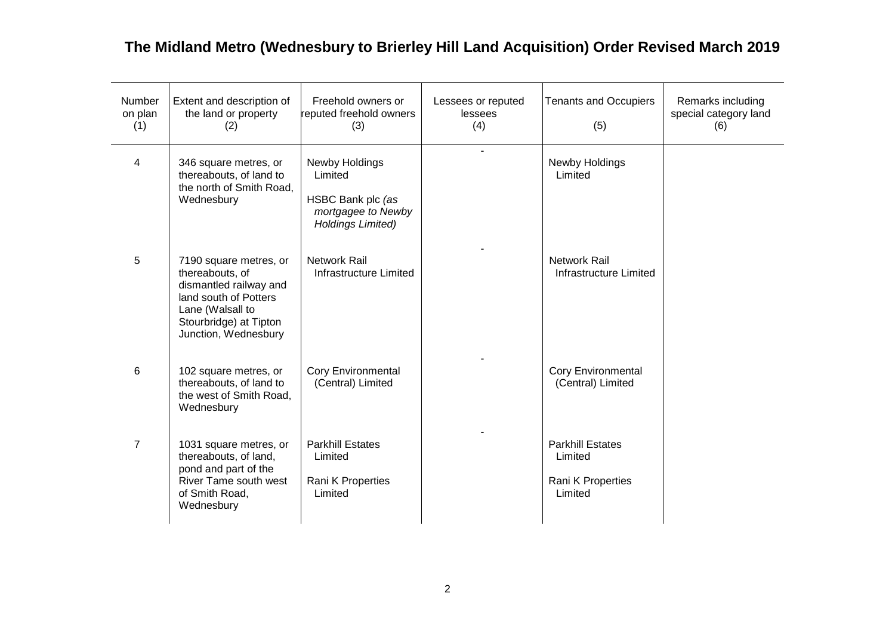# The Midland Metro (Wednesbury to Brierley Hill Land Acquisition) Order Revised March 2019

| Number on plan (1) | Extent and description of the land or property (2) | Freehold owners or reputed freehold owners (3) | Lessees or reputed lessees (4) | Tenants and Occupiers (5) | Remarks including special category land (6) |
|---|---|---|---|---|---|
| 4 | 346 square metres, or thereabouts, of land to the north of Smith Road, Wednesbury | Newby Holdings Limited<br><br>HSBC Bank plc *(as mortgagee to Newby Holdings Limited)* | - | Newby Holdings Limited | |
| 5 | 7190 square metres, or thereabouts, of dismantled railway and land south of Potters Lane (Walsall to Stourbridge) at Tipton Junction, Wednesbury | Network Rail Infrastructure Limited | - | Network Rail Infrastructure Limited | |
| 6 | 102 square metres, or thereabouts, of land to the west of Smith Road, Wednesbury | Cory Environmental (Central) Limited | - | Cory Environmental (Central) Limited | |
| 7 | 1031 square metres, or thereabouts, of land, pond and part of the River Tame south west of Smith Road, Wednesbury | Parkhill Estates Limited<br><br>Rani K Properties Limited | - | Parkhill Estates Limited<br><br>Rani K Properties Limited | |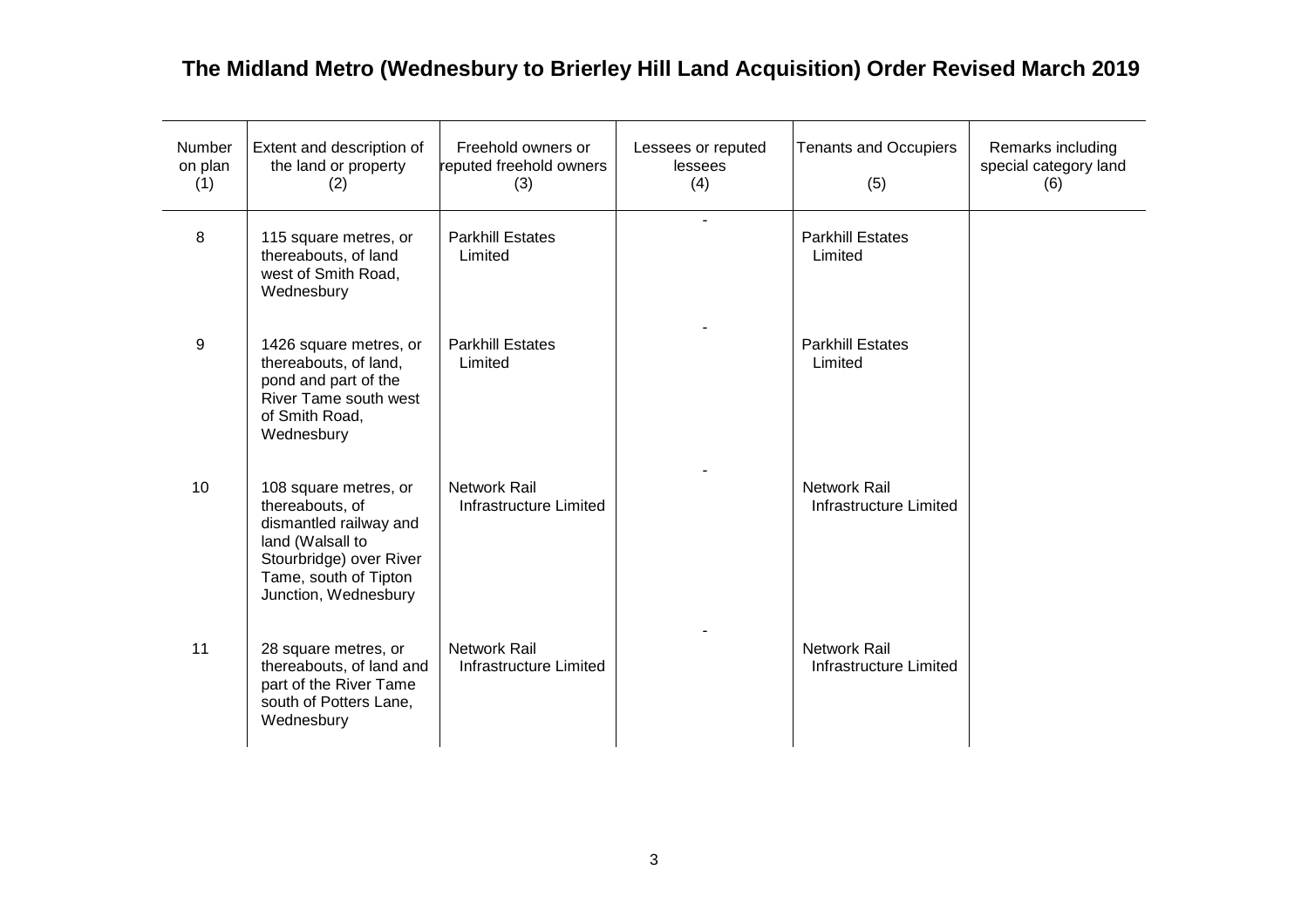## The Midland Metro (Wednesbury to Brierley Hill Land Acquisition) Order Revised March 2019

| Number on plan (1) | Extent and description of the land or property (2) | Freehold owners or reputed freehold owners (3) | Lessees or reputed lessees (4) | Tenants and Occupiers (5) | Remarks including special category land (6) |
|---|---|---|---|---|---|
| 8 | 115 square metres, or thereabouts, of land west of Smith Road, Wednesbury | Parkhill Estates Limited | - | Parkhill Estates Limited | |
| 9 | 1426 square metres, or thereabouts, of land, pond and part of the River Tame south west of Smith Road, Wednesbury | Parkhill Estates Limited | - | Parkhill Estates Limited | |
| 10 | 108 square metres, or thereabouts, of dismantled railway and land (Walsall to Stourbridge) over River Tame, south of Tipton Junction, Wednesbury | Network Rail Infrastructure Limited | - | Network Rail Infrastructure Limited | |
| 11 | 28 square metres, or thereabouts, of land and part of the River Tame south of Potters Lane, Wednesbury | Network Rail Infrastructure Limited | - | Network Rail Infrastructure Limited | |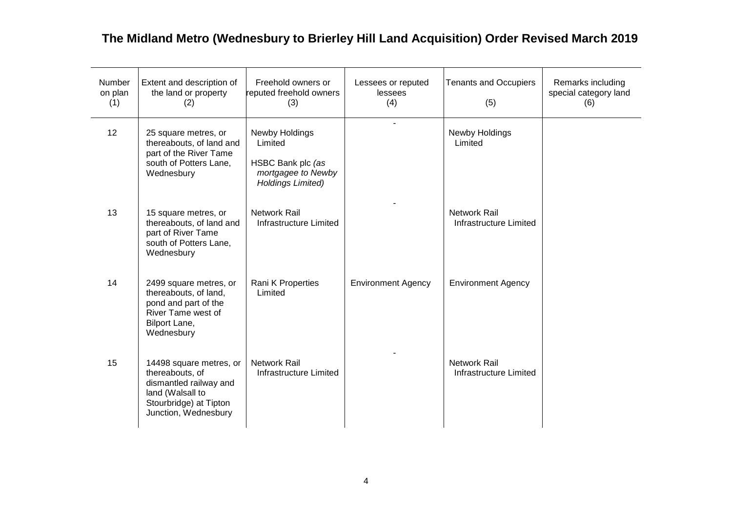# The Midland Metro (Wednesbury to Brierley Hill Land Acquisition) Order Revised March 2019

| Number on plan (1) | Extent and description of the land or property (2) | Freehold owners or reputed freehold owners (3) | Lessees or reputed lessees (4) | Tenants and Occupiers (5) | Remarks including special category land (6) |
|---|---|---|---|---|---|
| 12 | 25 square metres, or thereabouts, of land and part of the River Tame south of Potters Lane, Wednesbury | Newby Holdings Limited<br><br>HSBC Bank plc *(as mortgagee to Newby Holdings Limited)* | - | Newby Holdings Limited | |
| 13 | 15 square metres, or thereabouts, of land and part of River Tame south of Potters Lane, Wednesbury | Network Rail Infrastructure Limited | - | Network Rail Infrastructure Limited | |
| 14 | 2499 square metres, or thereabouts, of land, pond and part of the River Tame west of Bilport Lane, Wednesbury | Rani K Properties Limited | Environment Agency | Environment Agency | |
| 15 | 14498 square metres, or thereabouts, of dismantled railway and land (Walsall to Stourbridge) at Tipton Junction, Wednesbury | Network Rail Infrastructure Limited | - | Network Rail Infrastructure Limited | |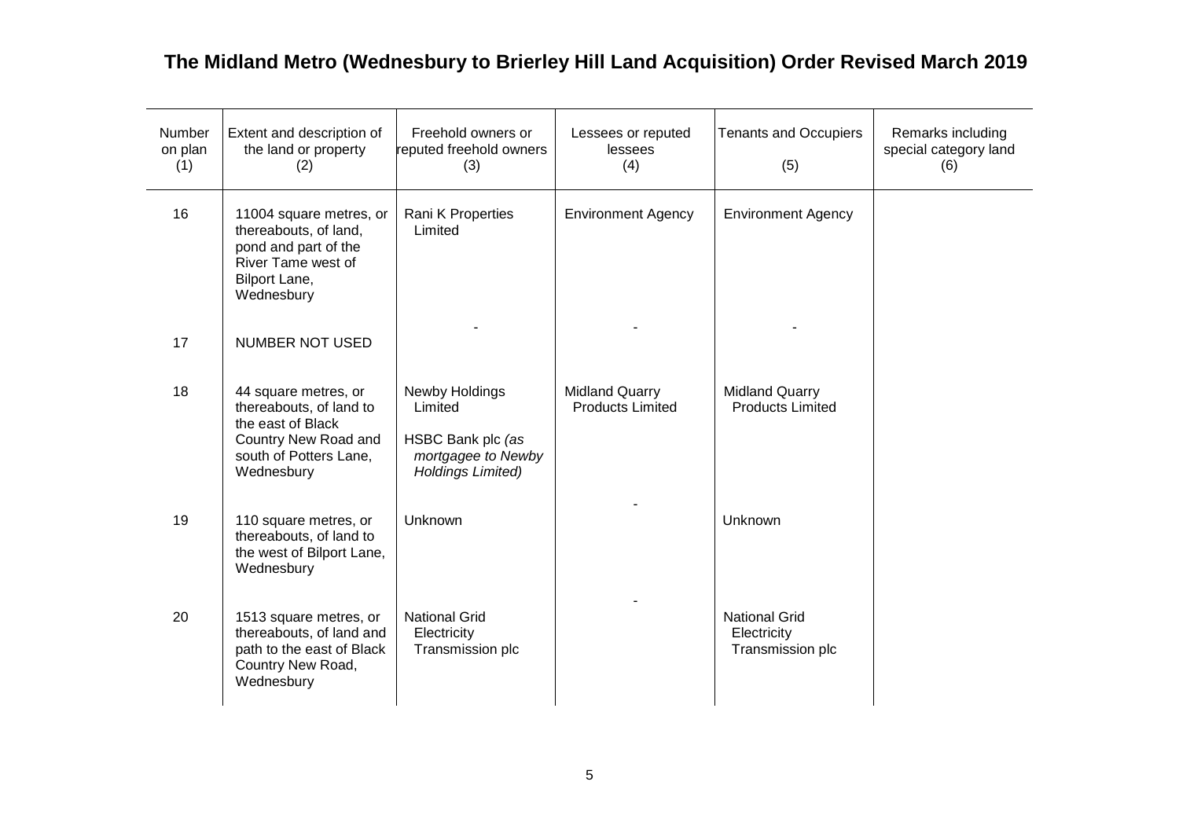# The Midland Metro (Wednesbury to Brierley Hill Land Acquisition) Order Revised March 2019

| Number on plan (1) | Extent and description of the land or property (2) | Freehold owners or reputed freehold owners (3) | Lessees or reputed lessees (4) | Tenants and Occupiers (5) | Remarks including special category land (6) |
|---|---|---|---|---|---|
| 16 | 11004 square metres, or thereabouts, of land, pond and part of the River Tame west of Bilport Lane, Wednesbury | Rani K Properties Limited | Environment Agency | Environment Agency | |
| 17 | NUMBER NOT USED | - | - | - | |
| 18 | 44 square metres, or thereabouts, of land to the east of Black Country New Road and south of Potters Lane, Wednesbury | Newby Holdings Limited<br><br>HSBC Bank plc *(as mortgagee to Newby Holdings Limited)* | Midland Quarry Products Limited | Midland Quarry Products Limited | |
| 19 | 110 square metres, or thereabouts, of land to the west of Bilport Lane, Wednesbury | Unknown | - | Unknown | |
| 20 | 1513 square metres, or thereabouts, of land and path to the east of Black Country New Road, Wednesbury | National Grid Electricity Transmission plc | - | National Grid Electricity Transmission plc | |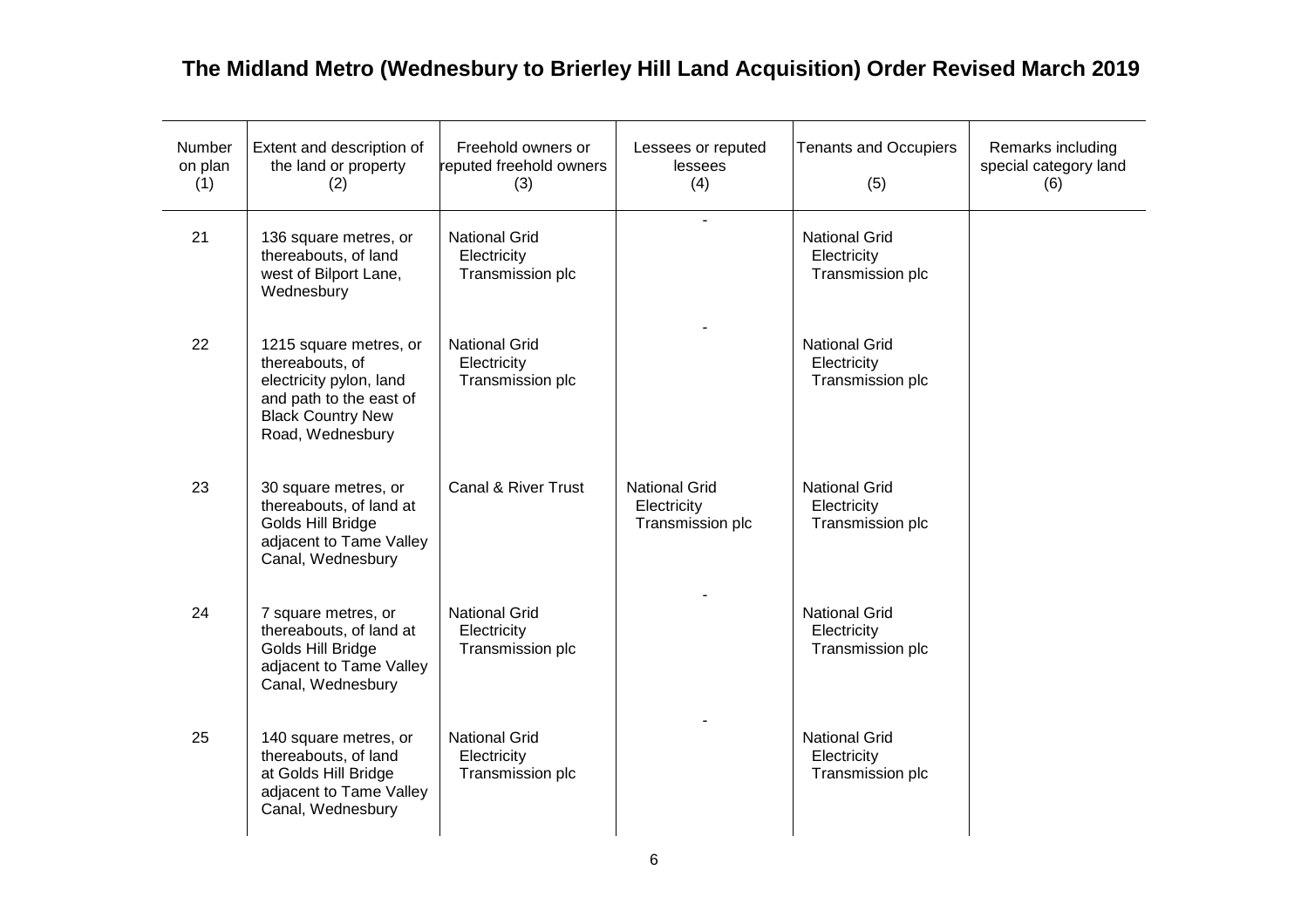# The Midland Metro (Wednesbury to Brierley Hill Land Acquisition) Order Revised March 2019

| Number on plan (1) | Extent and description of the land or property (2) | Freehold owners or reputed freehold owners (3) | Lessees or reputed lessees (4) | Tenants and Occupiers (5) | Remarks including special category land (6) |
|---|---|---|---|---|---|
| 21 | 136 square metres, or thereabouts, of land west of Bilport Lane, Wednesbury | National Grid Electricity Transmission plc | - | National Grid Electricity Transmission plc | |
| 22 | 1215 square metres, or thereabouts, of electricity pylon, land and path to the east of Black Country New Road, Wednesbury | National Grid Electricity Transmission plc | - | National Grid Electricity Transmission plc | |
| 23 | 30 square metres, or thereabouts, of land at Golds Hill Bridge adjacent to Tame Valley Canal, Wednesbury | Canal & River Trust | National Grid Electricity Transmission plc | National Grid Electricity Transmission plc | |
| 24 | 7 square metres, or thereabouts, of land at Golds Hill Bridge adjacent to Tame Valley Canal, Wednesbury | National Grid Electricity Transmission plc | - | National Grid Electricity Transmission plc | |
| 25 | 140 square metres, or thereabouts, of land at Golds Hill Bridge adjacent to Tame Valley Canal, Wednesbury | National Grid Electricity Transmission plc | - | National Grid Electricity Transmission plc | |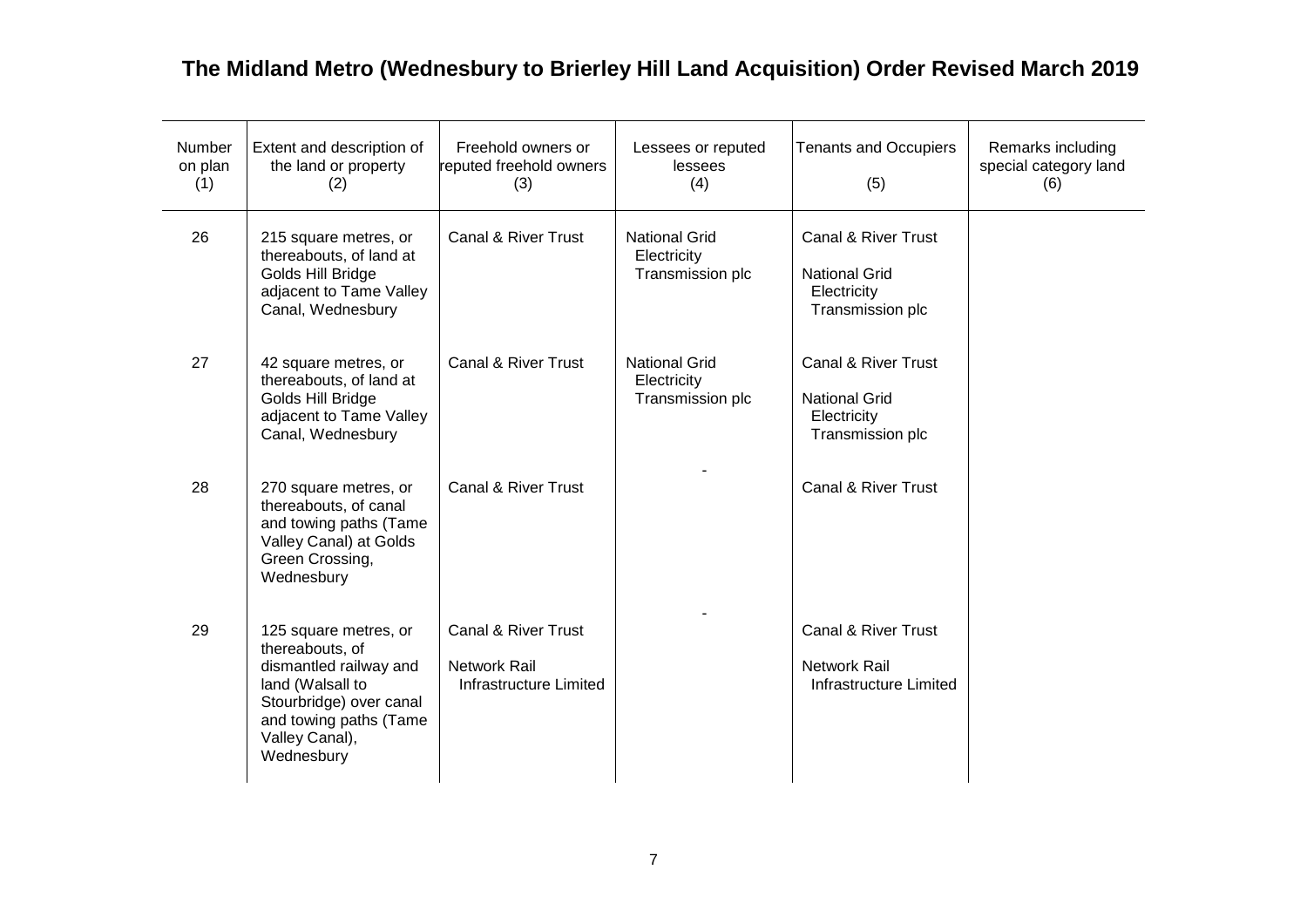## The Midland Metro (Wednesbury to Brierley Hill Land Acquisition) Order Revised March 2019

| Number on plan (1) | Extent and description of the land or property (2) | Freehold owners or reputed freehold owners (3) | Lessees or reputed lessees (4) | Tenants and Occupiers (5) | Remarks including special category land (6) |
|---|---|---|---|---|---|
| 26 | 215 square metres, or thereabouts, of land at Golds Hill Bridge adjacent to Tame Valley Canal, Wednesbury | Canal & River Trust | National Grid Electricity Transmission plc | Canal & River Trust<br><br>National Grid Electricity Transmission plc | |
| 27 | 42 square metres, or thereabouts, of land at Golds Hill Bridge adjacent to Tame Valley Canal, Wednesbury | Canal & River Trust | National Grid Electricity Transmission plc | Canal & River Trust<br><br>National Grid Electricity Transmission plc | |
| 28 | 270 square metres, or thereabouts, of canal and towing paths (Tame Valley Canal) at Golds Green Crossing, Wednesbury | Canal & River Trust | - | Canal & River Trust | |
| 29 | 125 square metres, or thereabouts, of dismantled railway and land (Walsall to Stourbridge) over canal and towing paths (Tame Valley Canal), Wednesbury | Canal & River Trust<br><br>Network Rail Infrastructure Limited | - | Canal & River Trust<br><br>Network Rail Infrastructure Limited | |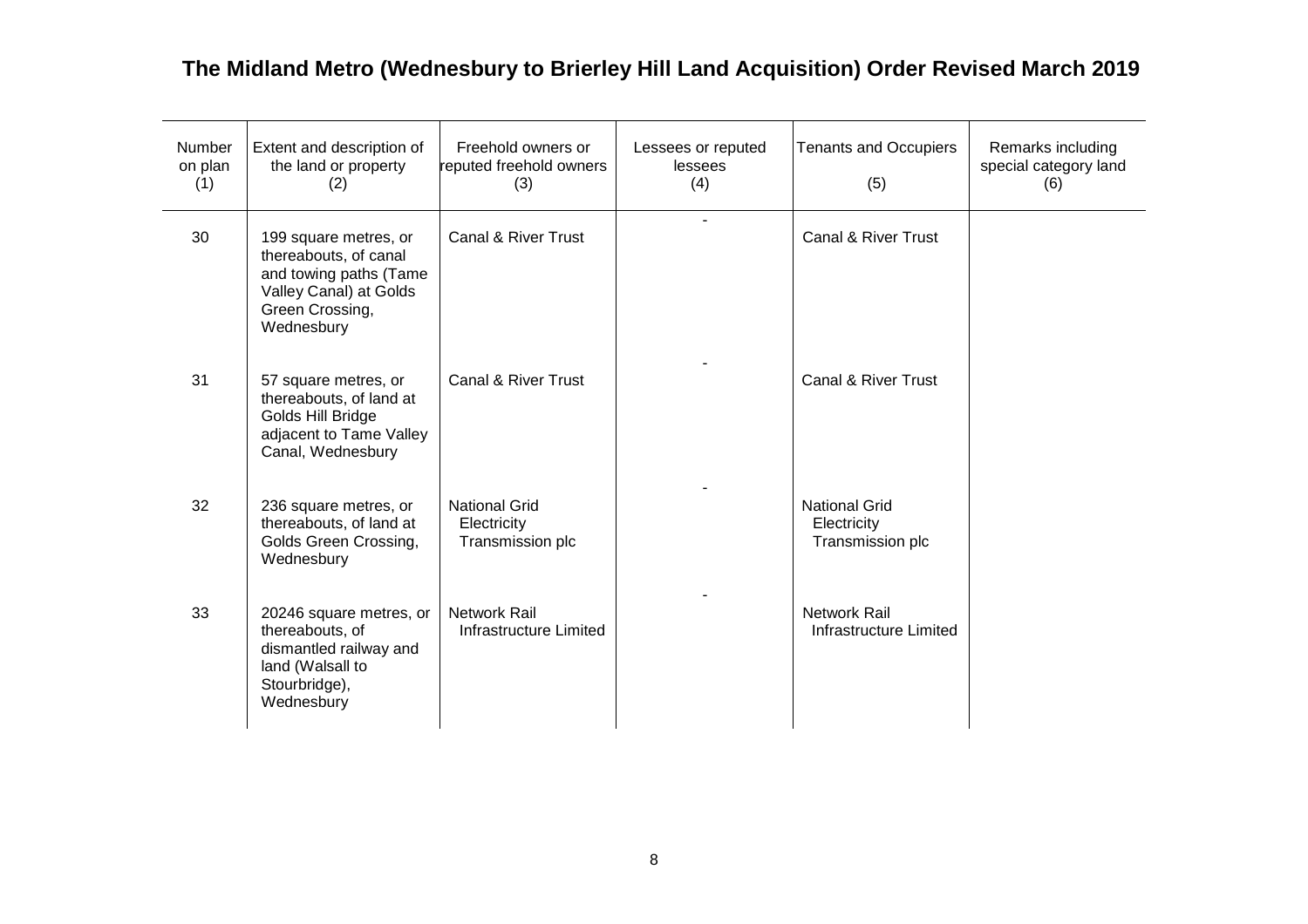# The Midland Metro (Wednesbury to Brierley Hill Land Acquisition) Order Revised March 2019

| Number on plan (1) | Extent and description of the land or property (2) | Freehold owners or reputed freehold owners (3) | Lessees or reputed lessees (4) | Tenants and Occupiers (5) | Remarks including special category land (6) |
|---|---|---|---|---|---|
| 30 | 199 square metres, or thereabouts, of canal and towing paths (Tame Valley Canal) at Golds Green Crossing, Wednesbury | Canal & River Trust | - | Canal & River Trust | |
| 31 | 57 square metres, or thereabouts, of land at Golds Hill Bridge adjacent to Tame Valley Canal, Wednesbury | Canal & River Trust | - | Canal & River Trust | |
| 32 | 236 square metres, or thereabouts, of land at Golds Green Crossing, Wednesbury | National Grid Electricity Transmission plc | - | National Grid Electricity Transmission plc | |
| 33 | 20246 square metres, or thereabouts, of dismantled railway and land (Walsall to Stourbridge), Wednesbury | Network Rail Infrastructure Limited | - | Network Rail Infrastructure Limited | |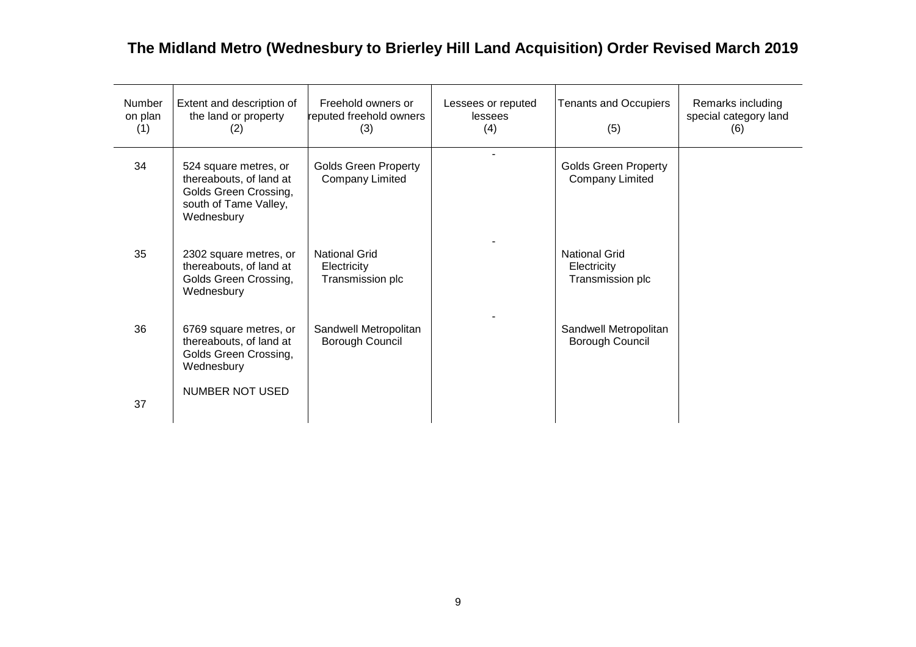# The Midland Metro (Wednesbury to Brierley Hill Land Acquisition) Order Revised March 2019

| Number on plan (1) | Extent and description of the land or property (2) | Freehold owners or reputed freehold owners (3) | Lessees or reputed lessees (4) | Tenants and Occupiers (5) | Remarks including special category land (6) |
|---|---|---|---|---|---|
| 34 | 524 square metres, or thereabouts, of land at Golds Green Crossing, south of Tame Valley, Wednesbury | Golds Green Property Company Limited | - | Golds Green Property Company Limited | |
| 35 | 2302 square metres, or thereabouts, of land at Golds Green Crossing, Wednesbury | National Grid Electricity Transmission plc | - | National Grid Electricity Transmission plc | |
| 36 | 6769 square metres, or thereabouts, of land at Golds Green Crossing, Wednesbury | Sandwell Metropolitan Borough Council | - | Sandwell Metropolitan Borough Council | |
| 37 | NUMBER NOT USED | | | | |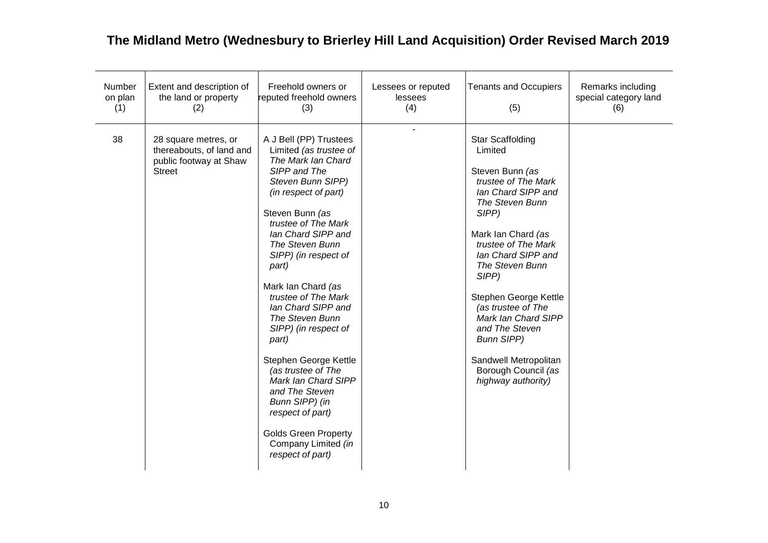# The Midland Metro (Wednesbury to Brierley Hill Land Acquisition) Order Revised March 2019

| Number on plan (1) | Extent and description of the land or property (2) | Freehold owners or reputed freehold owners (3) | Lessees or reputed lessees (4) | Tenants and Occupiers (5) | Remarks including special category land (6) |
|---|---|---|---|---|---|
| 38 | 28 square metres, or thereabouts, of land and public footway at Shaw Street | A J Bell (PP) Trustees Limited *(as trustee of The Mark Ian Chard SIPP and The Steven Bunn SIPP) (in respect of part)*<br><br>Steven Bunn *(as trustee of The Mark Ian Chard SIPP and The Steven Bunn SIPP) (in respect of part)*<br><br>Mark Ian Chard *(as trustee of The Mark Ian Chard SIPP and The Steven Bunn SIPP) (in respect of part)*<br><br>Stephen George Kettle *(as trustee of The Mark Ian Chard SIPP and The Steven Bunn SIPP) (in respect of part)*<br><br>Golds Green Property Company Limited *(in respect of part)* | - | Star Scaffolding Limited<br><br>Steven Bunn *(as trustee of The Mark Ian Chard SIPP and The Steven Bunn SIPP)*<br><br>Mark Ian Chard *(as trustee of The Mark Ian Chard SIPP and The Steven Bunn SIPP)*<br><br>Stephen George Kettle *(as trustee of The Mark Ian Chard SIPP and The Steven Bunn SIPP)*<br><br>Sandwell Metropolitan Borough Council *(as highway authority)* | |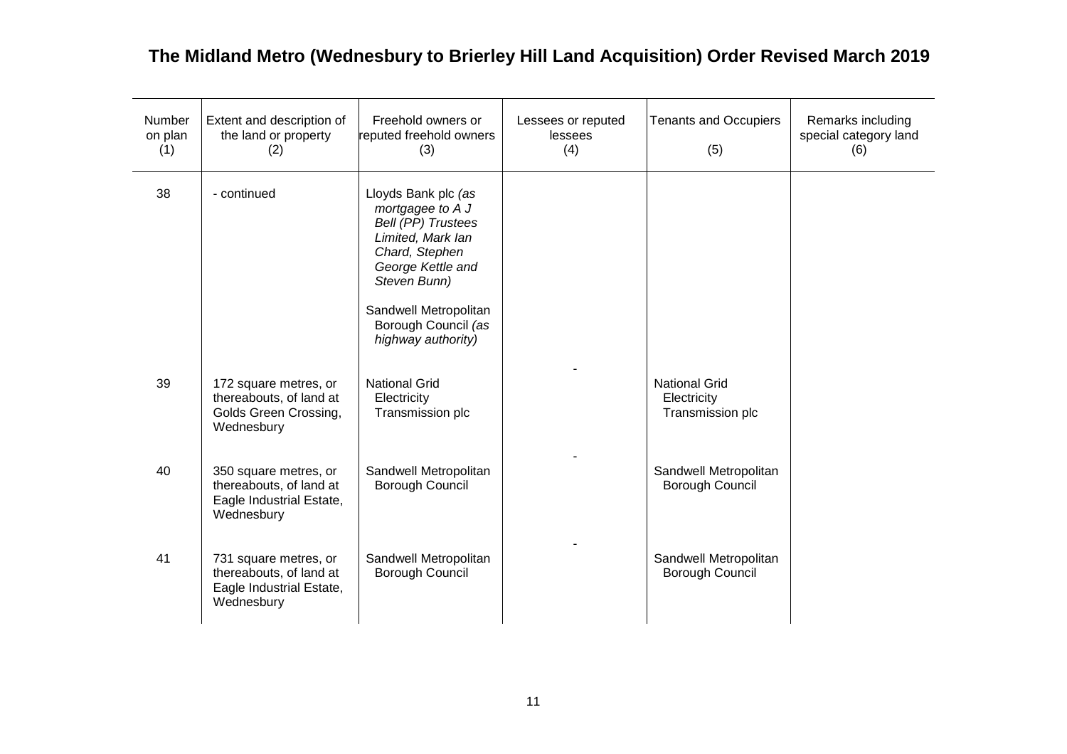# The Midland Metro (Wednesbury to Brierley Hill Land Acquisition) Order Revised March 2019

| Number on plan (1) | Extent and description of the land or property (2) | Freehold owners or reputed freehold owners (3) | Lessees or reputed lessees (4) | Tenants and Occupiers (5) | Remarks including special category land (6) |
|---|---|---|---|---|---|
| 38 | - continued | Lloyds Bank plc *(as mortgagee to A J Bell (PP) Trustees Limited, Mark Ian Chard, Stephen George Kettle and Steven Bunn)*<br><br>Sandwell Metropolitan Borough Council *(as highway authority)* | | | |
| 39 | 172 square metres, or thereabouts, of land at Golds Green Crossing, Wednesbury | National Grid Electricity Transmission plc | - | National Grid Electricity Transmission plc | |
| 40 | 350 square metres, or thereabouts, of land at Eagle Industrial Estate, Wednesbury | Sandwell Metropolitan Borough Council | - | Sandwell Metropolitan Borough Council | |
| 41 | 731 square metres, or thereabouts, of land at Eagle Industrial Estate, Wednesbury | Sandwell Metropolitan Borough Council | - | Sandwell Metropolitan Borough Council | |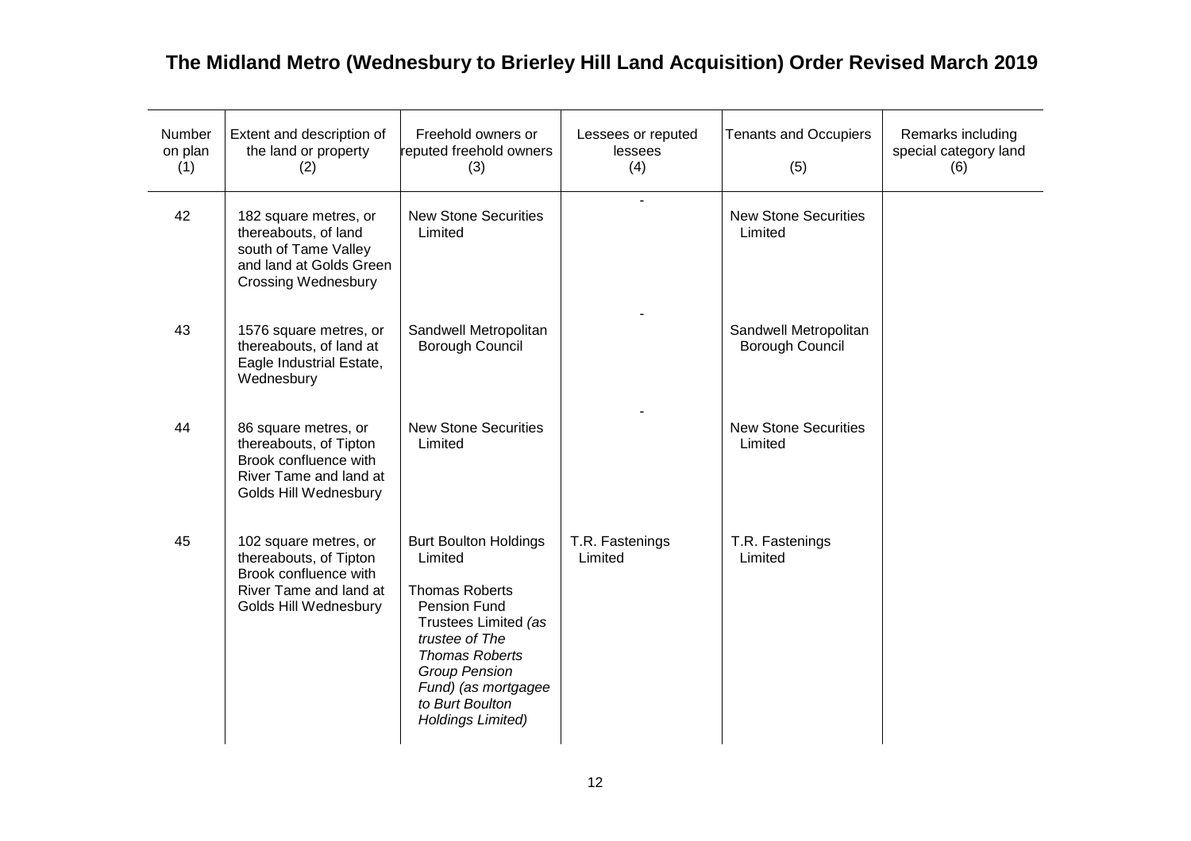# The Midland Metro (Wednesbury to Brierley Hill Land Acquisition) Order Revised March 2019

| Number on plan (1) | Extent and description of the land or property (2) | Freehold owners or reputed freehold owners (3) | Lessees or reputed lessees (4) | Tenants and Occupiers (5) | Remarks including special category land (6) |
|---|---|---|---|---|---|
| 42 | 182 square metres, or thereabouts, of land south of Tame Valley and land at Golds Green Crossing Wednesbury | New Stone Securities Limited | - | New Stone Securities Limited | |
| 43 | 1576 square metres, or thereabouts, of land at Eagle Industrial Estate, Wednesbury | Sandwell Metropolitan Borough Council | - | Sandwell Metropolitan Borough Council | |
| 44 | 86 square metres, or thereabouts, of Tipton Brook confluence with River Tame and land at Golds Hill Wednesbury | New Stone Securities Limited | - | New Stone Securities Limited | |
| 45 | 102 square metres, or thereabouts, of Tipton Brook confluence with River Tame and land at Golds Hill Wednesbury | Burt Boulton Holdings Limited<br><br>Thomas Roberts Pension Fund Trustees Limited *(as trustee of The Thomas Roberts Group Pension Fund) (as mortgagee to Burt Boulton Holdings Limited)* | T.R. Fastenings Limited | T.R. Fastenings Limited | |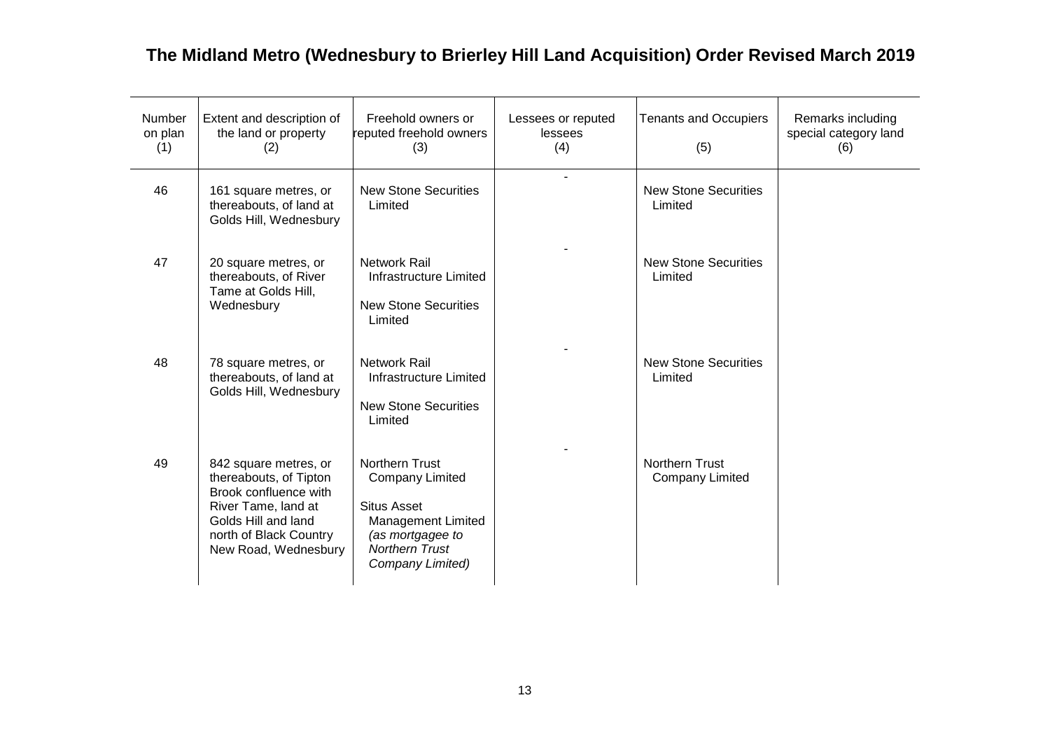# The Midland Metro (Wednesbury to Brierley Hill Land Acquisition) Order Revised March 2019

| Number on plan (1) | Extent and description of the land or property (2) | Freehold owners or reputed freehold owners (3) | Lessees or reputed lessees (4) | Tenants and Occupiers (5) | Remarks including special category land (6) |
|---|---|---|---|---|---|
| 46 | 161 square metres, or thereabouts, of land at Golds Hill, Wednesbury | New Stone Securities Limited | - | New Stone Securities Limited | |
| 47 | 20 square metres, or thereabouts, of River Tame at Golds Hill, Wednesbury | Network Rail Infrastructure Limited<br><br>New Stone Securities Limited | - | New Stone Securities Limited | |
| 48 | 78 square metres, or thereabouts, of land at Golds Hill, Wednesbury | Network Rail Infrastructure Limited<br><br>New Stone Securities Limited | - | New Stone Securities Limited | |
| 49 | 842 square metres, or thereabouts, of Tipton Brook confluence with River Tame, land at Golds Hill and land north of Black Country New Road, Wednesbury | Northern Trust Company Limited<br><br>Situs Asset Management Limited *(as mortgagee to Northern Trust Company Limited)* | - | Northern Trust Company Limited | |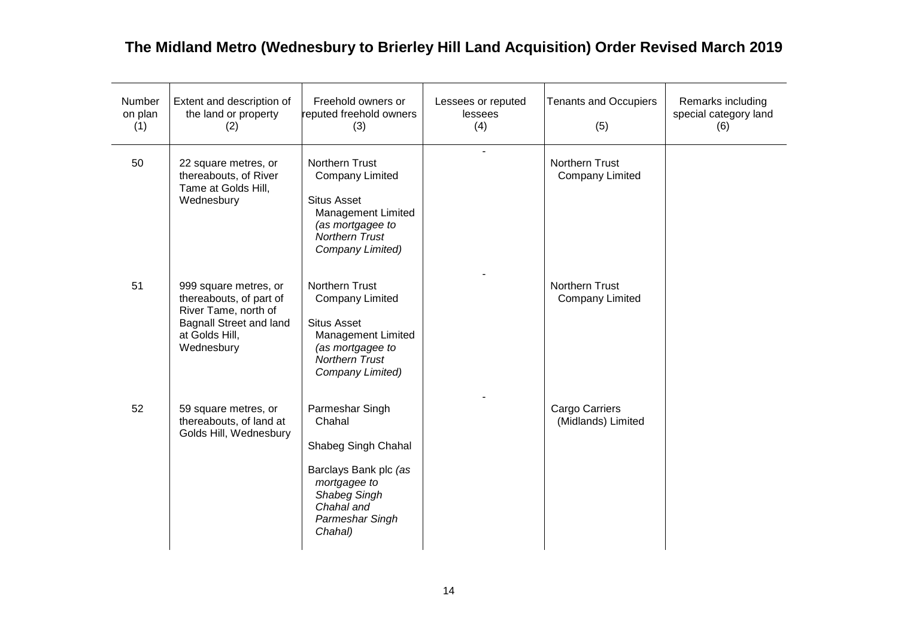# The Midland Metro (Wednesbury to Brierley Hill Land Acquisition) Order Revised March 2019

| Number on plan (1) | Extent and description of the land or property (2) | Freehold owners or reputed freehold owners (3) | Lessees or reputed lessees (4) | Tenants and Occupiers (5) | Remarks including special category land (6) |
|---|---|---|---|---|---|
| 50 | 22 square metres, or thereabouts, of River Tame at Golds Hill, Wednesbury | Northern Trust Company Limited<br><br>Situs Asset Management Limited *(as mortgagee to Northern Trust Company Limited)* | - | Northern Trust Company Limited | |
| 51 | 999 square metres, or thereabouts, of part of River Tame, north of Bagnall Street and land at Golds Hill, Wednesbury | Northern Trust Company Limited<br><br>Situs Asset Management Limited *(as mortgagee to Northern Trust Company Limited)* | - | Northern Trust Company Limited | |
| 52 | 59 square metres, or thereabouts, of land at Golds Hill, Wednesbury | Parmeshar Singh Chahal<br><br>Shabeg Singh Chahal<br><br>Barclays Bank plc *(as mortgagee to Shabeg Singh Chahal and Parmeshar Singh Chahal)* | - | Cargo Carriers (Midlands) Limited | |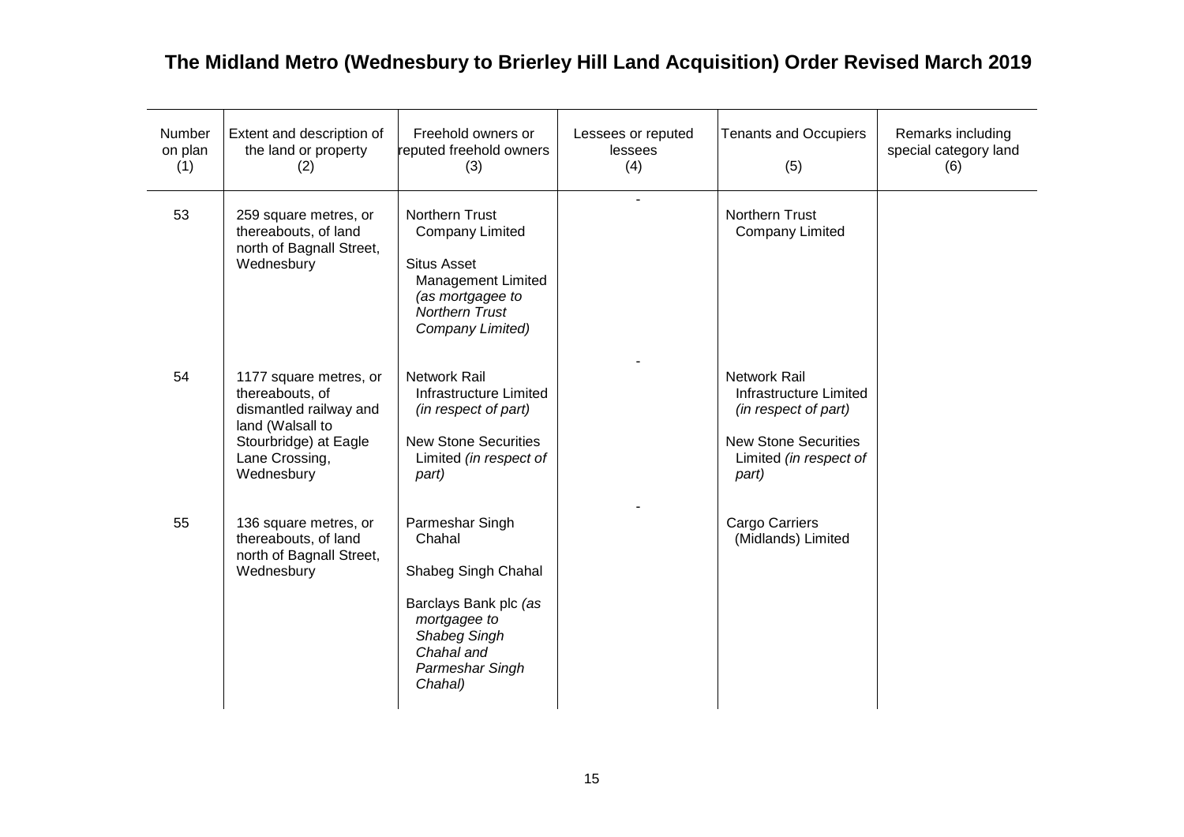# The Midland Metro (Wednesbury to Brierley Hill Land Acquisition) Order Revised March 2019

| Number on plan (1) | Extent and description of the land or property (2) | Freehold owners or reputed freehold owners (3) | Lessees or reputed lessees (4) | Tenants and Occupiers (5) | Remarks including special category land (6) |
|---|---|---|---|---|---|
| 53 | 259 square metres, or thereabouts, of land north of Bagnall Street, Wednesbury | Northern Trust Company Limited<br><br>Situs Asset Management Limited *(as mortgagee to Northern Trust Company Limited)* | - | Northern Trust Company Limited | |
| 54 | 1177 square metres, or thereabouts, of dismantled railway and land (Walsall to Stourbridge) at Eagle Lane Crossing, Wednesbury | Network Rail Infrastructure Limited *(in respect of part)*<br><br>New Stone Securities Limited *(in respect of part)* | - | Network Rail Infrastructure Limited *(in respect of part)*<br><br>New Stone Securities Limited *(in respect of part)* | |
| 55 | 136 square metres, or thereabouts, of land north of Bagnall Street, Wednesbury | Parmeshar Singh Chahal<br><br>Shabeg Singh Chahal<br><br>Barclays Bank plc *(as mortgagee to Shabeg Singh Chahal and Parmeshar Singh Chahal)* | - | Cargo Carriers (Midlands) Limited | |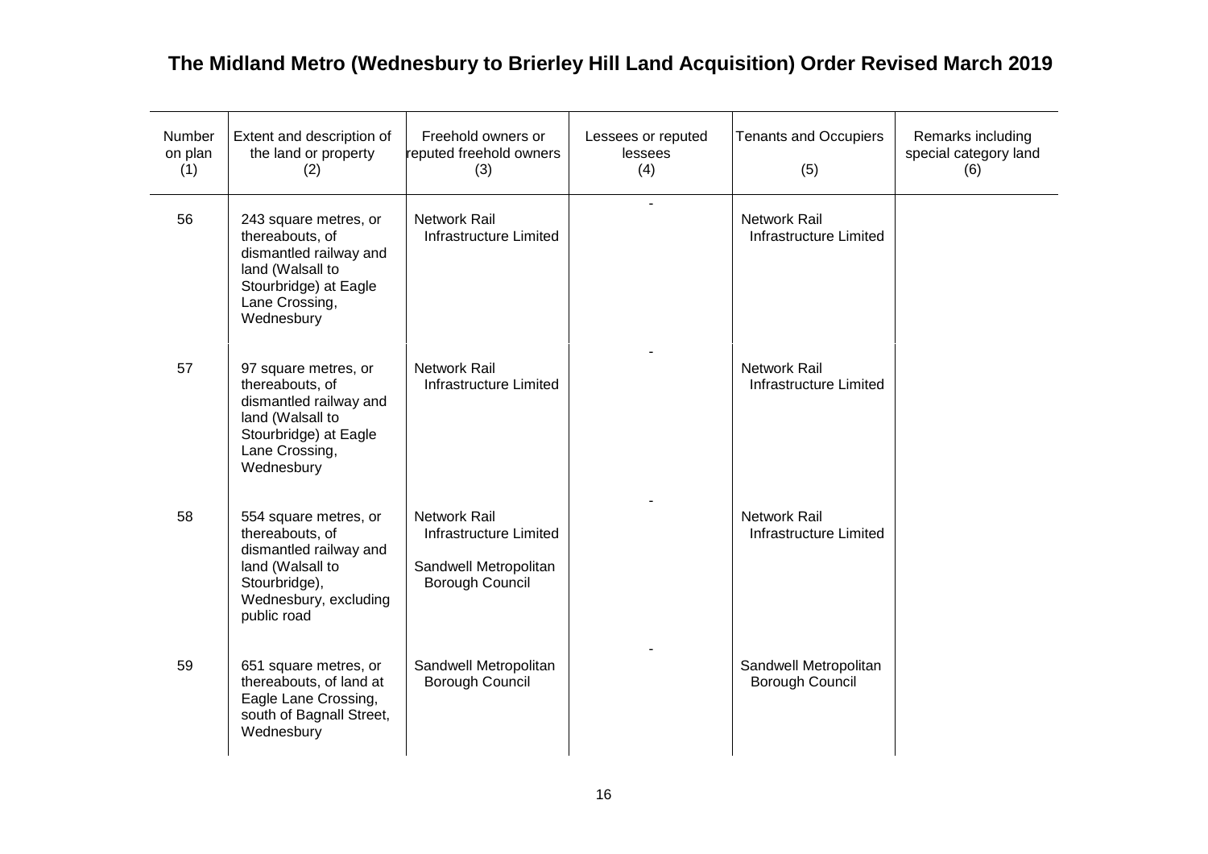## The Midland Metro (Wednesbury to Brierley Hill Land Acquisition) Order Revised March 2019

| Number on plan (1) | Extent and description of the land or property (2) | Freehold owners or reputed freehold owners (3) | Lessees or reputed lessees (4) | Tenants and Occupiers (5) | Remarks including special category land (6) |
|---|---|---|---|---|---|
| 56 | 243 square metres, or thereabouts, of dismantled railway and land (Walsall to Stourbridge) at Eagle Lane Crossing, Wednesbury | Network Rail Infrastructure Limited | - | Network Rail Infrastructure Limited | |
| 57 | 97 square metres, or thereabouts, of dismantled railway and land (Walsall to Stourbridge) at Eagle Lane Crossing, Wednesbury | Network Rail Infrastructure Limited | - | Network Rail Infrastructure Limited | |
| 58 | 554 square metres, or thereabouts, of dismantled railway and land (Walsall to Stourbridge), Wednesbury, excluding public road | Network Rail Infrastructure Limited<br><br>Sandwell Metropolitan Borough Council | - | Network Rail Infrastructure Limited | |
| 59 | 651 square metres, or thereabouts, of land at Eagle Lane Crossing, south of Bagnall Street, Wednesbury | Sandwell Metropolitan Borough Council | - | Sandwell Metropolitan Borough Council | |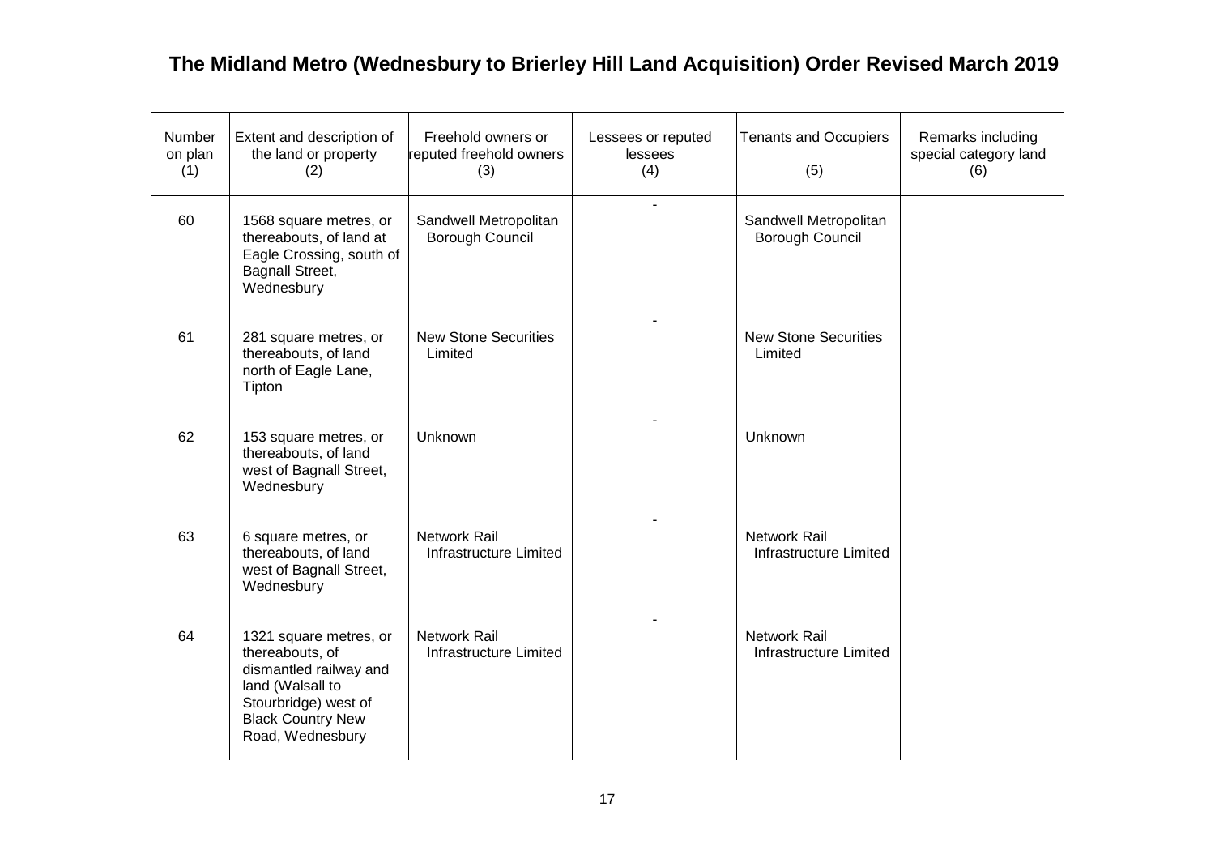# The Midland Metro (Wednesbury to Brierley Hill Land Acquisition) Order Revised March 2019

| Number on plan (1) | Extent and description of the land or property (2) | Freehold owners or reputed freehold owners (3) | Lessees or reputed lessees (4) | Tenants and Occupiers (5) | Remarks including special category land (6) |
|---|---|---|---|---|---|
| 60 | 1568 square metres, or thereabouts, of land at Eagle Crossing, south of Bagnall Street, Wednesbury | Sandwell Metropolitan Borough Council | - | Sandwell Metropolitan Borough Council | |
| 61 | 281 square metres, or thereabouts, of land north of Eagle Lane, Tipton | New Stone Securities Limited | - | New Stone Securities Limited | |
| 62 | 153 square metres, or thereabouts, of land west of Bagnall Street, Wednesbury | Unknown | - | Unknown | |
| 63 | 6 square metres, or thereabouts, of land west of Bagnall Street, Wednesbury | Network Rail Infrastructure Limited | - | Network Rail Infrastructure Limited | |
| 64 | 1321 square metres, or thereabouts, of dismantled railway and land (Walsall to Stourbridge) west of Black Country New Road, Wednesbury | Network Rail Infrastructure Limited | - | Network Rail Infrastructure Limited | |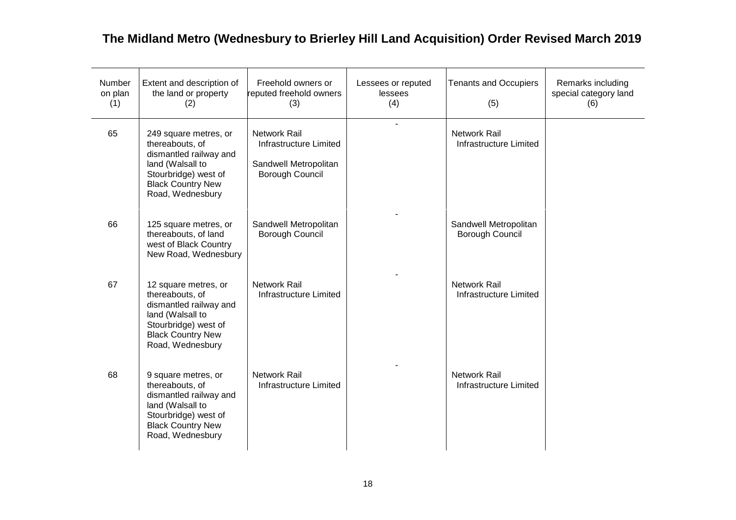# The Midland Metro (Wednesbury to Brierley Hill Land Acquisition) Order Revised March 2019

| Number on plan (1) | Extent and description of the land or property (2) | Freehold owners or reputed freehold owners (3) | Lessees or reputed lessees (4) | Tenants and Occupiers (5) | Remarks including special category land (6) |
|---|---|---|---|---|---|
| 65 | 249 square metres, or thereabouts, of dismantled railway and land (Walsall to Stourbridge) west of Black Country New Road, Wednesbury | Network Rail Infrastructure Limited<br><br>Sandwell Metropolitan Borough Council | - | Network Rail Infrastructure Limited | |
| 66 | 125 square metres, or thereabouts, of land west of Black Country New Road, Wednesbury | Sandwell Metropolitan Borough Council | - | Sandwell Metropolitan Borough Council | |
| 67 | 12 square metres, or thereabouts, of dismantled railway and land (Walsall to Stourbridge) west of Black Country New Road, Wednesbury | Network Rail Infrastructure Limited | - | Network Rail Infrastructure Limited | |
| 68 | 9 square metres, or thereabouts, of dismantled railway and land (Walsall to Stourbridge) west of Black Country New Road, Wednesbury | Network Rail Infrastructure Limited | - | Network Rail Infrastructure Limited | |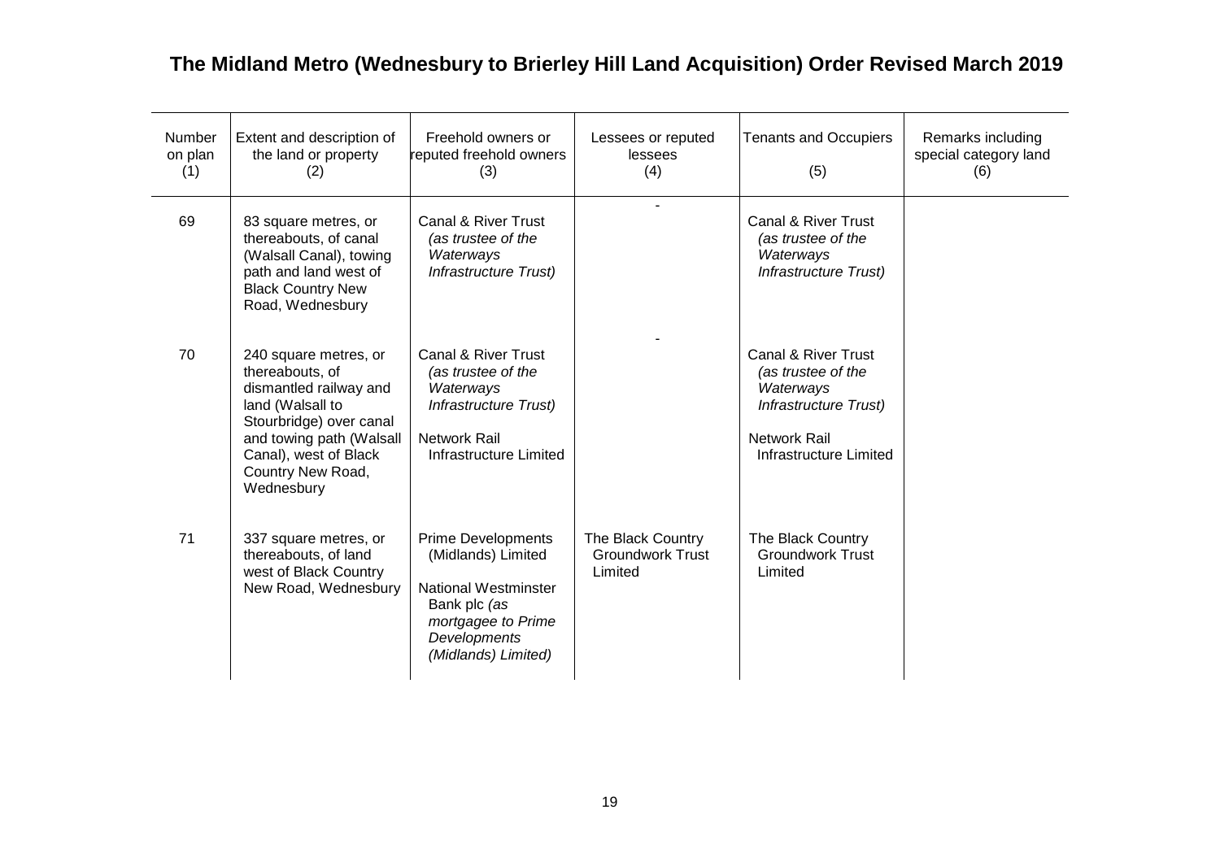# The Midland Metro (Wednesbury to Brierley Hill Land Acquisition) Order Revised March 2019

| Number on plan (1) | Extent and description of the land or property (2) | Freehold owners or reputed freehold owners (3) | Lessees or reputed lessees (4) | Tenants and Occupiers (5) | Remarks including special category land (6) |
|---|---|---|---|---|---|
| 69 | 83 square metres, or thereabouts, of canal (Walsall Canal), towing path and land west of Black Country New Road, Wednesbury | Canal & River Trust *(as trustee of the Waterways Infrastructure Trust)* | - | Canal & River Trust *(as trustee of the Waterways Infrastructure Trust)* | |
| 70 | 240 square metres, or thereabouts, of dismantled railway and land (Walsall to Stourbridge) over canal and towing path (Walsall Canal), west of Black Country New Road, Wednesbury | Canal & River Trust *(as trustee of the Waterways Infrastructure Trust)*<br><br>Network Rail Infrastructure Limited | - | Canal & River Trust *(as trustee of the Waterways Infrastructure Trust)*<br><br>Network Rail Infrastructure Limited | |
| 71 | 337 square metres, or thereabouts, of land west of Black Country New Road, Wednesbury | Prime Developments (Midlands) Limited<br><br>National Westminster Bank plc *(as mortgagee to Prime Developments (Midlands) Limited)* | The Black Country Groundwork Trust Limited | The Black Country Groundwork Trust Limited | |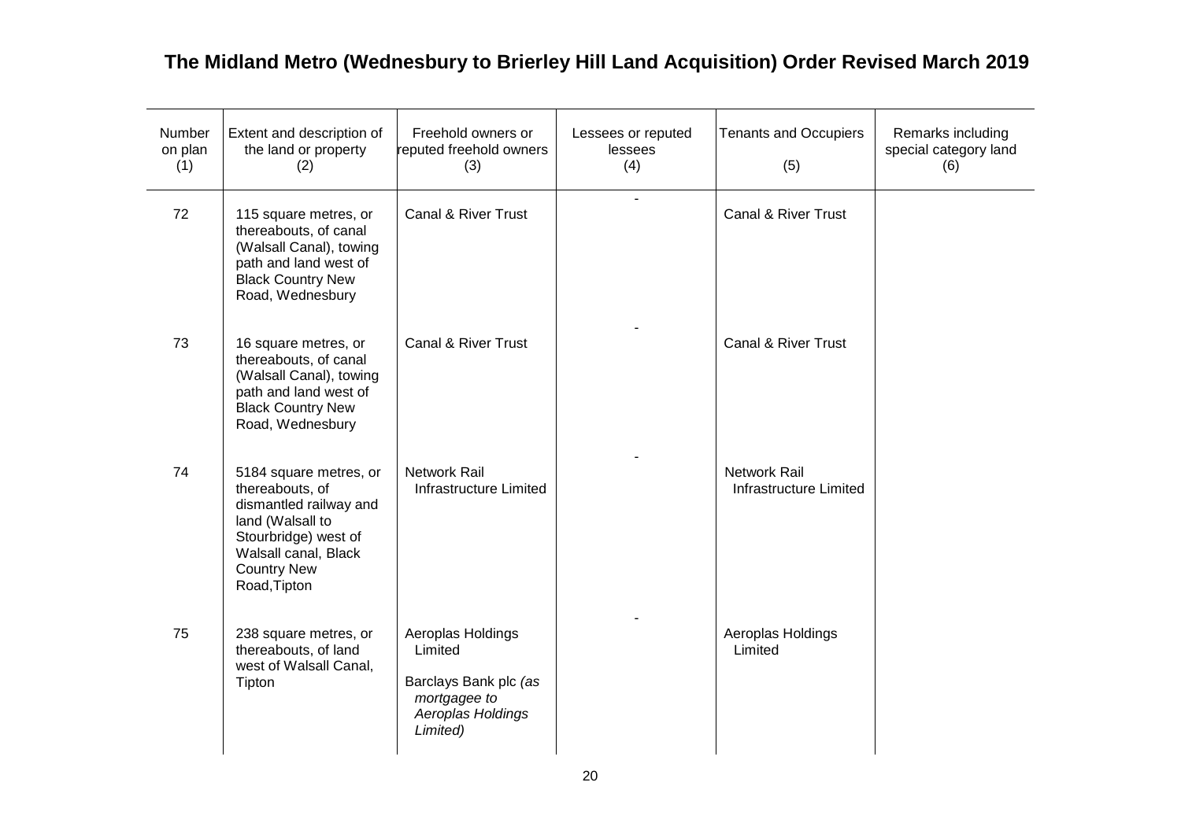# The Midland Metro (Wednesbury to Brierley Hill Land Acquisition) Order Revised March 2019

| Number on plan (1) | Extent and description of the land or property (2) | Freehold owners or reputed freehold owners (3) | Lessees or reputed lessees (4) | Tenants and Occupiers (5) | Remarks including special category land (6) |
|---|---|---|---|---|---|
| 72 | 115 square metres, or thereabouts, of canal (Walsall Canal), towing path and land west of Black Country New Road, Wednesbury | Canal & River Trust | - | Canal & River Trust | |
| 73 | 16 square metres, or thereabouts, of canal (Walsall Canal), towing path and land west of Black Country New Road, Wednesbury | Canal & River Trust | - | Canal & River Trust | |
| 74 | 5184 square metres, or thereabouts, of dismantled railway and land (Walsall to Stourbridge) west of Walsall canal, Black Country New Road,Tipton | Network Rail Infrastructure Limited | - | Network Rail Infrastructure Limited | |
| 75 | 238 square metres, or thereabouts, of land west of Walsall Canal, Tipton | Aeroplas Holdings Limited<br><br>Barclays Bank plc *(as mortgagee to Aeroplas Holdings Limited)* | - | Aeroplas Holdings Limited | |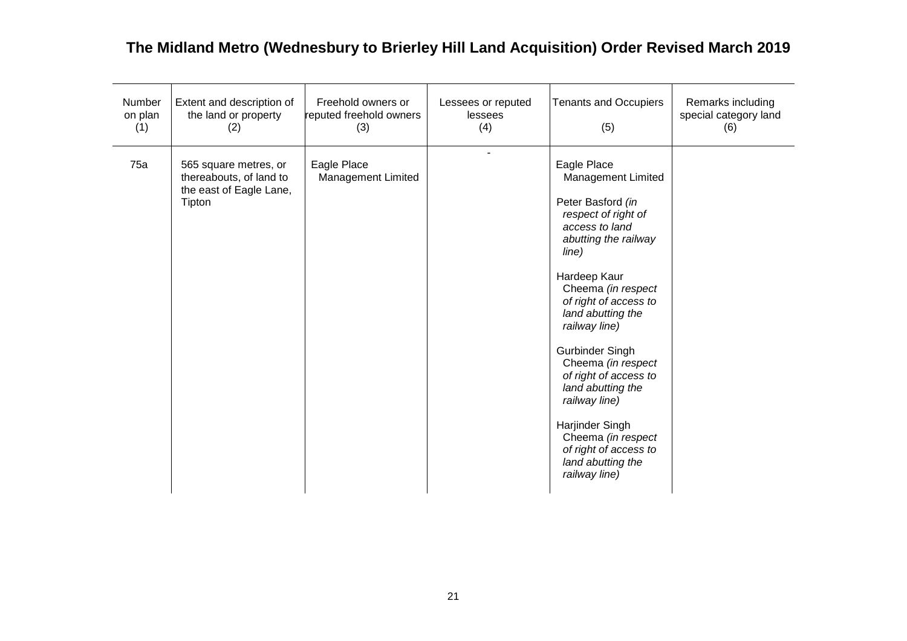# The Midland Metro (Wednesbury to Brierley Hill Land Acquisition) Order Revised March 2019

| Number on plan (1) | Extent and description of the land or property (2) | Freehold owners or reputed freehold owners (3) | Lessees or reputed lessees (4) | Tenants and Occupiers (5) | Remarks including special category land (6) |
|---|---|---|---|---|---|
| 75a | 565 square metres, or thereabouts, of land to the east of Eagle Lane, Tipton | Eagle Place Management Limited | - | Eagle Place Management Limited<br><br>Peter Basford *(in respect of right of access to land abutting the railway line)*<br><br>Hardeep Kaur Cheema *(in respect of right of access to land abutting the railway line)*<br><br>Gurbinder Singh Cheema *(in respect of right of access to land abutting the railway line)*<br><br>Harjinder Singh Cheema *(in respect of right of access to land abutting the railway line)* | |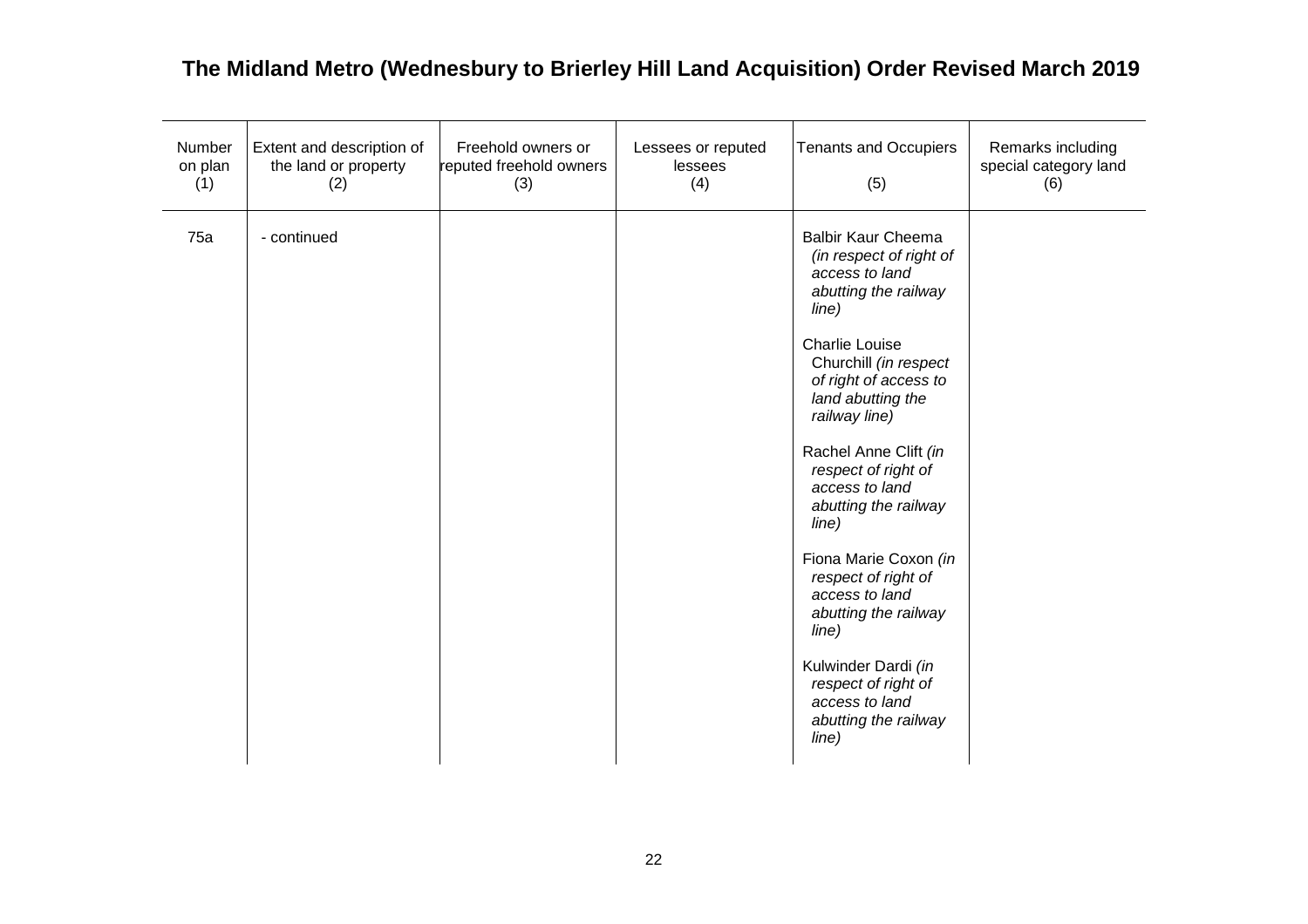# The Midland Metro (Wednesbury to Brierley Hill Land Acquisition) Order Revised March 2019

| Number on plan (1) | Extent and description of the land or property (2) | Freehold owners or reputed freehold owners (3) | Lessees or reputed lessees (4) | Tenants and Occupiers (5) | Remarks including special category land (6) |
|---|---|---|---|---|---|
| 75a | - continued | | | Balbir Kaur Cheema *(in respect of right of access to land abutting the railway line)*<br><br>Charlie Louise Churchill *(in respect of right of access to land abutting the railway line)*<br><br>Rachel Anne Clift *(in respect of right of access to land abutting the railway line)*<br><br>Fiona Marie Coxon *(in respect of right of access to land abutting the railway line)*<br><br>Kulwinder Dardi *(in respect of right of access to land abutting the railway line)* | |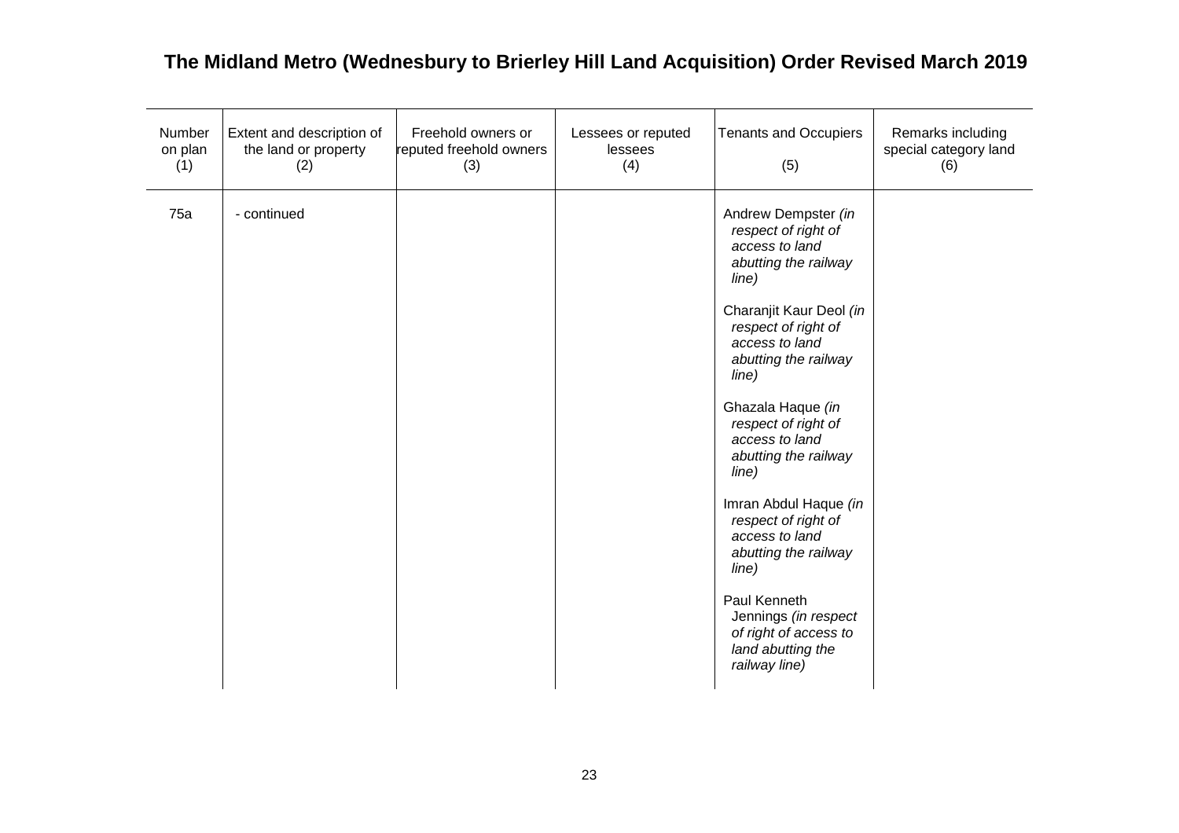# The Midland Metro (Wednesbury to Brierley Hill Land Acquisition) Order Revised March 2019

| Number on plan (1) | Extent and description of the land or property (2) | Freehold owners or reputed freehold owners (3) | Lessees or reputed lessees (4) | Tenants and Occupiers (5) | Remarks including special category land (6) |
|---|---|---|---|---|---|
| 75a | - continued | | | Andrew Dempster *(in respect of right of access to land abutting the railway line)*<br><br>Charanjit Kaur Deol *(in respect of right of access to land abutting the railway line)*<br><br>Ghazala Haque *(in respect of right of access to land abutting the railway line)*<br><br>Imran Abdul Haque *(in respect of right of access to land abutting the railway line)*<br><br>Paul Kenneth Jennings *(in respect of right of access to land abutting the railway line)* | |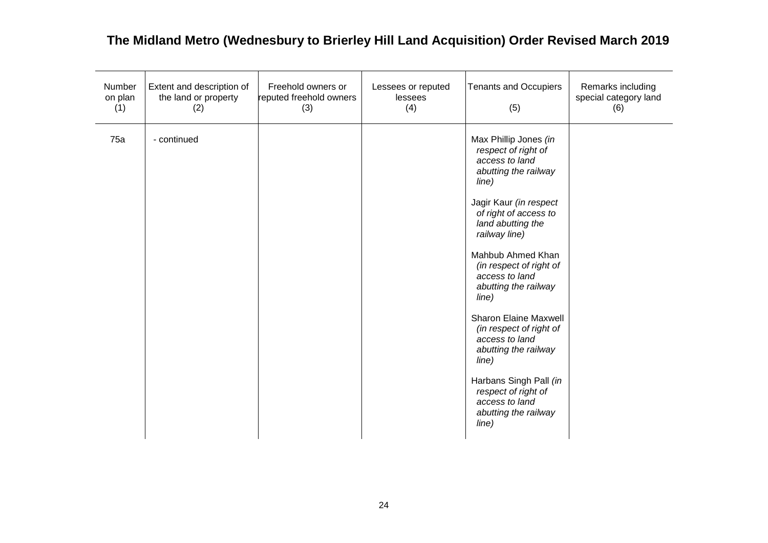## The Midland Metro (Wednesbury to Brierley Hill Land Acquisition) Order Revised March 2019

| Number on plan (1) | Extent and description of the land or property (2) | Freehold owners or reputed freehold owners (3) | Lessees or reputed lessees (4) | Tenants and Occupiers (5) | Remarks including special category land (6) |
|---|---|---|---|---|---|
| 75a | - continued | | | Max Phillip Jones *(in respect of right of access to land abutting the railway line)*<br><br>Jagir Kaur *(in respect of right of access to land abutting the railway line)*<br><br>Mahbub Ahmed Khan *(in respect of right of access to land abutting the railway line)*<br><br>Sharon Elaine Maxwell *(in respect of right of access to land abutting the railway line)*<br><br>Harbans Singh Pall *(in respect of right of access to land abutting the railway line)* | |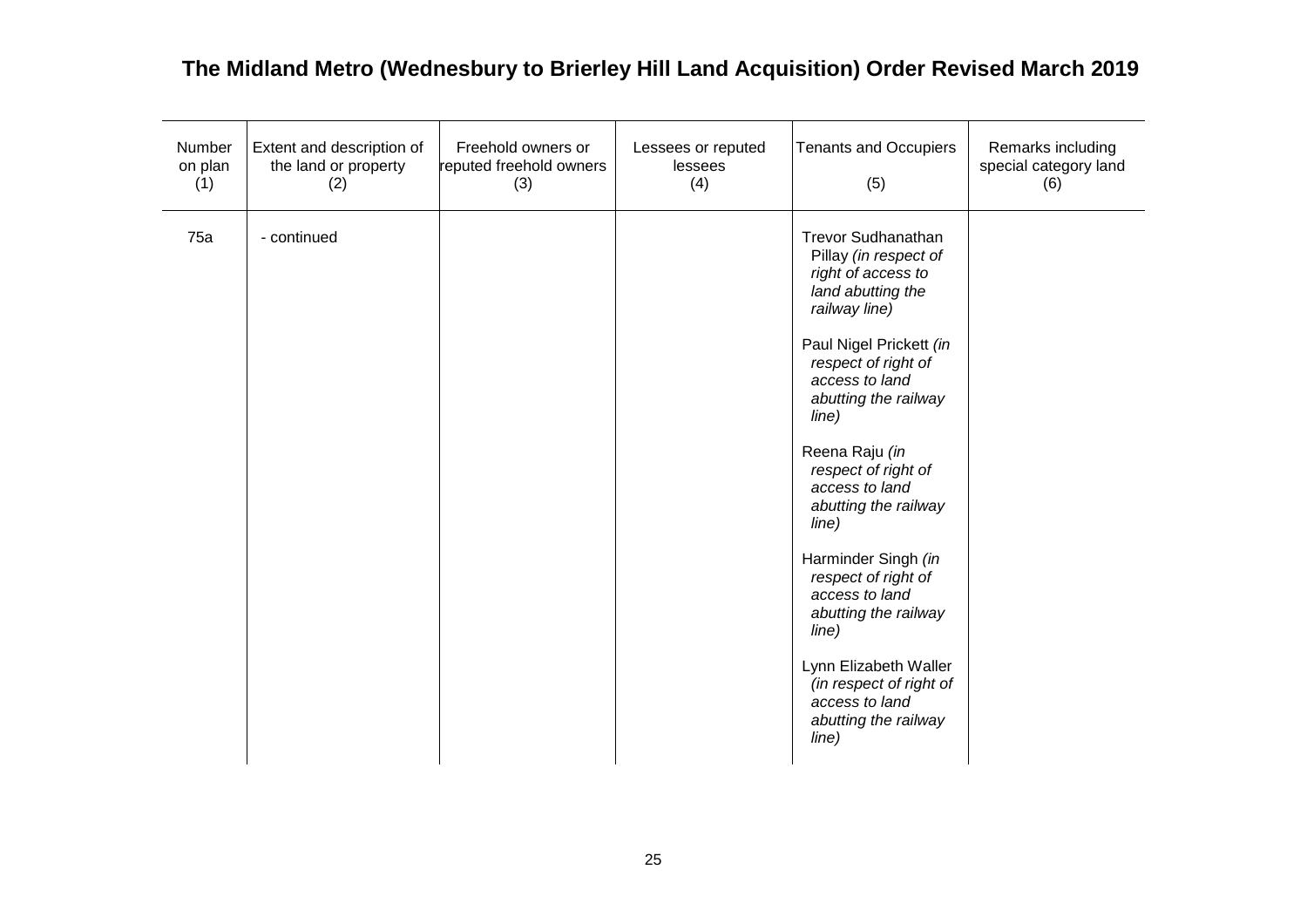# The Midland Metro (Wednesbury to Brierley Hill Land Acquisition) Order Revised March 2019

| Number on plan (1) | Extent and description of the land or property (2) | Freehold owners or reputed freehold owners (3) | Lessees or reputed lessees (4) | Tenants and Occupiers (5) | Remarks including special category land (6) |
|---|---|---|---|---|---|
| 75a | - continued | | | Trevor Sudhanathan Pillay *(in respect of right of access to land abutting the railway line)*<br><br>Paul Nigel Prickett *(in respect of right of access to land abutting the railway line)*<br><br>Reena Raju *(in respect of right of access to land abutting the railway line)*<br><br>Harminder Singh *(in respect of right of access to land abutting the railway line)*<br><br>Lynn Elizabeth Waller *(in respect of right of access to land abutting the railway line)* | |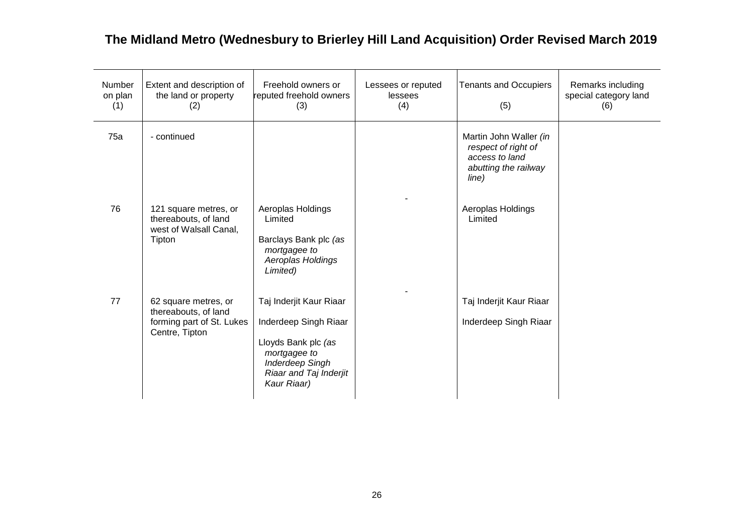# The Midland Metro (Wednesbury to Brierley Hill Land Acquisition) Order Revised March 2019

| Number on plan (1) | Extent and description of the land or property (2) | Freehold owners or reputed freehold owners (3) | Lessees or reputed lessees (4) | Tenants and Occupiers (5) | Remarks including special category land (6) |
|---|---|---|---|---|---|
| 75a | - continued | | | Martin John Waller *(in respect of right of access to land abutting the railway line)* | |
| 76 | 121 square metres, or thereabouts, of land west of Walsall Canal, Tipton | Aeroplas Holdings Limited<br><br>Barclays Bank plc *(as mortgagee to Aeroplas Holdings Limited)* | - | Aeroplas Holdings Limited | |
| 77 | 62 square metres, or thereabouts, of land forming part of St. Lukes Centre, Tipton | Taj Inderjit Kaur Riaar<br><br>Inderdeep Singh Riaar<br><br>Lloyds Bank plc *(as mortgagee to Inderdeep Singh Riaar and Taj Inderjit Kaur Riaar)* | - | Taj Inderjit Kaur Riaar<br><br>Inderdeep Singh Riaar | |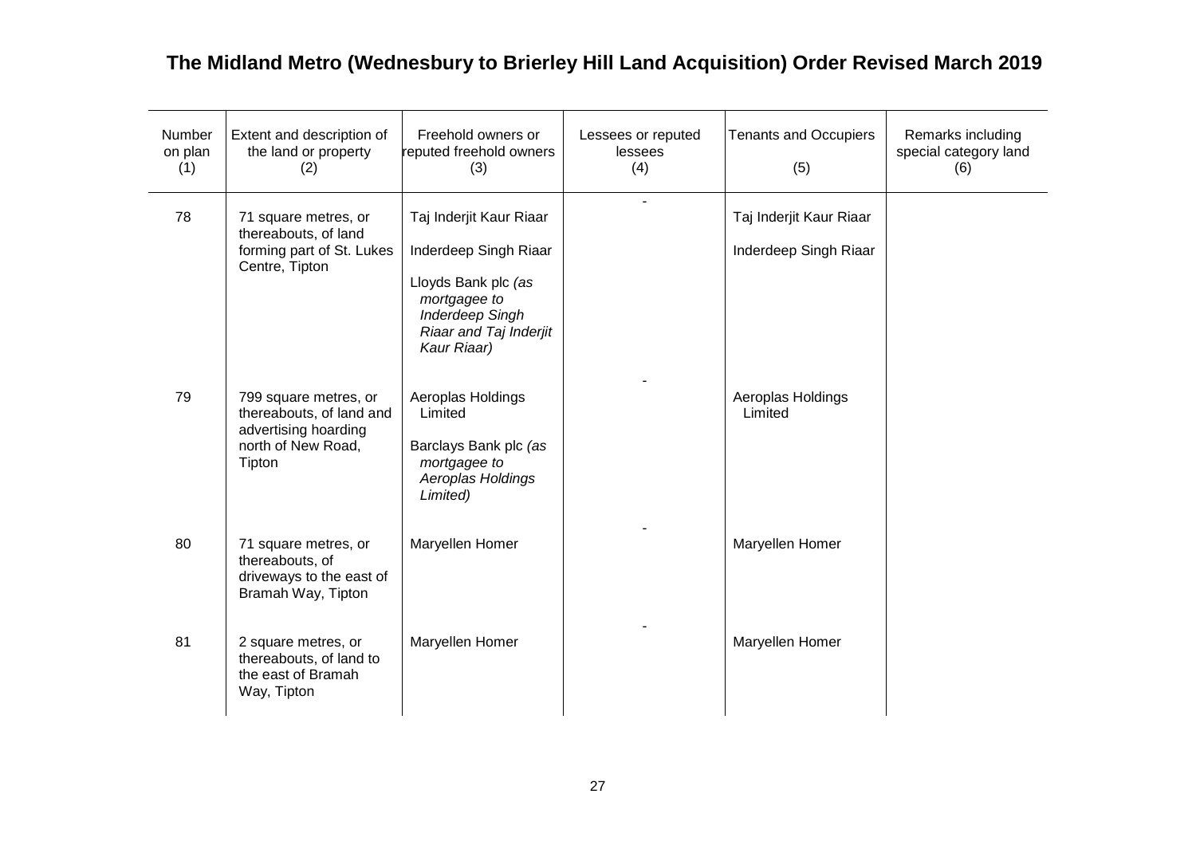# The Midland Metro (Wednesbury to Brierley Hill Land Acquisition) Order Revised March 2019

| Number on plan (1) | Extent and description of the land or property (2) | Freehold owners or reputed freehold owners (3) | Lessees or reputed lessees (4) | Tenants and Occupiers (5) | Remarks including special category land (6) |
|---|---|---|---|---|---|
| 78 | 71 square metres, or thereabouts, of land forming part of St. Lukes Centre, Tipton | Taj Inderjit Kaur Riaar<br><br>Inderdeep Singh Riaar<br><br>Lloyds Bank plc *(as mortgagee to Inderdeep Singh Riaar and Taj Inderjit Kaur Riaar)* | - | Taj Inderjit Kaur Riaar<br><br>Inderdeep Singh Riaar | |
| 79 | 799 square metres, or thereabouts, of land and advertising hoarding north of New Road, Tipton | Aeroplas Holdings Limited<br><br>Barclays Bank plc *(as mortgagee to Aeroplas Holdings Limited)* | - | Aeroplas Holdings Limited | |
| 80 | 71 square metres, or thereabouts, of driveways to the east of Bramah Way, Tipton | Maryellen Homer | - | Maryellen Homer | |
| 81 | 2 square metres, or thereabouts, of land to the east of Bramah Way, Tipton | Maryellen Homer | - | Maryellen Homer | |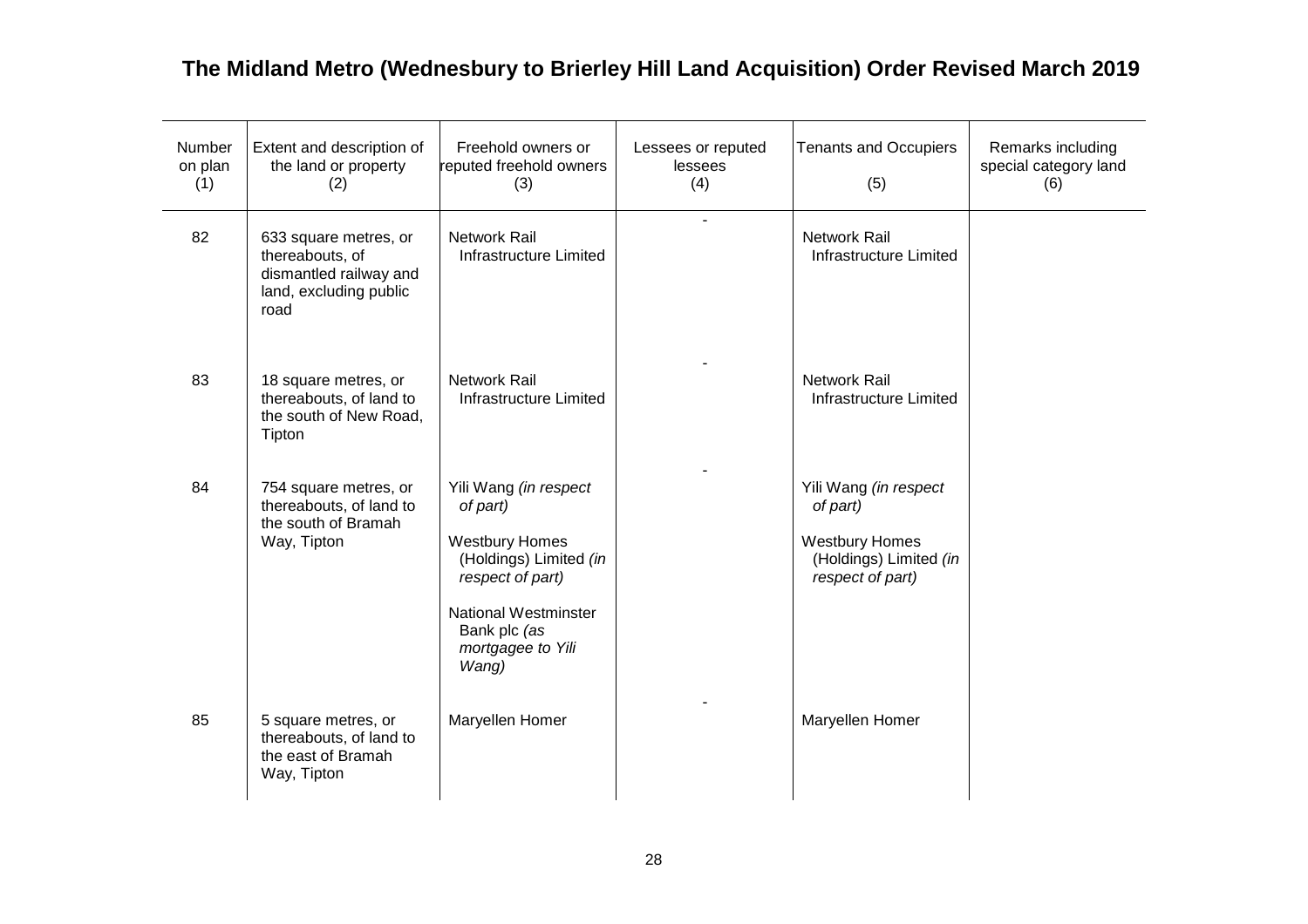## The Midland Metro (Wednesbury to Brierley Hill Land Acquisition) Order Revised March 2019

| Number on plan (1) | Extent and description of the land or property (2) | Freehold owners or reputed freehold owners (3) | Lessees or reputed lessees (4) | Tenants and Occupiers (5) | Remarks including special category land (6) |
|---|---|---|---|---|---|
| 82 | 633 square metres, or thereabouts, of dismantled railway and land, excluding public road | Network Rail Infrastructure Limited | - | Network Rail Infrastructure Limited | |
| 83 | 18 square metres, or thereabouts, of land to the south of New Road, Tipton | Network Rail Infrastructure Limited | - | Network Rail Infrastructure Limited | |
| 84 | 754 square metres, or thereabouts, of land to the south of Bramah Way, Tipton | Yili Wang *(in respect of part)*<br><br>Westbury Homes (Holdings) Limited *(in respect of part)*<br><br>National Westminster Bank plc *(as mortgagee to Yili Wang)* | - | Yili Wang *(in respect of part)*<br><br>Westbury Homes (Holdings) Limited *(in respect of part)* | |
| 85 | 5 square metres, or thereabouts, of land to the east of Bramah Way, Tipton | Maryellen Homer | - | Maryellen Homer | |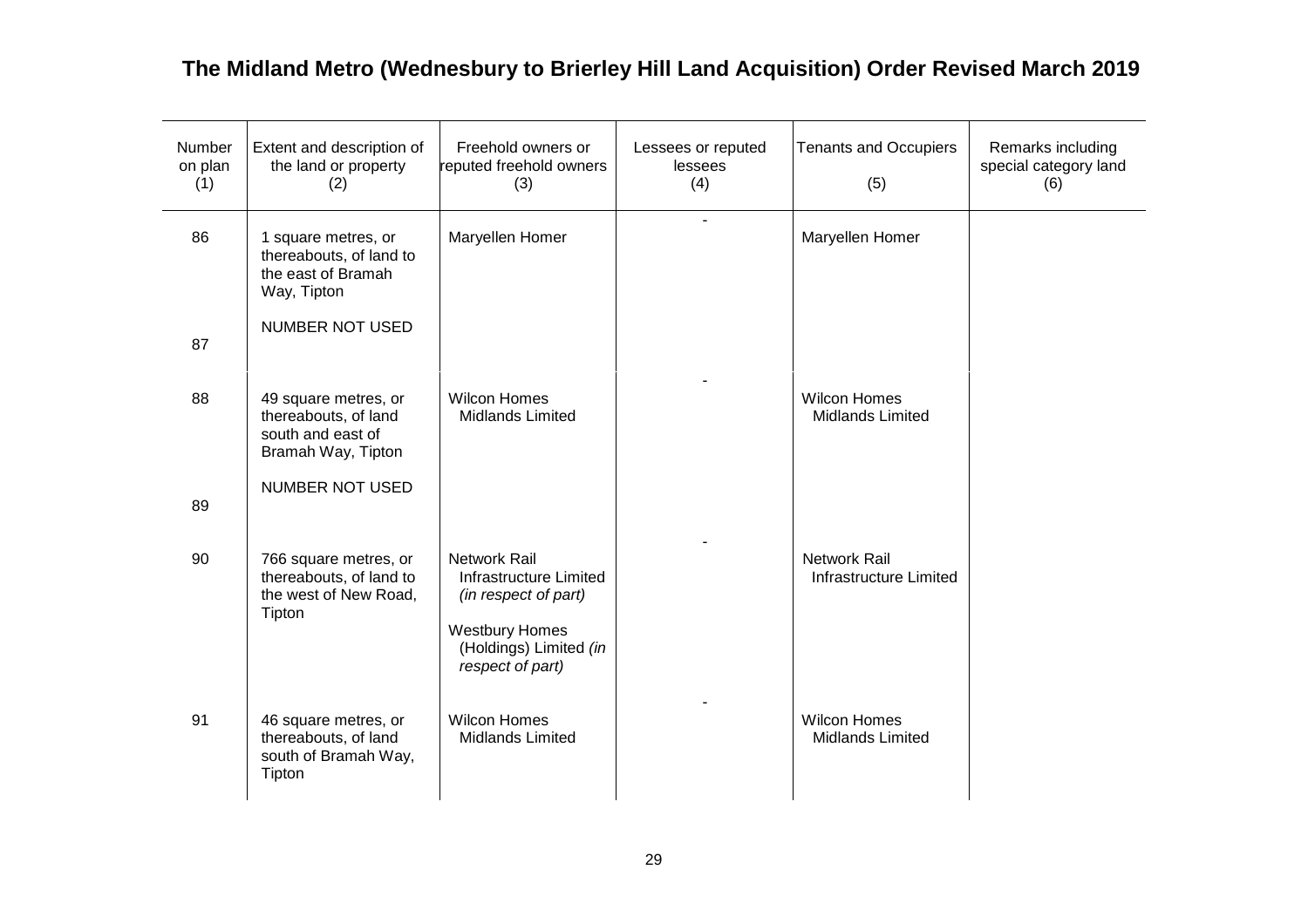# The Midland Metro (Wednesbury to Brierley Hill Land Acquisition) Order Revised March 2019

| Number on plan (1) | Extent and description of the land or property (2) | Freehold owners or reputed freehold owners (3) | Lessees or reputed lessees (4) | Tenants and Occupiers (5) | Remarks including special category land (6) |
|---|---|---|---|---|---|
| 86 | 1 square metres, or thereabouts, of land to the east of Bramah Way, Tipton | Maryellen Homer | - | Maryellen Homer | |
| 87 | NUMBER NOT USED | | | | |
| 88 | 49 square metres, or thereabouts, of land south and east of Bramah Way, Tipton | Wilcon Homes Midlands Limited | - | Wilcon Homes Midlands Limited | |
| 89 | NUMBER NOT USED | | | | |
| 90 | 766 square metres, or thereabouts, of land to the west of New Road, Tipton | Network Rail Infrastructure Limited *(in respect of part)*<br><br>Westbury Homes (Holdings) Limited *(in respect of part)* | - | Network Rail Infrastructure Limited | |
| 91 | 46 square metres, or thereabouts, of land south of Bramah Way, Tipton | Wilcon Homes Midlands Limited | - | Wilcon Homes Midlands Limited | |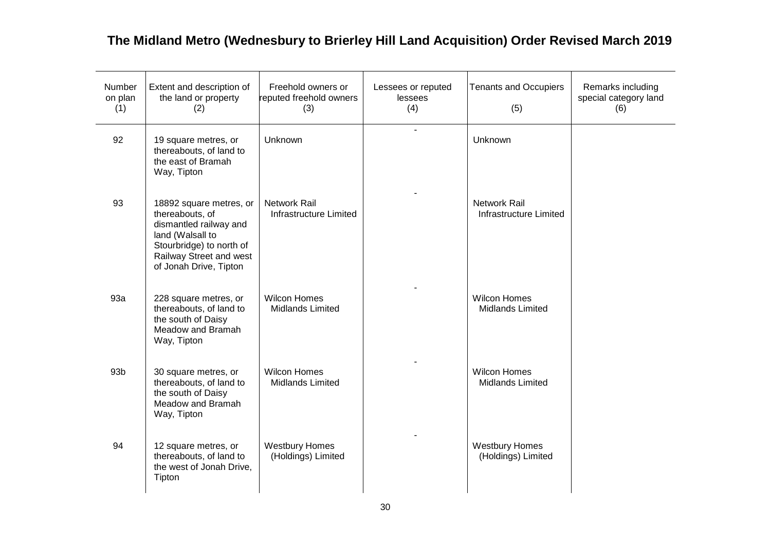# The Midland Metro (Wednesbury to Brierley Hill Land Acquisition) Order Revised March 2019

| Number on plan (1) | Extent and description of the land or property (2) | Freehold owners or reputed freehold owners (3) | Lessees or reputed lessees (4) | Tenants and Occupiers (5) | Remarks including special category land (6) |
|---|---|---|---|---|---|
| 92 | 19 square metres, or thereabouts, of land to the east of Bramah Way, Tipton | Unknown | - | Unknown | |
| 93 | 18892 square metres, or thereabouts, of dismantled railway and land (Walsall to Stourbridge) to north of Railway Street and west of Jonah Drive, Tipton | Network Rail Infrastructure Limited | - | Network Rail Infrastructure Limited | |
| 93a | 228 square metres, or thereabouts, of land to the south of Daisy Meadow and Bramah Way, Tipton | Wilcon Homes Midlands Limited | - | Wilcon Homes Midlands Limited | |
| 93b | 30 square metres, or thereabouts, of land to the south of Daisy Meadow and Bramah Way, Tipton | Wilcon Homes Midlands Limited | - | Wilcon Homes Midlands Limited | |
| 94 | 12 square metres, or thereabouts, of land to the west of Jonah Drive, Tipton | Westbury Homes (Holdings) Limited | - | Westbury Homes (Holdings) Limited | |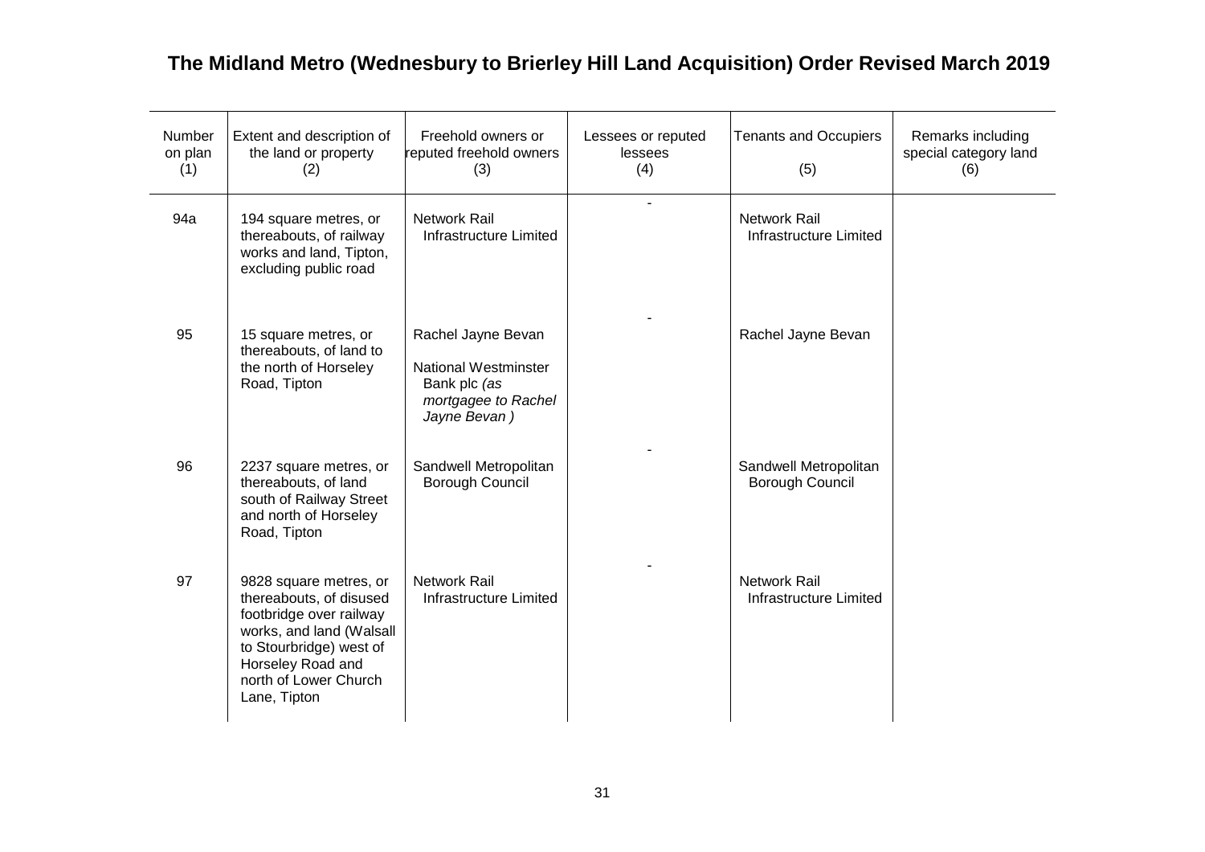## The Midland Metro (Wednesbury to Brierley Hill Land Acquisition) Order Revised March 2019

| Number on plan (1) | Extent and description of the land or property (2) | Freehold owners or reputed freehold owners (3) | Lessees or reputed lessees (4) | Tenants and Occupiers (5) | Remarks including special category land (6) |
|---|---|---|---|---|---|
| 94a | 194 square metres, or thereabouts, of railway works and land, Tipton, excluding public road | Network Rail Infrastructure Limited | - | Network Rail Infrastructure Limited | |
| 95 | 15 square metres, or thereabouts, of land to the north of Horseley Road, Tipton | Rachel Jayne Bevan<br><br>National Westminster Bank plc *(as mortgagee to Rachel Jayne Bevan )* | - | Rachel Jayne Bevan | |
| 96 | 2237 square metres, or thereabouts, of land south of Railway Street and north of Horseley Road, Tipton | Sandwell Metropolitan Borough Council | - | Sandwell Metropolitan Borough Council | |
| 97 | 9828 square metres, or thereabouts, of disused footbridge over railway works, and land (Walsall to Stourbridge) west of Horseley Road and north of Lower Church Lane, Tipton | Network Rail Infrastructure Limited | - | Network Rail Infrastructure Limited | |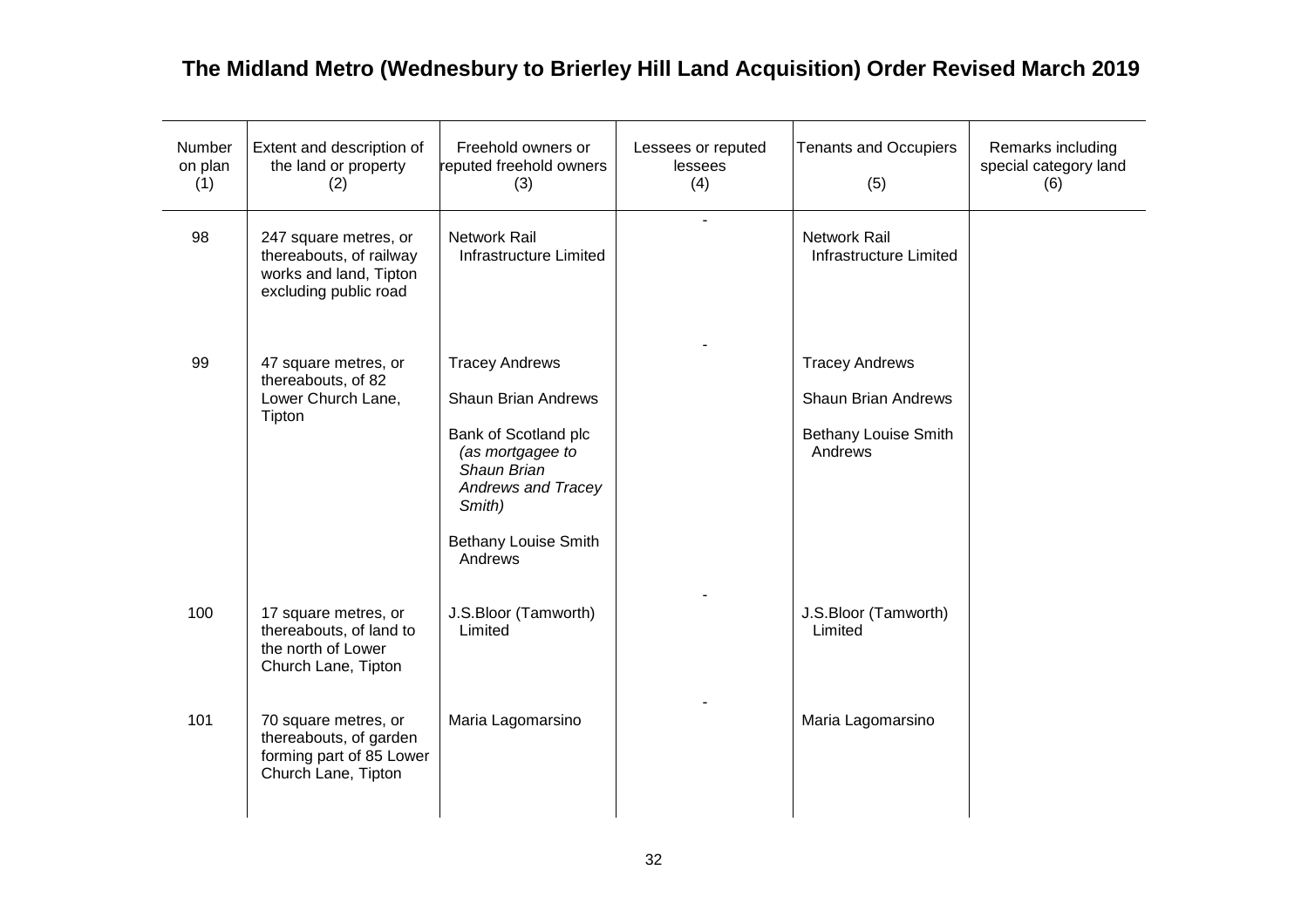# The Midland Metro (Wednesbury to Brierley Hill Land Acquisition) Order Revised March 2019

| Number on plan (1) | Extent and description of the land or property (2) | Freehold owners or reputed freehold owners (3) | Lessees or reputed lessees (4) | Tenants and Occupiers (5) | Remarks including special category land (6) |
|---|---|---|---|---|---|
| 98 | 247 square metres, or thereabouts, of railway works and land, Tipton excluding public road | Network Rail Infrastructure Limited | - | Network Rail Infrastructure Limited | |
| 99 | 47 square metres, or thereabouts, of 82 Lower Church Lane, Tipton | Tracey Andrews<br><br>Shaun Brian Andrews<br><br>Bank of Scotland plc *(as mortgagee to Shaun Brian Andrews and Tracey Smith)*<br><br>Bethany Louise Smith Andrews | - | Tracey Andrews<br><br>Shaun Brian Andrews<br><br>Bethany Louise Smith Andrews | |
| 100 | 17 square metres, or thereabouts, of land to the north of Lower Church Lane, Tipton | J.S.Bloor (Tamworth) Limited | - | J.S.Bloor (Tamworth) Limited | |
| 101 | 70 square metres, or thereabouts, of garden forming part of 85 Lower Church Lane, Tipton | Maria Lagomarsino | - | Maria Lagomarsino | |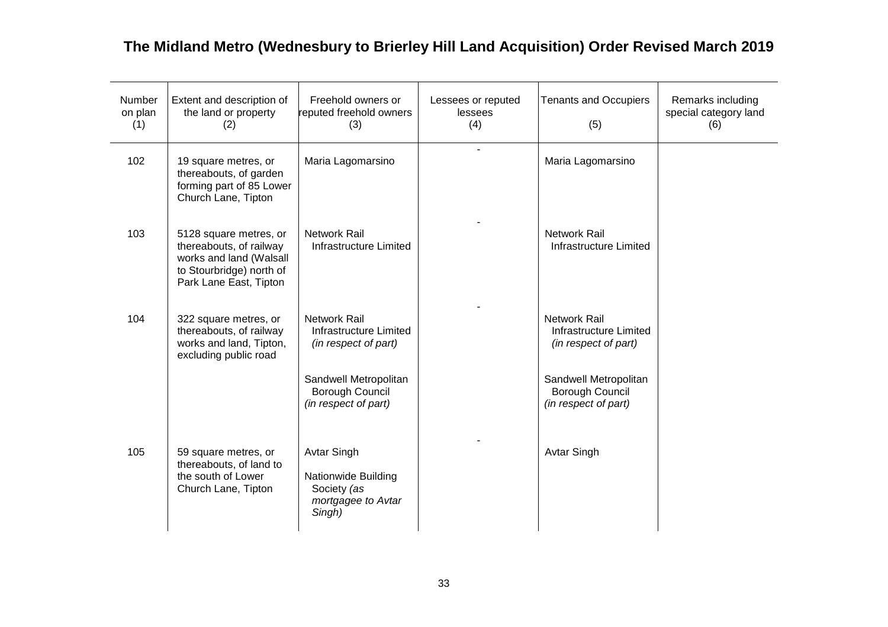## The Midland Metro (Wednesbury to Brierley Hill Land Acquisition) Order Revised March 2019

| Number on plan (1) | Extent and description of the land or property (2) | Freehold owners or reputed freehold owners (3) | Lessees or reputed lessees (4) | Tenants and Occupiers (5) | Remarks including special category land (6) |
|---|---|---|---|---|---|
| 102 | 19 square metres, or thereabouts, of garden forming part of 85 Lower Church Lane, Tipton | Maria Lagomarsino | - | Maria Lagomarsino | |
| 103 | 5128 square metres, or thereabouts, of railway works and land (Walsall to Stourbridge) north of Park Lane East, Tipton | Network Rail Infrastructure Limited | - | Network Rail Infrastructure Limited | |
| 104 | 322 square metres, or thereabouts, of railway works and land, Tipton, excluding public road | Network Rail Infrastructure Limited *(in respect of part)*<br><br>Sandwell Metropolitan Borough Council *(in respect of part)* | - | Network Rail Infrastructure Limited *(in respect of part)*<br><br>Sandwell Metropolitan Borough Council *(in respect of part)* | |
| 105 | 59 square metres, or thereabouts, of land to the south of Lower Church Lane, Tipton | Avtar Singh<br><br>Nationwide Building Society *(as mortgagee to Avtar Singh)* | - | Avtar Singh | |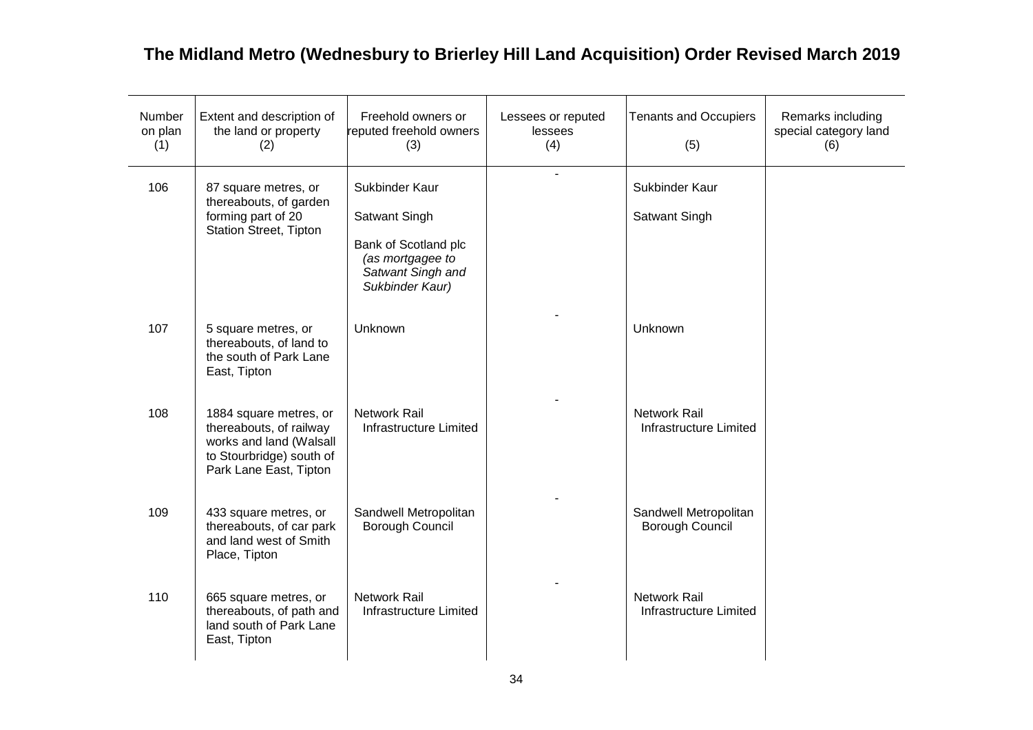# The Midland Metro (Wednesbury to Brierley Hill Land Acquisition) Order Revised March 2019

| Number on plan (1) | Extent and description of the land or property (2) | Freehold owners or reputed freehold owners (3) | Lessees or reputed lessees (4) | Tenants and Occupiers (5) | Remarks including special category land (6) |
|---|---|---|---|---|---|
| 106 | 87 square metres, or thereabouts, of garden forming part of 20 Station Street, Tipton | Sukbinder Kaur<br><br>Satwant Singh<br><br>Bank of Scotland plc *(as mortgagee to Satwant Singh and Sukbinder Kaur)* | - | Sukbinder Kaur<br><br>Satwant Singh | |
| 107 | 5 square metres, or thereabouts, of land to the south of Park Lane East, Tipton | Unknown | - | Unknown | |
| 108 | 1884 square metres, or thereabouts, of railway works and land (Walsall to Stourbridge) south of Park Lane East, Tipton | Network Rail Infrastructure Limited | - | Network Rail Infrastructure Limited | |
| 109 | 433 square metres, or thereabouts, of car park and land west of Smith Place, Tipton | Sandwell Metropolitan Borough Council | - | Sandwell Metropolitan Borough Council | |
| 110 | 665 square metres, or thereabouts, of path and land south of Park Lane East, Tipton | Network Rail Infrastructure Limited | - | Network Rail Infrastructure Limited | |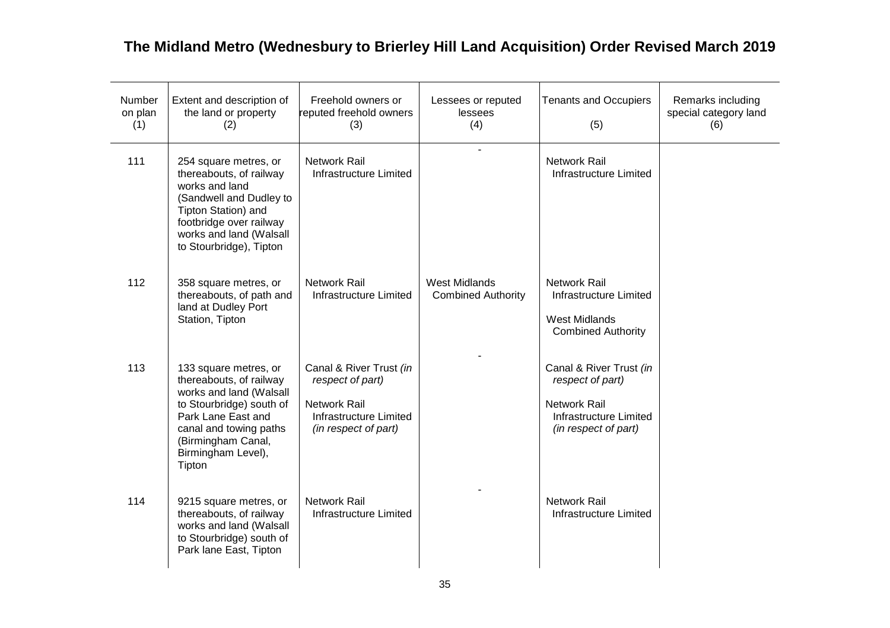# The Midland Metro (Wednesbury to Brierley Hill Land Acquisition) Order Revised March 2019

| Number on plan (1) | Extent and description of the land or property (2) | Freehold owners or reputed freehold owners (3) | Lessees or reputed lessees (4) | Tenants and Occupiers (5) | Remarks including special category land (6) |
|---|---|---|---|---|---|
| 111 | 254 square metres, or thereabouts, of railway works and land (Sandwell and Dudley to Tipton Station) and footbridge over railway works and land (Walsall to Stourbridge), Tipton | Network Rail Infrastructure Limited | - | Network Rail Infrastructure Limited | |
| 112 | 358 square metres, or thereabouts, of path and land at Dudley Port Station, Tipton | Network Rail Infrastructure Limited | West Midlands Combined Authority | Network Rail Infrastructure Limited<br><br>West Midlands Combined Authority | |
| 113 | 133 square metres, or thereabouts, of railway works and land (Walsall to Stourbridge) south of Park Lane East and canal and towing paths (Birmingham Canal, Birmingham Level), Tipton | Canal & River Trust *(in respect of part)*<br><br>Network Rail Infrastructure Limited *(in respect of part)* | - | Canal & River Trust *(in respect of part)*<br><br>Network Rail Infrastructure Limited *(in respect of part)* | |
| 114 | 9215 square metres, or thereabouts, of railway works and land (Walsall to Stourbridge) south of Park lane East, Tipton | Network Rail Infrastructure Limited | - | Network Rail Infrastructure Limited | |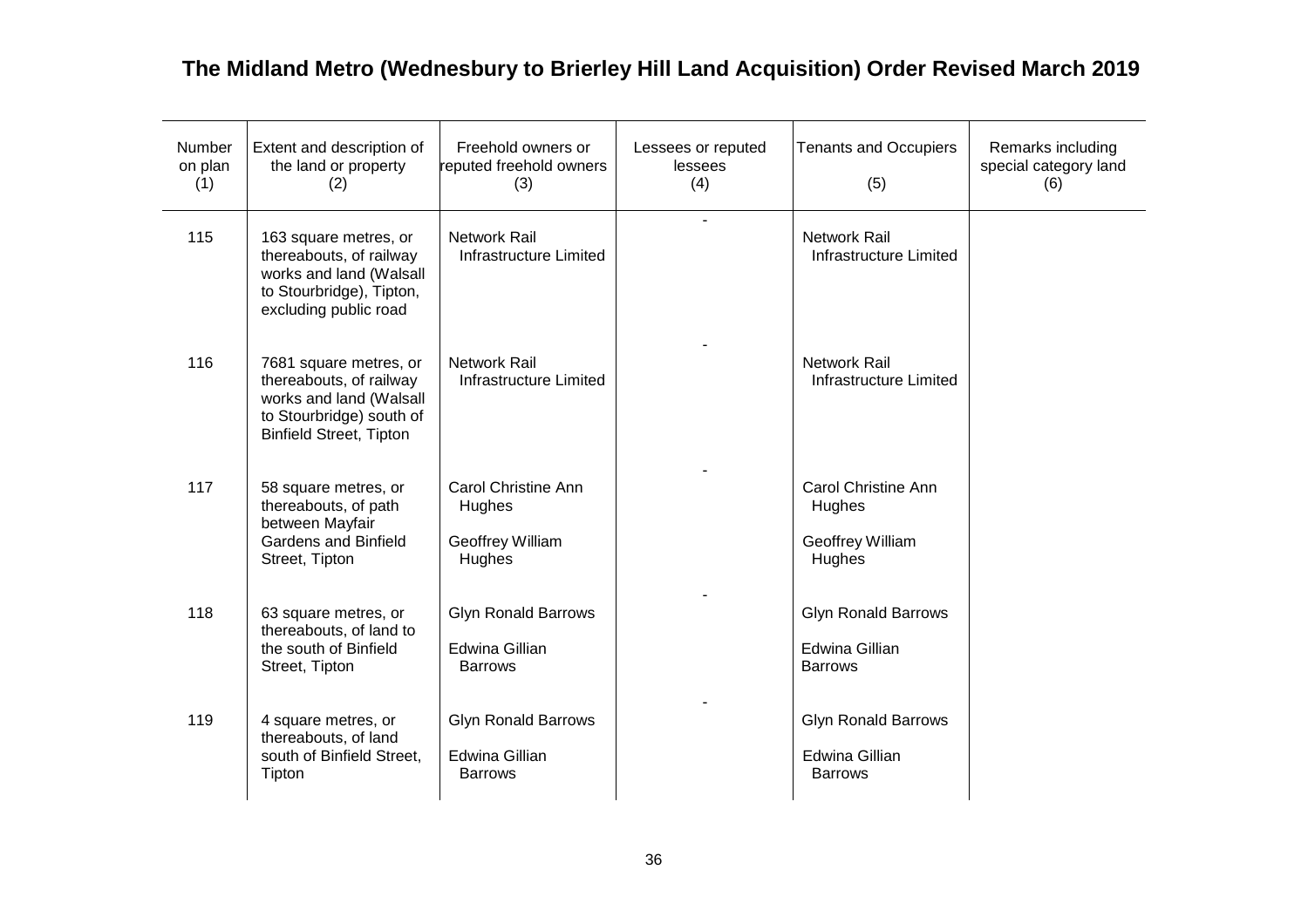# The Midland Metro (Wednesbury to Brierley Hill Land Acquisition) Order Revised March 2019

| Number on plan (1) | Extent and description of the land or property (2) | Freehold owners or reputed freehold owners (3) | Lessees or reputed lessees (4) | Tenants and Occupiers (5) | Remarks including special category land (6) |
|---|---|---|---|---|---|
| 115 | 163 square metres, or thereabouts, of railway works and land (Walsall to Stourbridge), Tipton, excluding public road | Network Rail Infrastructure Limited | - | Network Rail Infrastructure Limited | |
| 116 | 7681 square metres, or thereabouts, of railway works and land (Walsall to Stourbridge) south of Binfield Street, Tipton | Network Rail Infrastructure Limited | - | Network Rail Infrastructure Limited | |
| 117 | 58 square metres, or thereabouts, of path between Mayfair Gardens and Binfield Street, Tipton | Carol Christine Ann Hughes<br><br>Geoffrey William Hughes | - | Carol Christine Ann Hughes<br><br>Geoffrey William Hughes | |
| 118 | 63 square metres, or thereabouts, of land to the south of Binfield Street, Tipton | Glyn Ronald Barrows<br><br>Edwina Gillian Barrows | - | Glyn Ronald Barrows<br><br>Edwina Gillian Barrows | |
| 119 | 4 square metres, or thereabouts, of land south of Binfield Street, Tipton | Glyn Ronald Barrows<br><br>Edwina Gillian Barrows | - | Glyn Ronald Barrows<br><br>Edwina Gillian Barrows | |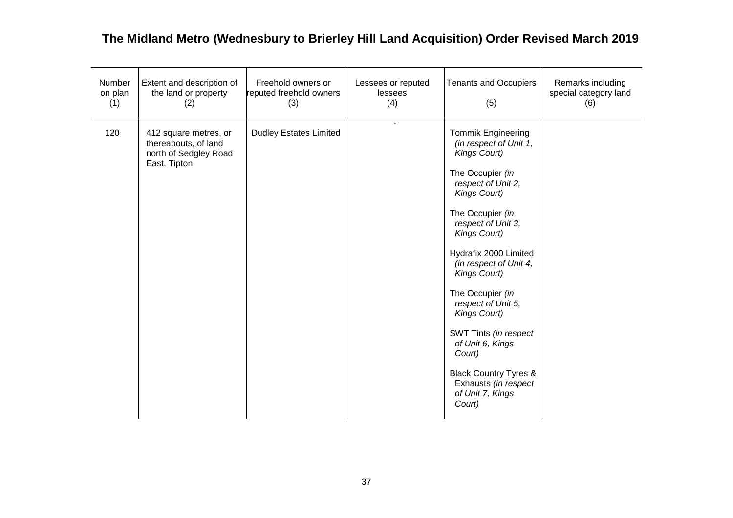# The Midland Metro (Wednesbury to Brierley Hill Land Acquisition) Order Revised March 2019

| Number on plan (1) | Extent and description of the land or property (2) | Freehold owners or reputed freehold owners (3) | Lessees or reputed lessees (4) | Tenants and Occupiers (5) | Remarks including special category land (6) |
|---|---|---|---|---|---|
| 120 | 412 square metres, or thereabouts, of land north of Sedgley Road East, Tipton | Dudley Estates Limited | - | Tommik Engineering *(in respect of Unit 1, Kings Court)*<br><br>The Occupier *(in respect of Unit 2, Kings Court)*<br><br>The Occupier *(in respect of Unit 3, Kings Court)*<br><br>Hydrafix 2000 Limited *(in respect of Unit 4, Kings Court)*<br><br>The Occupier *(in respect of Unit 5, Kings Court)*<br><br>SWT Tints *(in respect of Unit 6, Kings Court)*<br><br>Black Country Tyres & Exhausts *(in respect of Unit 7, Kings Court)* | |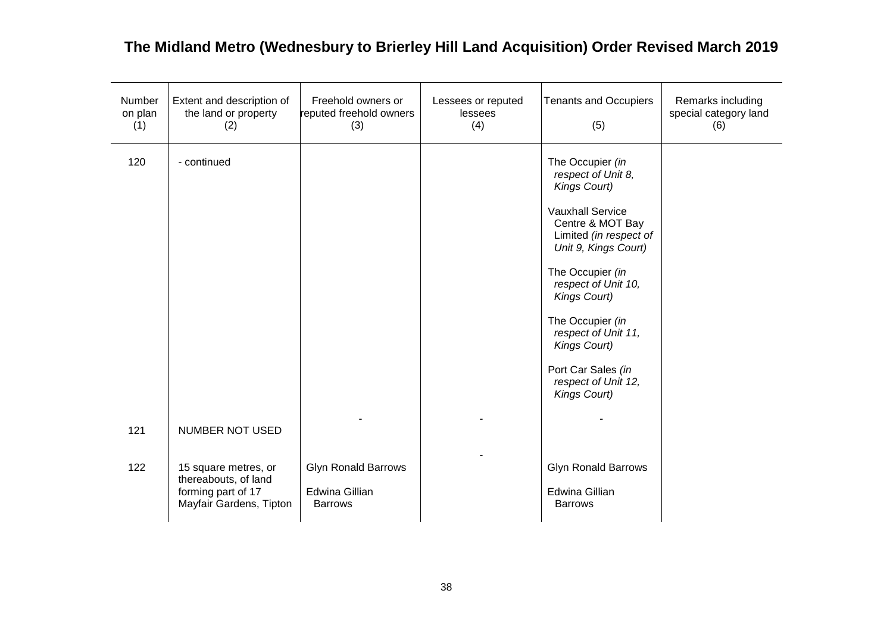# The Midland Metro (Wednesbury to Brierley Hill Land Acquisition) Order Revised March 2019

| Number on plan (1) | Extent and description of the land or property (2) | Freehold owners or reputed freehold owners (3) | Lessees or reputed lessees (4) | Tenants and Occupiers (5) | Remarks including special category land (6) |
|---|---|---|---|---|---|
| 120 | - continued | | | The Occupier *(in respect of Unit 8, Kings Court)*<br><br>Vauxhall Service Centre & MOT Bay Limited *(in respect of Unit 9, Kings Court)*<br><br>The Occupier *(in respect of Unit 10, Kings Court)*<br><br>The Occupier *(in respect of Unit 11, Kings Court)*<br><br>Port Car Sales *(in respect of Unit 12, Kings Court)* | |
| 121 | NUMBER NOT USED | - | - | - | |
| 122 | 15 square metres, or thereabouts, of land forming part of 17 Mayfair Gardens, Tipton | Glyn Ronald Barrows<br><br>Edwina Gillian Barrows | - | Glyn Ronald Barrows<br><br>Edwina Gillian Barrows | |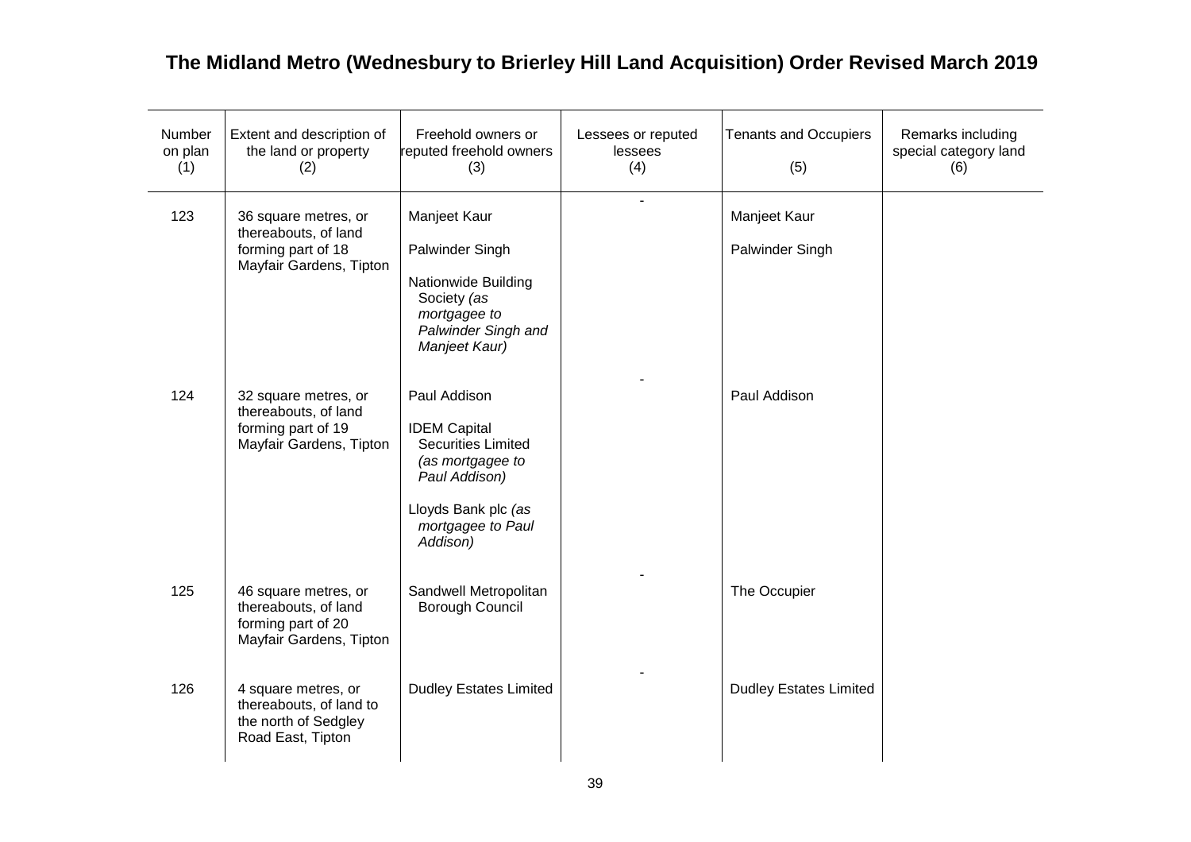# The Midland Metro (Wednesbury to Brierley Hill Land Acquisition) Order Revised March 2019

| Number on plan (1) | Extent and description of the land or property (2) | Freehold owners or reputed freehold owners (3) | Lessees or reputed lessees (4) | Tenants and Occupiers (5) | Remarks including special category land (6) |
|---|---|---|---|---|---|
| 123 | 36 square metres, or thereabouts, of land forming part of 18 Mayfair Gardens, Tipton | Manjeet Kaur<br><br>Palwinder Singh<br><br>Nationwide Building Society *(as mortgagee to Palwinder Singh and Manjeet Kaur)* | - | Manjeet Kaur<br><br>Palwinder Singh | |
| 124 | 32 square metres, or thereabouts, of land forming part of 19 Mayfair Gardens, Tipton | Paul Addison<br><br>IDEM Capital Securities Limited *(as mortgagee to Paul Addison)*<br><br>Lloyds Bank plc *(as mortgagee to Paul Addison)* | - | Paul Addison | |
| 125 | 46 square metres, or thereabouts, of land forming part of 20 Mayfair Gardens, Tipton | Sandwell Metropolitan Borough Council | - | The Occupier | |
| 126 | 4 square metres, or thereabouts, of land to the north of Sedgley Road East, Tipton | Dudley Estates Limited | - | Dudley Estates Limited | |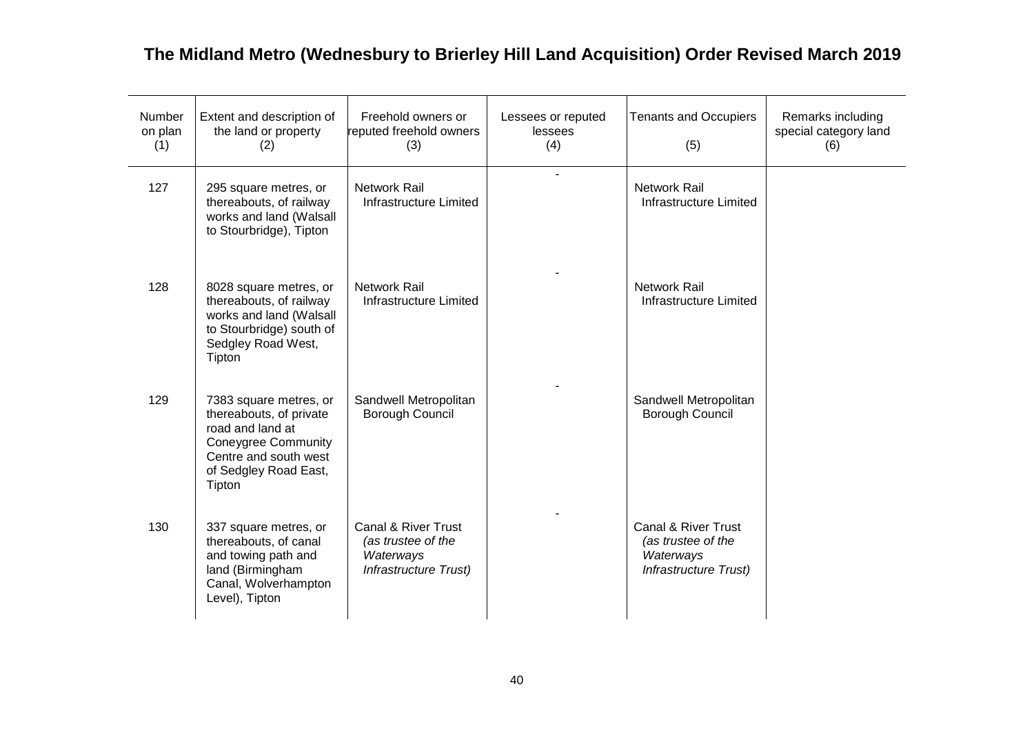# The Midland Metro (Wednesbury to Brierley Hill Land Acquisition) Order Revised March 2019

| Number on plan (1) | Extent and description of the land or property (2) | Freehold owners or reputed freehold owners (3) | Lessees or reputed lessees (4) | Tenants and Occupiers (5) | Remarks including special category land (6) |
|---|---|---|---|---|---|
| 127 | 295 square metres, or thereabouts, of railway works and land (Walsall to Stourbridge), Tipton | Network Rail Infrastructure Limited | - | Network Rail Infrastructure Limited | |
| 128 | 8028 square metres, or thereabouts, of railway works and land (Walsall to Stourbridge) south of Sedgley Road West, Tipton | Network Rail Infrastructure Limited | - | Network Rail Infrastructure Limited | |
| 129 | 7383 square metres, or thereabouts, of private road and land at Coneygree Community Centre and south west of Sedgley Road East, Tipton | Sandwell Metropolitan Borough Council | - | Sandwell Metropolitan Borough Council | |
| 130 | 337 square metres, or thereabouts, of canal and towing path and land (Birmingham Canal, Wolverhampton Level), Tipton | Canal & River Trust *(as trustee of the Waterways Infrastructure Trust)* | - | Canal & River Trust *(as trustee of the Waterways Infrastructure Trust)* | |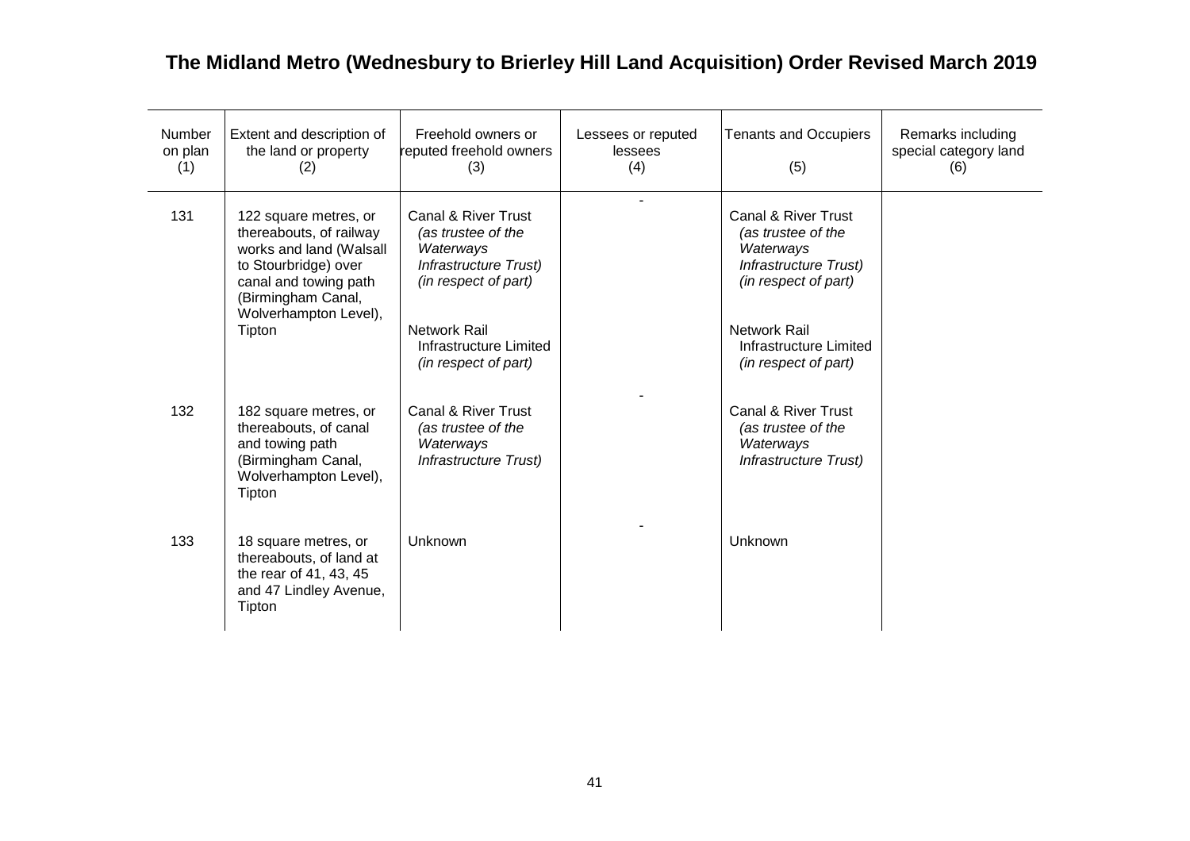# The Midland Metro (Wednesbury to Brierley Hill Land Acquisition) Order Revised March 2019

| Number on plan (1) | Extent and description of the land or property (2) | Freehold owners or reputed freehold owners (3) | Lessees or reputed lessees (4) | Tenants and Occupiers (5) | Remarks including special category land (6) |
|---|---|---|---|---|---|
| 131 | 122 square metres, or thereabouts, of railway works and land (Walsall to Stourbridge) over canal and towing path (Birmingham Canal, Wolverhampton Level), Tipton | Canal & River Trust *(as trustee of the Waterways Infrastructure Trust)* *(in respect of part)*<br><br>Network Rail Infrastructure Limited *(in respect of part)* | - | Canal & River Trust *(as trustee of the Waterways Infrastructure Trust)* *(in respect of part)*<br><br>Network Rail Infrastructure Limited *(in respect of part)* | |
| 132 | 182 square metres, or thereabouts, of canal and towing path (Birmingham Canal, Wolverhampton Level), Tipton | Canal & River Trust *(as trustee of the Waterways Infrastructure Trust)* | - | Canal & River Trust *(as trustee of the Waterways Infrastructure Trust)* | |
| 133 | 18 square metres, or thereabouts, of land at the rear of 41, 43, 45 and 47 Lindley Avenue, Tipton | Unknown | - | Unknown | |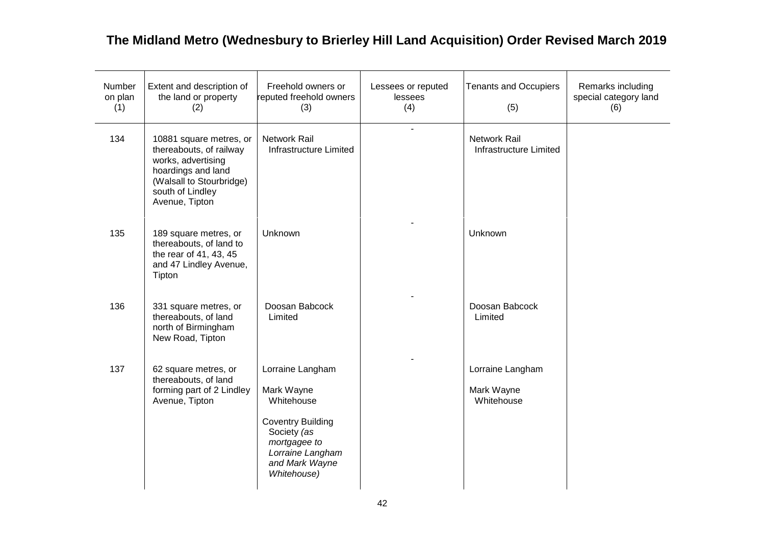# The Midland Metro (Wednesbury to Brierley Hill Land Acquisition) Order Revised March 2019

| Number on plan (1) | Extent and description of the land or property (2) | Freehold owners or reputed freehold owners (3) | Lessees or reputed lessees (4) | Tenants and Occupiers (5) | Remarks including special category land (6) |
|---|---|---|---|---|---|
| 134 | 10881 square metres, or thereabouts, of railway works, advertising hoardings and land (Walsall to Stourbridge) south of Lindley Avenue, Tipton | Network Rail Infrastructure Limited | - | Network Rail Infrastructure Limited | |
| 135 | 189 square metres, or thereabouts, of land to the rear of 41, 43, 45 and 47 Lindley Avenue, Tipton | Unknown | - | Unknown | |
| 136 | 331 square metres, or thereabouts, of land north of Birmingham New Road, Tipton | Doosan Babcock Limited | - | Doosan Babcock Limited | |
| 137 | 62 square metres, or thereabouts, of land forming part of 2 Lindley Avenue, Tipton | Lorraine Langham<br><br>Mark Wayne Whitehouse<br><br>Coventry Building Society *(as mortgagee to Lorraine Langham and Mark Wayne Whitehouse)* | - | Lorraine Langham<br><br>Mark Wayne Whitehouse | |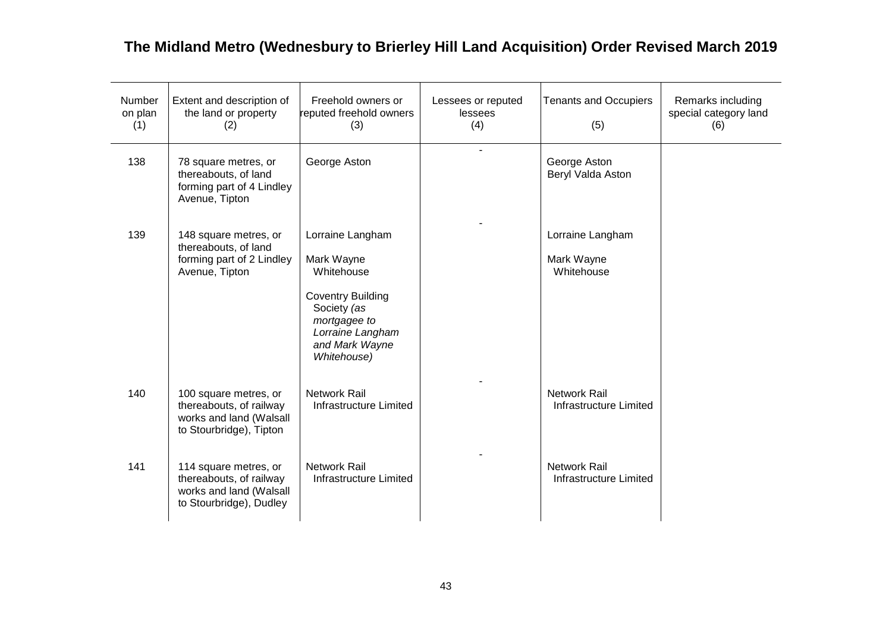# The Midland Metro (Wednesbury to Brierley Hill Land Acquisition) Order Revised March 2019

| Number on plan (1) | Extent and description of the land or property (2) | Freehold owners or reputed freehold owners (3) | Lessees or reputed lessees (4) | Tenants and Occupiers (5) | Remarks including special category land (6) |
|---|---|---|---|---|---|
| 138 | 78 square metres, or thereabouts, of land forming part of 4 Lindley Avenue, Tipton | George Aston | - | George Aston<br>Beryl Valda Aston | |
| 139 | 148 square metres, or thereabouts, of land forming part of 2 Lindley Avenue, Tipton | Lorraine Langham<br><br>Mark Wayne Whitehouse<br><br>Coventry Building Society *(as mortgagee to Lorraine Langham and Mark Wayne Whitehouse)* | - | Lorraine Langham<br><br>Mark Wayne Whitehouse | |
| 140 | 100 square metres, or thereabouts, of railway works and land (Walsall to Stourbridge), Tipton | Network Rail Infrastructure Limited | - | Network Rail Infrastructure Limited | |
| 141 | 114 square metres, or thereabouts, of railway works and land (Walsall to Stourbridge), Dudley | Network Rail Infrastructure Limited | - | Network Rail Infrastructure Limited | |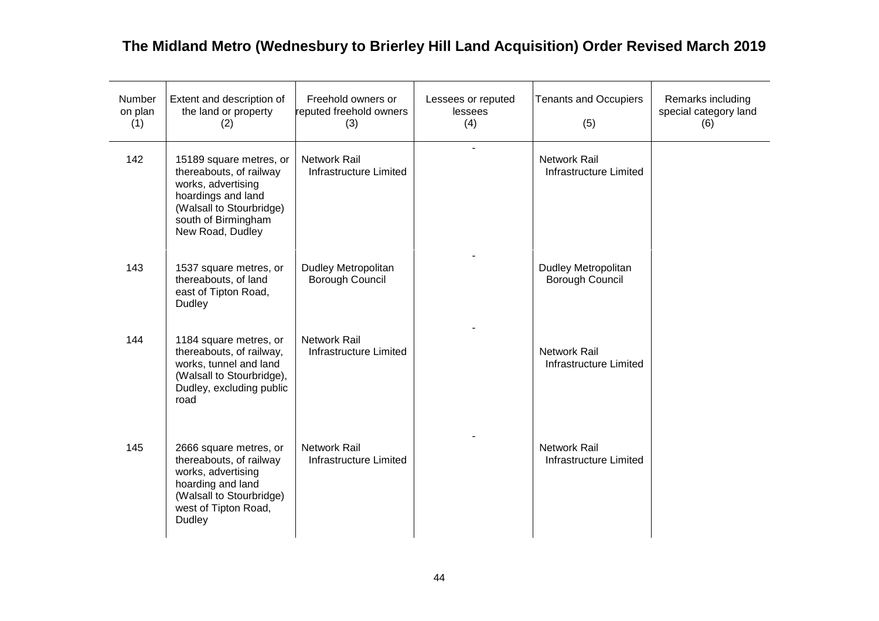# The Midland Metro (Wednesbury to Brierley Hill Land Acquisition) Order Revised March 2019

| Number on plan (1) | Extent and description of the land or property (2) | Freehold owners or reputed freehold owners (3) | Lessees or reputed lessees (4) | Tenants and Occupiers (5) | Remarks including special category land (6) |
|---|---|---|---|---|---|
| 142 | 15189 square metres, or thereabouts, of railway works, advertising hoardings and land (Walsall to Stourbridge) south of Birmingham New Road, Dudley | Network Rail Infrastructure Limited | - | Network Rail Infrastructure Limited | |
| 143 | 1537 square metres, or thereabouts, of land east of Tipton Road, Dudley | Dudley Metropolitan Borough Council | - | Dudley Metropolitan Borough Council | |
| 144 | 1184 square metres, or thereabouts, of railway, works, tunnel and land (Walsall to Stourbridge), Dudley, excluding public road | Network Rail Infrastructure Limited | - | Network Rail Infrastructure Limited | |
| 145 | 2666 square metres, or thereabouts, of railway works, advertising hoarding and land (Walsall to Stourbridge) west of Tipton Road, Dudley | Network Rail Infrastructure Limited | - | Network Rail Infrastructure Limited | |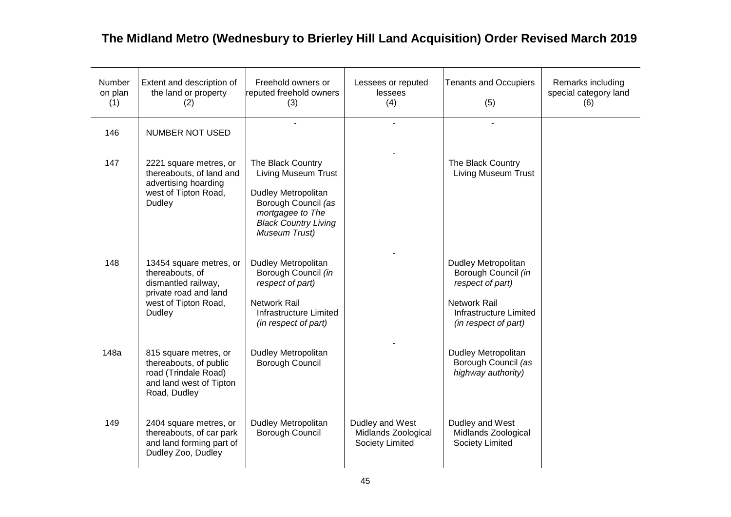# The Midland Metro (Wednesbury to Brierley Hill Land Acquisition) Order Revised March 2019

| Number on plan (1) | Extent and description of the land or property (2) | Freehold owners or reputed freehold owners (3) | Lessees or reputed lessees (4) | Tenants and Occupiers (5) | Remarks including special category land (6) |
|---|---|---|---|---|---|
| 146 | NUMBER NOT USED | - | - | - | |
| 147 | 2221 square metres, or thereabouts, of land and advertising hoarding west of Tipton Road, Dudley | The Black Country Living Museum Trust<br><br>Dudley Metropolitan Borough Council *(as mortgagee to The Black Country Living Museum Trust)* | - | The Black Country Living Museum Trust | |
| 148 | 13454 square metres, or thereabouts, of dismantled railway, private road and land west of Tipton Road, Dudley | Dudley Metropolitan Borough Council *(in respect of part)*<br><br>Network Rail Infrastructure Limited *(in respect of part)* | - | Dudley Metropolitan Borough Council *(in respect of part)*<br><br>Network Rail Infrastructure Limited *(in respect of part)* | |
| 148a | 815 square metres, or thereabouts, of public road (Trindale Road) and land west of Tipton Road, Dudley | Dudley Metropolitan Borough Council | - | Dudley Metropolitan Borough Council *(as highway authority)* | |
| 149 | 2404 square metres, or thereabouts, of car park and land forming part of Dudley Zoo, Dudley | Dudley Metropolitan Borough Council | Dudley and West Midlands Zoological Society Limited | Dudley and West Midlands Zoological Society Limited | |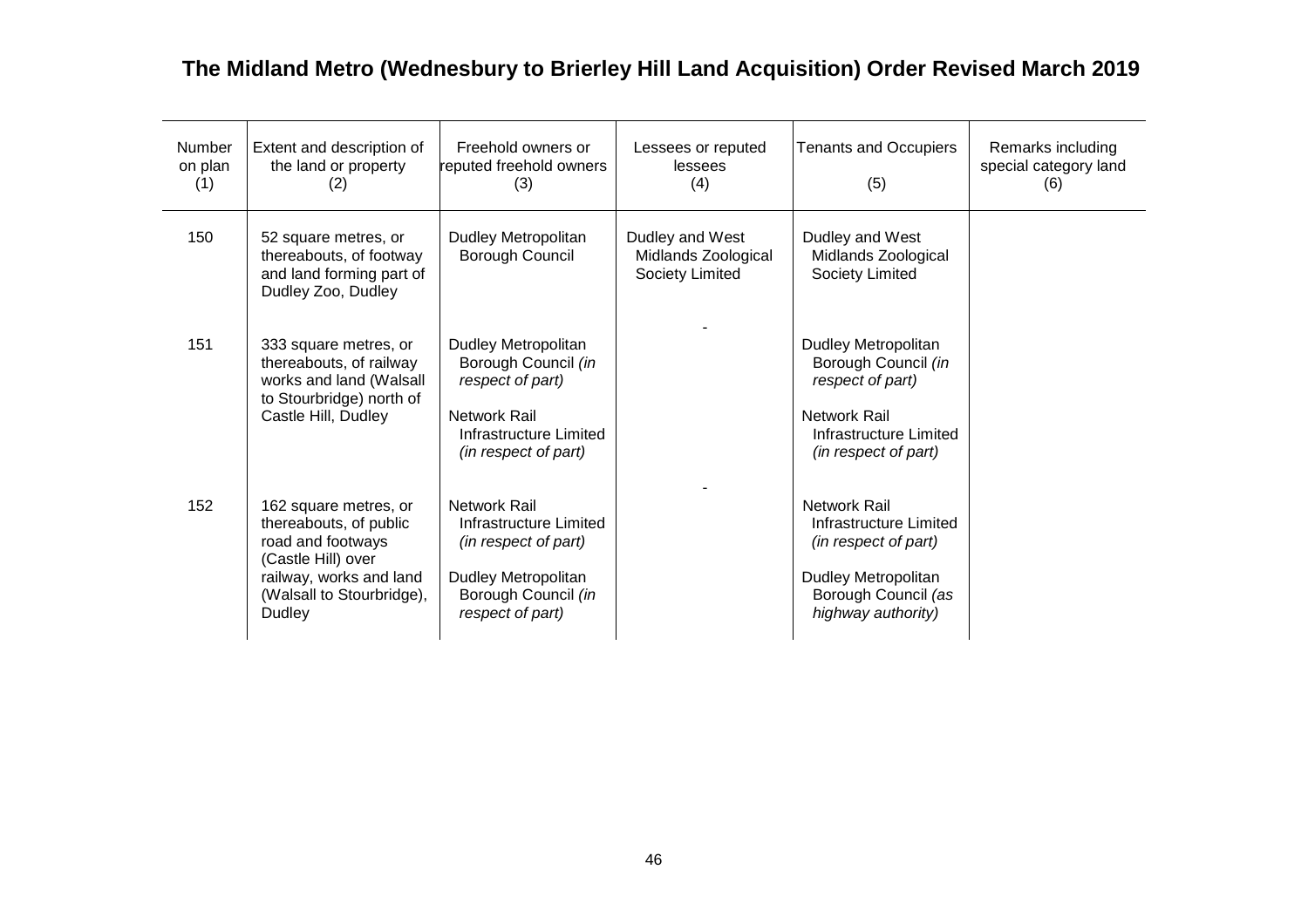## The Midland Metro (Wednesbury to Brierley Hill Land Acquisition) Order Revised March 2019

| Number on plan (1) | Extent and description of the land or property (2) | Freehold owners or reputed freehold owners (3) | Lessees or reputed lessees (4) | Tenants and Occupiers (5) | Remarks including special category land (6) |
|---|---|---|---|---|---|
| 150 | 52 square metres, or thereabouts, of footway and land forming part of Dudley Zoo, Dudley | Dudley Metropolitan Borough Council | Dudley and West Midlands Zoological Society Limited | Dudley and West Midlands Zoological Society Limited | |
| 151 | 333 square metres, or thereabouts, of railway works and land (Walsall to Stourbridge) north of Castle Hill, Dudley | Dudley Metropolitan Borough Council *(in respect of part)*<br><br>Network Rail Infrastructure Limited *(in respect of part)* | - | Dudley Metropolitan Borough Council *(in respect of part)*<br><br>Network Rail Infrastructure Limited *(in respect of part)* | |
| 152 | 162 square metres, or thereabouts, of public road and footways (Castle Hill) over railway, works and land (Walsall to Stourbridge), Dudley | Network Rail Infrastructure Limited *(in respect of part)*<br><br>Dudley Metropolitan Borough Council *(in respect of part)* | - | Network Rail Infrastructure Limited *(in respect of part)*<br><br>Dudley Metropolitan Borough Council *(as highway authority)* | |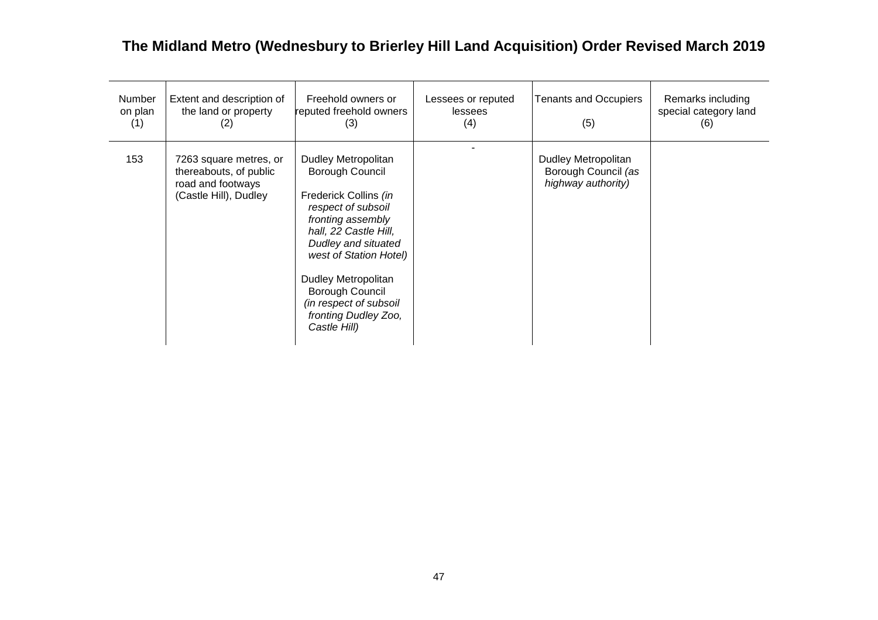## The Midland Metro (Wednesbury to Brierley Hill Land Acquisition) Order Revised March 2019

| Number on plan (1) | Extent and description of the land or property (2) | Freehold owners or reputed freehold owners (3) | Lessees or reputed lessees (4) | Tenants and Occupiers (5) | Remarks including special category land (6) |
|---|---|---|---|---|---|
| 153 | 7263 square metres, or thereabouts, of public road and footways (Castle Hill), Dudley | Dudley Metropolitan Borough Council<br><br>Frederick Collins *(in respect of subsoil fronting assembly hall, 22 Castle Hill, Dudley and situated west of Station Hotel)*<br><br>Dudley Metropolitan Borough Council *(in respect of subsoil fronting Dudley Zoo, Castle Hill)* | - | Dudley Metropolitan Borough Council *(as highway authority)* | |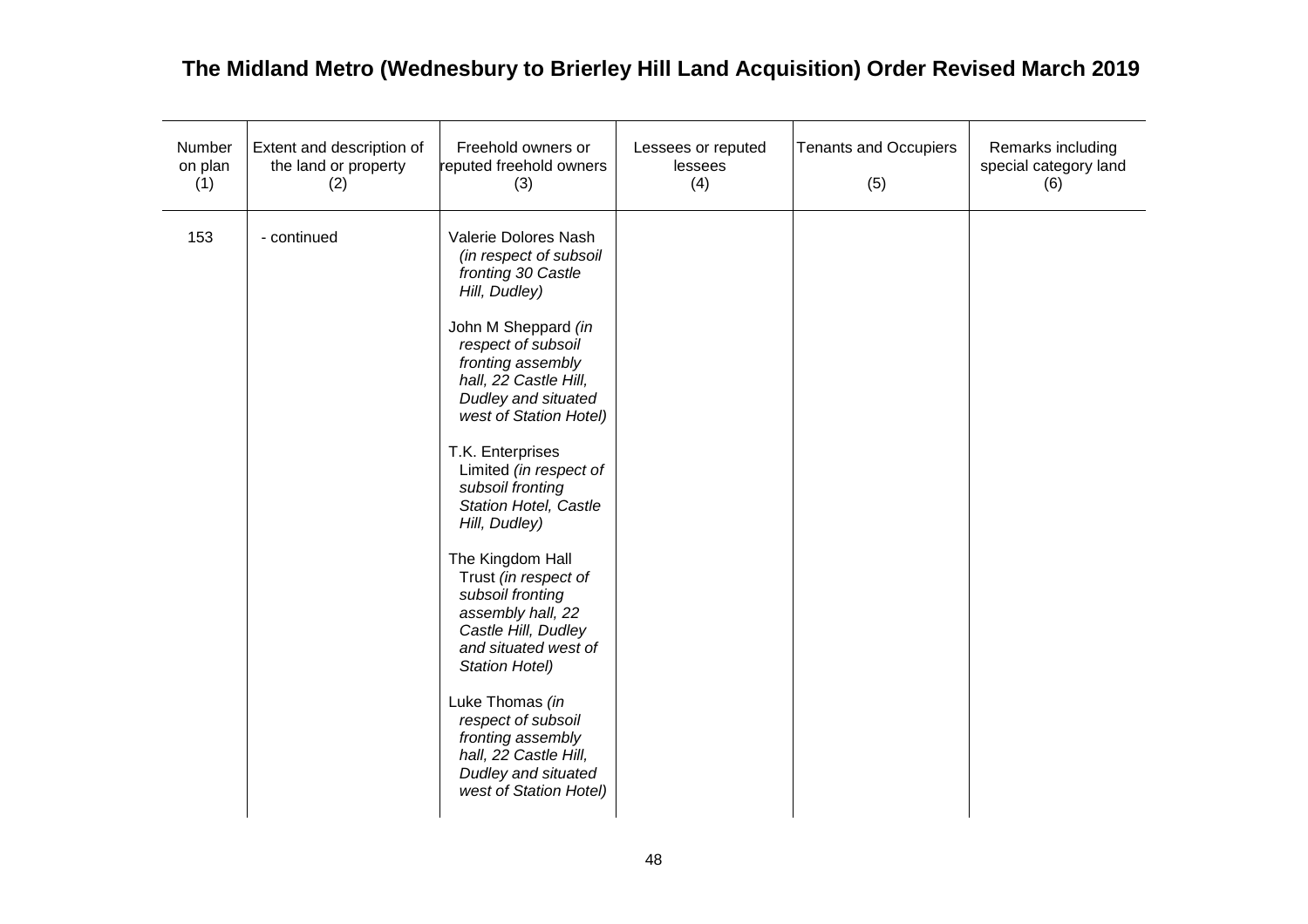| Number on plan (1) | Extent and description of the land or property (2) | Freehold owners or reputed freehold owners (3) | Lessees or reputed lessees (4) | Tenants and Occupiers (5) | Remarks including special category land (6) |
|---|---|---|---|---|---|
| 153 | - continued | Valerie Dolores Nash *(in respect of subsoil fronting 30 Castle Hill, Dudley)*<br><br>John M Sheppard *(in respect of subsoil fronting assembly hall, 22 Castle Hill, Dudley and situated west of Station Hotel)*<br><br>T.K. Enterprises Limited *(in respect of subsoil fronting Station Hotel, Castle Hill, Dudley)*<br><br>The Kingdom Hall Trust *(in respect of subsoil fronting assembly hall, 22 Castle Hill, Dudley and situated west of Station Hotel)*<br><br>Luke Thomas *(in respect of subsoil fronting assembly hall, 22 Castle Hill, Dudley and situated west of Station Hotel)* | | | |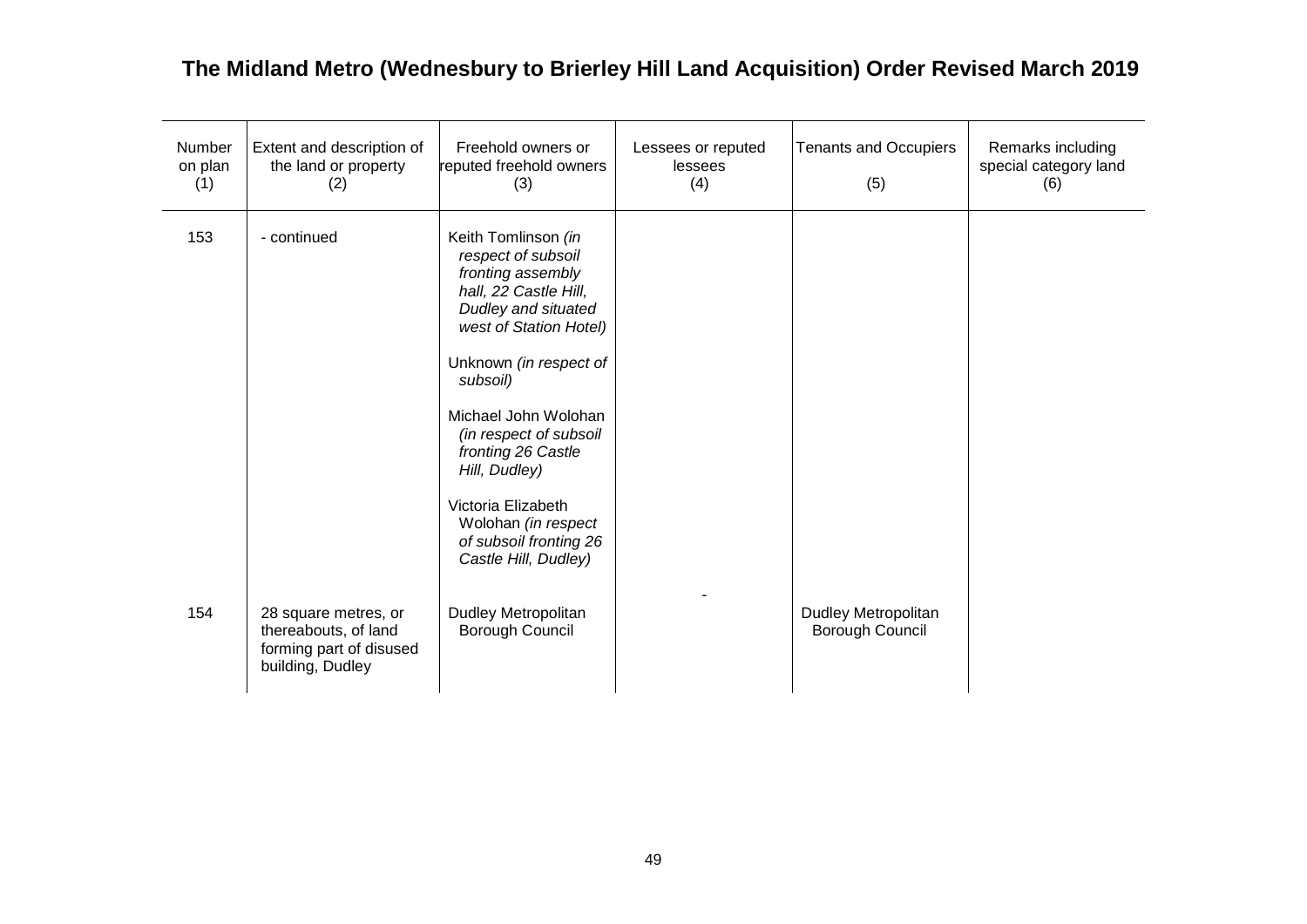# The Midland Metro (Wednesbury to Brierley Hill Land Acquisition) Order Revised March 2019

| Number on plan (1) | Extent and description of the land or property (2) | Freehold owners or reputed freehold owners (3) | Lessees or reputed lessees (4) | Tenants and Occupiers (5) | Remarks including special category land (6) |
|---|---|---|---|---|---|
| 153 | - continued | Keith Tomlinson *(in respect of subsoil fronting assembly hall, 22 Castle Hill, Dudley and situated west of Station Hotel)*<br><br>Unknown *(in respect of subsoil)*<br><br>Michael John Wolohan *(in respect of subsoil fronting 26 Castle Hill, Dudley)*<br><br>Victoria Elizabeth Wolohan *(in respect of subsoil fronting 26 Castle Hill, Dudley)* | | | |
| 154 | 28 square metres, or thereabouts, of land forming part of disused building, Dudley | Dudley Metropolitan Borough Council | - | Dudley Metropolitan Borough Council | |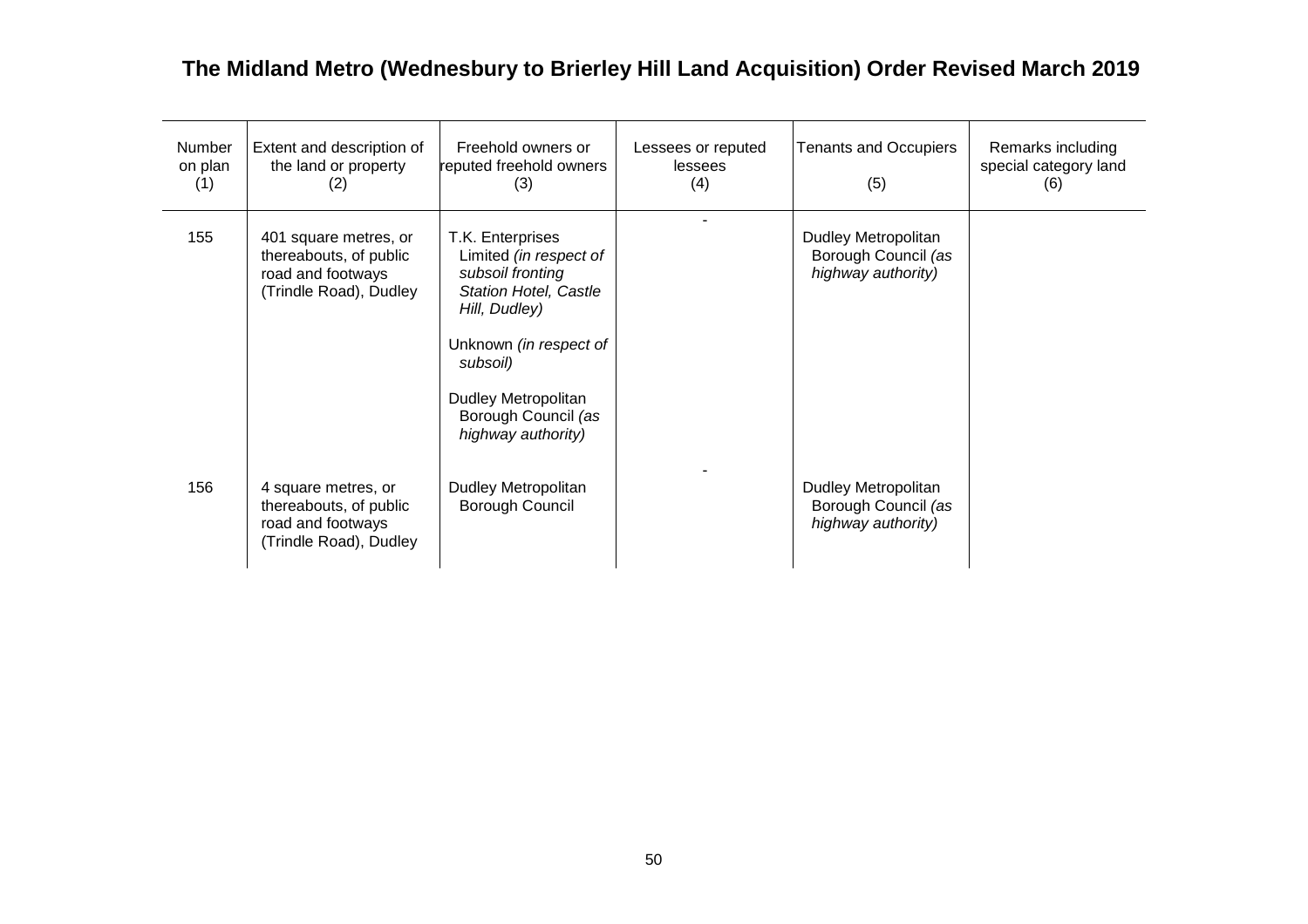# The Midland Metro (Wednesbury to Brierley Hill Land Acquisition) Order Revised March 2019

| Number on plan (1) | Extent and description of the land or property (2) | Freehold owners or reputed freehold owners (3) | Lessees or reputed lessees (4) | Tenants and Occupiers (5) | Remarks including special category land (6) |
|---|---|---|---|---|---|
| 155 | 401 square metres, or thereabouts, of public road and footways (Trindle Road), Dudley | T.K. Enterprises Limited *(in respect of subsoil fronting Station Hotel, Castle Hill, Dudley)*<br><br>Unknown *(in respect of subsoil)*<br><br>Dudley Metropolitan Borough Council *(as highway authority)* | - | Dudley Metropolitan Borough Council *(as highway authority)* | |
| 156 | 4 square metres, or thereabouts, of public road and footways (Trindle Road), Dudley | Dudley Metropolitan Borough Council | - | Dudley Metropolitan Borough Council *(as highway authority)* | |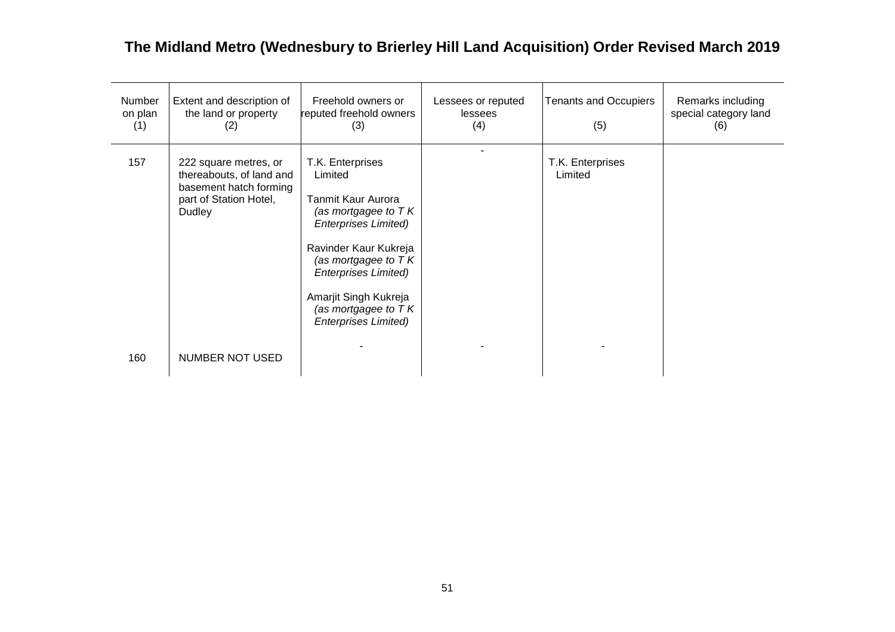# The Midland Metro (Wednesbury to Brierley Hill Land Acquisition) Order Revised March 2019

| Number on plan (1) | Extent and description of the land or property (2) | Freehold owners or reputed freehold owners (3) | Lessees or reputed lessees (4) | Tenants and Occupiers (5) | Remarks including special category land (6) |
|---|---|---|---|---|---|
| 157 | 222 square metres, or thereabouts, of land and basement hatch forming part of Station Hotel, Dudley | T.K. Enterprises Limited<br><br>Tanmit Kaur Aurora *(as mortgagee to T K Enterprises Limited)*<br><br>Ravinder Kaur Kukreja *(as mortgagee to T K Enterprises Limited)*<br><br>Amarjit Singh Kukreja *(as mortgagee to T K Enterprises Limited)* | - | T.K. Enterprises Limited | |
| 160 | NUMBER NOT USED | - | - | - | |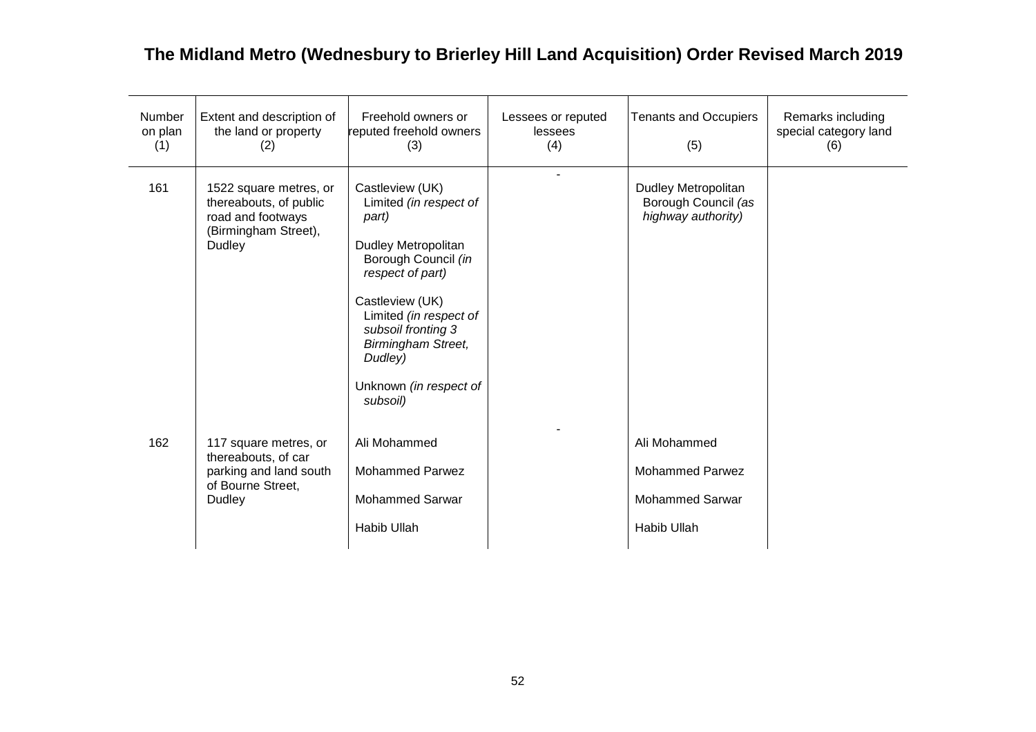# The Midland Metro (Wednesbury to Brierley Hill Land Acquisition) Order Revised March 2019

| Number on plan (1) | Extent and description of the land or property (2) | Freehold owners or reputed freehold owners (3) | Lessees or reputed lessees (4) | Tenants and Occupiers (5) | Remarks including special category land (6) |
|---|---|---|---|---|---|
| 161 | 1522 square metres, or thereabouts, of public road and footways (Birmingham Street), Dudley | Castleview (UK) Limited *(in respect of part)*<br><br>Dudley Metropolitan Borough Council *(in respect of part)*<br><br>Castleview (UK) Limited *(in respect of subsoil fronting 3 Birmingham Street, Dudley)*<br><br>Unknown *(in respect of subsoil)* | - | Dudley Metropolitan Borough Council *(as highway authority)* | |
| 162 | 117 square metres, or thereabouts, of car parking and land south of Bourne Street, Dudley | Ali Mohammed<br><br>Mohammed Parwez<br><br>Mohammed Sarwar<br><br>Habib Ullah | - | Ali Mohammed<br><br>Mohammed Parwez<br><br>Mohammed Sarwar<br><br>Habib Ullah | |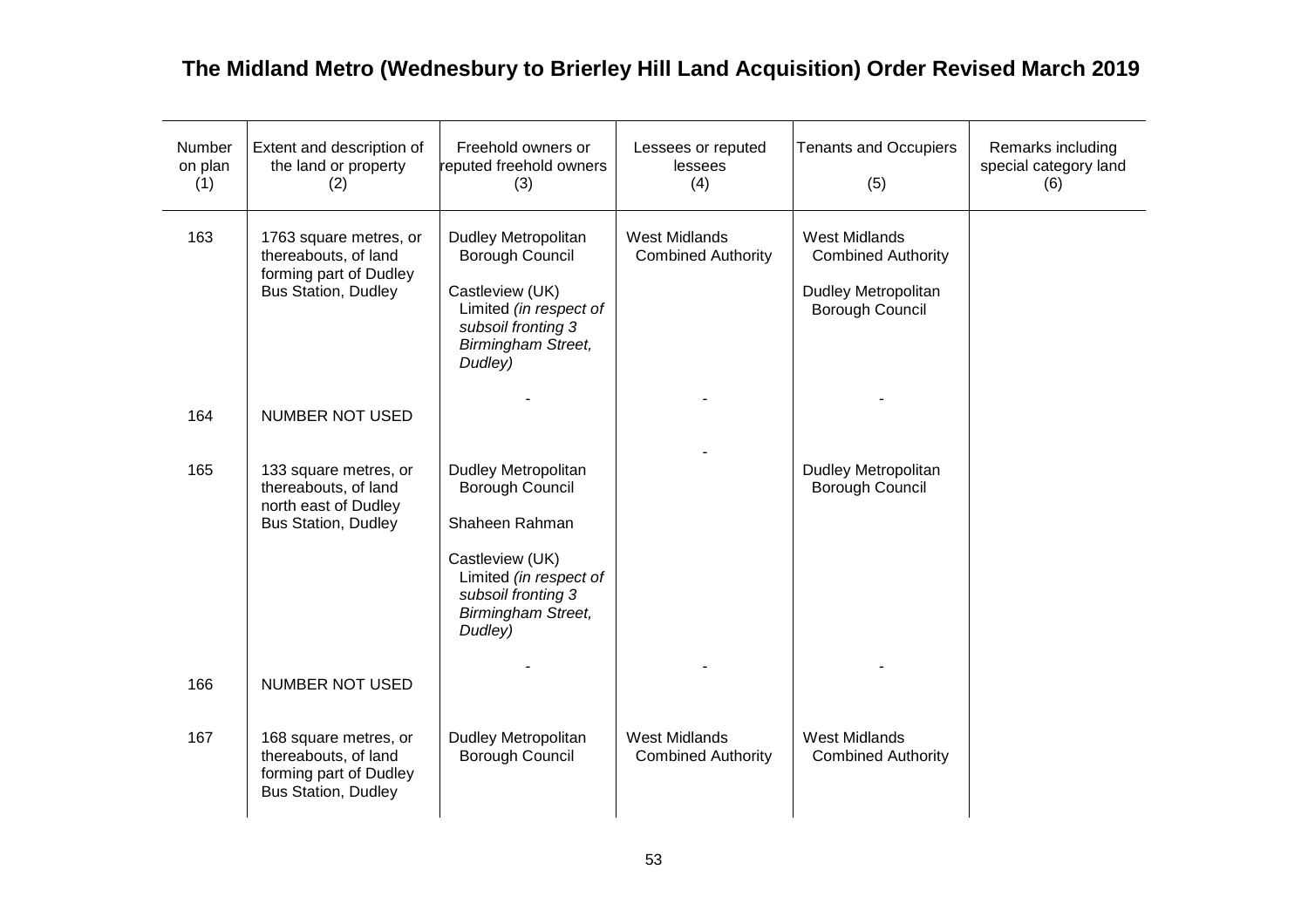# The Midland Metro (Wednesbury to Brierley Hill Land Acquisition) Order Revised March 2019

| Number on plan (1) | Extent and description of the land or property (2) | Freehold owners or reputed freehold owners (3) | Lessees or reputed lessees (4) | Tenants and Occupiers (5) | Remarks including special category land (6) |
|---|---|---|---|---|---|
| 163 | 1763 square metres, or thereabouts, of land forming part of Dudley Bus Station, Dudley | Dudley Metropolitan Borough Council<br><br>Castleview (UK) Limited *(in respect of subsoil fronting 3 Birmingham Street, Dudley)* | West Midlands Combined Authority | West Midlands Combined Authority<br><br>Dudley Metropolitan Borough Council | |
| 164 | NUMBER NOT USED | - | - | - | |
| 165 | 133 square metres, or thereabouts, of land north east of Dudley Bus Station, Dudley | Dudley Metropolitan Borough Council<br><br>Shaheen Rahman<br><br>Castleview (UK) Limited *(in respect of subsoil fronting 3 Birmingham Street, Dudley)* | - | Dudley Metropolitan Borough Council | |
| 166 | NUMBER NOT USED | - | - | - | |
| 167 | 168 square metres, or thereabouts, of land forming part of Dudley Bus Station, Dudley | Dudley Metropolitan Borough Council | West Midlands Combined Authority | West Midlands Combined Authority | |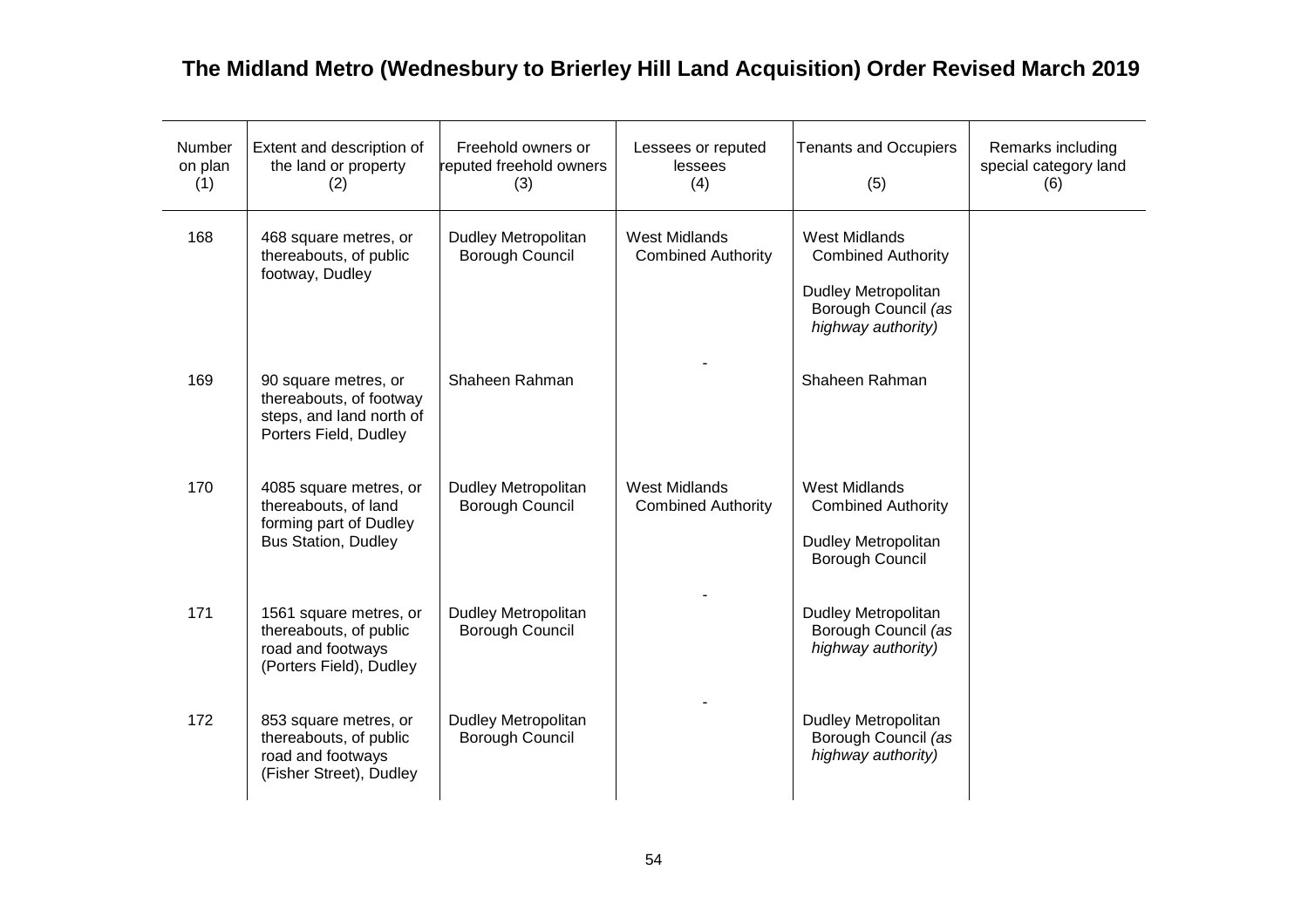# The Midland Metro (Wednesbury to Brierley Hill Land Acquisition) Order Revised March 2019

| Number on plan (1) | Extent and description of the land or property (2) | Freehold owners or reputed freehold owners (3) | Lessees or reputed lessees (4) | Tenants and Occupiers (5) | Remarks including special category land (6) |
|---|---|---|---|---|---|
| 168 | 468 square metres, or thereabouts, of public footway, Dudley | Dudley Metropolitan Borough Council | West Midlands Combined Authority | West Midlands Combined Authority<br><br>Dudley Metropolitan Borough Council *(as highway authority)* | |
| 169 | 90 square metres, or thereabouts, of footway steps, and land north of Porters Field, Dudley | Shaheen Rahman | - | Shaheen Rahman | |
| 170 | 4085 square metres, or thereabouts, of land forming part of Dudley Bus Station, Dudley | Dudley Metropolitan Borough Council | West Midlands Combined Authority | West Midlands Combined Authority<br><br>Dudley Metropolitan Borough Council | |
| 171 | 1561 square metres, or thereabouts, of public road and footways (Porters Field), Dudley | Dudley Metropolitan Borough Council | - | Dudley Metropolitan Borough Council *(as highway authority)* | |
| 172 | 853 square metres, or thereabouts, of public road and footways (Fisher Street), Dudley | Dudley Metropolitan Borough Council | - | Dudley Metropolitan Borough Council *(as highway authority)* | |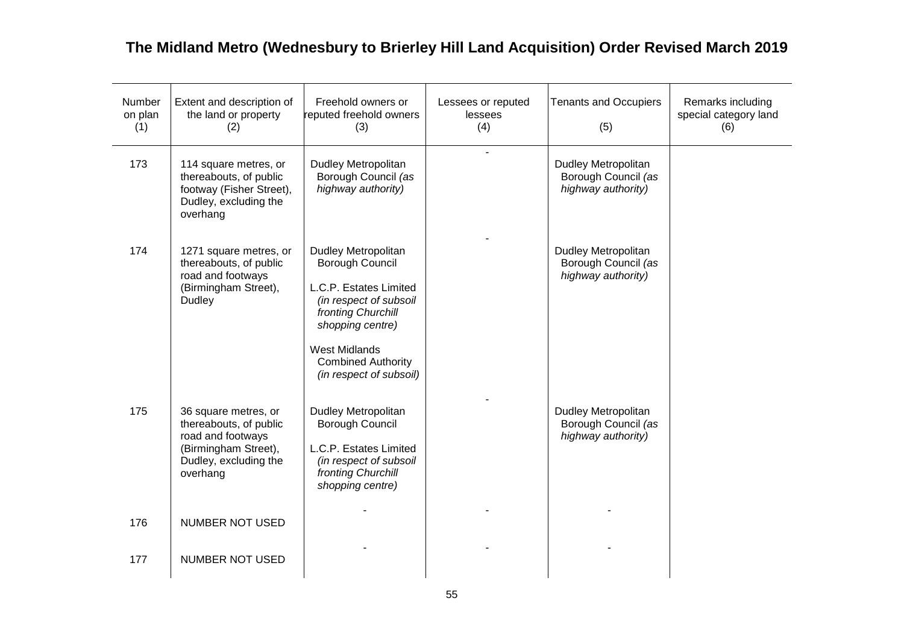# The Midland Metro (Wednesbury to Brierley Hill Land Acquisition) Order Revised March 2019

| Number on plan (1) | Extent and description of the land or property (2) | Freehold owners or reputed freehold owners (3) | Lessees or reputed lessees (4) | Tenants and Occupiers (5) | Remarks including special category land (6) |
|---|---|---|---|---|---|
| 173 | 114 square metres, or thereabouts, of public footway (Fisher Street), Dudley, excluding the overhang | Dudley Metropolitan Borough Council *(as highway authority)* | - | Dudley Metropolitan Borough Council *(as highway authority)* | |
| 174 | 1271 square metres, or thereabouts, of public road and footways (Birmingham Street), Dudley | Dudley Metropolitan Borough Council<br><br>L.C.P. Estates Limited *(in respect of subsoil fronting Churchill shopping centre)*<br><br>West Midlands Combined Authority *(in respect of subsoil)* | - | Dudley Metropolitan Borough Council *(as highway authority)* | |
| 175 | 36 square metres, or thereabouts, of public road and footways (Birmingham Street), Dudley, excluding the overhang | Dudley Metropolitan Borough Council<br><br>L.C.P. Estates Limited *(in respect of subsoil fronting Churchill shopping centre)* | - | Dudley Metropolitan Borough Council *(as highway authority)* | |
| 176 | NUMBER NOT USED | - | - | - | |
| 177 | NUMBER NOT USED | - | - | - | |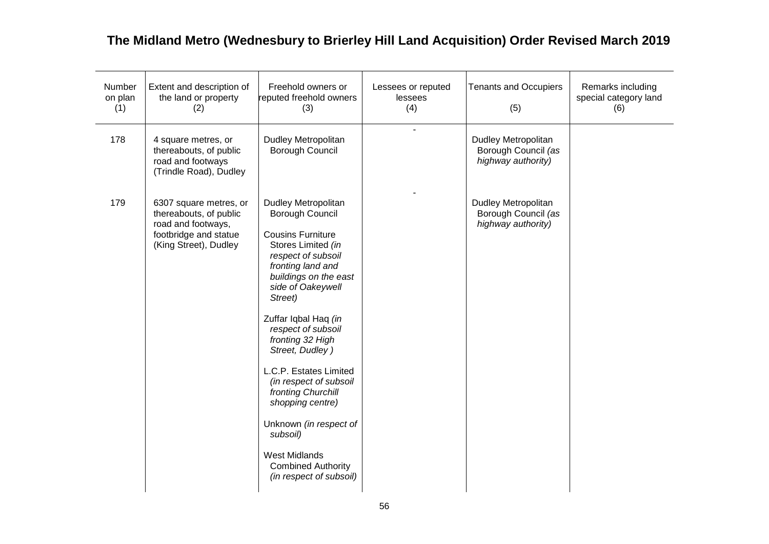# The Midland Metro (Wednesbury to Brierley Hill Land Acquisition) Order Revised March 2019

| Number on plan (1) | Extent and description of the land or property (2) | Freehold owners or reputed freehold owners (3) | Lessees or reputed lessees (4) | Tenants and Occupiers (5) | Remarks including special category land (6) |
|---|---|---|---|---|---|
| 178 | 4 square metres, or thereabouts, of public road and footways (Trindle Road), Dudley | Dudley Metropolitan Borough Council | - | Dudley Metropolitan Borough Council *(as highway authority)* | |
| 179 | 6307 square metres, or thereabouts, of public road and footways, footbridge and statue (King Street), Dudley | Dudley Metropolitan Borough Council<br><br>Cousins Furniture Stores Limited *(in respect of subsoil fronting land and buildings on the east side of Oakeywell Street)*<br><br>Zuffar Iqbal Haq *(in respect of subsoil fronting 32 High Street, Dudley )*<br><br>L.C.P. Estates Limited *(in respect of subsoil fronting Churchill shopping centre)*<br><br>Unknown *(in respect of subsoil)*<br><br>West Midlands Combined Authority *(in respect of subsoil)* | - | Dudley Metropolitan Borough Council *(as highway authority)* | |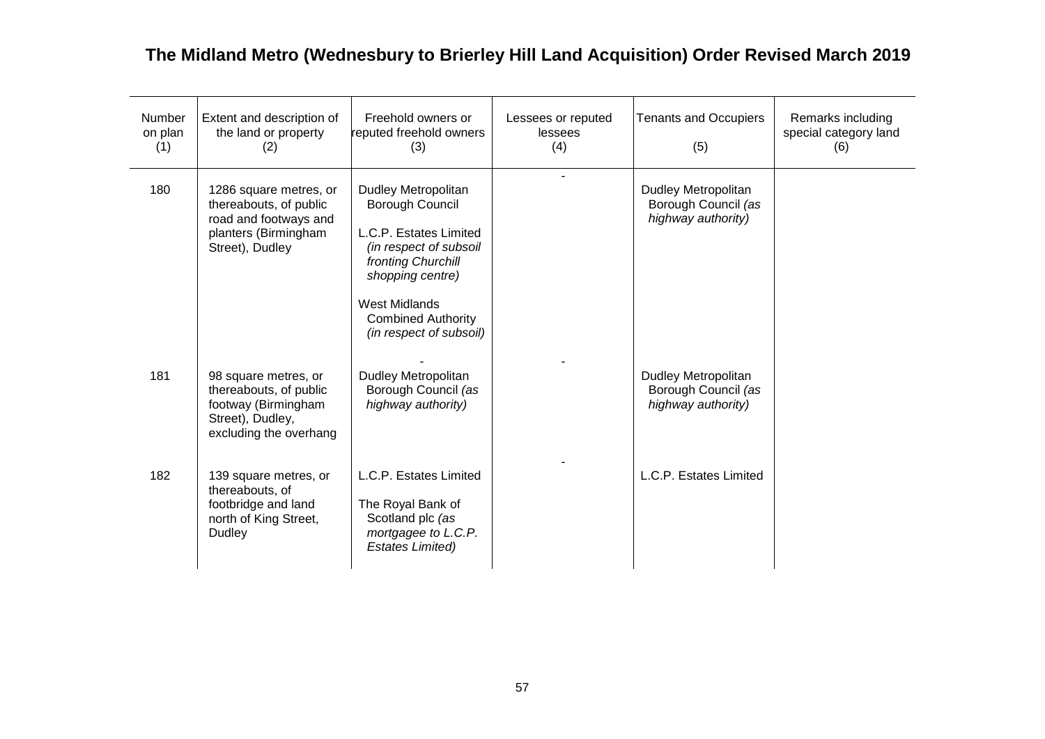# The Midland Metro (Wednesbury to Brierley Hill Land Acquisition) Order Revised March 2019

| Number on plan (1) | Extent and description of the land or property (2) | Freehold owners or reputed freehold owners (3) | Lessees or reputed lessees (4) | Tenants and Occupiers (5) | Remarks including special category land (6) |
|---|---|---|---|---|---|
| 180 | 1286 square metres, or thereabouts, of public road and footways and planters (Birmingham Street), Dudley | Dudley Metropolitan Borough Council<br><br>L.C.P. Estates Limited *(in respect of subsoil fronting Churchill shopping centre)*<br><br>West Midlands Combined Authority *(in respect of subsoil)* | - | Dudley Metropolitan Borough Council *(as highway authority)* | |
| 181 | 98 square metres, or thereabouts, of public footway (Birmingham Street), Dudley, excluding the overhang | Dudley Metropolitan Borough Council *(as highway authority)* | - | Dudley Metropolitan Borough Council *(as highway authority)* | |
| 182 | 139 square metres, or thereabouts, of footbridge and land north of King Street, Dudley | L.C.P. Estates Limited<br><br>The Royal Bank of Scotland plc *(as mortgagee to L.C.P. Estates Limited)* | - | L.C.P. Estates Limited | |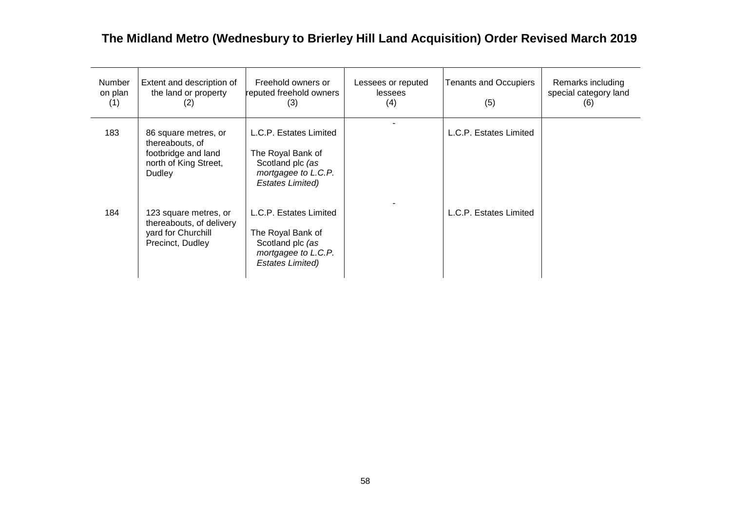# The Midland Metro (Wednesbury to Brierley Hill Land Acquisition) Order Revised March 2019

| Number on plan (1) | Extent and description of the land or property (2) | Freehold owners or reputed freehold owners (3) | Lessees or reputed lessees (4) | Tenants and Occupiers (5) | Remarks including special category land (6) |
|---|---|---|---|---|---|
| 183 | 86 square metres, or thereabouts, of footbridge and land north of King Street, Dudley | L.C.P. Estates Limited<br><br>The Royal Bank of Scotland plc *(as mortgagee to L.C.P. Estates Limited)* | - | L.C.P. Estates Limited | |
| 184 | 123 square metres, or thereabouts, of delivery yard for Churchill Precinct, Dudley | L.C.P. Estates Limited<br><br>The Royal Bank of Scotland plc *(as mortgagee to L.C.P. Estates Limited)* | - | L.C.P. Estates Limited | |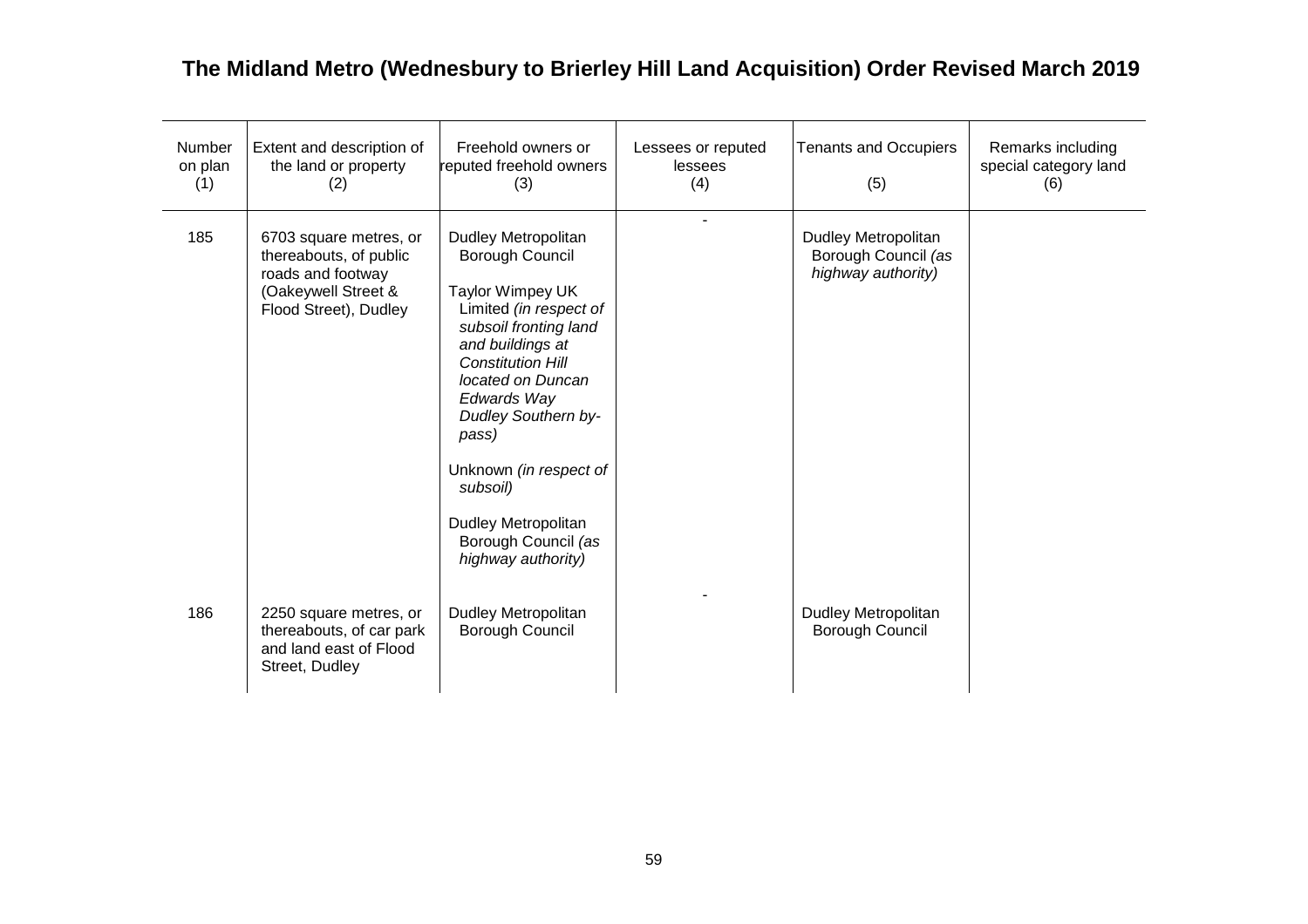## The Midland Metro (Wednesbury to Brierley Hill Land Acquisition) Order Revised March 2019

| Number on plan (1) | Extent and description of the land or property (2) | Freehold owners or reputed freehold owners (3) | Lessees or reputed lessees (4) | Tenants and Occupiers (5) | Remarks including special category land (6) |
|---|---|---|---|---|---|
| 185 | 6703 square metres, or thereabouts, of public roads and footway (Oakeywell Street & Flood Street), Dudley | Dudley Metropolitan Borough Council<br><br>Taylor Wimpey UK Limited *(in respect of subsoil fronting land and buildings at Constitution Hill located on Duncan Edwards Way Dudley Southern by-pass)*<br><br>Unknown *(in respect of subsoil)*<br><br>Dudley Metropolitan Borough Council *(as highway authority)* | - | Dudley Metropolitan Borough Council *(as highway authority)* | |
| 186 | 2250 square metres, or thereabouts, of car park and land east of Flood Street, Dudley | Dudley Metropolitan Borough Council | - | Dudley Metropolitan Borough Council | |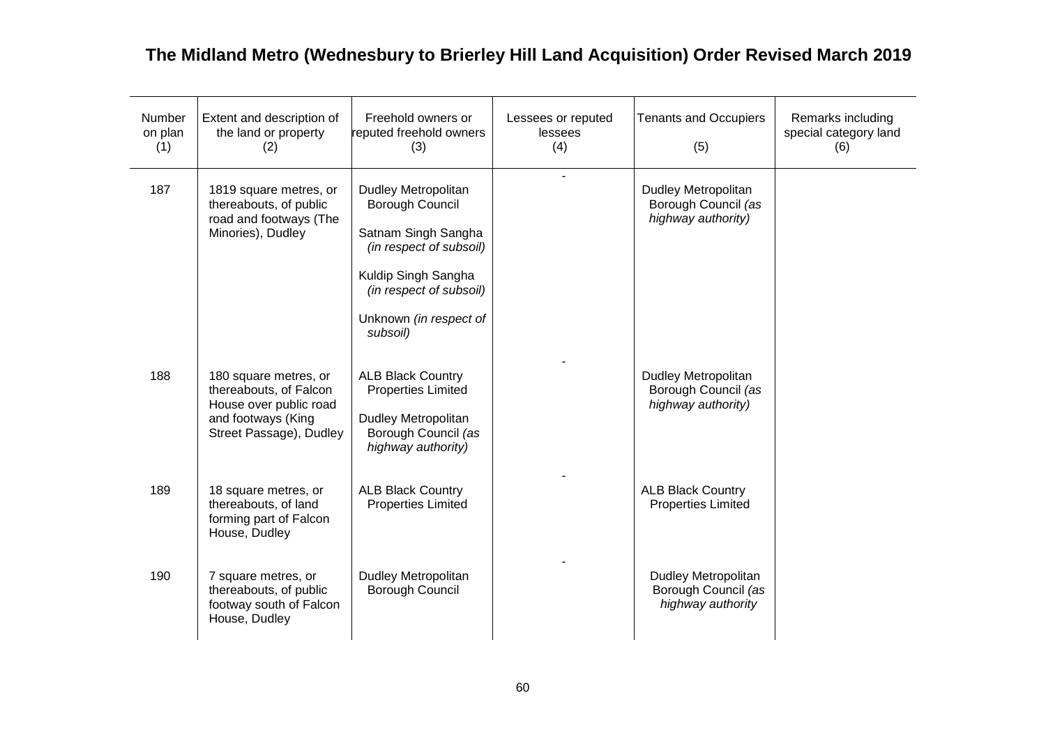# The Midland Metro (Wednesbury to Brierley Hill Land Acquisition) Order Revised March 2019

| Number on plan (1) | Extent and description of the land or property (2) | Freehold owners or reputed freehold owners (3) | Lessees or reputed lessees (4) | Tenants and Occupiers (5) | Remarks including special category land (6) |
|---|---|---|---|---|---|
| 187 | 1819 square metres, or thereabouts, of public road and footways (The Minories), Dudley | Dudley Metropolitan Borough Council<br><br>Satnam Singh Sangha *(in respect of subsoil)*<br><br>Kuldip Singh Sangha *(in respect of subsoil)*<br><br>Unknown *(in respect of subsoil)* | - | Dudley Metropolitan Borough Council *(as highway authority)* | |
| 188 | 180 square metres, or thereabouts, of Falcon House over public road and footways (King Street Passage), Dudley | ALB Black Country Properties Limited<br><br>Dudley Metropolitan Borough Council *(as highway authority)* | - | Dudley Metropolitan Borough Council *(as highway authority)* | |
| 189 | 18 square metres, or thereabouts, of land forming part of Falcon House, Dudley | ALB Black Country Properties Limited | - | ALB Black Country Properties Limited | |
| 190 | 7 square metres, or thereabouts, of public footway south of Falcon House, Dudley | Dudley Metropolitan Borough Council | - | Dudley Metropolitan Borough Council *(as highway authority* | |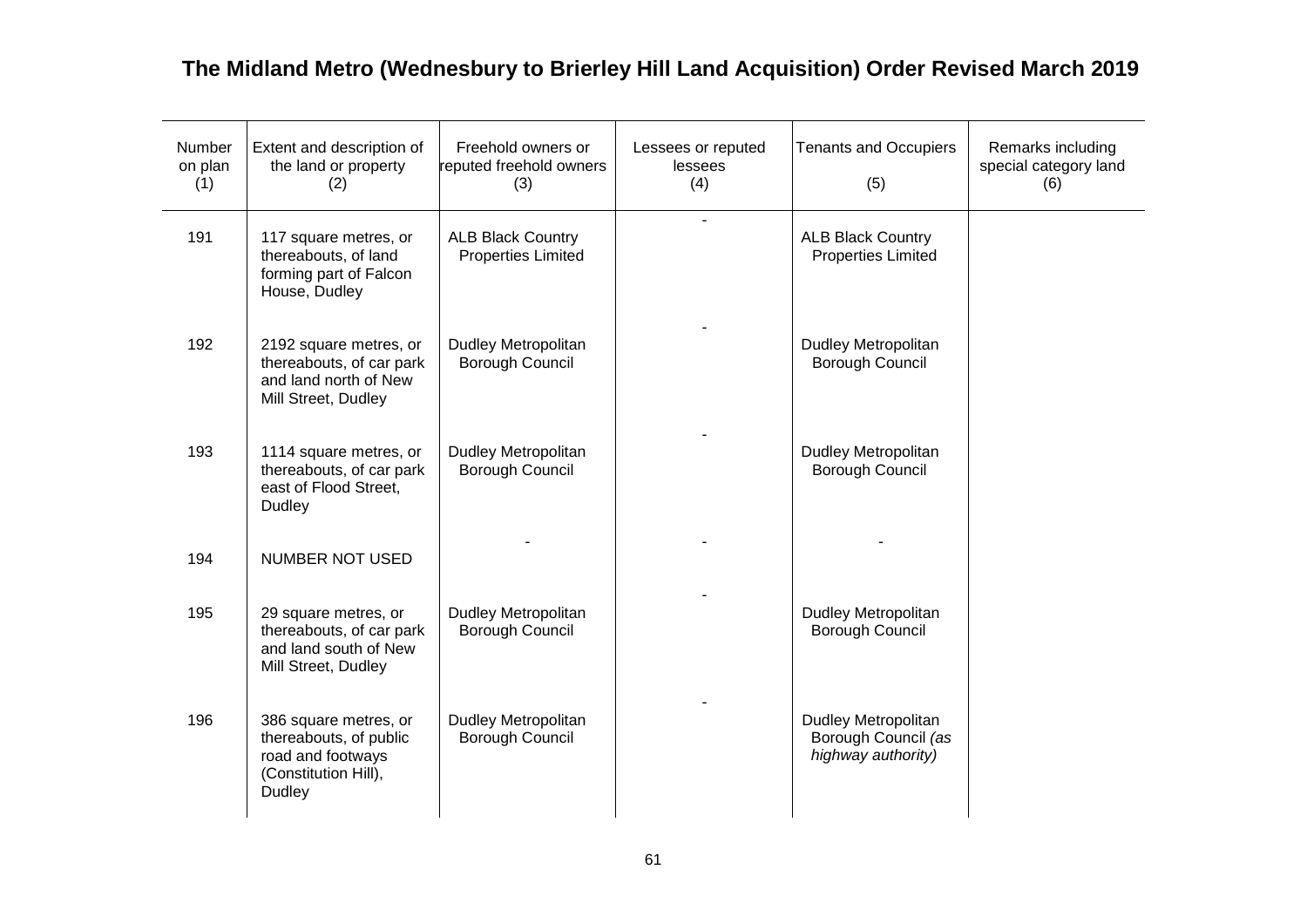**The Midland Metro (Wednesbury to Brierley Hill Land Acquisition) Order Revised March 2019**

| Number on plan (1) | Extent and description of the land or property (2) | Freehold owners or reputed freehold owners (3) | Lessees or reputed lessees (4) | Tenants and Occupiers (5) | Remarks including special category land (6) |
|---|---|---|---|---|---|
| 191 | 117 square metres, or thereabouts, of land forming part of Falcon House, Dudley | ALB Black Country Properties Limited | - | ALB Black Country Properties Limited | |
| 192 | 2192 square metres, or thereabouts, of car park and land north of New Mill Street, Dudley | Dudley Metropolitan Borough Council | - | Dudley Metropolitan Borough Council | |
| 193 | 1114 square metres, or thereabouts, of car park east of Flood Street, Dudley | Dudley Metropolitan Borough Council | - | Dudley Metropolitan Borough Council | |
| 194 | NUMBER NOT USED | - | - | - | |
| 195 | 29 square metres, or thereabouts, of car park and land south of New Mill Street, Dudley | Dudley Metropolitan Borough Council | - | Dudley Metropolitan Borough Council | |
| 196 | 386 square metres, or thereabouts, of public road and footways (Constitution Hill), Dudley | Dudley Metropolitan Borough Council | - | Dudley Metropolitan Borough Council *(as highway authority)* | |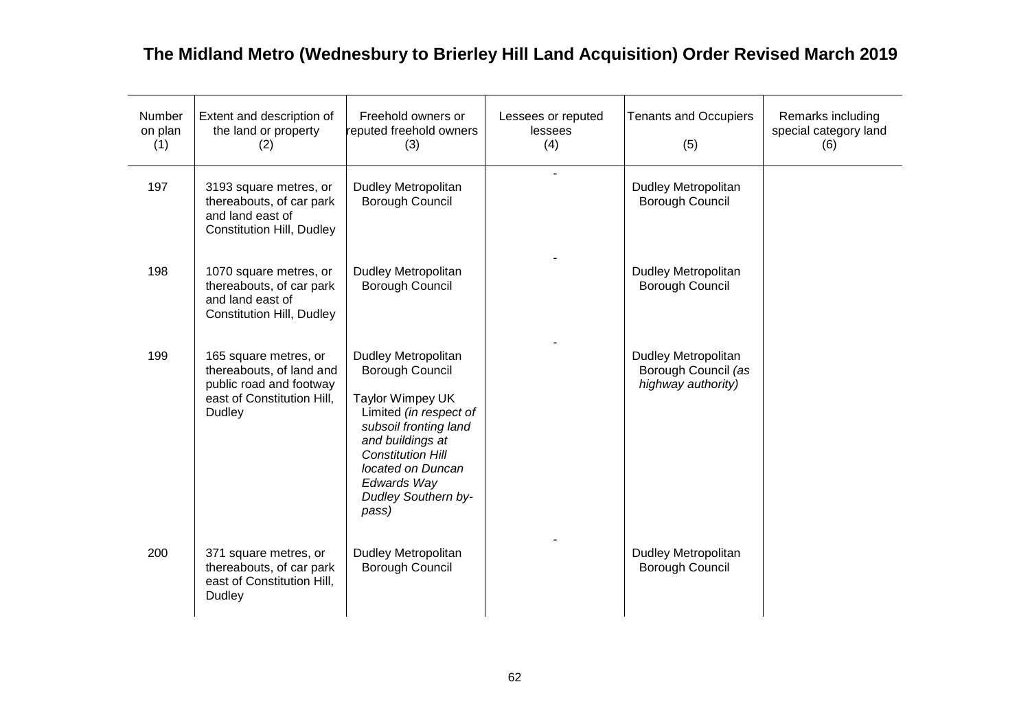# The Midland Metro (Wednesbury to Brierley Hill Land Acquisition) Order Revised March 2019

| Number on plan (1) | Extent and description of the land or property (2) | Freehold owners or reputed freehold owners (3) | Lessees or reputed lessees (4) | Tenants and Occupiers (5) | Remarks including special category land (6) |
|---|---|---|---|---|---|
| 197 | 3193 square metres, or thereabouts, of car park and land east of Constitution Hill, Dudley | Dudley Metropolitan Borough Council | - | Dudley Metropolitan Borough Council | |
| 198 | 1070 square metres, or thereabouts, of car park and land east of Constitution Hill, Dudley | Dudley Metropolitan Borough Council | - | Dudley Metropolitan Borough Council | |
| 199 | 165 square metres, or thereabouts, of land and public road and footway east of Constitution Hill, Dudley | Dudley Metropolitan Borough Council<br><br>Taylor Wimpey UK Limited *(in respect of subsoil fronting land and buildings at Constitution Hill located on Duncan Edwards Way Dudley Southern by-pass)* | - | Dudley Metropolitan Borough Council *(as highway authority)* | |
| 200 | 371 square metres, or thereabouts, of car park east of Constitution Hill, Dudley | Dudley Metropolitan Borough Council | - | Dudley Metropolitan Borough Council | |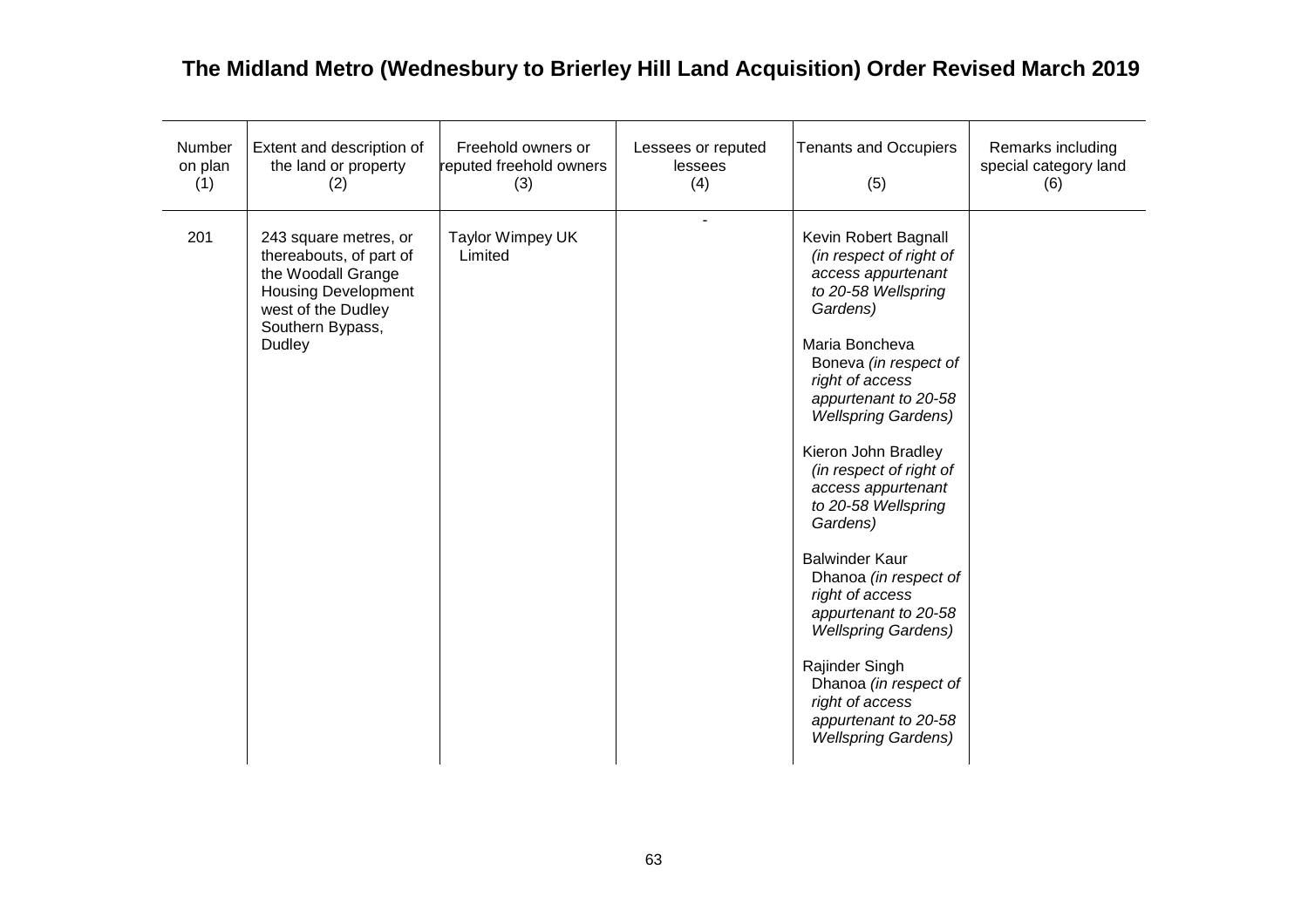# The Midland Metro (Wednesbury to Brierley Hill Land Acquisition) Order Revised March 2019

| Number on plan (1) | Extent and description of the land or property (2) | Freehold owners or reputed freehold owners (3) | Lessees or reputed lessees (4) | Tenants and Occupiers (5) | Remarks including special category land (6) |
|---|---|---|---|---|---|
| 201 | 243 square metres, or thereabouts, of part of the Woodall Grange Housing Development west of the Dudley Southern Bypass, Dudley | Taylor Wimpey UK Limited | - | Kevin Robert Bagnall *(in respect of right of access appurtenant to 20-58 Wellspring Gardens)*<br><br>Maria Boncheva Boneva *(in respect of right of access appurtenant to 20-58 Wellspring Gardens)*<br><br>Kieron John Bradley *(in respect of right of access appurtenant to 20-58 Wellspring Gardens)*<br><br>Balwinder Kaur Dhanoa *(in respect of right of access appurtenant to 20-58 Wellspring Gardens)*<br><br>Rajinder Singh Dhanoa *(in respect of right of access appurtenant to 20-58 Wellspring Gardens)* | |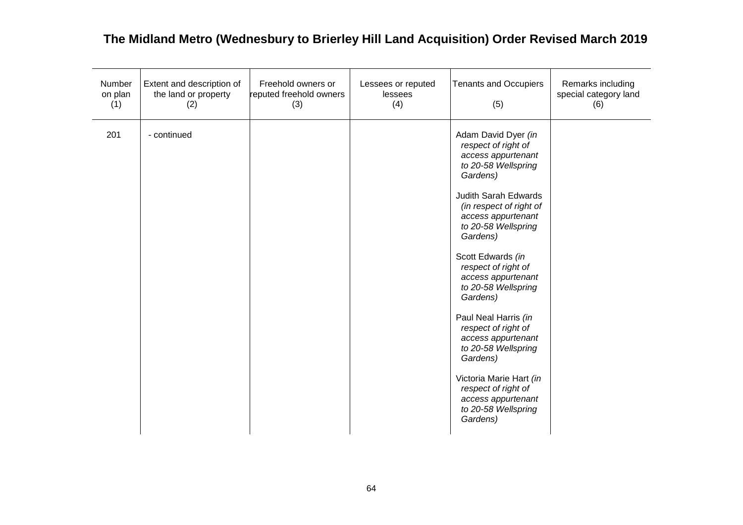**The Midland Metro (Wednesbury to Brierley Hill Land Acquisition) Order Revised March 2019**

| Number on plan (1) | Extent and description of the land or property (2) | Freehold owners or reputed freehold owners (3) | Lessees or reputed lessees (4) | Tenants and Occupiers (5) | Remarks including special category land (6) |
|---|---|---|---|---|---|
| 201 | - continued | | | Adam David Dyer *(in respect of right of access appurtenant to 20-58 Wellspring Gardens)*<br><br>Judith Sarah Edwards *(in respect of right of access appurtenant to 20-58 Wellspring Gardens)*<br><br>Scott Edwards *(in respect of right of access appurtenant to 20-58 Wellspring Gardens)*<br><br>Paul Neal Harris *(in respect of right of access appurtenant to 20-58 Wellspring Gardens)*<br><br>Victoria Marie Hart *(in respect of right of access appurtenant to 20-58 Wellspring Gardens)* | |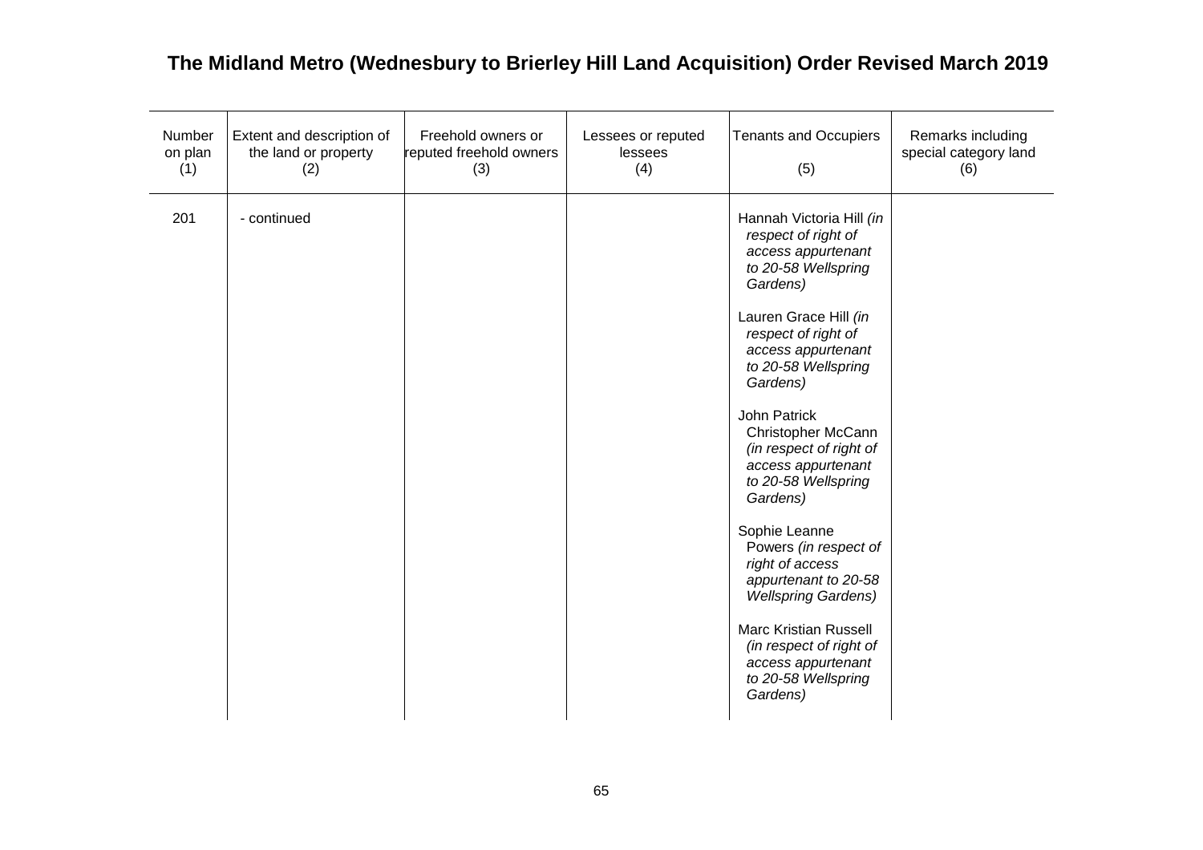# The Midland Metro (Wednesbury to Brierley Hill Land Acquisition) Order Revised March 2019

| Number on plan (1) | Extent and description of the land or property (2) | Freehold owners or reputed freehold owners (3) | Lessees or reputed lessees (4) | Tenants and Occupiers (5) | Remarks including special category land (6) |
|---|---|---|---|---|---|
| 201 | - continued | | | Hannah Victoria Hill *(in respect of right of access appurtenant to 20-58 Wellspring Gardens)*<br><br>Lauren Grace Hill *(in respect of right of access appurtenant to 20-58 Wellspring Gardens)*<br><br>John Patrick Christopher McCann *(in respect of right of access appurtenant to 20-58 Wellspring Gardens)*<br><br>Sophie Leanne Powers *(in respect of right of access appurtenant to 20-58 Wellspring Gardens)*<br><br>Marc Kristian Russell *(in respect of right of access appurtenant to 20-58 Wellspring Gardens)* | |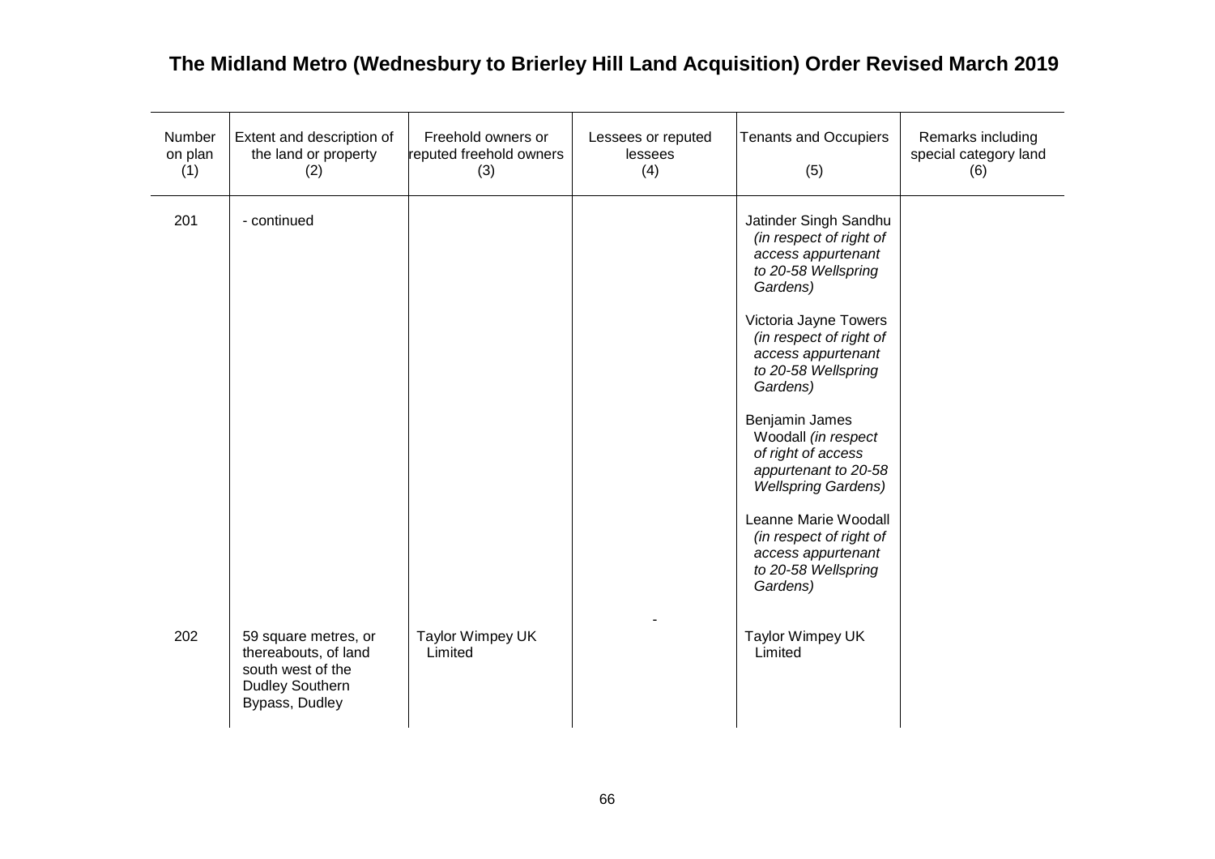# The Midland Metro (Wednesbury to Brierley Hill Land Acquisition) Order Revised March 2019

| Number on plan (1) | Extent and description of the land or property (2) | Freehold owners or reputed freehold owners (3) | Lessees or reputed lessees (4) | Tenants and Occupiers (5) | Remarks including special category land (6) |
|---|---|---|---|---|---|
| 201 | - continued | | | Jatinder Singh Sandhu *(in respect of right of access appurtenant to 20-58 Wellspring Gardens)*<br><br>Victoria Jayne Towers *(in respect of right of access appurtenant to 20-58 Wellspring Gardens)*<br><br>Benjamin James Woodall *(in respect of right of access appurtenant to 20-58 Wellspring Gardens)*<br><br>Leanne Marie Woodall *(in respect of right of access appurtenant to 20-58 Wellspring Gardens)* | |
| 202 | 59 square metres, or thereabouts, of land south west of the Dudley Southern Bypass, Dudley | Taylor Wimpey UK Limited | - | Taylor Wimpey UK Limited | |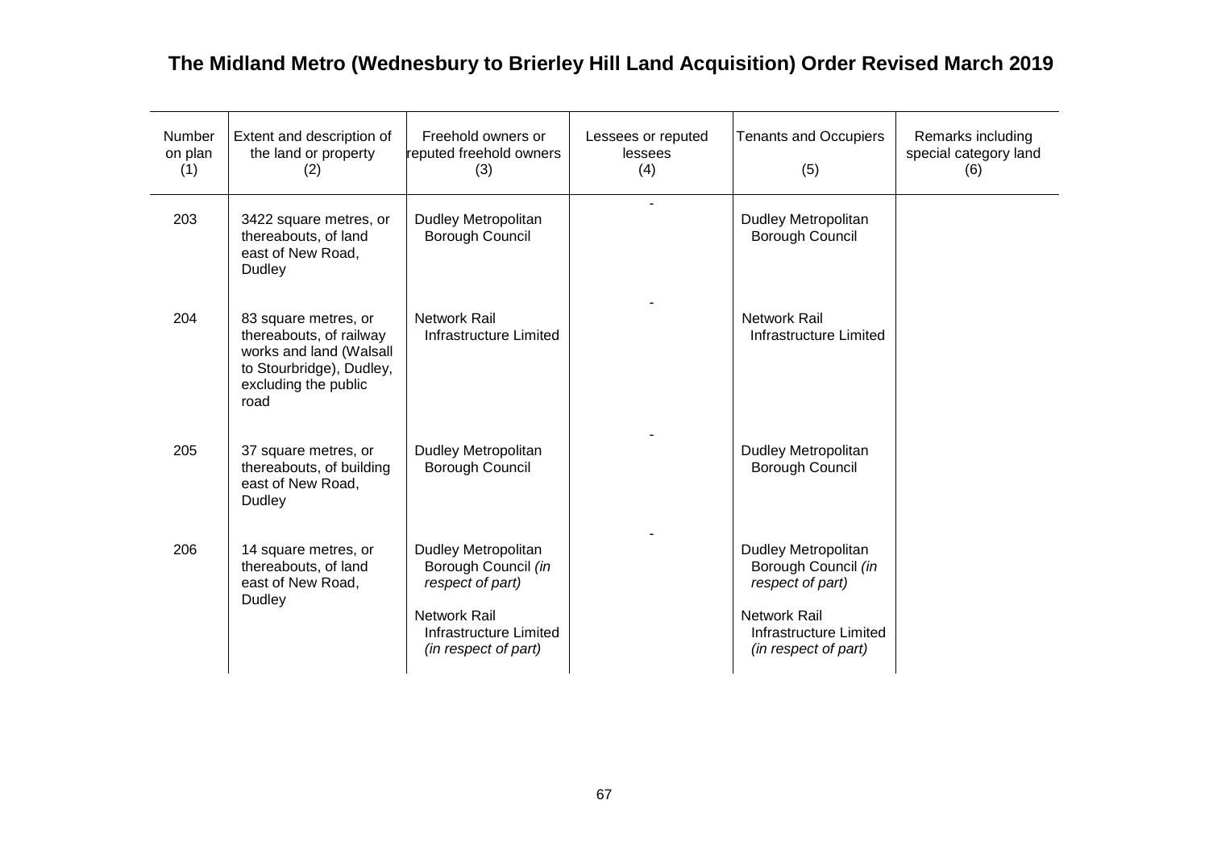## The Midland Metro (Wednesbury to Brierley Hill Land Acquisition) Order Revised March 2019

| Number on plan (1) | Extent and description of the land or property (2) | Freehold owners or reputed freehold owners (3) | Lessees or reputed lessees (4) | Tenants and Occupiers (5) | Remarks including special category land (6) |
|---|---|---|---|---|---|
| 203 | 3422 square metres, or thereabouts, of land east of New Road, Dudley | Dudley Metropolitan Borough Council | - | Dudley Metropolitan Borough Council | |
| 204 | 83 square metres, or thereabouts, of railway works and land (Walsall to Stourbridge), Dudley, excluding the public road | Network Rail Infrastructure Limited | - | Network Rail Infrastructure Limited | |
| 205 | 37 square metres, or thereabouts, of building east of New Road, Dudley | Dudley Metropolitan Borough Council | - | Dudley Metropolitan Borough Council | |
| 206 | 14 square metres, or thereabouts, of land east of New Road, Dudley | Dudley Metropolitan Borough Council *(in respect of part)*<br><br>Network Rail Infrastructure Limited *(in respect of part)* | - | Dudley Metropolitan Borough Council *(in respect of part)*<br><br>Network Rail Infrastructure Limited *(in respect of part)* | |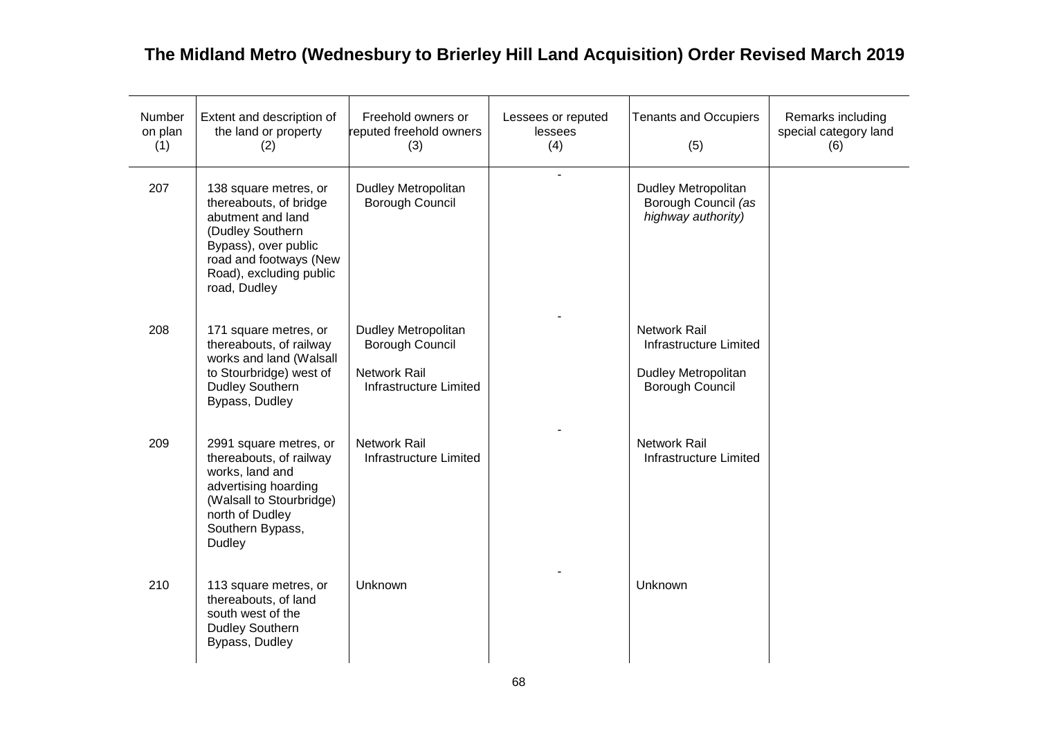# The Midland Metro (Wednesbury to Brierley Hill Land Acquisition) Order Revised March 2019

| Number on plan (1) | Extent and description of the land or property (2) | Freehold owners or reputed freehold owners (3) | Lessees or reputed lessees (4) | Tenants and Occupiers (5) | Remarks including special category land (6) |
|---|---|---|---|---|---|
| 207 | 138 square metres, or thereabouts, of bridge abutment and land (Dudley Southern Bypass), over public road and footways (New Road), excluding public road, Dudley | Dudley Metropolitan Borough Council | - | Dudley Metropolitan Borough Council *(as highway authority)* | |
| 208 | 171 square metres, or thereabouts, of railway works and land (Walsall to Stourbridge) west of Dudley Southern Bypass, Dudley | Dudley Metropolitan Borough Council<br><br>Network Rail Infrastructure Limited | - | Network Rail Infrastructure Limited<br><br>Dudley Metropolitan Borough Council | |
| 209 | 2991 square metres, or thereabouts, of railway works, land and advertising hoarding (Walsall to Stourbridge) north of Dudley Southern Bypass, Dudley | Network Rail Infrastructure Limited | - | Network Rail Infrastructure Limited | |
| 210 | 113 square metres, or thereabouts, of land south west of the Dudley Southern Bypass, Dudley | Unknown | - | Unknown | |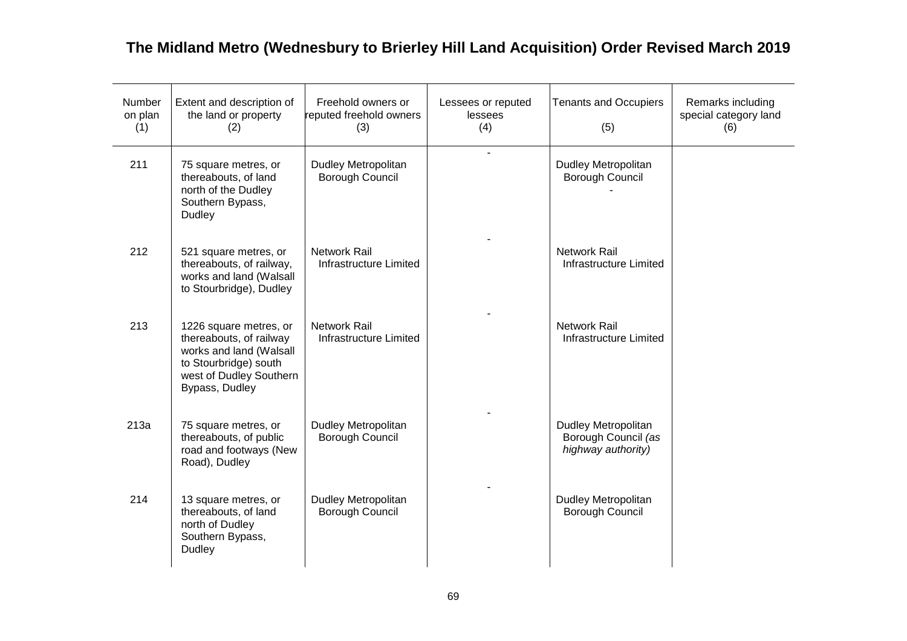# The Midland Metro (Wednesbury to Brierley Hill Land Acquisition) Order Revised March 2019

| Number on plan (1) | Extent and description of the land or property (2) | Freehold owners or reputed freehold owners (3) | Lessees or reputed lessees (4) | Tenants and Occupiers (5) | Remarks including special category land (6) |
|---|---|---|---|---|---|
| 211 | 75 square metres, or thereabouts, of land north of the Dudley Southern Bypass, Dudley | Dudley Metropolitan Borough Council | - | Dudley Metropolitan Borough Council - | |
| 212 | 521 square metres, or thereabouts, of railway, works and land (Walsall to Stourbridge), Dudley | Network Rail Infrastructure Limited | - | Network Rail Infrastructure Limited | |
| 213 | 1226 square metres, or thereabouts, of railway works and land (Walsall to Stourbridge) south west of Dudley Southern Bypass, Dudley | Network Rail Infrastructure Limited | - | Network Rail Infrastructure Limited | |
| 213a | 75 square metres, or thereabouts, of public road and footways (New Road), Dudley | Dudley Metropolitan Borough Council | - | Dudley Metropolitan Borough Council *(as highway authority)* | |
| 214 | 13 square metres, or thereabouts, of land north of Dudley Southern Bypass, Dudley | Dudley Metropolitan Borough Council | - | Dudley Metropolitan Borough Council | |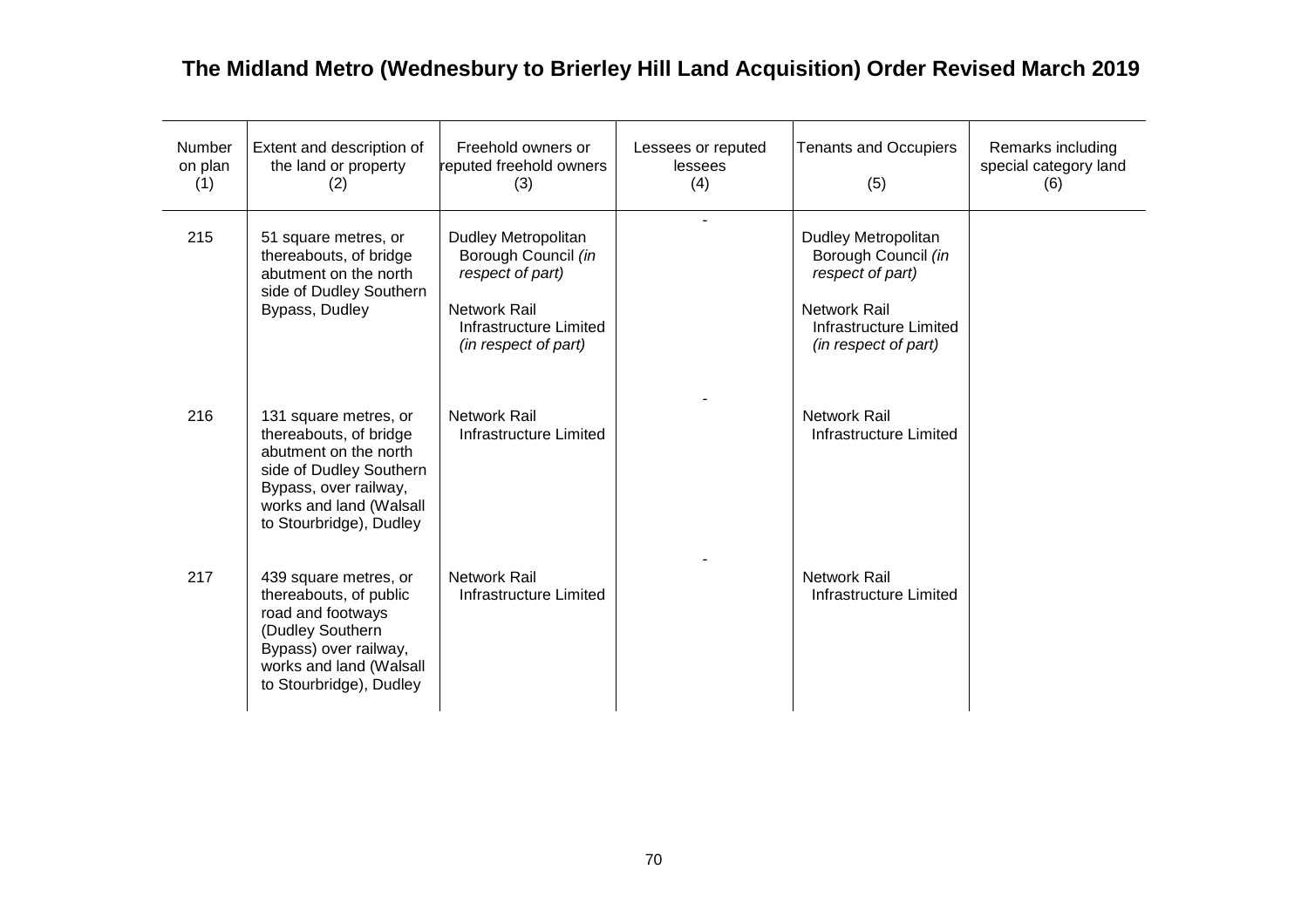# The Midland Metro (Wednesbury to Brierley Hill Land Acquisition) Order Revised March 2019

| Number on plan (1) | Extent and description of the land or property (2) | Freehold owners or reputed freehold owners (3) | Lessees or reputed lessees (4) | Tenants and Occupiers (5) | Remarks including special category land (6) |
|---|---|---|---|---|---|
| 215 | 51 square metres, or thereabouts, of bridge abutment on the north side of Dudley Southern Bypass, Dudley | Dudley Metropolitan Borough Council *(in respect of part)*<br><br>Network Rail Infrastructure Limited *(in respect of part)* | - | Dudley Metropolitan Borough Council *(in respect of part)*<br><br>Network Rail Infrastructure Limited *(in respect of part)* | |
| 216 | 131 square metres, or thereabouts, of bridge abutment on the north side of Dudley Southern Bypass, over railway, works and land (Walsall to Stourbridge), Dudley | Network Rail Infrastructure Limited | - | Network Rail Infrastructure Limited | |
| 217 | 439 square metres, or thereabouts, of public road and footways (Dudley Southern Bypass) over railway, works and land (Walsall to Stourbridge), Dudley | Network Rail Infrastructure Limited | - | Network Rail Infrastructure Limited | |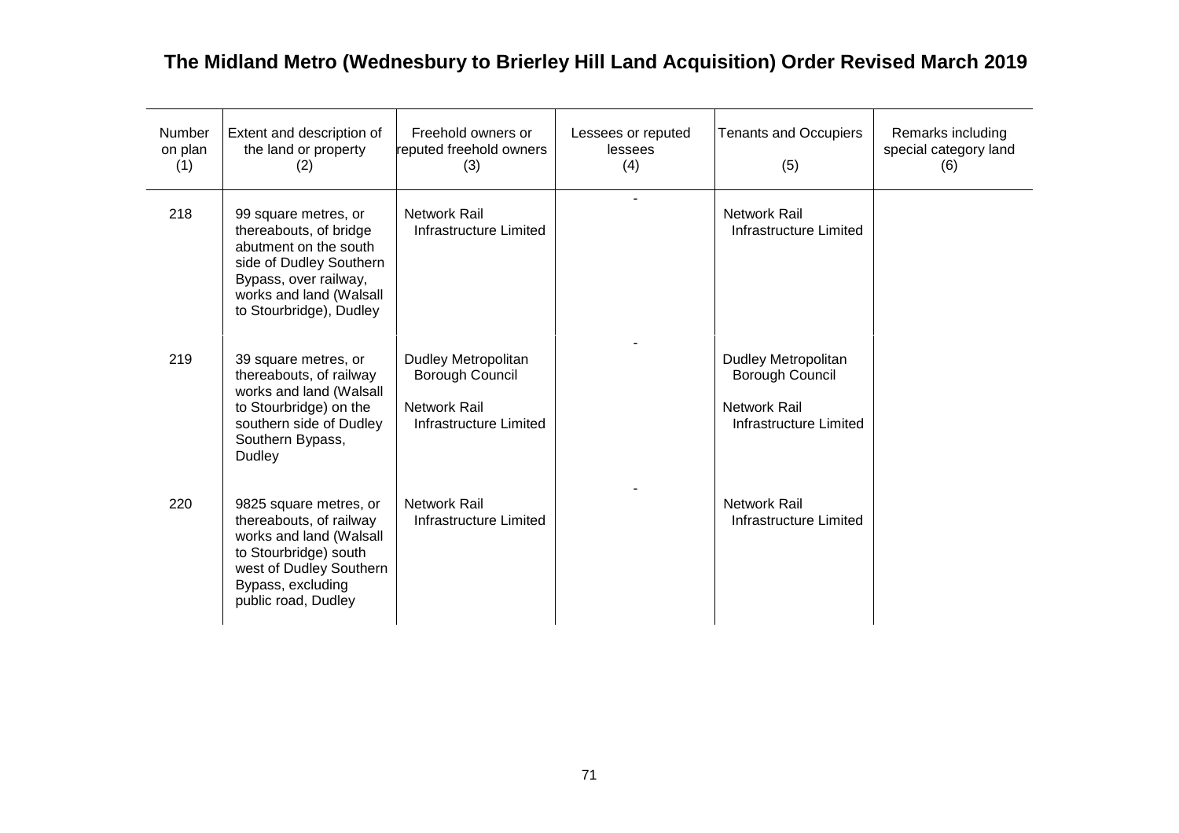**The Midland Metro (Wednesbury to Brierley Hill Land Acquisition) Order Revised March 2019**

| Number on plan (1) | Extent and description of the land or property (2) | Freehold owners or reputed freehold owners (3) | Lessees or reputed lessees (4) | Tenants and Occupiers (5) | Remarks including special category land (6) |
|---|---|---|---|---|---|
| 218 | 99 square metres, or thereabouts, of bridge abutment on the south side of Dudley Southern Bypass, over railway, works and land (Walsall to Stourbridge), Dudley | Network Rail Infrastructure Limited | - | Network Rail Infrastructure Limited | |
| 219 | 39 square metres, or thereabouts, of railway works and land (Walsall to Stourbridge) on the southern side of Dudley Southern Bypass, Dudley | Dudley Metropolitan Borough Council<br><br>Network Rail Infrastructure Limited | - | Dudley Metropolitan Borough Council<br><br>Network Rail Infrastructure Limited | |
| 220 | 9825 square metres, or thereabouts, of railway works and land (Walsall to Stourbridge) south west of Dudley Southern Bypass, excluding public road, Dudley | Network Rail Infrastructure Limited | - | Network Rail Infrastructure Limited | |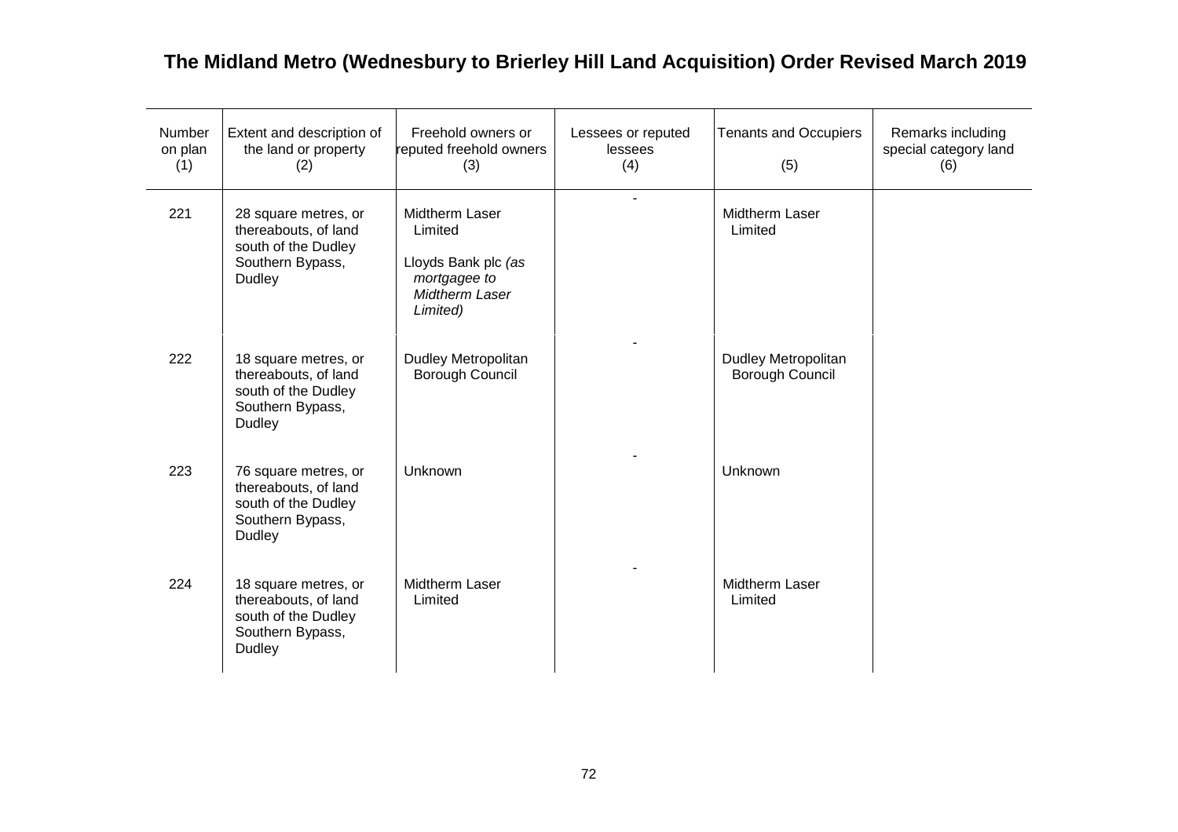# The Midland Metro (Wednesbury to Brierley Hill Land Acquisition) Order Revised March 2019

| Number on plan (1) | Extent and description of the land or property (2) | Freehold owners or reputed freehold owners (3) | Lessees or reputed lessees (4) | Tenants and Occupiers (5) | Remarks including special category land (6) |
|---|---|---|---|---|---|
| 221 | 28 square metres, or thereabouts, of land south of the Dudley Southern Bypass, Dudley | Midtherm Laser Limited<br><br>Lloyds Bank plc *(as mortgagee to Midtherm Laser Limited)* | - | Midtherm Laser Limited | |
| 222 | 18 square metres, or thereabouts, of land south of the Dudley Southern Bypass, Dudley | Dudley Metropolitan Borough Council | - | Dudley Metropolitan Borough Council | |
| 223 | 76 square metres, or thereabouts, of land south of the Dudley Southern Bypass, Dudley | Unknown | - | Unknown | |
| 224 | 18 square metres, or thereabouts, of land south of the Dudley Southern Bypass, Dudley | Midtherm Laser Limited | - | Midtherm Laser Limited | |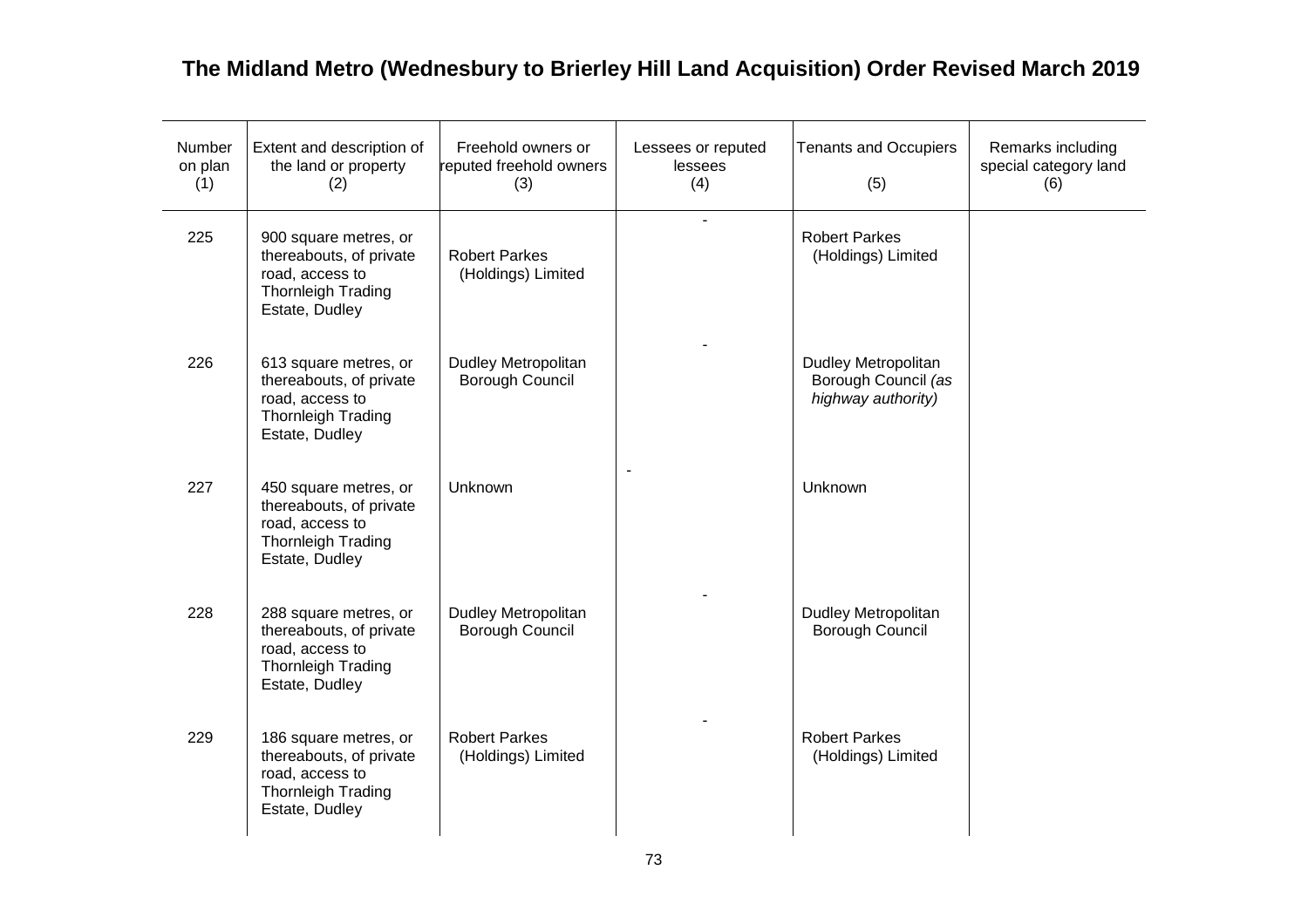## The Midland Metro (Wednesbury to Brierley Hill Land Acquisition) Order Revised March 2019

| Number on plan (1) | Extent and description of the land or property (2) | Freehold owners or reputed freehold owners (3) | Lessees or reputed lessees (4) | Tenants and Occupiers (5) | Remarks including special category land (6) |
|---|---|---|---|---|---|
| 225 | 900 square metres, or thereabouts, of private road, access to Thornleigh Trading Estate, Dudley | Robert Parkes (Holdings) Limited | - | Robert Parkes (Holdings) Limited | |
| 226 | 613 square metres, or thereabouts, of private road, access to Thornleigh Trading Estate, Dudley | Dudley Metropolitan Borough Council | - | Dudley Metropolitan Borough Council *(as highway authority)* | |
| 227 | 450 square metres, or thereabouts, of private road, access to Thornleigh Trading Estate, Dudley | Unknown | - | Unknown | |
| 228 | 288 square metres, or thereabouts, of private road, access to Thornleigh Trading Estate, Dudley | Dudley Metropolitan Borough Council | - | Dudley Metropolitan Borough Council | |
| 229 | 186 square metres, or thereabouts, of private road, access to Thornleigh Trading Estate, Dudley | Robert Parkes (Holdings) Limited | - | Robert Parkes (Holdings) Limited | |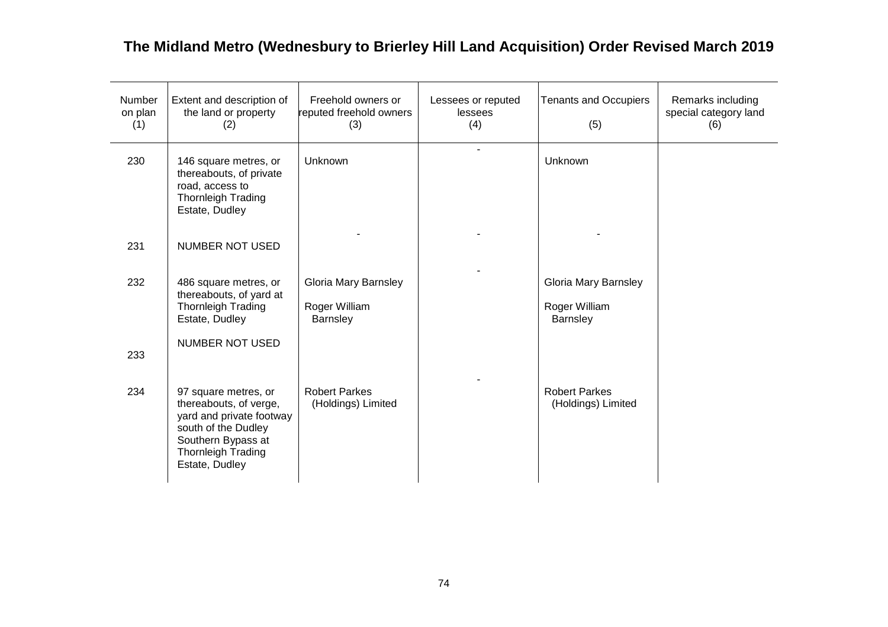## The Midland Metro (Wednesbury to Brierley Hill Land Acquisition) Order Revised March 2019

| Number on plan (1) | Extent and description of the land or property (2) | Freehold owners or reputed freehold owners (3) | Lessees or reputed lessees (4) | Tenants and Occupiers (5) | Remarks including special category land (6) |
|---|---|---|---|---|---|
| 230 | 146 square metres, or thereabouts, of private road, access to Thornleigh Trading Estate, Dudley | Unknown | - | Unknown | |
| 231 | NUMBER NOT USED | - | - | - | |
| 232 | 486 square metres, or thereabouts, of yard at Thornleigh Trading Estate, Dudley | Gloria Mary Barnsley<br><br>Roger William Barnsley | - | Gloria Mary Barnsley<br><br>Roger William Barnsley | |
| 233 | NUMBER NOT USED | | | | |
| 234 | 97 square metres, or thereabouts, of verge, yard and private footway south of the Dudley Southern Bypass at Thornleigh Trading Estate, Dudley | Robert Parkes (Holdings) Limited | - | Robert Parkes (Holdings) Limited | |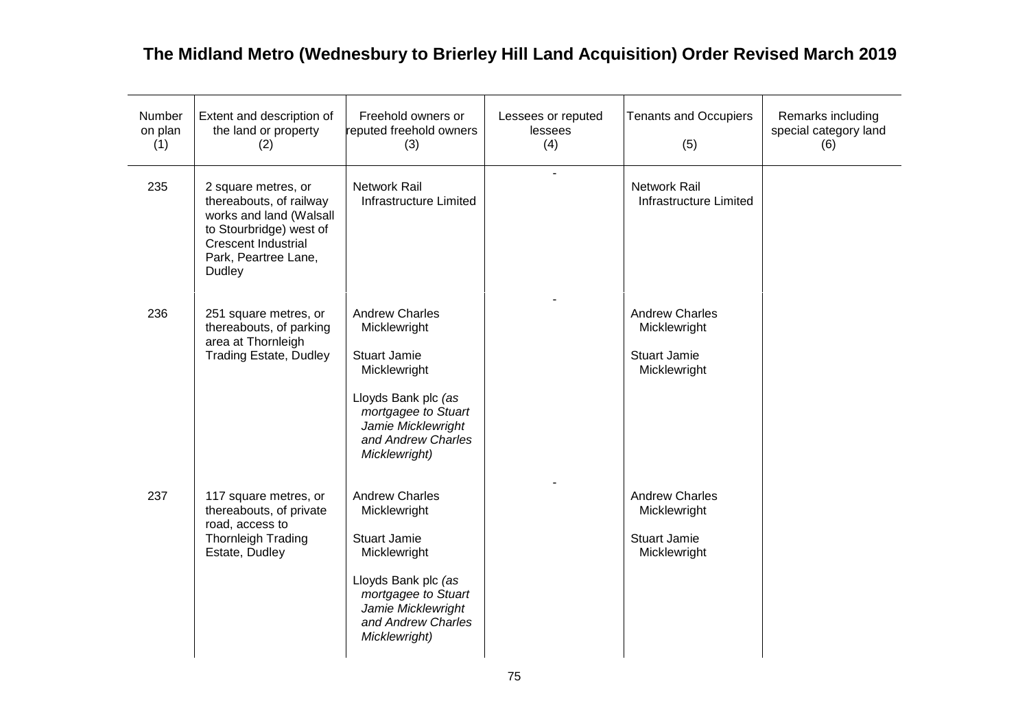# The Midland Metro (Wednesbury to Brierley Hill Land Acquisition) Order Revised March 2019

| Number on plan (1) | Extent and description of the land or property (2) | Freehold owners or reputed freehold owners (3) | Lessees or reputed lessees (4) | Tenants and Occupiers (5) | Remarks including special category land (6) |
|---|---|---|---|---|---|
| 235 | 2 square metres, or thereabouts, of railway works and land (Walsall to Stourbridge) west of Crescent Industrial Park, Peartree Lane, Dudley | Network Rail Infrastructure Limited | - | Network Rail Infrastructure Limited | |
| 236 | 251 square metres, or thereabouts, of parking area at Thornleigh Trading Estate, Dudley | Andrew Charles Micklewright<br><br>Stuart Jamie Micklewright<br><br>Lloyds Bank plc *(as mortgagee to Stuart Jamie Micklewright and Andrew Charles Micklewright)* | - | Andrew Charles Micklewright<br><br>Stuart Jamie Micklewright | |
| 237 | 117 square metres, or thereabouts, of private road, access to Thornleigh Trading Estate, Dudley | Andrew Charles Micklewright<br><br>Stuart Jamie Micklewright<br><br>Lloyds Bank plc *(as mortgagee to Stuart Jamie Micklewright and Andrew Charles Micklewright)* | - | Andrew Charles Micklewright<br><br>Stuart Jamie Micklewright | |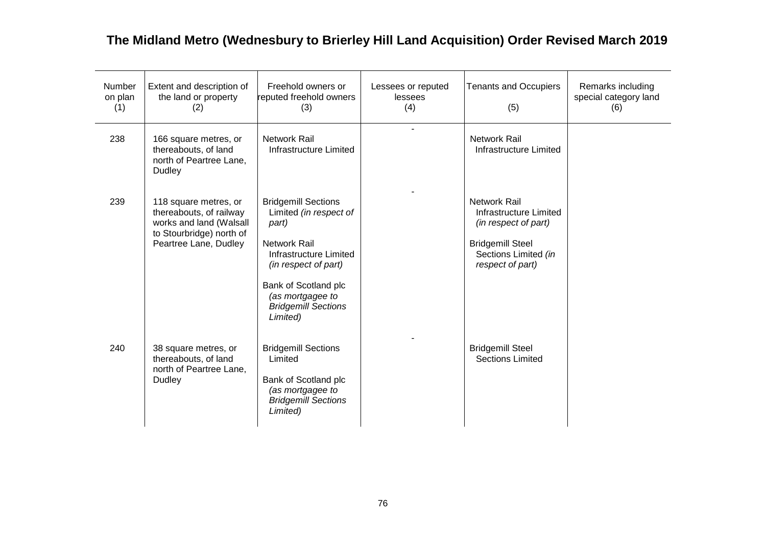# The Midland Metro (Wednesbury to Brierley Hill Land Acquisition) Order Revised March 2019

| Number on plan (1) | Extent and description of the land or property (2) | Freehold owners or reputed freehold owners (3) | Lessees or reputed lessees (4) | Tenants and Occupiers (5) | Remarks including special category land (6) |
|---|---|---|---|---|---|
| 238 | 166 square metres, or thereabouts, of land north of Peartree Lane, Dudley | Network Rail Infrastructure Limited | - | Network Rail Infrastructure Limited | |
| 239 | 118 square metres, or thereabouts, of railway works and land (Walsall to Stourbridge) north of Peartree Lane, Dudley | Bridgemill Sections Limited *(in respect of part)*<br><br>Network Rail Infrastructure Limited *(in respect of part)*<br><br>Bank of Scotland plc *(as mortgagee to Bridgemill Sections Limited)* | - | Network Rail Infrastructure Limited *(in respect of part)*<br><br>Bridgemill Steel Sections Limited *(in respect of part)* | |
| 240 | 38 square metres, or thereabouts, of land north of Peartree Lane, Dudley | Bridgemill Sections Limited<br><br>Bank of Scotland plc *(as mortgagee to Bridgemill Sections Limited)* | - | Bridgemill Steel Sections Limited | |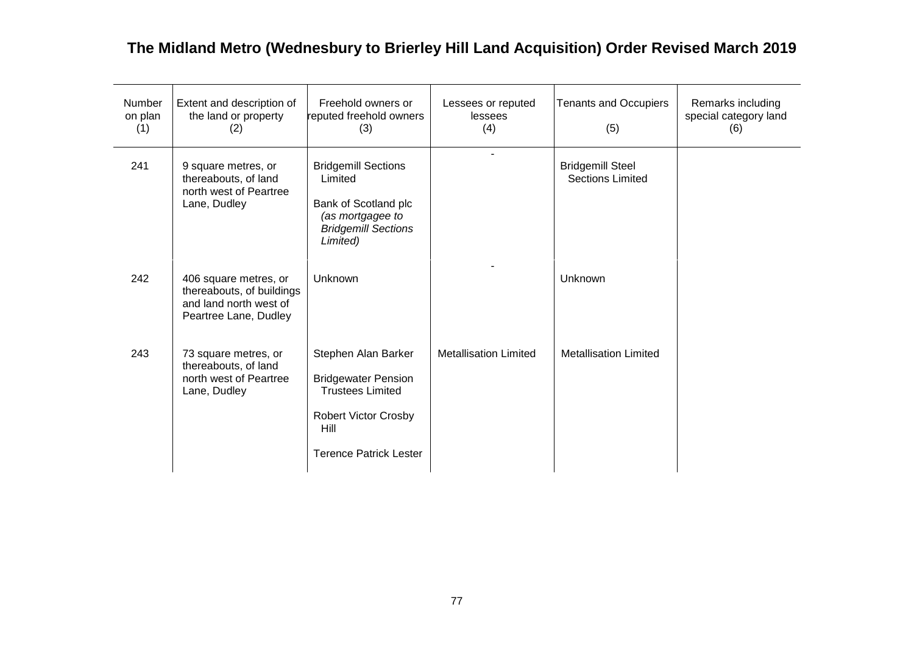# The Midland Metro (Wednesbury to Brierley Hill Land Acquisition) Order Revised March 2019

| Number on plan (1) | Extent and description of the land or property (2) | Freehold owners or reputed freehold owners (3) | Lessees or reputed lessees (4) | Tenants and Occupiers (5) | Remarks including special category land (6) |
|---|---|---|---|---|---|
| 241 | 9 square metres, or thereabouts, of land north west of Peartree Lane, Dudley | Bridgemill Sections Limited<br><br>Bank of Scotland plc *(as mortgagee to Bridgemill Sections Limited)* | - | Bridgemill Steel Sections Limited | |
| 242 | 406 square metres, or thereabouts, of buildings and land north west of Peartree Lane, Dudley | Unknown | - | Unknown | |
| 243 | 73 square metres, or thereabouts, of land north west of Peartree Lane, Dudley | Stephen Alan Barker<br><br>Bridgewater Pension Trustees Limited<br><br>Robert Victor Crosby Hill<br><br>Terence Patrick Lester | Metallisation Limited | Metallisation Limited | |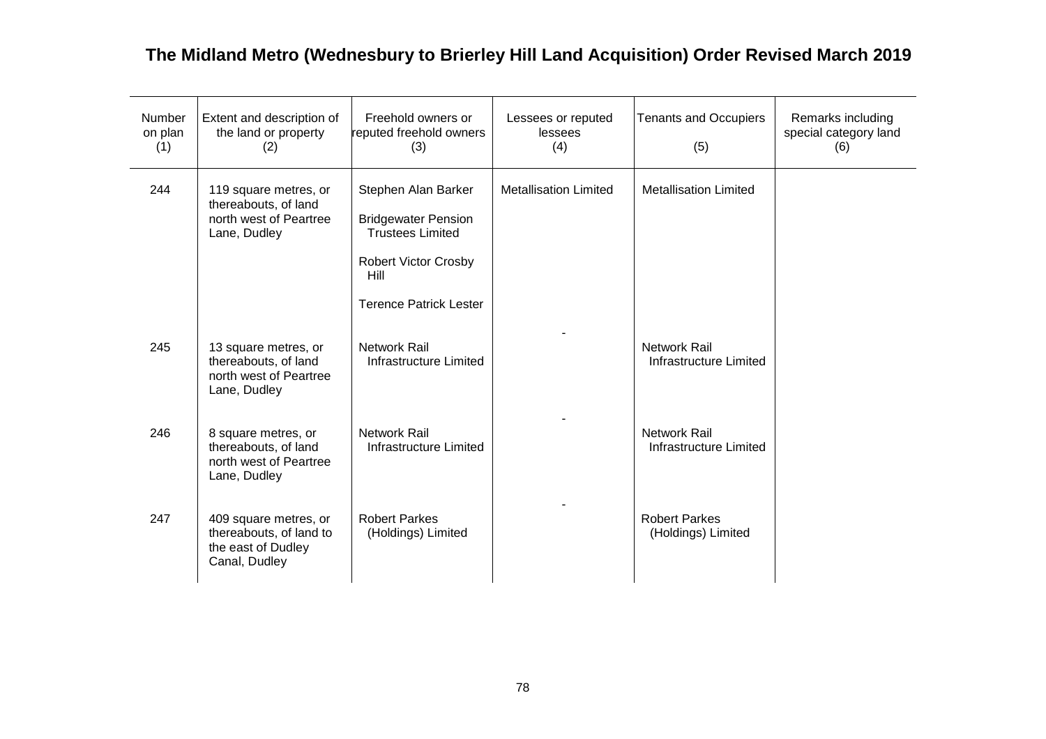# The Midland Metro (Wednesbury to Brierley Hill Land Acquisition) Order Revised March 2019

| Number on plan (1) | Extent and description of the land or property (2) | Freehold owners or reputed freehold owners (3) | Lessees or reputed lessees (4) | Tenants and Occupiers (5) | Remarks including special category land (6) |
|---|---|---|---|---|---|
| 244 | 119 square metres, or thereabouts, of land north west of Peartree Lane, Dudley | Stephen Alan Barker<br><br>Bridgewater Pension Trustees Limited<br><br>Robert Victor Crosby Hill<br><br>Terence Patrick Lester | Metallisation Limited | Metallisation Limited | |
| 245 | 13 square metres, or thereabouts, of land north west of Peartree Lane, Dudley | Network Rail Infrastructure Limited | - | Network Rail Infrastructure Limited | |
| 246 | 8 square metres, or thereabouts, of land north west of Peartree Lane, Dudley | Network Rail Infrastructure Limited | - | Network Rail Infrastructure Limited | |
| 247 | 409 square metres, or thereabouts, of land to the east of Dudley Canal, Dudley | Robert Parkes (Holdings) Limited | - | Robert Parkes (Holdings) Limited | |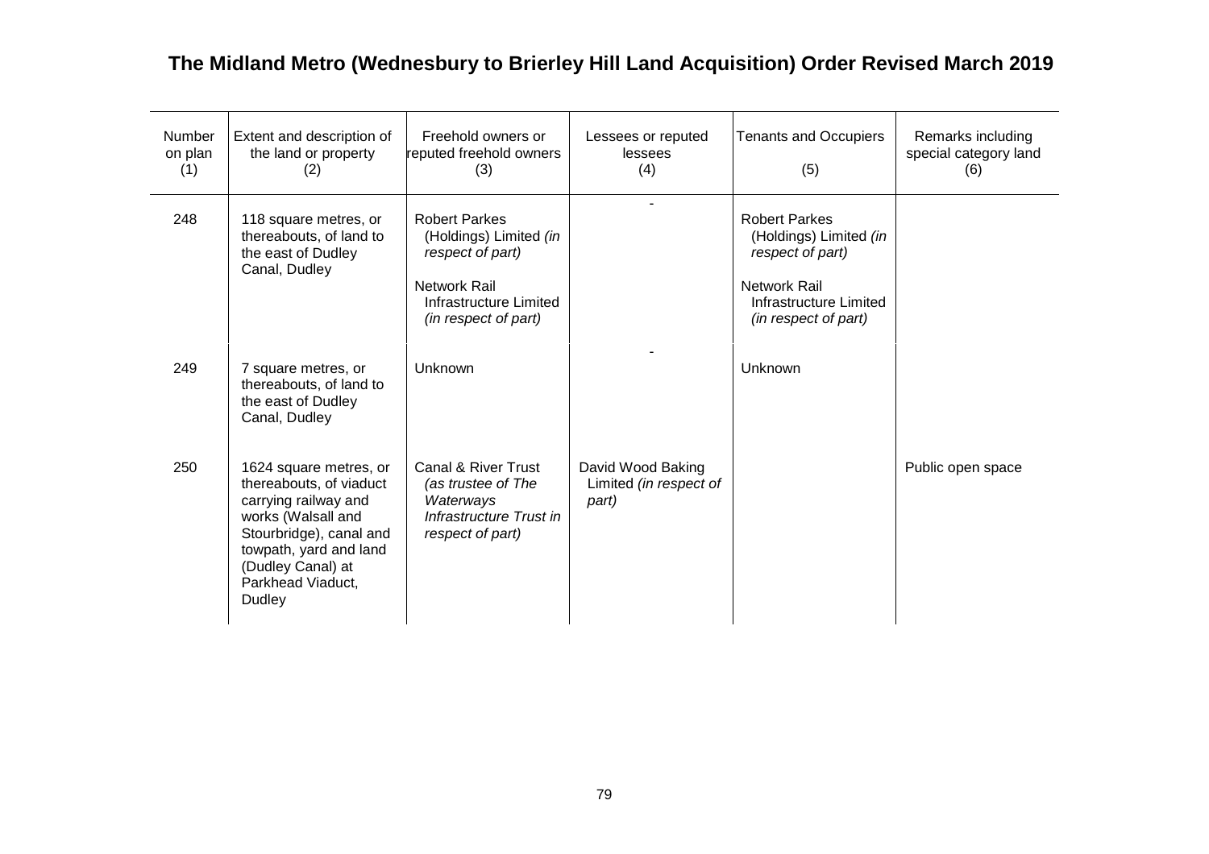# The Midland Metro (Wednesbury to Brierley Hill Land Acquisition) Order Revised March 2019

| Number on plan (1) | Extent and description of the land or property (2) | Freehold owners or reputed freehold owners (3) | Lessees or reputed lessees (4) | Tenants and Occupiers (5) | Remarks including special category land (6) |
|---|---|---|---|---|---|
| 248 | 118 square metres, or thereabouts, of land to the east of Dudley Canal, Dudley | Robert Parkes (Holdings) Limited *(in respect of part)*<br><br>Network Rail Infrastructure Limited *(in respect of part)* | - | Robert Parkes (Holdings) Limited *(in respect of part)*<br><br>Network Rail Infrastructure Limited *(in respect of part)* | |
| 249 | 7 square metres, or thereabouts, of land to the east of Dudley Canal, Dudley | Unknown | - | Unknown | |
| 250 | 1624 square metres, or thereabouts, of viaduct carrying railway and works (Walsall and Stourbridge), canal and towpath, yard and land (Dudley Canal) at Parkhead Viaduct, Dudley | Canal & River Trust *(as trustee of The Waterways Infrastructure Trust in respect of part)* | David Wood Baking Limited *(in respect of part)* | | Public open space |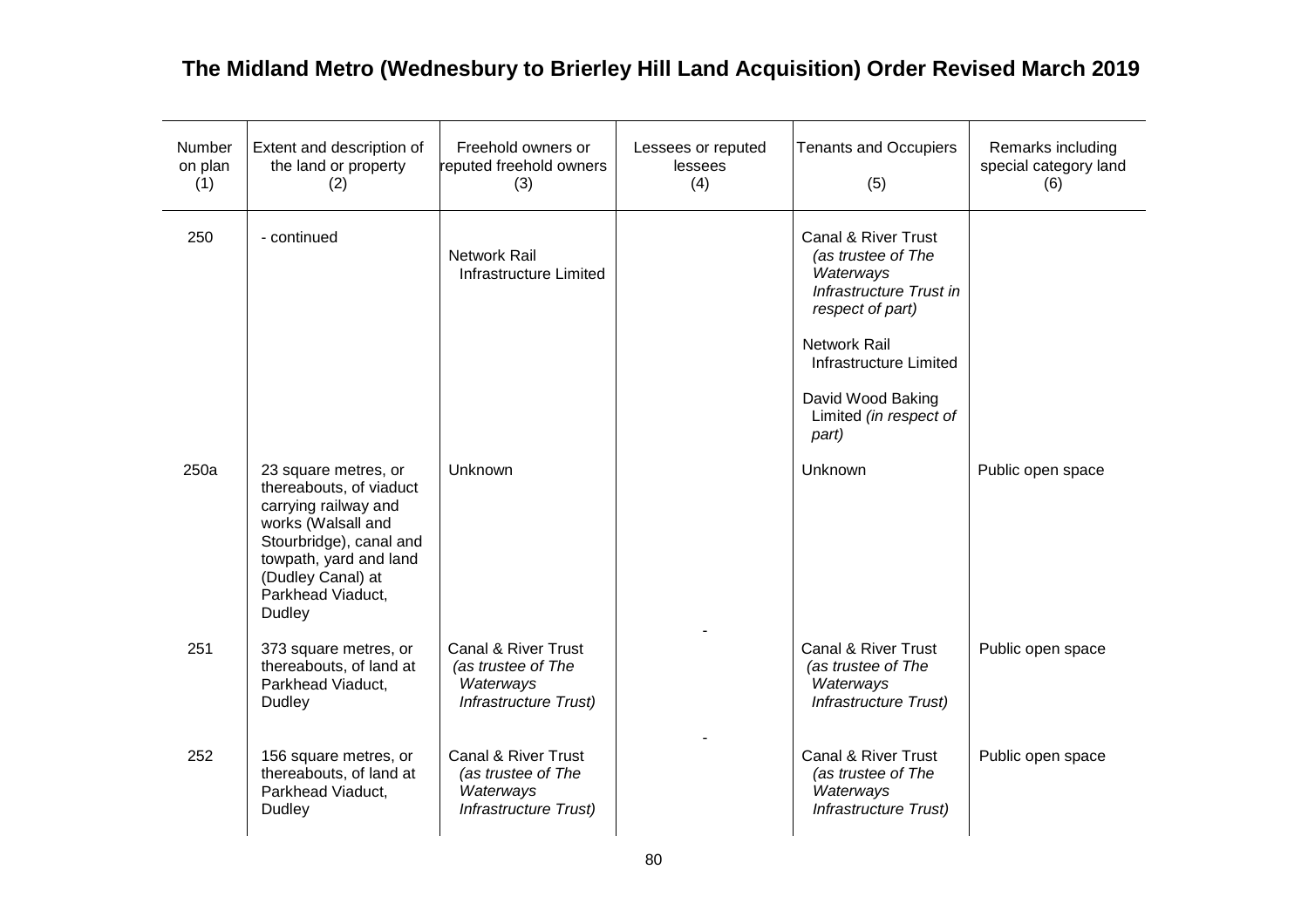## The Midland Metro (Wednesbury to Brierley Hill Land Acquisition) Order Revised March 2019

| Number on plan (1) | Extent and description of the land or property (2) | Freehold owners or reputed freehold owners (3) | Lessees or reputed lessees (4) | Tenants and Occupiers (5) | Remarks including special category land (6) |
|---|---|---|---|---|---|
| 250 | - continued | Network Rail Infrastructure Limited | | Canal & River Trust *(as trustee of The Waterways Infrastructure Trust in respect of part)*<br><br>Network Rail Infrastructure Limited<br><br>David Wood Baking Limited *(in respect of part)* | |
| 250a | 23 square metres, or thereabouts, of viaduct carrying railway and works (Walsall and Stourbridge), canal and towpath, yard and land (Dudley Canal) at Parkhead Viaduct, Dudley | Unknown | - | Unknown | Public open space |
| 251 | 373 square metres, or thereabouts, of land at Parkhead Viaduct, Dudley | Canal & River Trust *(as trustee of The Waterways Infrastructure Trust)* | - | Canal & River Trust *(as trustee of The Waterways Infrastructure Trust)* | Public open space |
| 252 | 156 square metres, or thereabouts, of land at Parkhead Viaduct, Dudley | Canal & River Trust *(as trustee of The Waterways Infrastructure Trust)* | | Canal & River Trust *(as trustee of The Waterways Infrastructure Trust)* | Public open space |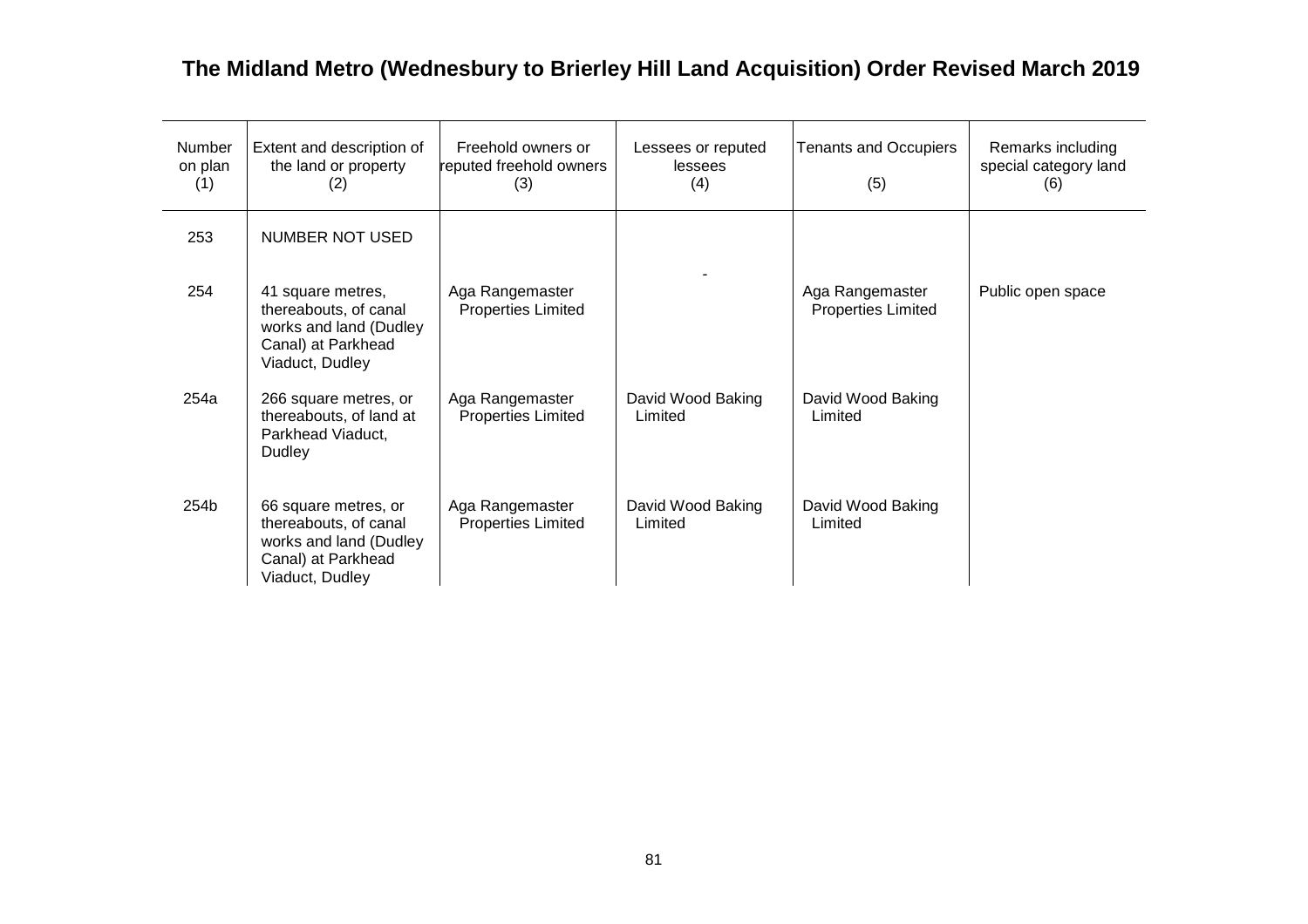# The Midland Metro (Wednesbury to Brierley Hill Land Acquisition) Order Revised March 2019

| Number on plan (1) | Extent and description of the land or property (2) | Freehold owners or reputed freehold owners (3) | Lessees or reputed lessees (4) | Tenants and Occupiers (5) | Remarks including special category land (6) |
|---|---|---|---|---|---|
| 253 | NUMBER NOT USED | | | | |
| 254 | 41 square metres, thereabouts, of canal works and land (Dudley Canal) at Parkhead Viaduct, Dudley | Aga Rangemaster Properties Limited | - | Aga Rangemaster Properties Limited | Public open space |
| 254a | 266 square metres, or thereabouts, of land at Parkhead Viaduct, Dudley | Aga Rangemaster Properties Limited | David Wood Baking Limited | David Wood Baking Limited | |
| 254b | 66 square metres, or thereabouts, of canal works and land (Dudley Canal) at Parkhead Viaduct, Dudley | Aga Rangemaster Properties Limited | David Wood Baking Limited | David Wood Baking Limited | |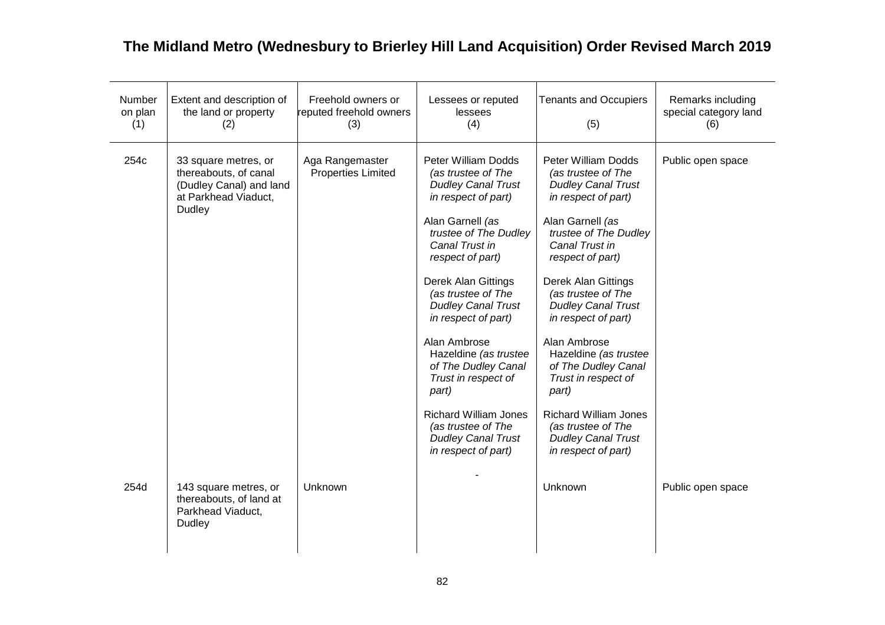## The Midland Metro (Wednesbury to Brierley Hill Land Acquisition) Order Revised March 2019

| Number on plan (1) | Extent and description of the land or property (2) | Freehold owners or reputed freehold owners (3) | Lessees or reputed lessees (4) | Tenants and Occupiers (5) | Remarks including special category land (6) |
|---|---|---|---|---|---|
| 254c | 33 square metres, or thereabouts, of canal (Dudley Canal) and land at Parkhead Viaduct, Dudley | Aga Rangemaster Properties Limited | Peter William Dodds *(as trustee of The Dudley Canal Trust in respect of part)*<br><br>Alan Garnell *(as trustee of The Dudley Canal Trust in respect of part)*<br><br>Derek Alan Gittings *(as trustee of The Dudley Canal Trust in respect of part)*<br><br>Alan Ambrose Hazeldine *(as trustee of The Dudley Canal Trust in respect of part)*<br><br>Richard William Jones *(as trustee of The Dudley Canal Trust in respect of part)* | Peter William Dodds *(as trustee of The Dudley Canal Trust in respect of part)*<br><br>Alan Garnell *(as trustee of The Dudley Canal Trust in respect of part)*<br><br>Derek Alan Gittings *(as trustee of The Dudley Canal Trust in respect of part)*<br><br>Alan Ambrose Hazeldine *(as trustee of The Dudley Canal Trust in respect of part)*<br><br>Richard William Jones *(as trustee of The Dudley Canal Trust in respect of part)* | Public open space |
| 254d | 143 square metres, or thereabouts, of land at Parkhead Viaduct, Dudley | Unknown | - | Unknown | Public open space |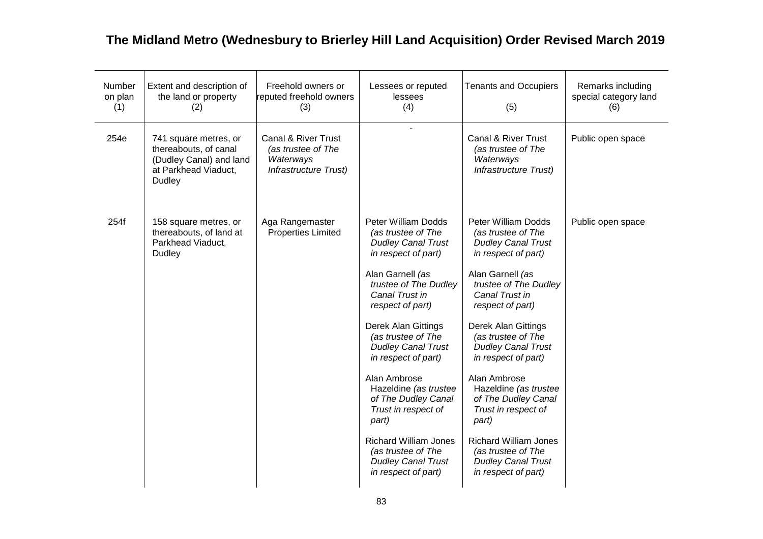# The Midland Metro (Wednesbury to Brierley Hill Land Acquisition) Order Revised March 2019

| Number on plan (1) | Extent and description of the land or property (2) | Freehold owners or reputed freehold owners (3) | Lessees or reputed lessees (4) | Tenants and Occupiers (5) | Remarks including special category land (6) |
|---|---|---|---|---|---|
| 254e | 741 square metres, or thereabouts, of canal (Dudley Canal) and land at Parkhead Viaduct, Dudley | Canal & River Trust *(as trustee of The Waterways Infrastructure Trust)* | - | Canal & River Trust *(as trustee of The Waterways Infrastructure Trust)* | Public open space |
| 254f | 158 square metres, or thereabouts, of land at Parkhead Viaduct, Dudley | Aga Rangemaster Properties Limited | Peter William Dodds *(as trustee of The Dudley Canal Trust in respect of part)*<br><br>Alan Garnell *(as trustee of The Dudley Canal Trust in respect of part)*<br><br>Derek Alan Gittings *(as trustee of The Dudley Canal Trust in respect of part)*<br><br>Alan Ambrose Hazeldine *(as trustee of The Dudley Canal Trust in respect of part)*<br><br>Richard William Jones *(as trustee of The Dudley Canal Trust in respect of part)* | Peter William Dodds *(as trustee of The Dudley Canal Trust in respect of part)*<br><br>Alan Garnell *(as trustee of The Dudley Canal Trust in respect of part)*<br><br>Derek Alan Gittings *(as trustee of The Dudley Canal Trust in respect of part)*<br><br>Alan Ambrose Hazeldine *(as trustee of The Dudley Canal Trust in respect of part)*<br><br>Richard William Jones *(as trustee of The Dudley Canal Trust in respect of part)* | Public open space |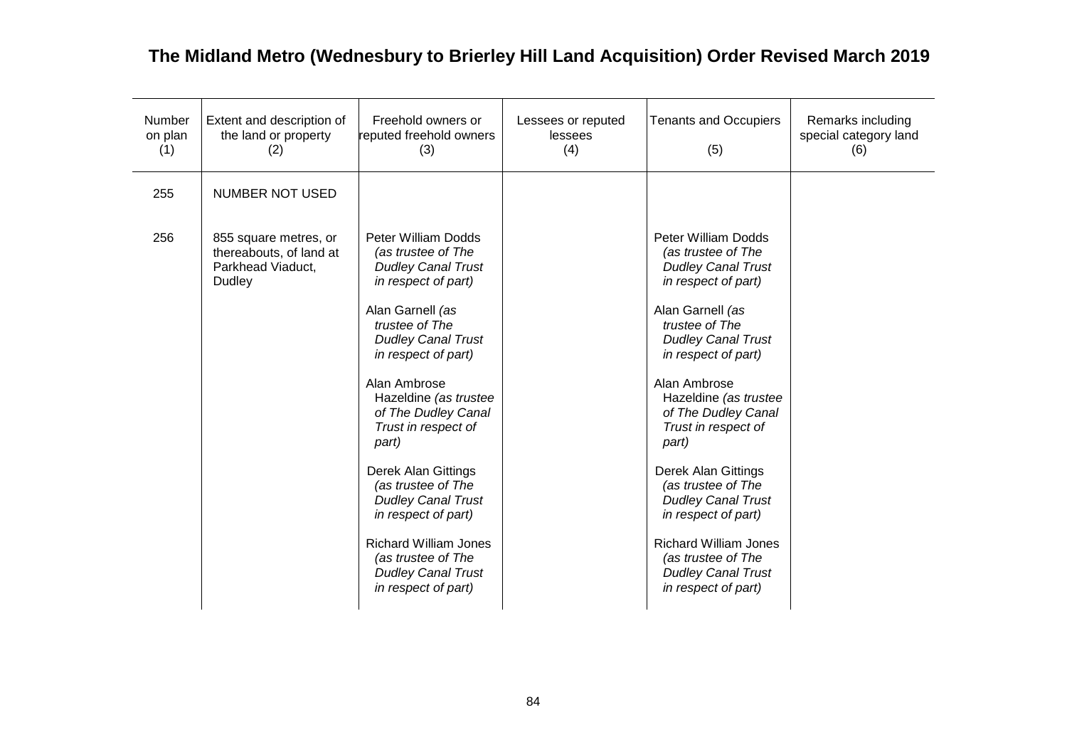# The Midland Metro (Wednesbury to Brierley Hill Land Acquisition) Order Revised March 2019

| Number on plan (1) | Extent and description of the land or property (2) | Freehold owners or reputed freehold owners (3) | Lessees or reputed lessees (4) | Tenants and Occupiers (5) | Remarks including special category land (6) |
|---|---|---|---|---|---|
| 255 | NUMBER NOT USED | | | | |
| 256 | 855 square metres, or thereabouts, of land at Parkhead Viaduct, Dudley | Peter William Dodds *(as trustee of The Dudley Canal Trust in respect of part)*<br><br>Alan Garnell *(as trustee of The Dudley Canal Trust in respect of part)*<br><br>Alan Ambrose Hazeldine *(as trustee of The Dudley Canal Trust in respect of part)*<br><br>Derek Alan Gittings *(as trustee of The Dudley Canal Trust in respect of part)*<br><br>Richard William Jones *(as trustee of The Dudley Canal Trust in respect of part)* | | Peter William Dodds *(as trustee of The Dudley Canal Trust in respect of part)*<br><br>Alan Garnell *(as trustee of The Dudley Canal Trust in respect of part)*<br><br>Alan Ambrose Hazeldine *(as trustee of The Dudley Canal Trust in respect of part)*<br><br>Derek Alan Gittings *(as trustee of The Dudley Canal Trust in respect of part)*<br><br>Richard William Jones *(as trustee of The Dudley Canal Trust in respect of part)* | |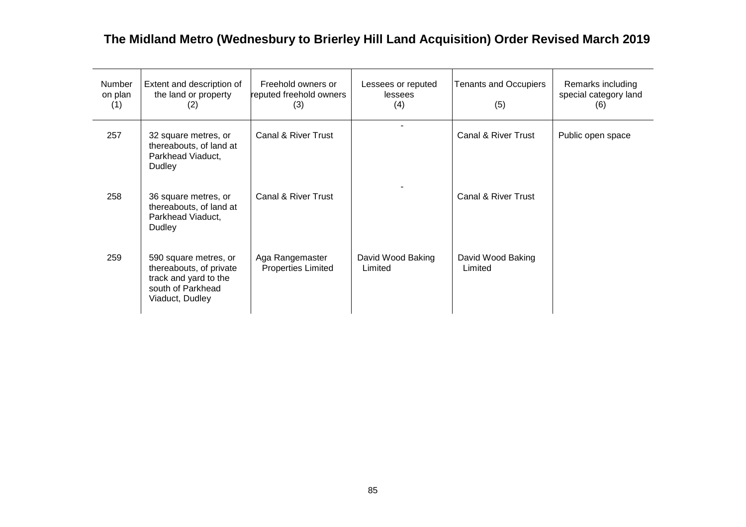## The Midland Metro (Wednesbury to Brierley Hill Land Acquisition) Order Revised March 2019

| Number on plan (1) | Extent and description of the land or property (2) | Freehold owners or reputed freehold owners (3) | Lessees or reputed lessees (4) | Tenants and Occupiers (5) | Remarks including special category land (6) |
|---|---|---|---|---|---|
| 257 | 32 square metres, or thereabouts, of land at Parkhead Viaduct, Dudley | Canal & River Trust | - | Canal & River Trust | Public open space |
| 258 | 36 square metres, or thereabouts, of land at Parkhead Viaduct, Dudley | Canal & River Trust | - | Canal & River Trust | |
| 259 | 590 square metres, or thereabouts, of private track and yard to the south of Parkhead Viaduct, Dudley | Aga Rangemaster Properties Limited | David Wood Baking Limited | David Wood Baking Limited | |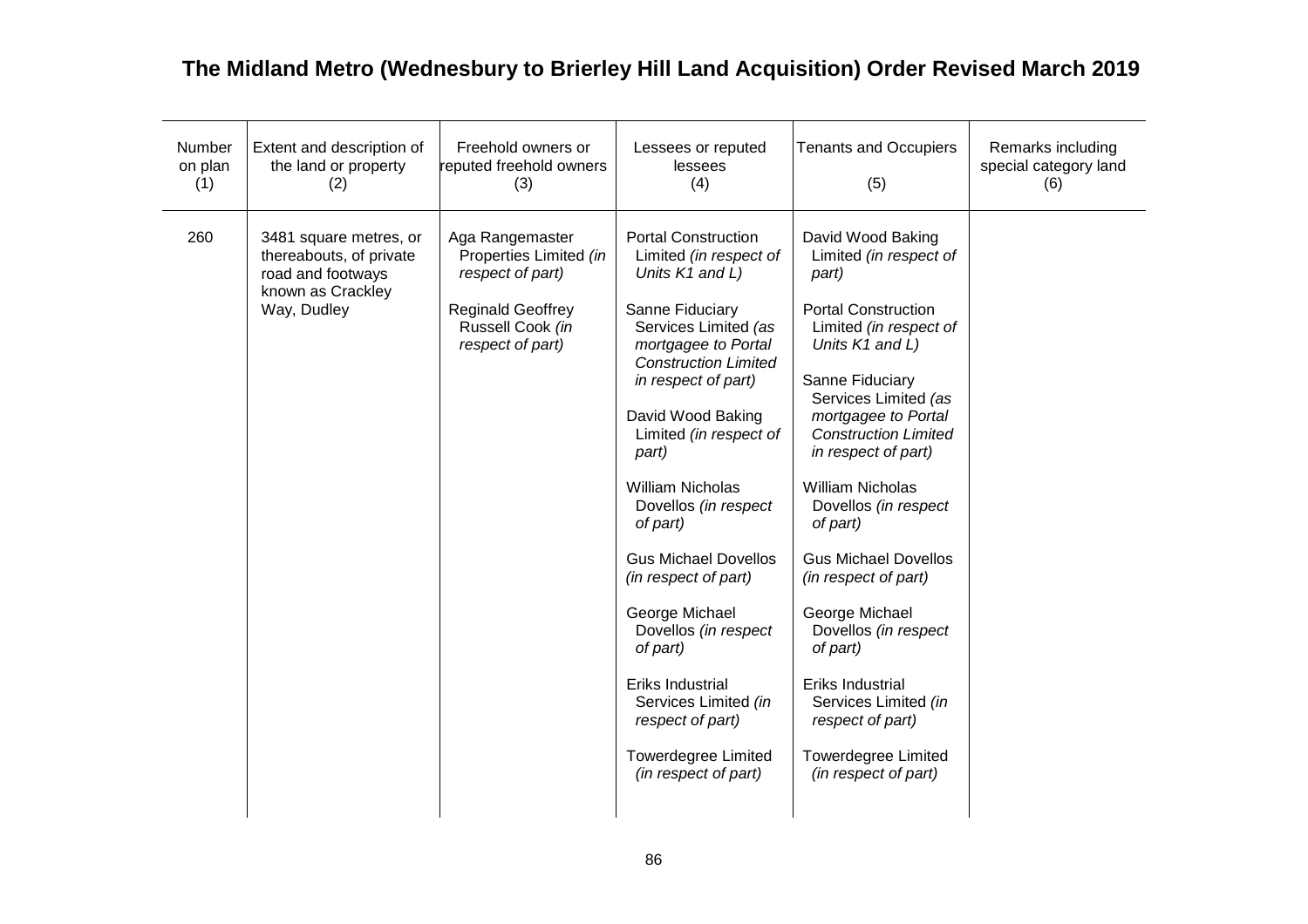## The Midland Metro (Wednesbury to Brierley Hill Land Acquisition) Order Revised March 2019

| Number on plan (1) | Extent and description of the land or property (2) | Freehold owners or reputed freehold owners (3) | Lessees or reputed lessees (4) | Tenants and Occupiers (5) | Remarks including special category land (6) |
|---|---|---|---|---|---|
| 260 | 3481 square metres, or thereabouts, of private road and footways known as Crackley Way, Dudley | Aga Rangemaster Properties Limited *(in respect of part)*<br><br>Reginald Geoffrey Russell Cook *(in respect of part)* | Portal Construction Limited *(in respect of Units K1 and L)*<br><br>Sanne Fiduciary Services Limited *(as mortgagee to Portal Construction Limited in respect of part)*<br><br>David Wood Baking Limited *(in respect of part)*<br><br>William Nicholas Dovellos *(in respect of part)*<br><br>Gus Michael Dovellos *(in respect of part)*<br><br>George Michael Dovellos *(in respect of part)*<br><br>Eriks Industrial Services Limited *(in respect of part)*<br><br>Towerdegree Limited *(in respect of part)* | David Wood Baking Limited *(in respect of part)*<br><br>Portal Construction Limited *(in respect of Units K1 and L)*<br><br>Sanne Fiduciary Services Limited *(as mortgagee to Portal Construction Limited in respect of part)*<br><br>William Nicholas Dovellos *(in respect of part)*<br><br>Gus Michael Dovellos *(in respect of part)*<br><br>George Michael Dovellos *(in respect of part)*<br><br>Eriks Industrial Services Limited *(in respect of part)*<br><br>Towerdegree Limited *(in respect of part)* | |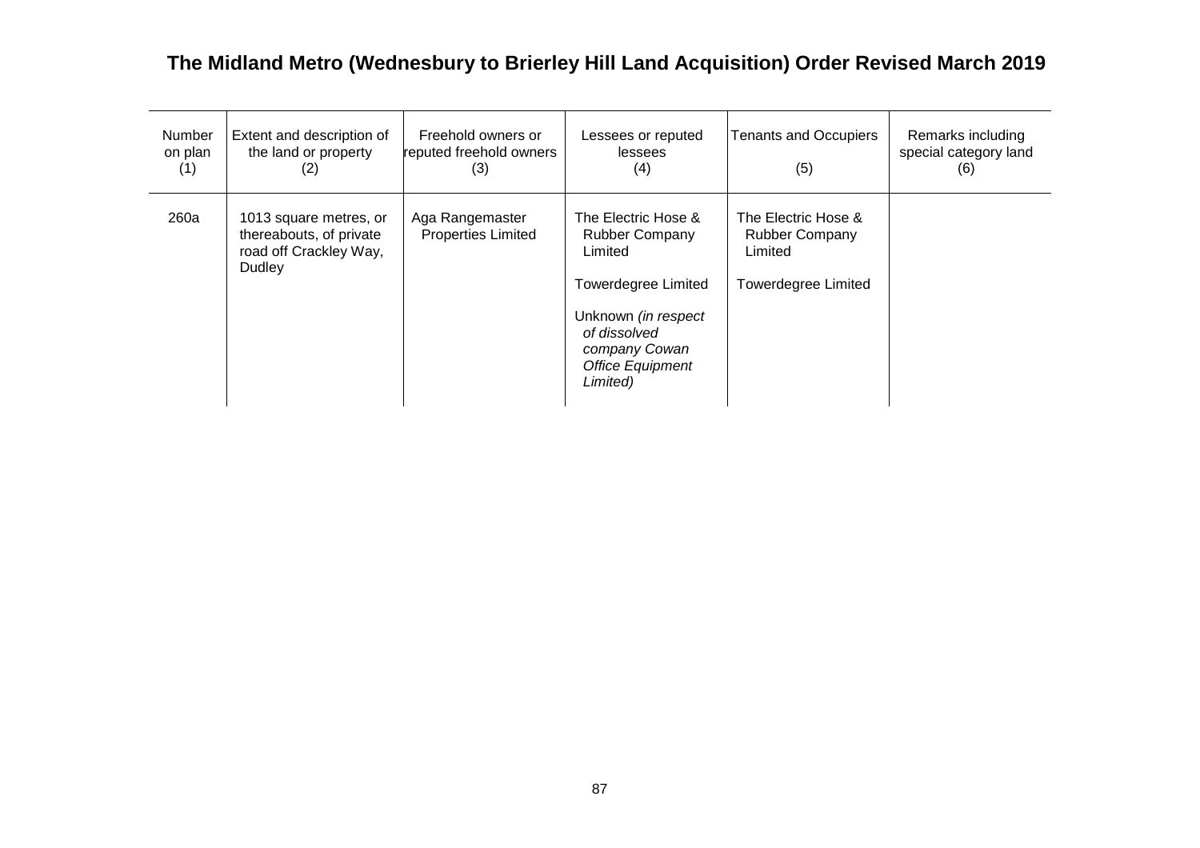## The Midland Metro (Wednesbury to Brierley Hill Land Acquisition) Order Revised March 2019

| Number on plan (1) | Extent and description of the land or property (2) | Freehold owners or reputed freehold owners (3) | Lessees or reputed lessees (4) | Tenants and Occupiers (5) | Remarks including special category land (6) |
|---|---|---|---|---|---|
| 260a | 1013 square metres, or thereabouts, of private road off Crackley Way, Dudley | Aga Rangemaster Properties Limited | The Electric Hose & Rubber Company Limited<br><br>Towerdegree Limited<br><br>Unknown *(in respect of dissolved company Cowan Office Equipment Limited)* | The Electric Hose & Rubber Company Limited<br><br>Towerdegree Limited | |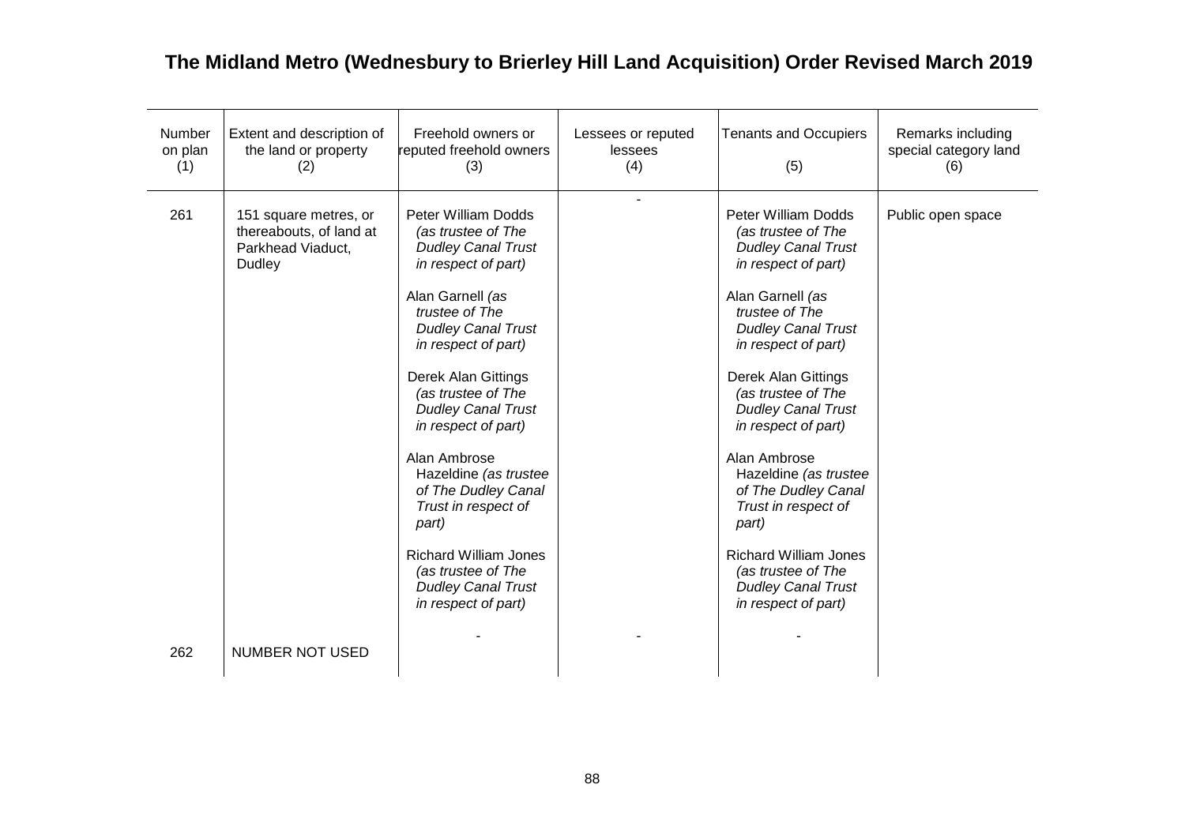# The Midland Metro (Wednesbury to Brierley Hill Land Acquisition) Order Revised March 2019

| Number on plan (1) | Extent and description of the land or property (2) | Freehold owners or reputed freehold owners (3) | Lessees or reputed lessees (4) | Tenants and Occupiers (5) | Remarks including special category land (6) |
|---|---|---|---|---|---|
| 261 | 151 square metres, or thereabouts, of land at Parkhead Viaduct, Dudley | Peter William Dodds *(as trustee of The Dudley Canal Trust in respect of part)*<br><br>Alan Garnell *(as trustee of The Dudley Canal Trust in respect of part)*<br><br>Derek Alan Gittings *(as trustee of The Dudley Canal Trust in respect of part)*<br><br>Alan Ambrose Hazeldine *(as trustee of The Dudley Canal Trust in respect of part)*<br><br>Richard William Jones *(as trustee of The Dudley Canal Trust in respect of part)* | - | Peter William Dodds *(as trustee of The Dudley Canal Trust in respect of part)*<br><br>Alan Garnell *(as trustee of The Dudley Canal Trust in respect of part)*<br><br>Derek Alan Gittings *(as trustee of The Dudley Canal Trust in respect of part)*<br><br>Alan Ambrose Hazeldine *(as trustee of The Dudley Canal Trust in respect of part)*<br><br>Richard William Jones *(as trustee of The Dudley Canal Trust in respect of part)* | Public open space |
| 262 | NUMBER NOT USED | - | - | - | |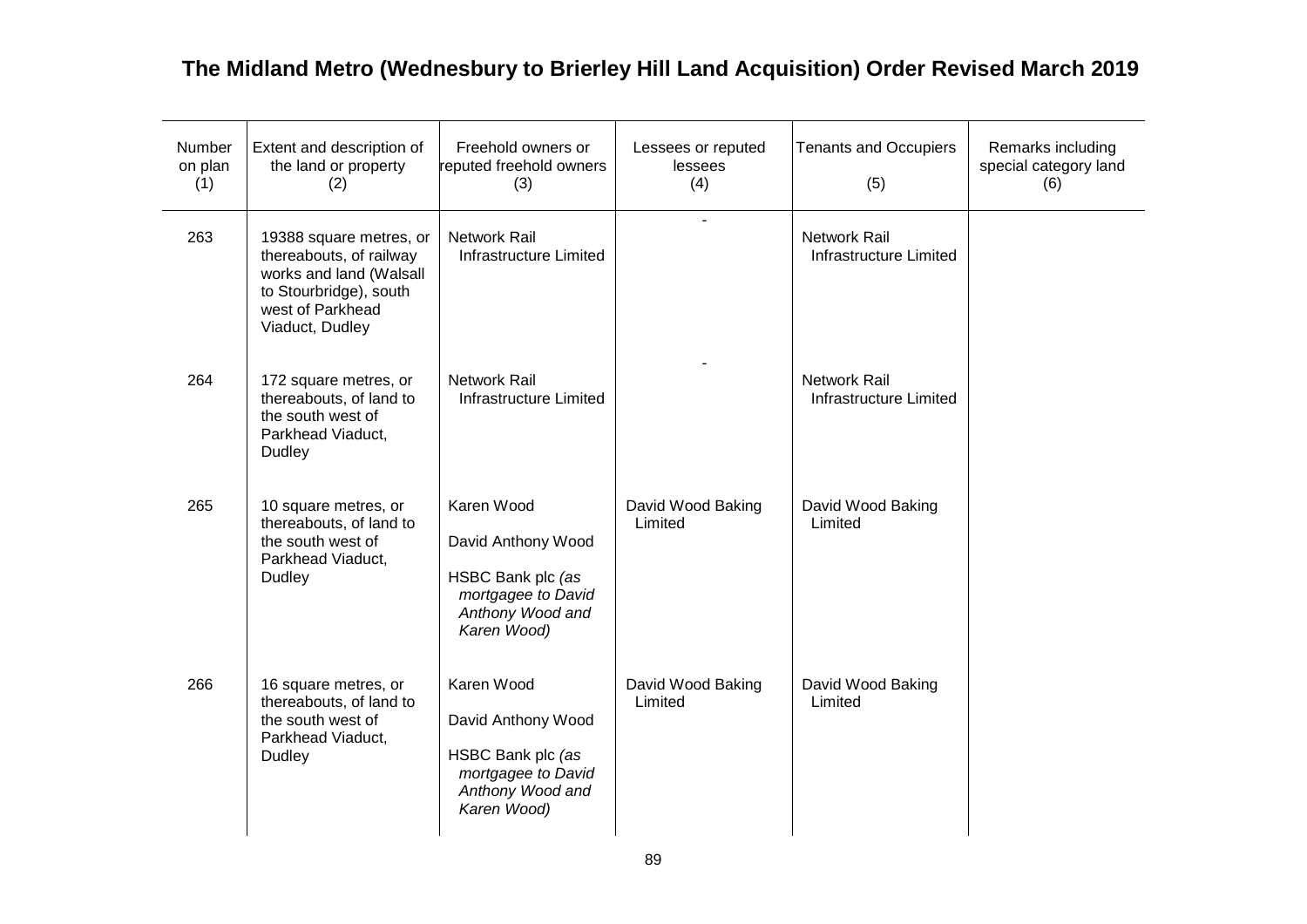# The Midland Metro (Wednesbury to Brierley Hill Land Acquisition) Order Revised March 2019

| Number on plan (1) | Extent and description of the land or property (2) | Freehold owners or reputed freehold owners (3) | Lessees or reputed lessees (4) | Tenants and Occupiers (5) | Remarks including special category land (6) |
|---|---|---|---|---|---|
| 263 | 19388 square metres, or thereabouts, of railway works and land (Walsall to Stourbridge), south west of Parkhead Viaduct, Dudley | Network Rail Infrastructure Limited | - | Network Rail Infrastructure Limited | |
| 264 | 172 square metres, or thereabouts, of land to the south west of Parkhead Viaduct, Dudley | Network Rail Infrastructure Limited | - | Network Rail Infrastructure Limited | |
| 265 | 10 square metres, or thereabouts, of land to the south west of Parkhead Viaduct, Dudley | Karen Wood<br><br>David Anthony Wood<br><br>HSBC Bank plc *(as mortgagee to David Anthony Wood and Karen Wood)* | David Wood Baking Limited | David Wood Baking Limited | |
| 266 | 16 square metres, or thereabouts, of land to the south west of Parkhead Viaduct, Dudley | Karen Wood<br><br>David Anthony Wood<br><br>HSBC Bank plc *(as mortgagee to David Anthony Wood and Karen Wood)* | David Wood Baking Limited | David Wood Baking Limited | |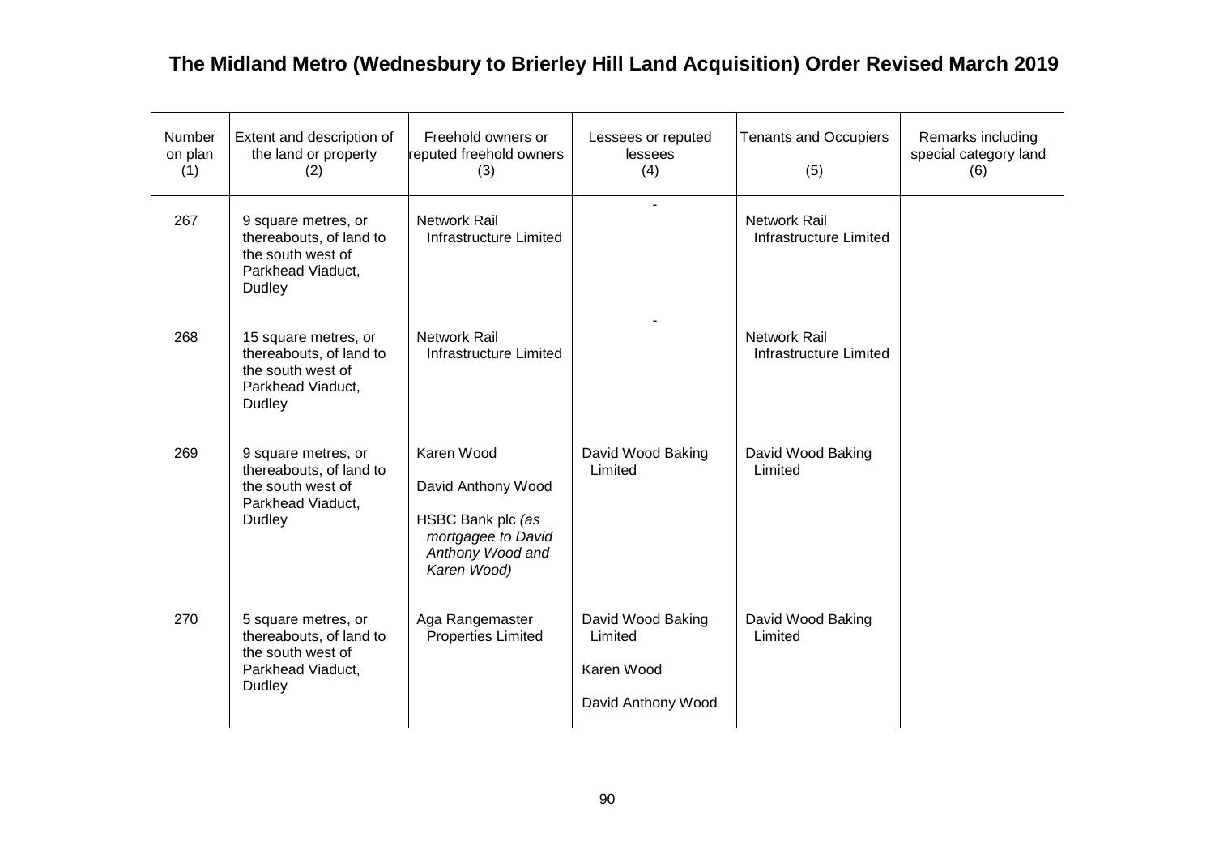# The Midland Metro (Wednesbury to Brierley Hill Land Acquisition) Order Revised March 2019

| Number on plan (1) | Extent and description of the land or property (2) | Freehold owners or reputed freehold owners (3) | Lessees or reputed lessees (4) | Tenants and Occupiers (5) | Remarks including special category land (6) |
|---|---|---|---|---|---|
| 267 | 9 square metres, or thereabouts, of land to the south west of Parkhead Viaduct, Dudley | Network Rail Infrastructure Limited | - | Network Rail Infrastructure Limited | |
| 268 | 15 square metres, or thereabouts, of land to the south west of Parkhead Viaduct, Dudley | Network Rail Infrastructure Limited | - | Network Rail Infrastructure Limited | |
| 269 | 9 square metres, or thereabouts, of land to the south west of Parkhead Viaduct, Dudley | Karen Wood<br><br>David Anthony Wood<br><br>HSBC Bank plc *(as mortgagee to David Anthony Wood and Karen Wood)* | David Wood Baking Limited | David Wood Baking Limited | |
| 270 | 5 square metres, or thereabouts, of land to the south west of Parkhead Viaduct, Dudley | Aga Rangemaster Properties Limited | David Wood Baking Limited<br><br>Karen Wood<br><br>David Anthony Wood | David Wood Baking Limited | |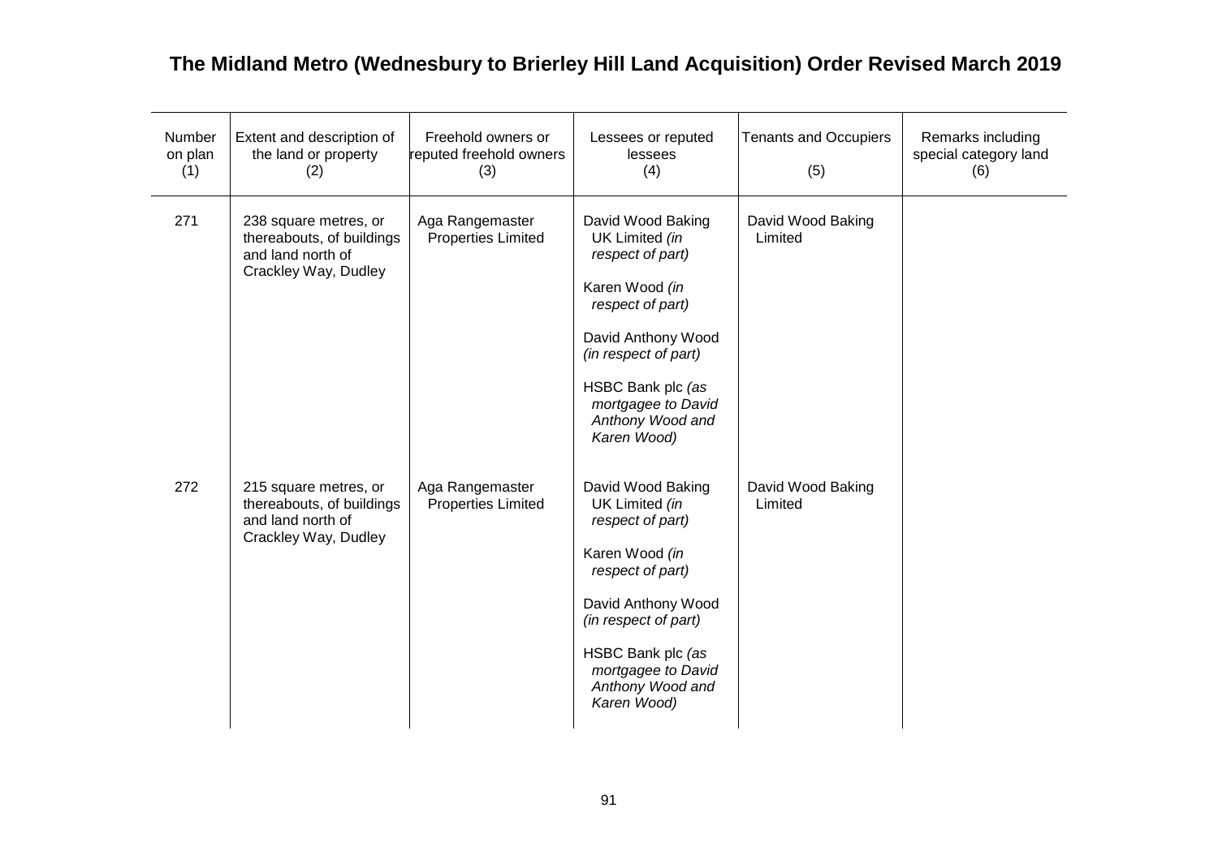# The Midland Metro (Wednesbury to Brierley Hill Land Acquisition) Order Revised March 2019

| Number on plan (1) | Extent and description of the land or property (2) | Freehold owners or reputed freehold owners (3) | Lessees or reputed lessees (4) | Tenants and Occupiers (5) | Remarks including special category land (6) |
|---|---|---|---|---|---|
| 271 | 238 square metres, or thereabouts, of buildings and land north of Crackley Way, Dudley | Aga Rangemaster Properties Limited | David Wood Baking UK Limited *(in respect of part)*<br><br>Karen Wood *(in respect of part)*<br><br>David Anthony Wood *(in respect of part)*<br><br>HSBC Bank plc *(as mortgagee to David Anthony Wood and Karen Wood)* | David Wood Baking Limited | |
| 272 | 215 square metres, or thereabouts, of buildings and land north of Crackley Way, Dudley | Aga Rangemaster Properties Limited | David Wood Baking UK Limited *(in respect of part)*<br><br>Karen Wood *(in respect of part)*<br><br>David Anthony Wood *(in respect of part)*<br><br>HSBC Bank plc *(as mortgagee to David Anthony Wood and Karen Wood)* | David Wood Baking Limited | |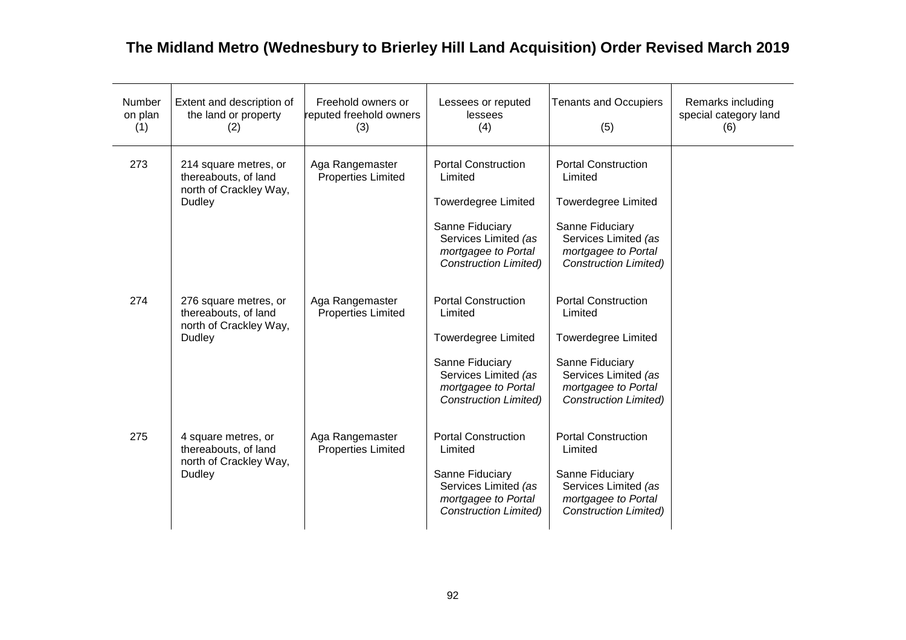# The Midland Metro (Wednesbury to Brierley Hill Land Acquisition) Order Revised March 2019

| Number on plan (1) | Extent and description of the land or property (2) | Freehold owners or reputed freehold owners (3) | Lessees or reputed lessees (4) | Tenants and Occupiers (5) | Remarks including special category land (6) |
|---|---|---|---|---|---|
| 273 | 214 square metres, or thereabouts, of land north of Crackley Way, Dudley | Aga Rangemaster Properties Limited | Portal Construction Limited<br><br>Towerdegree Limited<br><br>Sanne Fiduciary Services Limited *(as mortgagee to Portal Construction Limited)* | Portal Construction Limited<br><br>Towerdegree Limited<br><br>Sanne Fiduciary Services Limited *(as mortgagee to Portal Construction Limited)* | |
| 274 | 276 square metres, or thereabouts, of land north of Crackley Way, Dudley | Aga Rangemaster Properties Limited | Portal Construction Limited<br><br>Towerdegree Limited<br><br>Sanne Fiduciary Services Limited *(as mortgagee to Portal Construction Limited)* | Portal Construction Limited<br><br>Towerdegree Limited<br><br>Sanne Fiduciary Services Limited *(as mortgagee to Portal Construction Limited)* | |
| 275 | 4 square metres, or thereabouts, of land north of Crackley Way, Dudley | Aga Rangemaster Properties Limited | Portal Construction Limited<br><br>Sanne Fiduciary Services Limited *(as mortgagee to Portal Construction Limited)* | Portal Construction Limited<br><br>Sanne Fiduciary Services Limited *(as mortgagee to Portal Construction Limited)* | |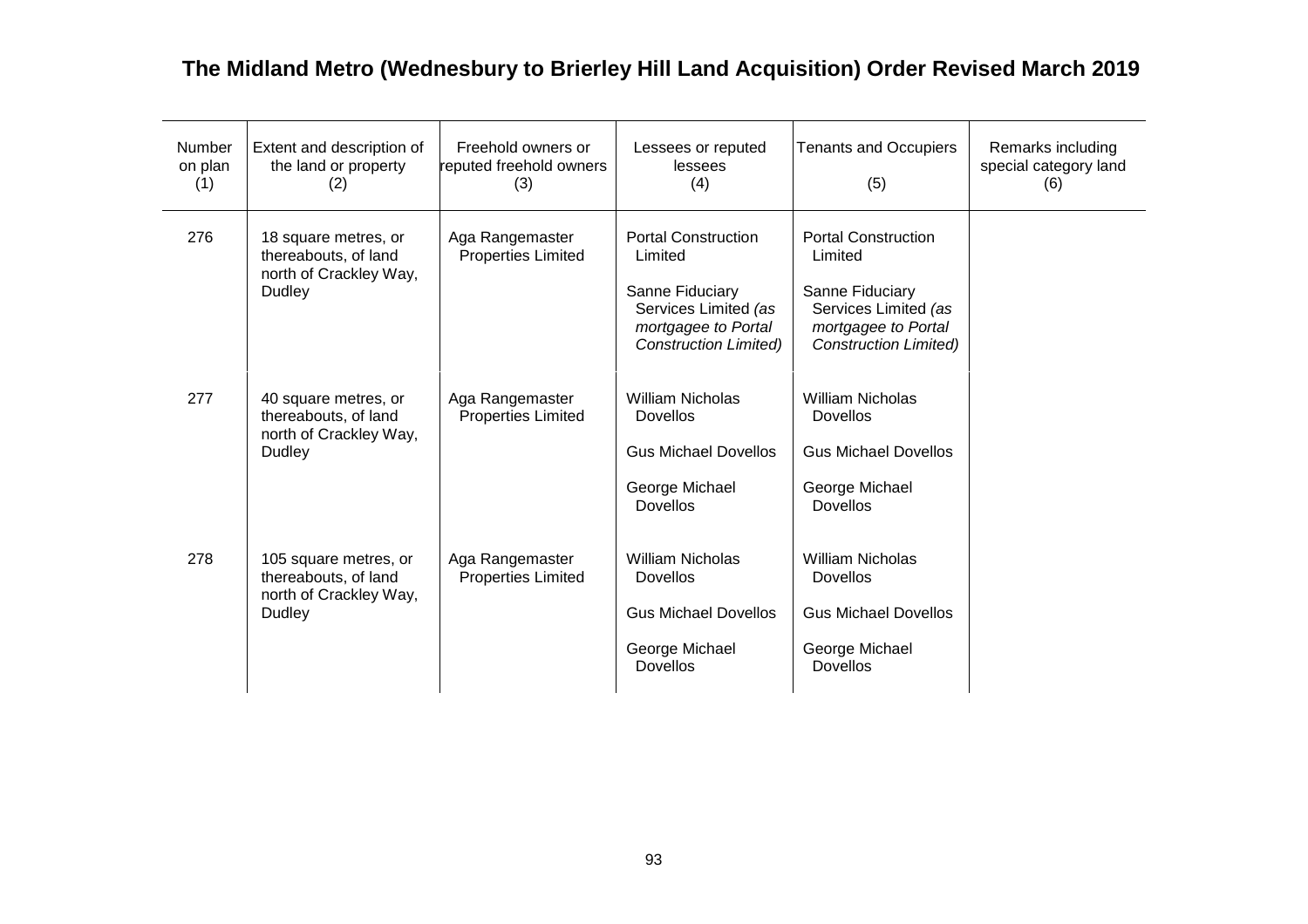## The Midland Metro (Wednesbury to Brierley Hill Land Acquisition) Order Revised March 2019

| Number on plan (1) | Extent and description of the land or property (2) | Freehold owners or reputed freehold owners (3) | Lessees or reputed lessees (4) | Tenants and Occupiers (5) | Remarks including special category land (6) |
|---|---|---|---|---|---|
| 276 | 18 square metres, or thereabouts, of land north of Crackley Way, Dudley | Aga Rangemaster Properties Limited | Portal Construction Limited<br><br>Sanne Fiduciary Services Limited *(as mortgagee to Portal Construction Limited)* | Portal Construction Limited<br><br>Sanne Fiduciary Services Limited *(as mortgagee to Portal Construction Limited)* | |
| 277 | 40 square metres, or thereabouts, of land north of Crackley Way, Dudley | Aga Rangemaster Properties Limited | William Nicholas Dovellos<br><br>Gus Michael Dovellos<br><br>George Michael Dovellos | William Nicholas Dovellos<br><br>Gus Michael Dovellos<br><br>George Michael Dovellos | |
| 278 | 105 square metres, or thereabouts, of land north of Crackley Way, Dudley | Aga Rangemaster Properties Limited | William Nicholas Dovellos<br><br>Gus Michael Dovellos<br><br>George Michael Dovellos | William Nicholas Dovellos<br><br>Gus Michael Dovellos<br><br>George Michael Dovellos | |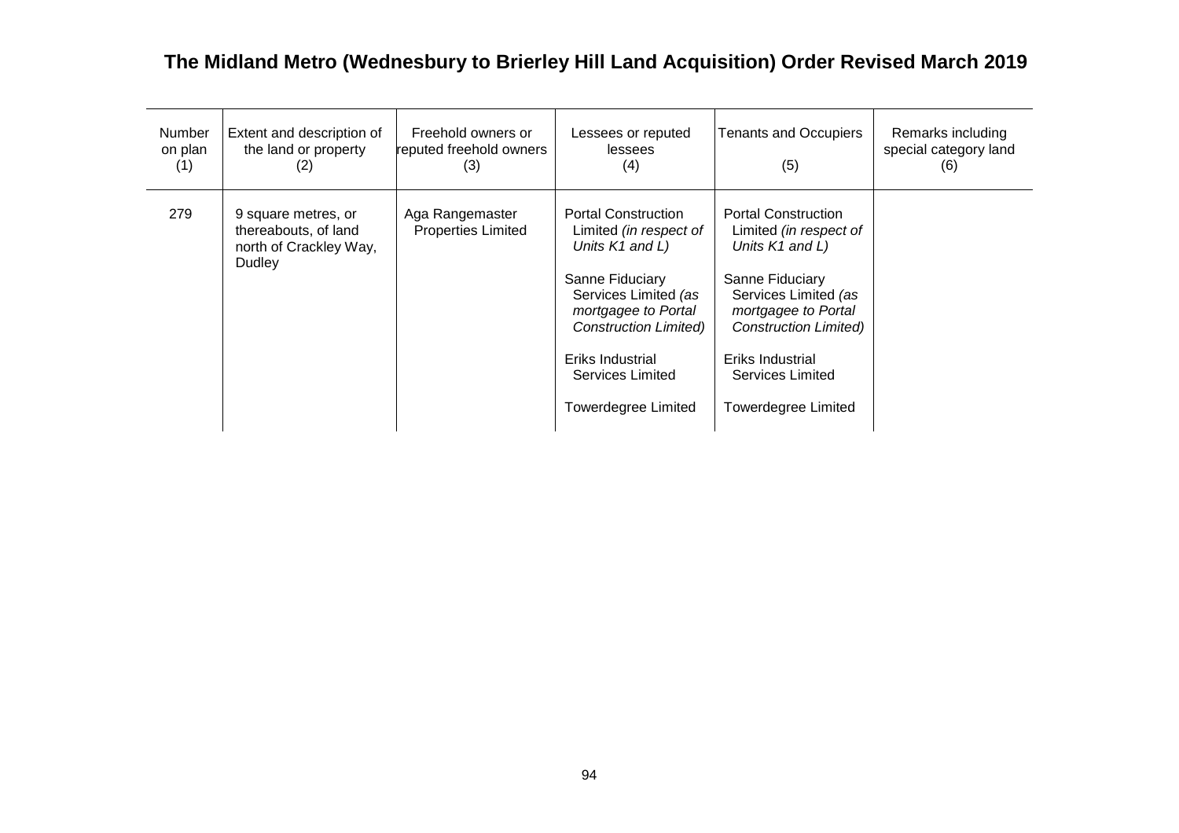# The Midland Metro (Wednesbury to Brierley Hill Land Acquisition) Order Revised March 2019

| Number on plan (1) | Extent and description of the land or property (2) | Freehold owners or reputed freehold owners (3) | Lessees or reputed lessees (4) | Tenants and Occupiers (5) | Remarks including special category land (6) |
|---|---|---|---|---|---|
| 279 | 9 square metres, or thereabouts, of land north of Crackley Way, Dudley | Aga Rangemaster Properties Limited | Portal Construction Limited *(in respect of Units K1 and L)*<br><br>Sanne Fiduciary Services Limited *(as mortgagee to Portal Construction Limited)*<br><br>Eriks Industrial Services Limited<br><br>Towerdegree Limited | Portal Construction Limited *(in respect of Units K1 and L)*<br><br>Sanne Fiduciary Services Limited *(as mortgagee to Portal Construction Limited)*<br><br>Eriks Industrial Services Limited<br><br>Towerdegree Limited | |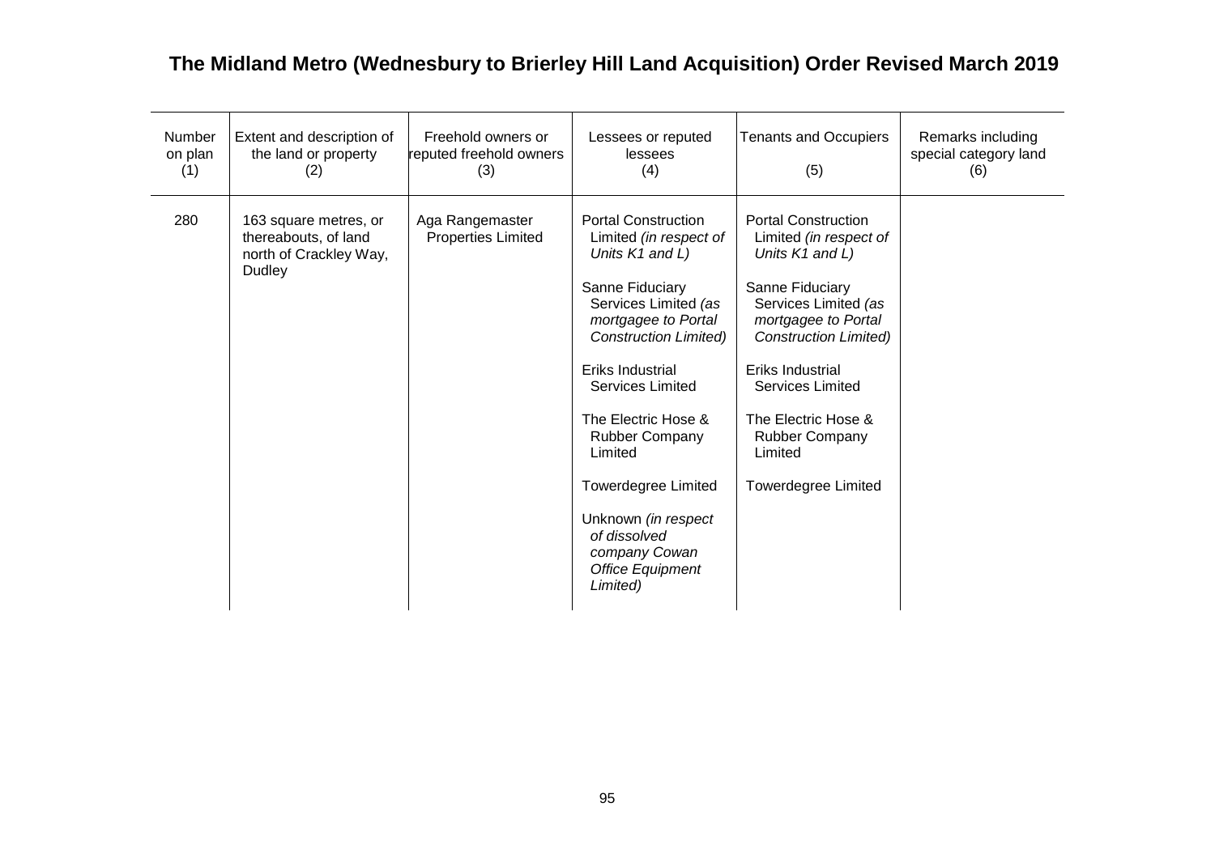# The Midland Metro (Wednesbury to Brierley Hill Land Acquisition) Order Revised March 2019

| Number on plan (1) | Extent and description of the land or property (2) | Freehold owners or reputed freehold owners (3) | Lessees or reputed lessees (4) | Tenants and Occupiers (5) | Remarks including special category land (6) |
|---|---|---|---|---|---|
| 280 | 163 square metres, or thereabouts, of land north of Crackley Way, Dudley | Aga Rangemaster Properties Limited | Portal Construction Limited *(in respect of Units K1 and L)*<br><br>Sanne Fiduciary Services Limited *(as mortgagee to Portal Construction Limited)*<br><br>Eriks Industrial Services Limited<br><br>The Electric Hose & Rubber Company Limited<br><br>Towerdegree Limited<br><br>Unknown *(in respect of dissolved company Cowan Office Equipment Limited)* | Portal Construction Limited *(in respect of Units K1 and L)*<br><br>Sanne Fiduciary Services Limited *(as mortgagee to Portal Construction Limited)*<br><br>Eriks Industrial Services Limited<br><br>The Electric Hose & Rubber Company Limited<br><br>Towerdegree Limited | |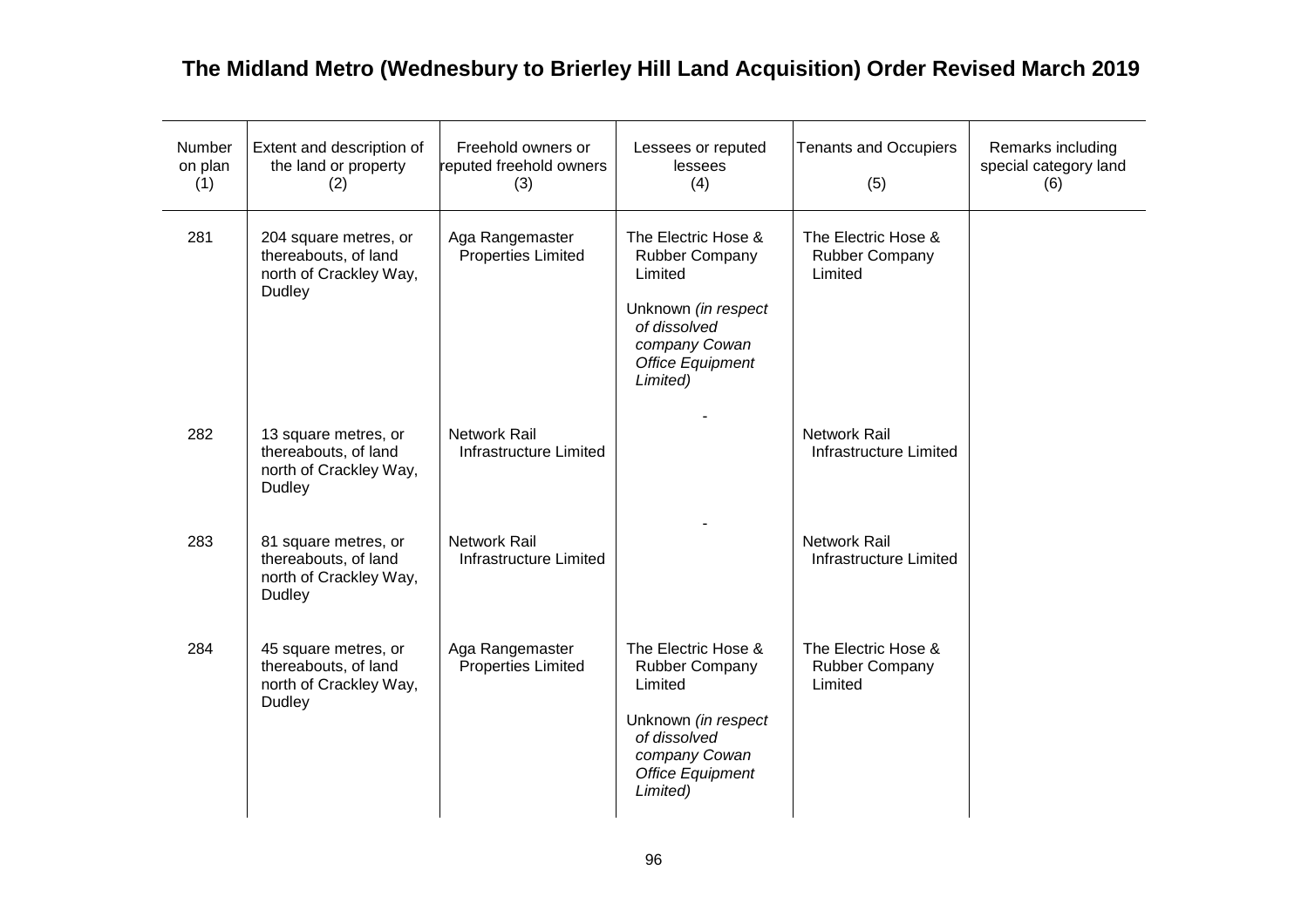# The Midland Metro (Wednesbury to Brierley Hill Land Acquisition) Order Revised March 2019

| Number on plan (1) | Extent and description of the land or property (2) | Freehold owners or reputed freehold owners (3) | Lessees or reputed lessees (4) | Tenants and Occupiers (5) | Remarks including special category land (6) |
|---|---|---|---|---|---|
| 281 | 204 square metres, or thereabouts, of land north of Crackley Way, Dudley | Aga Rangemaster Properties Limited | The Electric Hose & Rubber Company Limited<br><br>Unknown *(in respect of dissolved company Cowan Office Equipment Limited)* | The Electric Hose & Rubber Company Limited | |
| 282 | 13 square metres, or thereabouts, of land north of Crackley Way, Dudley | Network Rail Infrastructure Limited | - | Network Rail Infrastructure Limited | |
| 283 | 81 square metres, or thereabouts, of land north of Crackley Way, Dudley | Network Rail Infrastructure Limited | - | Network Rail Infrastructure Limited | |
| 284 | 45 square metres, or thereabouts, of land north of Crackley Way, Dudley | Aga Rangemaster Properties Limited | The Electric Hose & Rubber Company Limited<br><br>Unknown *(in respect of dissolved company Cowan Office Equipment Limited)* | The Electric Hose & Rubber Company Limited | |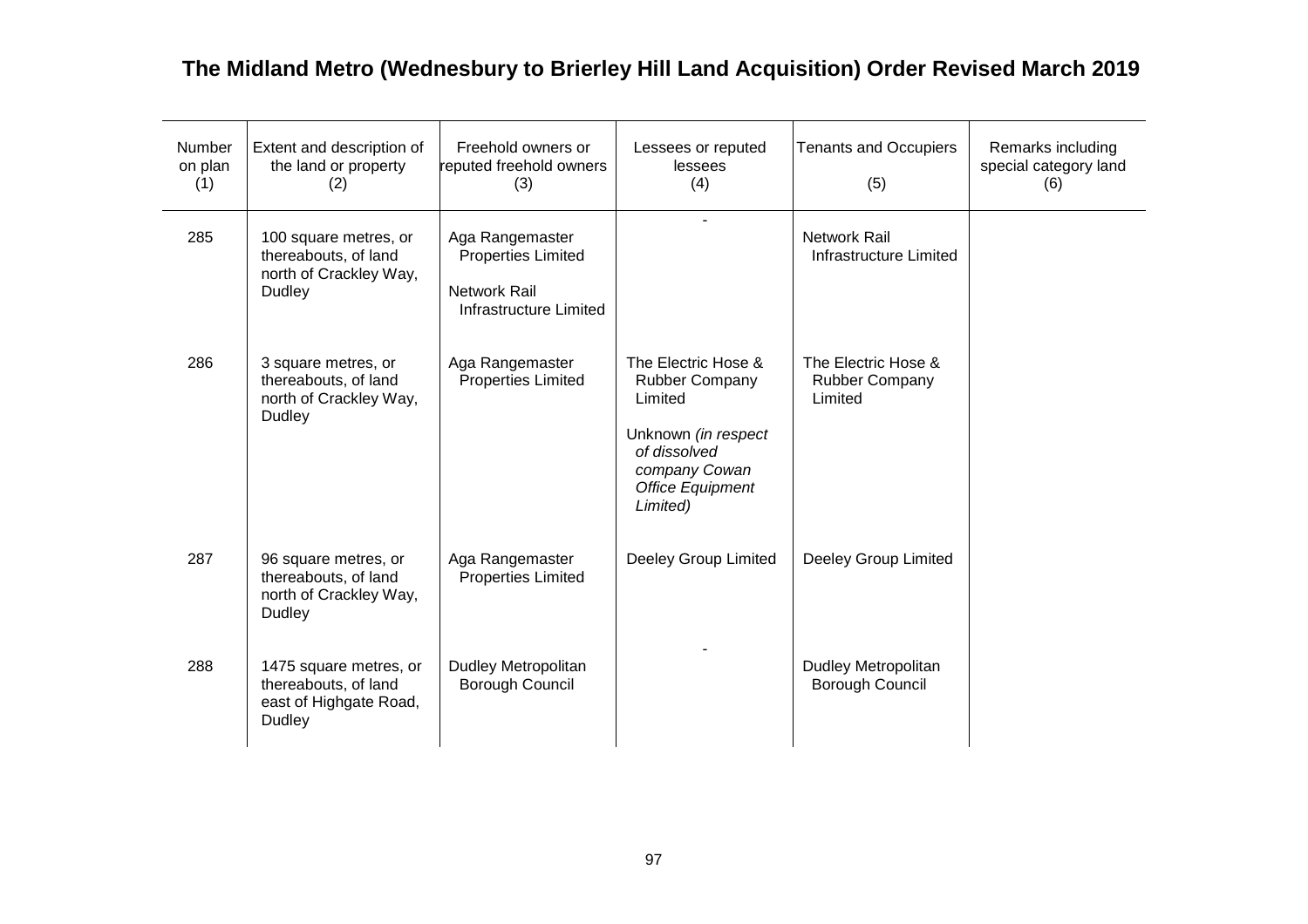# The Midland Metro (Wednesbury to Brierley Hill Land Acquisition) Order Revised March 2019

| Number on plan (1) | Extent and description of the land or property (2) | Freehold owners or reputed freehold owners (3) | Lessees or reputed lessees (4) | Tenants and Occupiers (5) | Remarks including special category land (6) |
|---|---|---|---|---|---|
| 285 | 100 square metres, or thereabouts, of land north of Crackley Way, Dudley | Aga Rangemaster Properties Limited<br><br>Network Rail Infrastructure Limited | - | Network Rail Infrastructure Limited | |
| 286 | 3 square metres, or thereabouts, of land north of Crackley Way, Dudley | Aga Rangemaster Properties Limited | The Electric Hose & Rubber Company Limited<br><br>Unknown *(in respect of dissolved company Cowan Office Equipment Limited)* | The Electric Hose & Rubber Company Limited | |
| 287 | 96 square metres, or thereabouts, of land north of Crackley Way, Dudley | Aga Rangemaster Properties Limited | Deeley Group Limited | Deeley Group Limited | |
| 288 | 1475 square metres, or thereabouts, of land east of Highgate Road, Dudley | Dudley Metropolitan Borough Council | - | Dudley Metropolitan Borough Council | |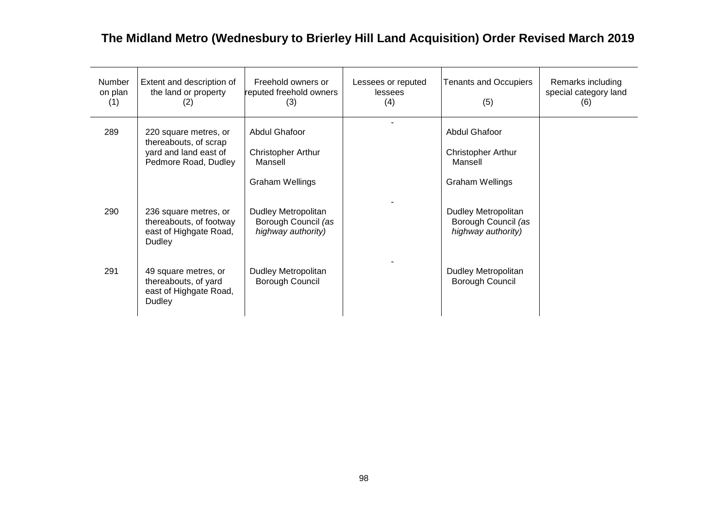## The Midland Metro (Wednesbury to Brierley Hill Land Acquisition) Order Revised March 2019

| Number on plan (1) | Extent and description of the land or property (2) | Freehold owners or reputed freehold owners (3) | Lessees or reputed lessees (4) | Tenants and Occupiers (5) | Remarks including special category land (6) |
|---|---|---|---|---|---|
| 289 | 220 square metres, or thereabouts, of scrap yard and land east of Pedmore Road, Dudley | Abdul Ghafoor<br><br>Christopher Arthur Mansell<br><br>Graham Wellings | - | Abdul Ghafoor<br><br>Christopher Arthur Mansell<br><br>Graham Wellings | |
| 290 | 236 square metres, or thereabouts, of footway east of Highgate Road, Dudley | Dudley Metropolitan Borough Council *(as highway authority)* | - | Dudley Metropolitan Borough Council *(as highway authority)* | |
| 291 | 49 square metres, or thereabouts, of yard east of Highgate Road, Dudley | Dudley Metropolitan Borough Council | - | Dudley Metropolitan Borough Council | |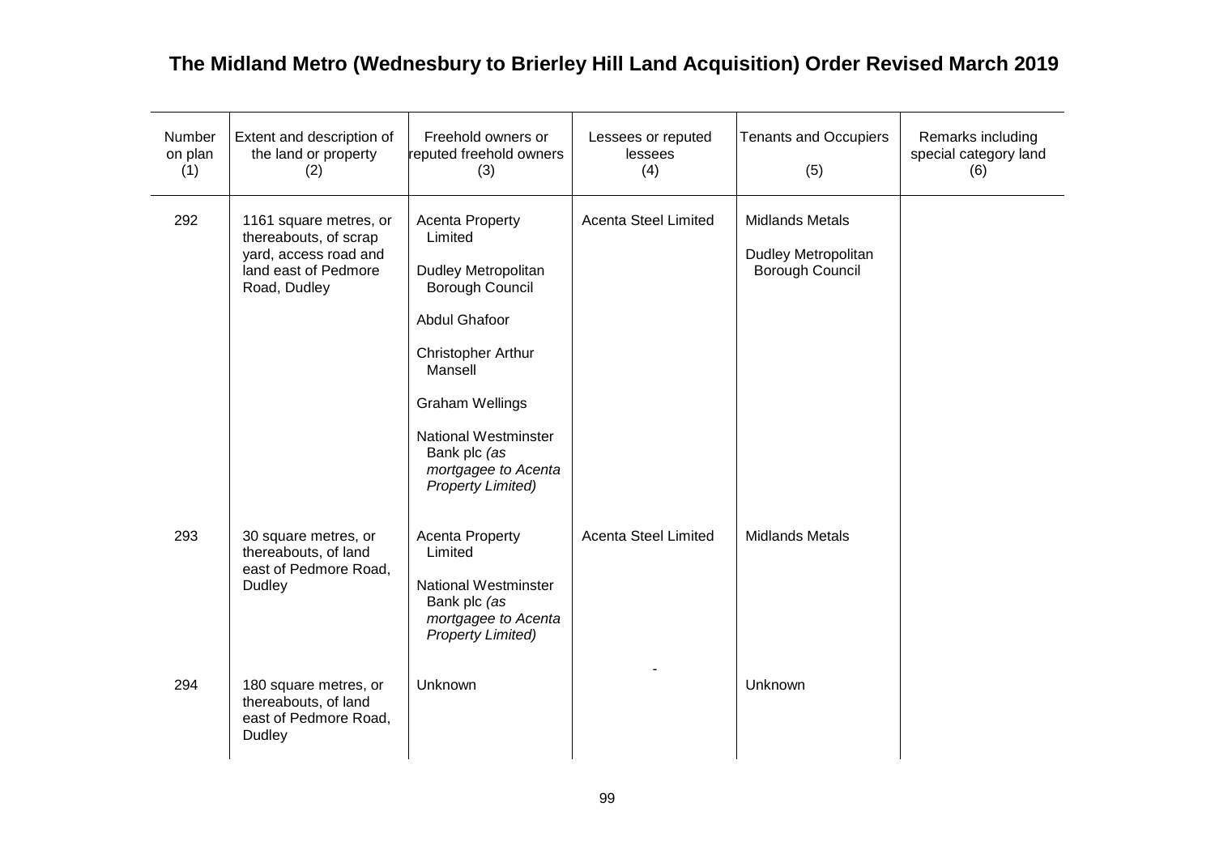# The Midland Metro (Wednesbury to Brierley Hill Land Acquisition) Order Revised March 2019

| Number on plan (1) | Extent and description of the land or property (2) | Freehold owners or reputed freehold owners (3) | Lessees or reputed lessees (4) | Tenants and Occupiers (5) | Remarks including special category land (6) |
|---|---|---|---|---|---|
| 292 | 1161 square metres, or thereabouts, of scrap yard, access road and land east of Pedmore Road, Dudley | Acenta Property Limited<br><br>Dudley Metropolitan Borough Council<br><br>Abdul Ghafoor<br><br>Christopher Arthur Mansell<br><br>Graham Wellings<br><br>National Westminster Bank plc *(as mortgagee to Acenta Property Limited)* | Acenta Steel Limited | Midlands Metals<br><br>Dudley Metropolitan Borough Council | |
| 293 | 30 square metres, or thereabouts, of land east of Pedmore Road, Dudley | Acenta Property Limited<br><br>National Westminster Bank plc *(as mortgagee to Acenta Property Limited)* | Acenta Steel Limited | Midlands Metals | |
| 294 | 180 square metres, or thereabouts, of land east of Pedmore Road, Dudley | Unknown | - | Unknown | |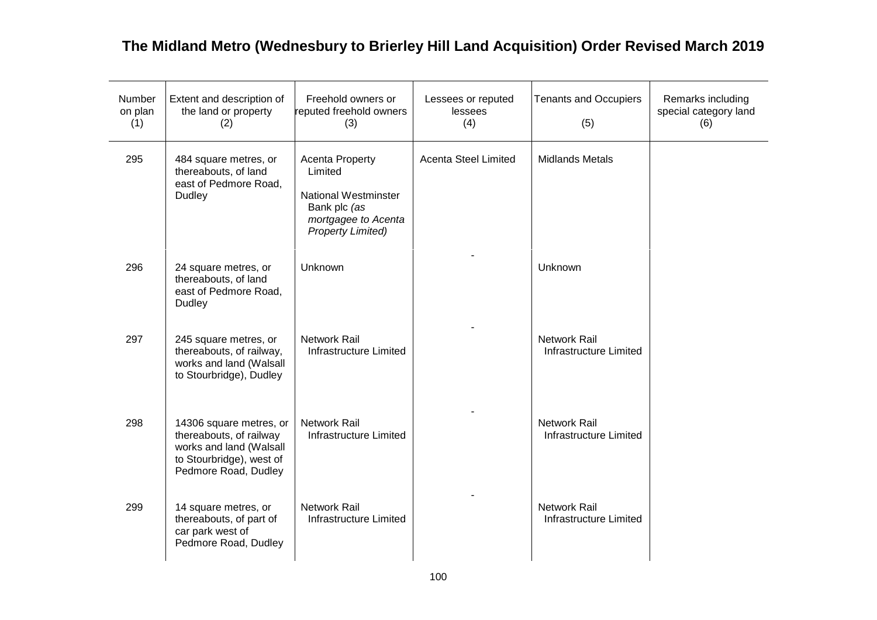## The Midland Metro (Wednesbury to Brierley Hill Land Acquisition) Order Revised March 2019

| Number on plan (1) | Extent and description of the land or property (2) | Freehold owners or reputed freehold owners (3) | Lessees or reputed lessees (4) | Tenants and Occupiers (5) | Remarks including special category land (6) |
|---|---|---|---|---|---|
| 295 | 484 square metres, or thereabouts, of land east of Pedmore Road, Dudley | Acenta Property Limited<br><br>National Westminster Bank plc *(as mortgagee to Acenta Property Limited)* | Acenta Steel Limited | Midlands Metals | |
| 296 | 24 square metres, or thereabouts, of land east of Pedmore Road, Dudley | Unknown | - | Unknown | |
| 297 | 245 square metres, or thereabouts, of railway, works and land (Walsall to Stourbridge), Dudley | Network Rail Infrastructure Limited | - | Network Rail Infrastructure Limited | |
| 298 | 14306 square metres, or thereabouts, of railway works and land (Walsall to Stourbridge), west of Pedmore Road, Dudley | Network Rail Infrastructure Limited | - | Network Rail Infrastructure Limited | |
| 299 | 14 square metres, or thereabouts, of part of car park west of Pedmore Road, Dudley | Network Rail Infrastructure Limited | - | Network Rail Infrastructure Limited | |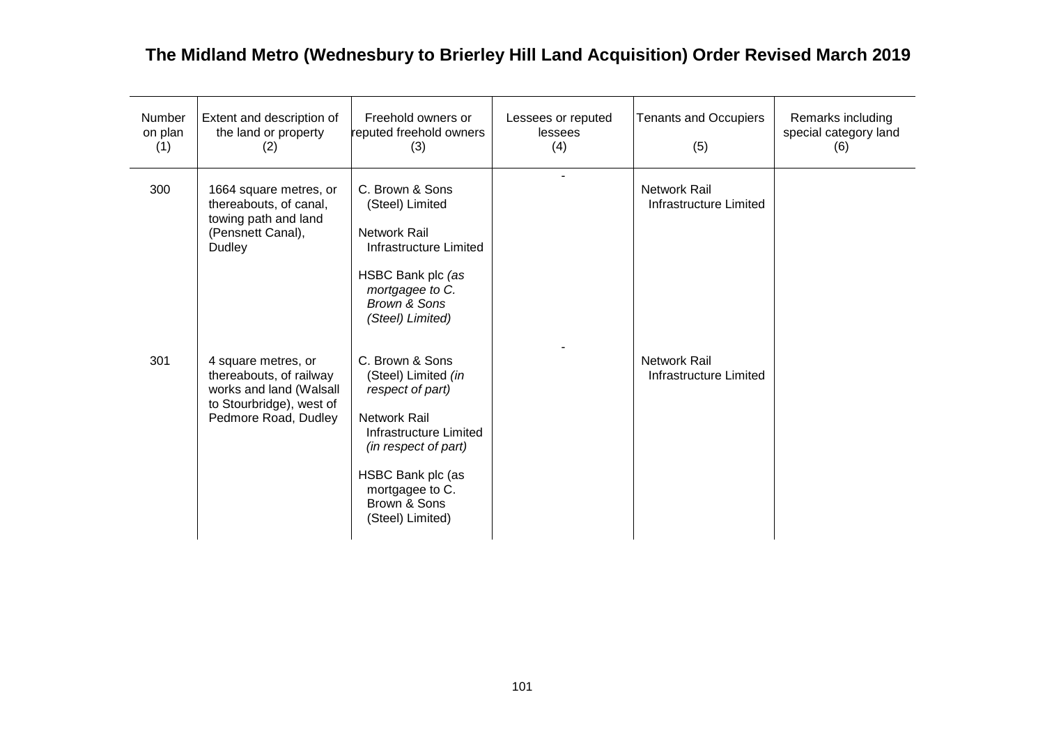# The Midland Metro (Wednesbury to Brierley Hill Land Acquisition) Order Revised March 2019

| Number on plan (1) | Extent and description of the land or property (2) | Freehold owners or reputed freehold owners (3) | Lessees or reputed lessees (4) | Tenants and Occupiers (5) | Remarks including special category land (6) |
|---|---|---|---|---|---|
| 300 | 1664 square metres, or thereabouts, of canal, towing path and land (Pensnett Canal), Dudley | C. Brown & Sons (Steel) Limited<br><br>Network Rail Infrastructure Limited<br><br>HSBC Bank plc *(as mortgagee to C. Brown & Sons (Steel) Limited)* | - | Network Rail Infrastructure Limited | |
| 301 | 4 square metres, or thereabouts, of railway works and land (Walsall to Stourbridge), west of Pedmore Road, Dudley | C. Brown & Sons (Steel) Limited *(in respect of part)*<br><br>Network Rail Infrastructure Limited *(in respect of part)*<br><br>HSBC Bank plc (as mortgagee to C. Brown & Sons (Steel) Limited) | - | Network Rail Infrastructure Limited | |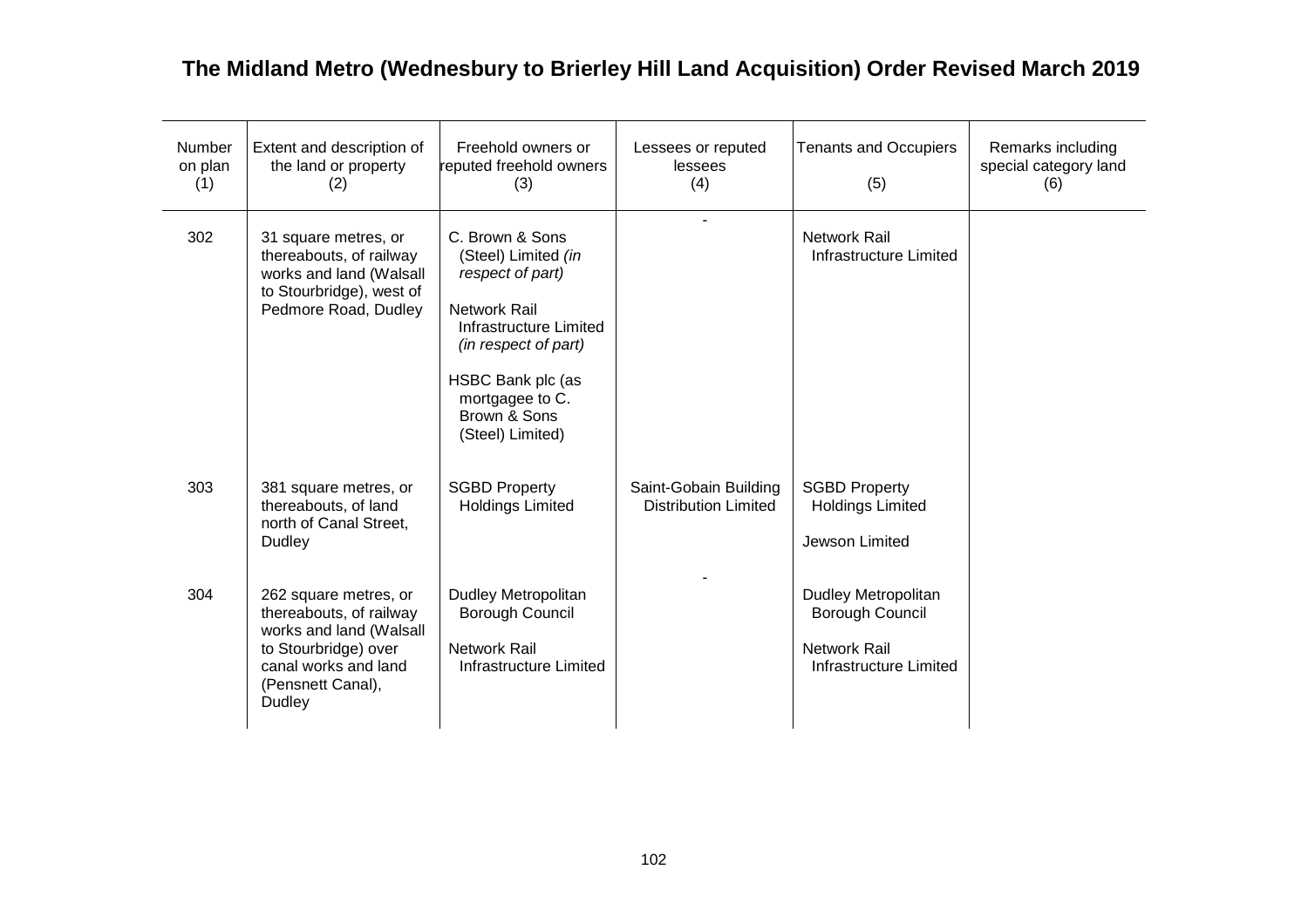# The Midland Metro (Wednesbury to Brierley Hill Land Acquisition) Order Revised March 2019

| Number on plan (1) | Extent and description of the land or property (2) | Freehold owners or reputed freehold owners (3) | Lessees or reputed lessees (4) | Tenants and Occupiers (5) | Remarks including special category land (6) |
|---|---|---|---|---|---|
| 302 | 31 square metres, or thereabouts, of railway works and land (Walsall to Stourbridge), west of Pedmore Road, Dudley | C. Brown & Sons (Steel) Limited *(in respect of part)*<br><br>Network Rail Infrastructure Limited *(in respect of part)*<br><br>HSBC Bank plc (as mortgagee to C. Brown & Sons (Steel) Limited) | - | Network Rail Infrastructure Limited | |
| 303 | 381 square metres, or thereabouts, of land north of Canal Street, Dudley | SGBD Property Holdings Limited | Saint-Gobain Building Distribution Limited | SGBD Property Holdings Limited<br><br>Jewson Limited | |
| 304 | 262 square metres, or thereabouts, of railway works and land (Walsall to Stourbridge) over canal works and land (Pensnett Canal), Dudley | Dudley Metropolitan Borough Council<br><br>Network Rail Infrastructure Limited | - | Dudley Metropolitan Borough Council<br><br>Network Rail Infrastructure Limited | |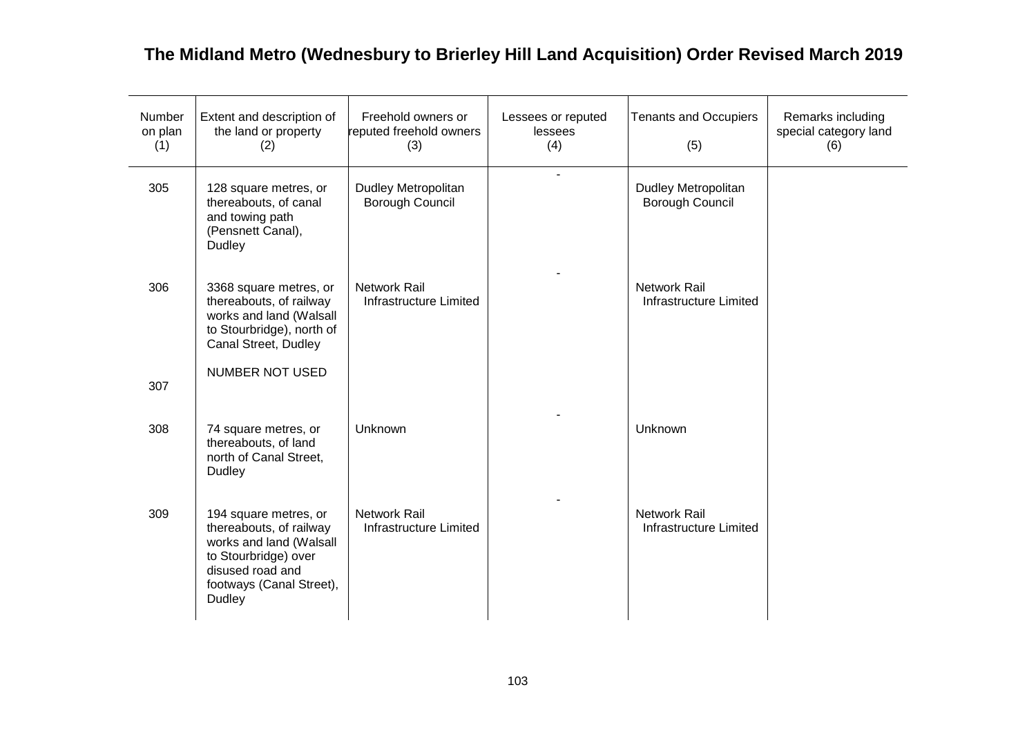# The Midland Metro (Wednesbury to Brierley Hill Land Acquisition) Order Revised March 2019

| Number on plan (1) | Extent and description of the land or property (2) | Freehold owners or reputed freehold owners (3) | Lessees or reputed lessees (4) | Tenants and Occupiers (5) | Remarks including special category land (6) |
|---|---|---|---|---|---|
| 305 | 128 square metres, or thereabouts, of canal and towing path (Pensnett Canal), Dudley | Dudley Metropolitan Borough Council | - | Dudley Metropolitan Borough Council | |
| 306 | 3368 square metres, or thereabouts, of railway works and land (Walsall to Stourbridge), north of Canal Street, Dudley | Network Rail Infrastructure Limited | - | Network Rail Infrastructure Limited | |
| 307 | NUMBER NOT USED | | | | |
| 308 | 74 square metres, or thereabouts, of land north of Canal Street, Dudley | Unknown | - | Unknown | |
| 309 | 194 square metres, or thereabouts, of railway works and land (Walsall to Stourbridge) over disused road and footways (Canal Street), Dudley | Network Rail Infrastructure Limited | - | Network Rail Infrastructure Limited | |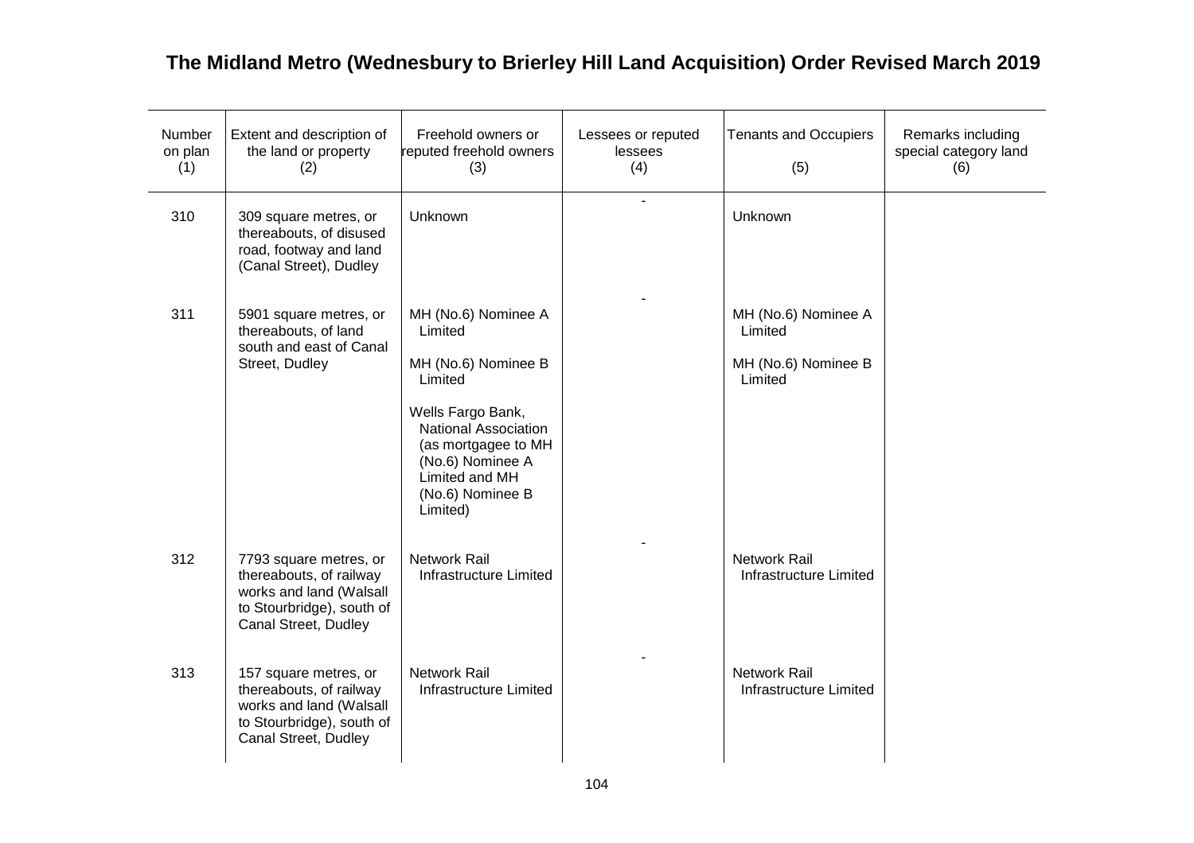# The Midland Metro (Wednesbury to Brierley Hill Land Acquisition) Order Revised March 2019

| Number on plan (1) | Extent and description of the land or property (2) | Freehold owners or reputed freehold owners (3) | Lessees or reputed lessees (4) | Tenants and Occupiers (5) | Remarks including special category land (6) |
|---|---|---|---|---|---|
| 310 | 309 square metres, or thereabouts, of disused road, footway and land (Canal Street), Dudley | Unknown | - | Unknown | |
| 311 | 5901 square metres, or thereabouts, of land south and east of Canal Street, Dudley | MH (No.6) Nominee A Limited<br><br>MH (No.6) Nominee B Limited<br><br>Wells Fargo Bank, National Association (as mortgagee to MH (No.6) Nominee A Limited and MH (No.6) Nominee B Limited) | - | MH (No.6) Nominee A Limited<br><br>MH (No.6) Nominee B Limited | |
| 312 | 7793 square metres, or thereabouts, of railway works and land (Walsall to Stourbridge), south of Canal Street, Dudley | Network Rail Infrastructure Limited | - | Network Rail Infrastructure Limited | |
| 313 | 157 square metres, or thereabouts, of railway works and land (Walsall to Stourbridge), south of Canal Street, Dudley | Network Rail Infrastructure Limited | - | Network Rail Infrastructure Limited | |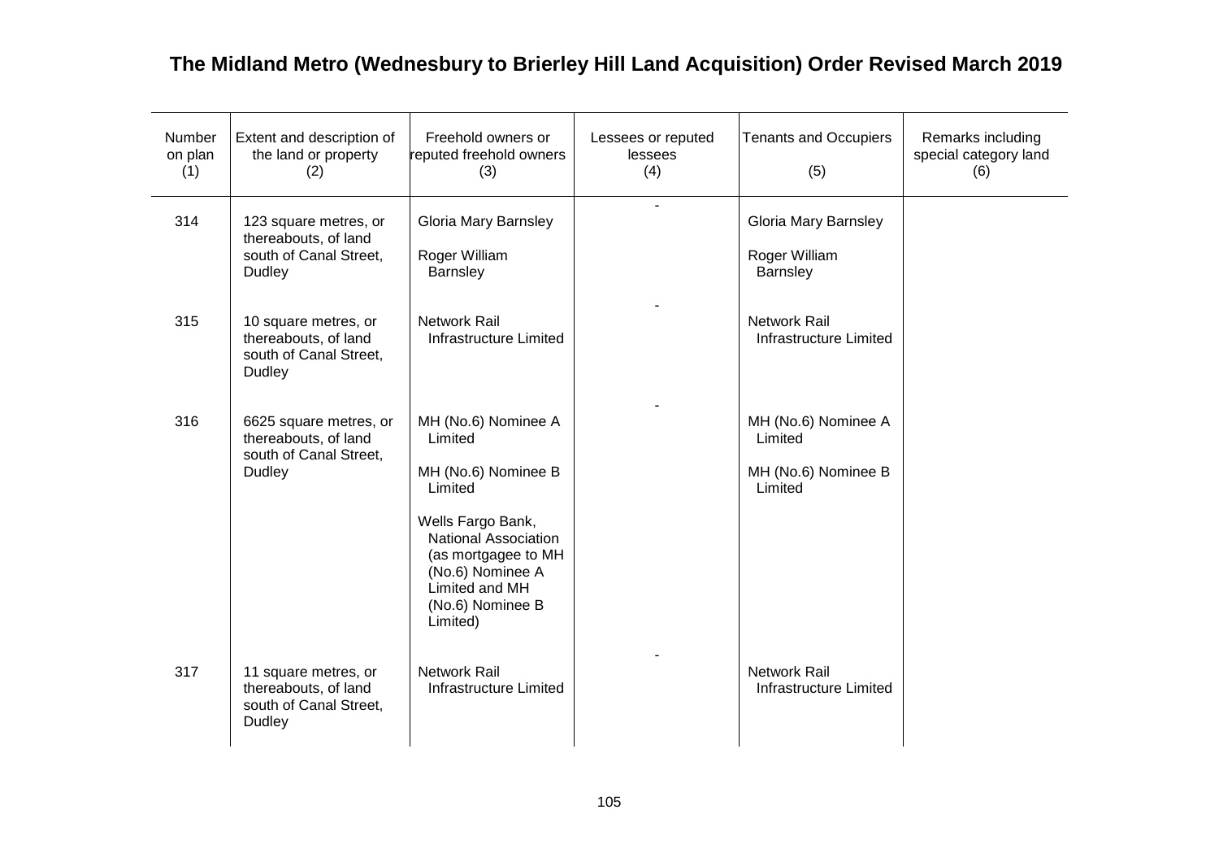# The Midland Metro (Wednesbury to Brierley Hill Land Acquisition) Order Revised March 2019

| Number on plan (1) | Extent and description of the land or property (2) | Freehold owners or reputed freehold owners (3) | Lessees or reputed lessees (4) | Tenants and Occupiers (5) | Remarks including special category land (6) |
|---|---|---|---|---|---|
| 314 | 123 square metres, or thereabouts, of land south of Canal Street, Dudley | Gloria Mary Barnsley<br><br>Roger William Barnsley | - | Gloria Mary Barnsley<br><br>Roger William Barnsley | |
| 315 | 10 square metres, or thereabouts, of land south of Canal Street, Dudley | Network Rail Infrastructure Limited | - | Network Rail Infrastructure Limited | |
| 316 | 6625 square metres, or thereabouts, of land south of Canal Street, Dudley | MH (No.6) Nominee A Limited<br><br>MH (No.6) Nominee B Limited<br><br>Wells Fargo Bank, National Association (as mortgagee to MH (No.6) Nominee A Limited and MH (No.6) Nominee B Limited) | - | MH (No.6) Nominee A Limited<br><br>MH (No.6) Nominee B Limited | |
| 317 | 11 square metres, or thereabouts, of land south of Canal Street, Dudley | Network Rail Infrastructure Limited | - | Network Rail Infrastructure Limited | |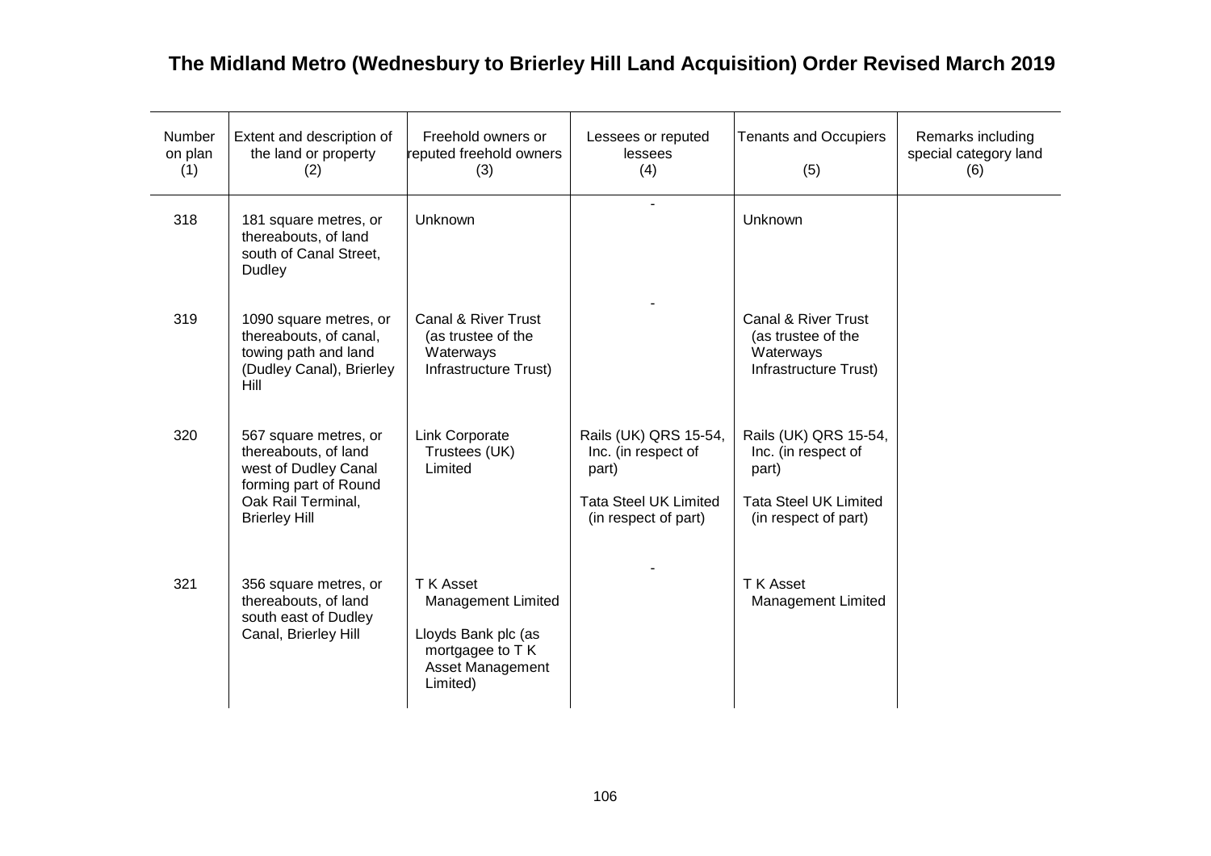## The Midland Metro (Wednesbury to Brierley Hill Land Acquisition) Order Revised March 2019

| Number on plan (1) | Extent and description of the land or property (2) | Freehold owners or reputed freehold owners (3) | Lessees or reputed lessees (4) | Tenants and Occupiers (5) | Remarks including special category land (6) |
|---|---|---|---|---|---|
| 318 | 181 square metres, or thereabouts, of land south of Canal Street, Dudley | Unknown | - | Unknown | |
| 319 | 1090 square metres, or thereabouts, of canal, towing path and land (Dudley Canal), Brierley Hill | Canal & River Trust (as trustee of the Waterways Infrastructure Trust) | - | Canal & River Trust (as trustee of the Waterways Infrastructure Trust) | |
| 320 | 567 square metres, or thereabouts, of land west of Dudley Canal forming part of Round Oak Rail Terminal, Brierley Hill | Link Corporate Trustees (UK) Limited | Rails (UK) QRS 15-54, Inc. (in respect of part)<br><br>Tata Steel UK Limited (in respect of part) | Rails (UK) QRS 15-54, Inc. (in respect of part)<br><br>Tata Steel UK Limited (in respect of part) | |
| 321 | 356 square metres, or thereabouts, of land south east of Dudley Canal, Brierley Hill | T K Asset Management Limited<br><br>Lloyds Bank plc (as mortgagee to T K Asset Management Limited) | - | T K Asset Management Limited | |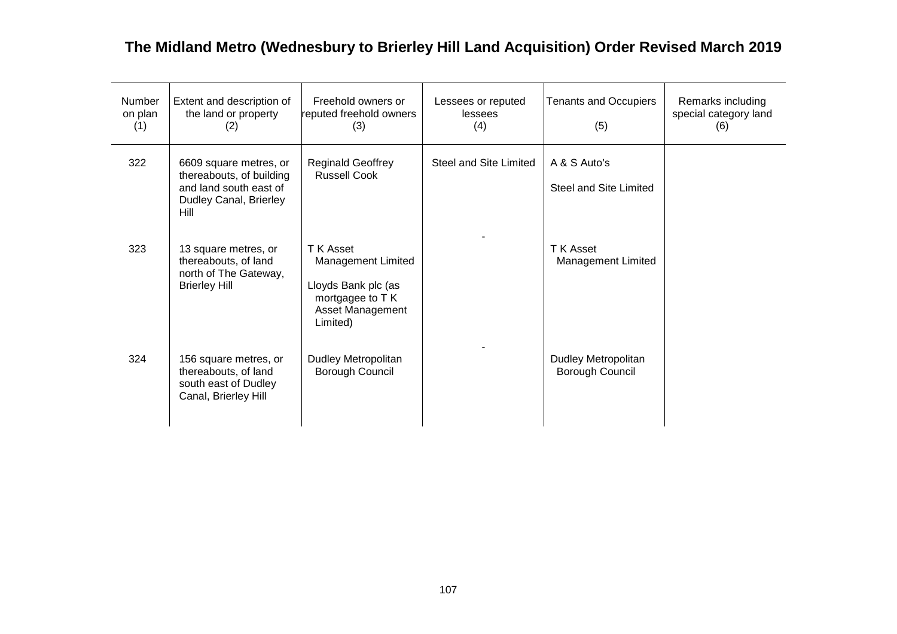# The Midland Metro (Wednesbury to Brierley Hill Land Acquisition) Order Revised March 2019

| Number on plan (1) | Extent and description of the land or property (2) | Freehold owners or reputed freehold owners (3) | Lessees or reputed lessees (4) | Tenants and Occupiers (5) | Remarks including special category land (6) |
|---|---|---|---|---|---|
| 322 | 6609 square metres, or thereabouts, of building and land south east of Dudley Canal, Brierley Hill | Reginald Geoffrey Russell Cook | Steel and Site Limited | A & S Auto's<br><br>Steel and Site Limited | |
| 323 | 13 square metres, or thereabouts, of land north of The Gateway, Brierley Hill | T K Asset Management Limited<br><br>Lloyds Bank plc (as mortgagee to T K Asset Management Limited) | - | T K Asset Management Limited | |
| 324 | 156 square metres, or thereabouts, of land south east of Dudley Canal, Brierley Hill | Dudley Metropolitan Borough Council | - | Dudley Metropolitan Borough Council | |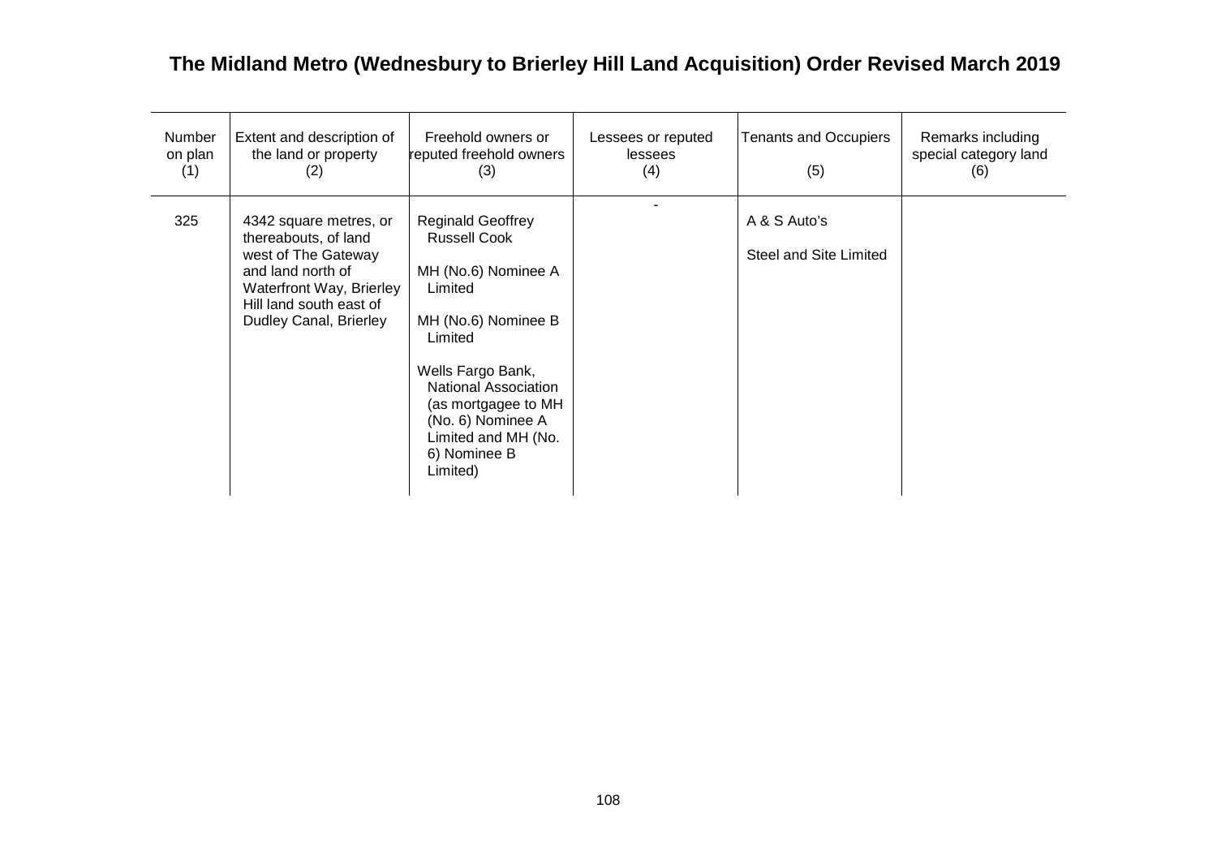# The Midland Metro (Wednesbury to Brierley Hill Land Acquisition) Order Revised March 2019

| Number on plan (1) | Extent and description of the land or property (2) | Freehold owners or reputed freehold owners (3) | Lessees or reputed lessees (4) | Tenants and Occupiers (5) | Remarks including special category land (6) |
|---|---|---|---|---|---|
| 325 | 4342 square metres, or thereabouts, of land west of The Gateway and land north of Waterfront Way, Brierley Hill land south east of Dudley Canal, Brierley | Reginald Geoffrey Russell Cook<br><br>MH (No.6) Nominee A Limited<br><br>MH (No.6) Nominee B Limited<br><br>Wells Fargo Bank, National Association (as mortgagee to MH (No. 6) Nominee A Limited and MH (No. 6) Nominee B Limited) | - | A & S Auto's<br><br>Steel and Site Limited | |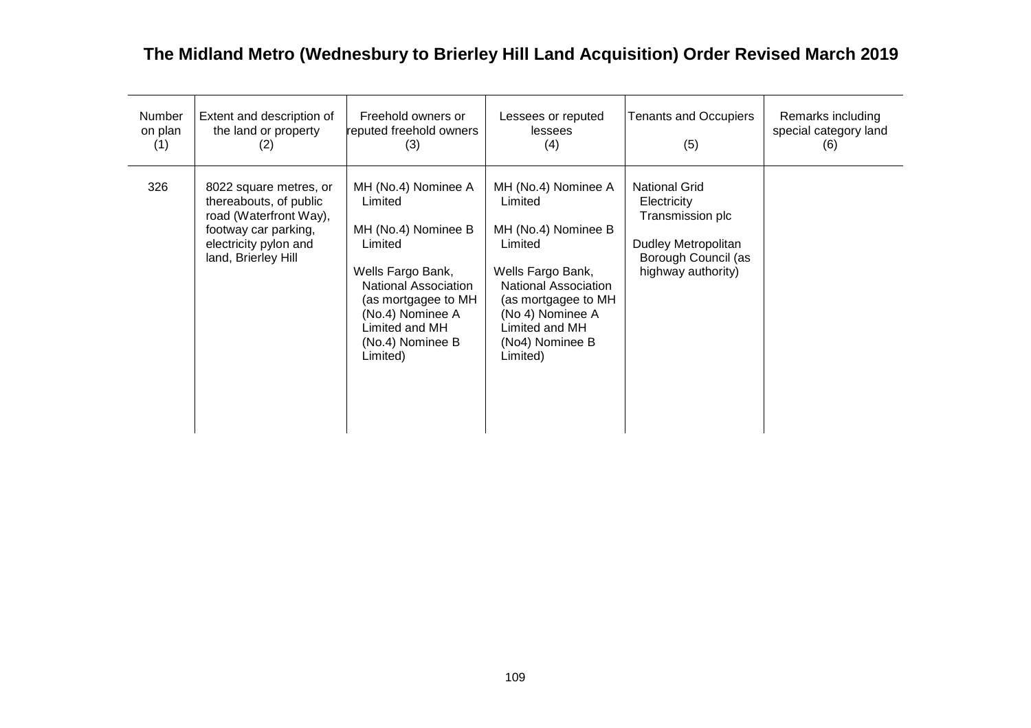## The Midland Metro (Wednesbury to Brierley Hill Land Acquisition) Order Revised March 2019

| Number on plan (1) | Extent and description of the land or property (2) | Freehold owners or reputed freehold owners (3) | Lessees or reputed lessees (4) | Tenants and Occupiers (5) | Remarks including special category land (6) |
|---|---|---|---|---|---|
| 326 | 8022 square metres, or thereabouts, of public road (Waterfront Way), footway car parking, electricity pylon and land, Brierley Hill | MH (No.4) Nominee A Limited<br><br>MH (No.4) Nominee B Limited<br><br>Wells Fargo Bank, National Association (as mortgagee to MH (No.4) Nominee A Limited and MH (No.4) Nominee B Limited) | MH (No.4) Nominee A Limited<br><br>MH (No.4) Nominee B Limited<br><br>Wells Fargo Bank, National Association (as mortgagee to MH (No 4) Nominee A Limited and MH (No4) Nominee B Limited) | National Grid Electricity Transmission plc<br><br>Dudley Metropolitan Borough Council (as highway authority) | |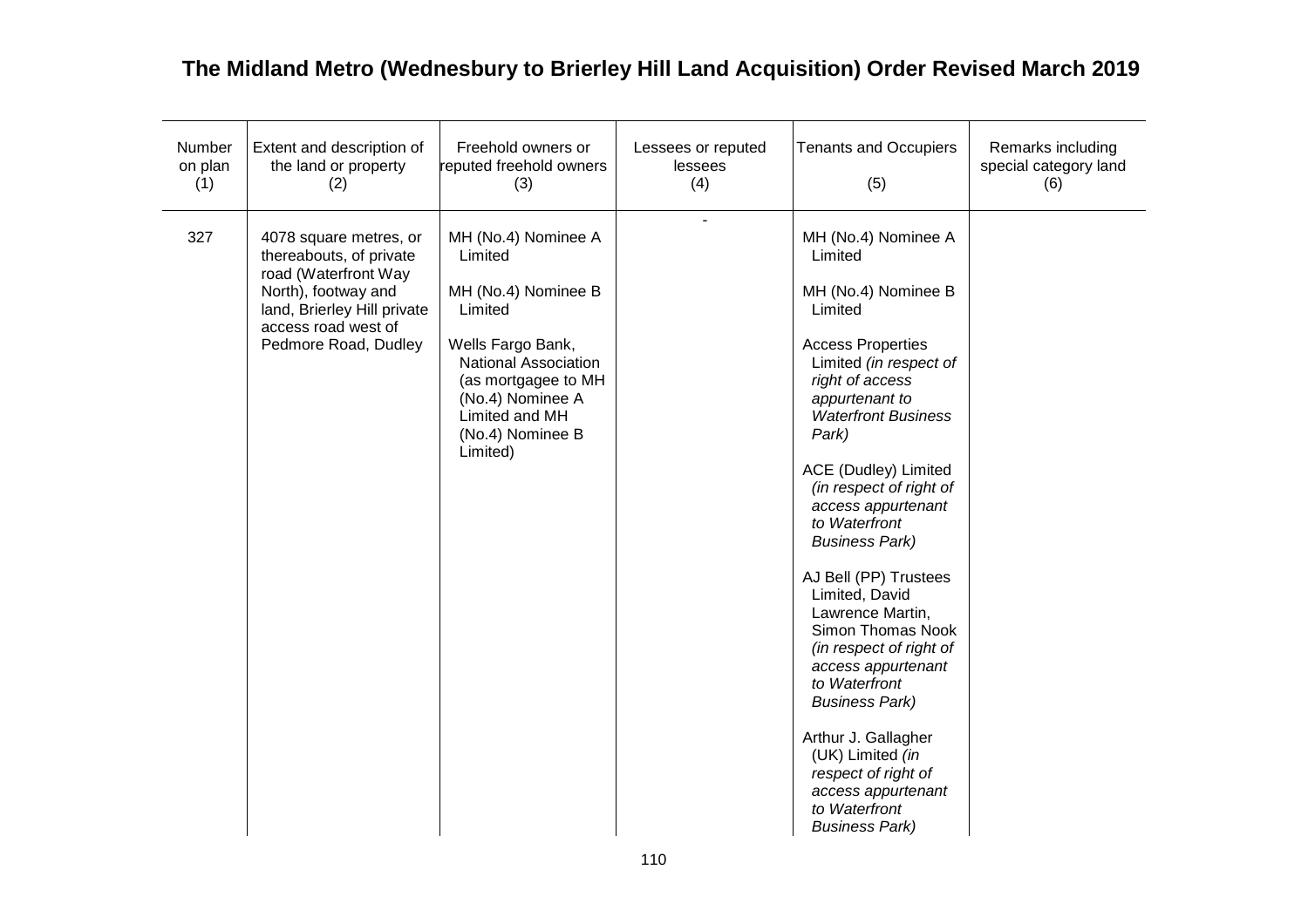# The Midland Metro (Wednesbury to Brierley Hill Land Acquisition) Order Revised March 2019

| Number on plan (1) | Extent and description of the land or property (2) | Freehold owners or reputed freehold owners (3) | Lessees or reputed lessees (4) | Tenants and Occupiers (5) | Remarks including special category land (6) |
|---|---|---|---|---|---|
| 327 | 4078 square metres, or thereabouts, of private road (Waterfront Way North), footway and land, Brierley Hill private access road west of Pedmore Road, Dudley | MH (No.4) Nominee A Limited<br><br>MH (No.4) Nominee B Limited<br><br>Wells Fargo Bank, National Association (as mortgagee to MH (No.4) Nominee A Limited and MH (No.4) Nominee B Limited) | - | MH (No.4) Nominee A Limited<br><br>MH (No.4) Nominee B Limited<br><br>Access Properties Limited *(in respect of right of access appurtenant to Waterfront Business Park)*<br><br>ACE (Dudley) Limited *(in respect of right of access appurtenant to Waterfront Business Park)*<br><br>AJ Bell (PP) Trustees Limited, David Lawrence Martin, Simon Thomas Nook *(in respect of right of access appurtenant to Waterfront Business Park)*<br><br>Arthur J. Gallagher (UK) Limited *(in respect of right of access appurtenant to Waterfront Business Park)* | |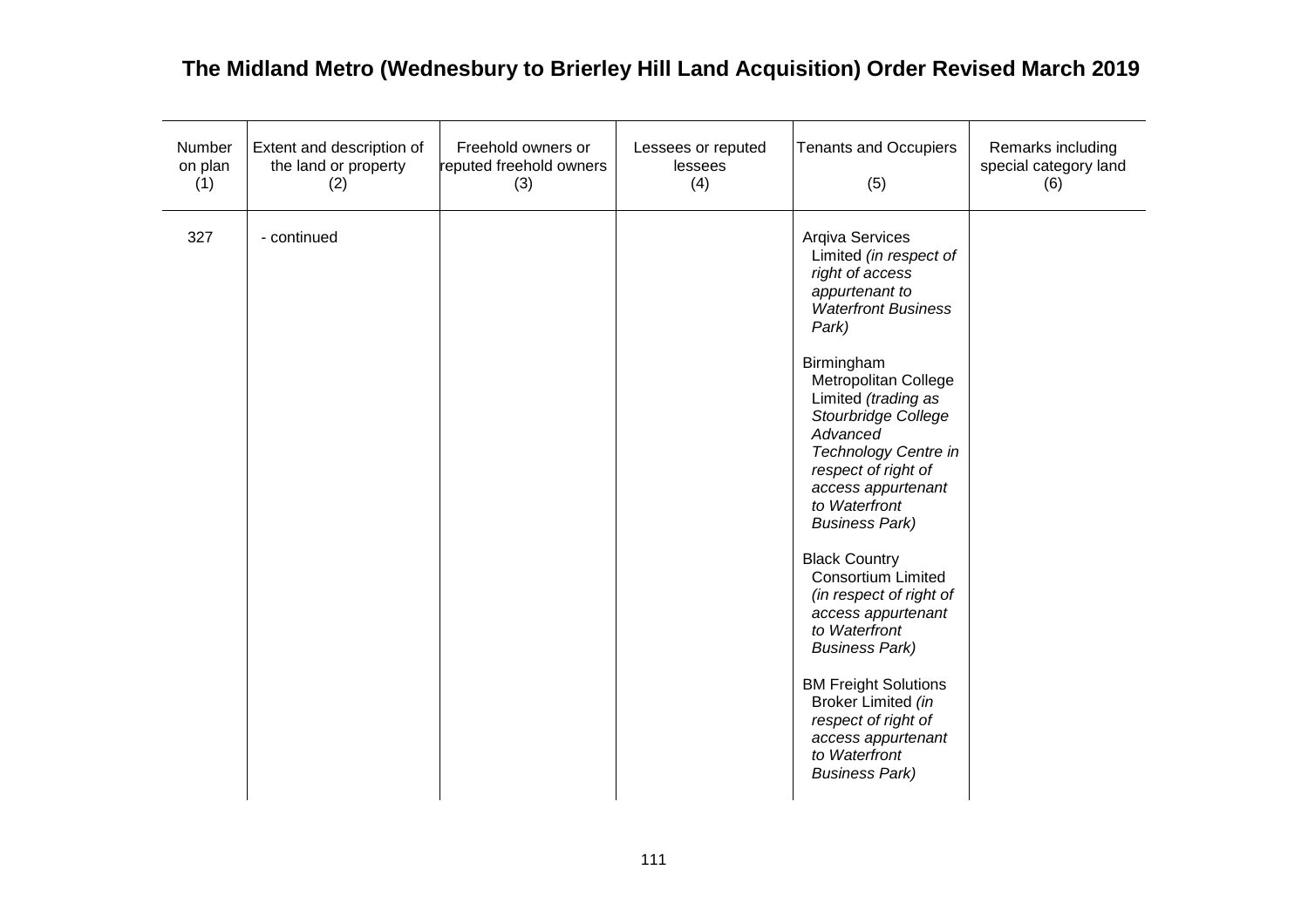# The Midland Metro (Wednesbury to Brierley Hill Land Acquisition) Order Revised March 2019

| Number on plan (1) | Extent and description of the land or property (2) | Freehold owners or reputed freehold owners (3) | Lessees or reputed lessees (4) | Tenants and Occupiers (5) | Remarks including special category land (6) |
|---|---|---|---|---|---|
| 327 | - continued | | | Arqiva Services Limited *(in respect of right of access appurtenant to Waterfront Business Park)*<br><br>Birmingham Metropolitan College Limited *(trading as Stourbridge College Advanced Technology Centre in respect of right of access appurtenant to Waterfront Business Park)*<br><br>Black Country Consortium Limited *(in respect of right of access appurtenant to Waterfront Business Park)*<br><br>BM Freight Solutions Broker Limited *(in respect of right of access appurtenant to Waterfront Business Park)* | |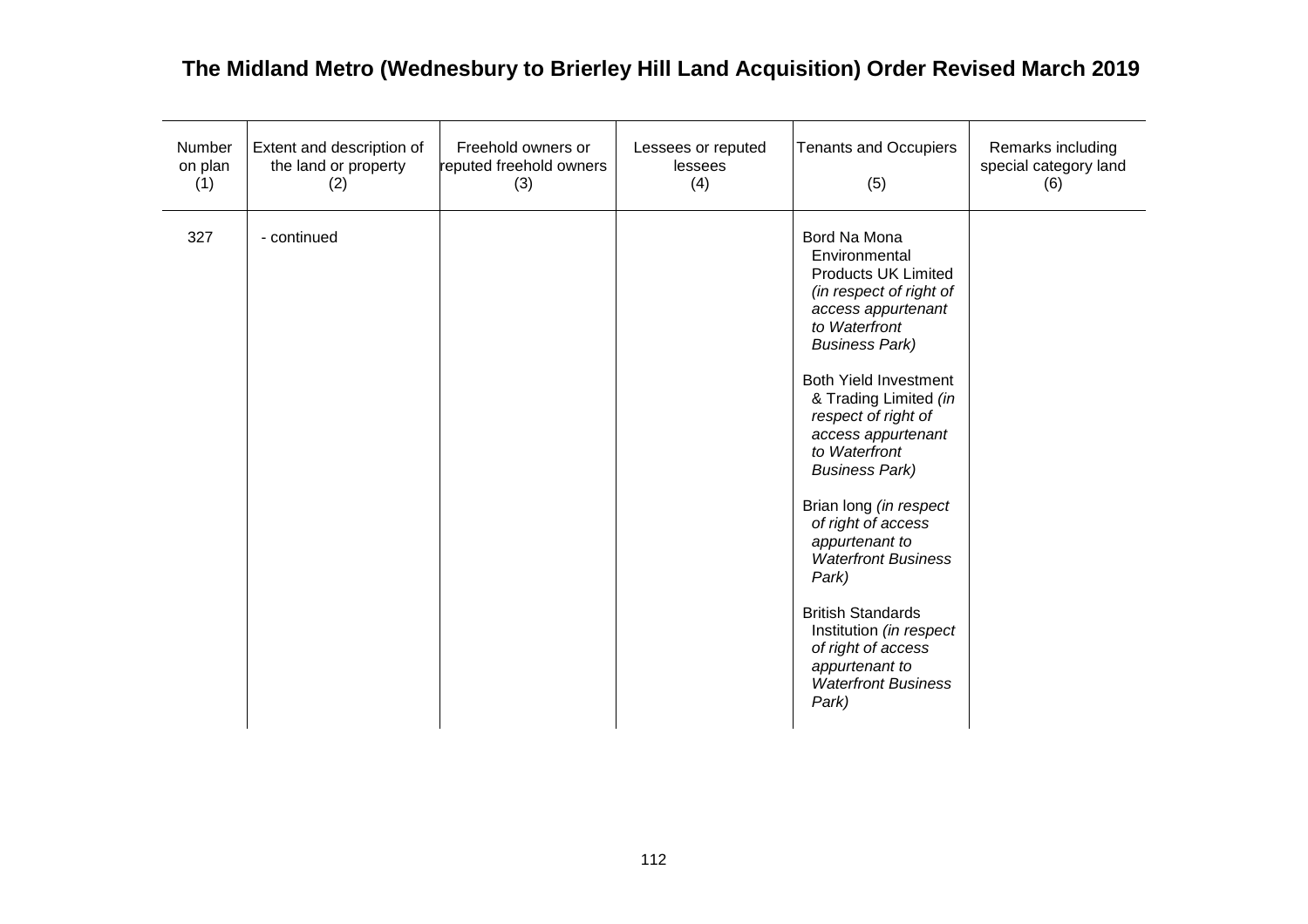# The Midland Metro (Wednesbury to Brierley Hill Land Acquisition) Order Revised March 2019

| Number on plan (1) | Extent and description of the land or property (2) | Freehold owners or reputed freehold owners (3) | Lessees or reputed lessees (4) | Tenants and Occupiers (5) | Remarks including special category land (6) |
|---|---|---|---|---|---|
| 327 | - continued | | | Bord Na Mona Environmental Products UK Limited *(in respect of right of access appurtenant to Waterfront Business Park)*<br><br>Both Yield Investment & Trading Limited *(in respect of right of access appurtenant to Waterfront Business Park)*<br><br>Brian long *(in respect of right of access appurtenant to Waterfront Business Park)*<br><br>British Standards Institution *(in respect of right of access appurtenant to Waterfront Business Park)* | |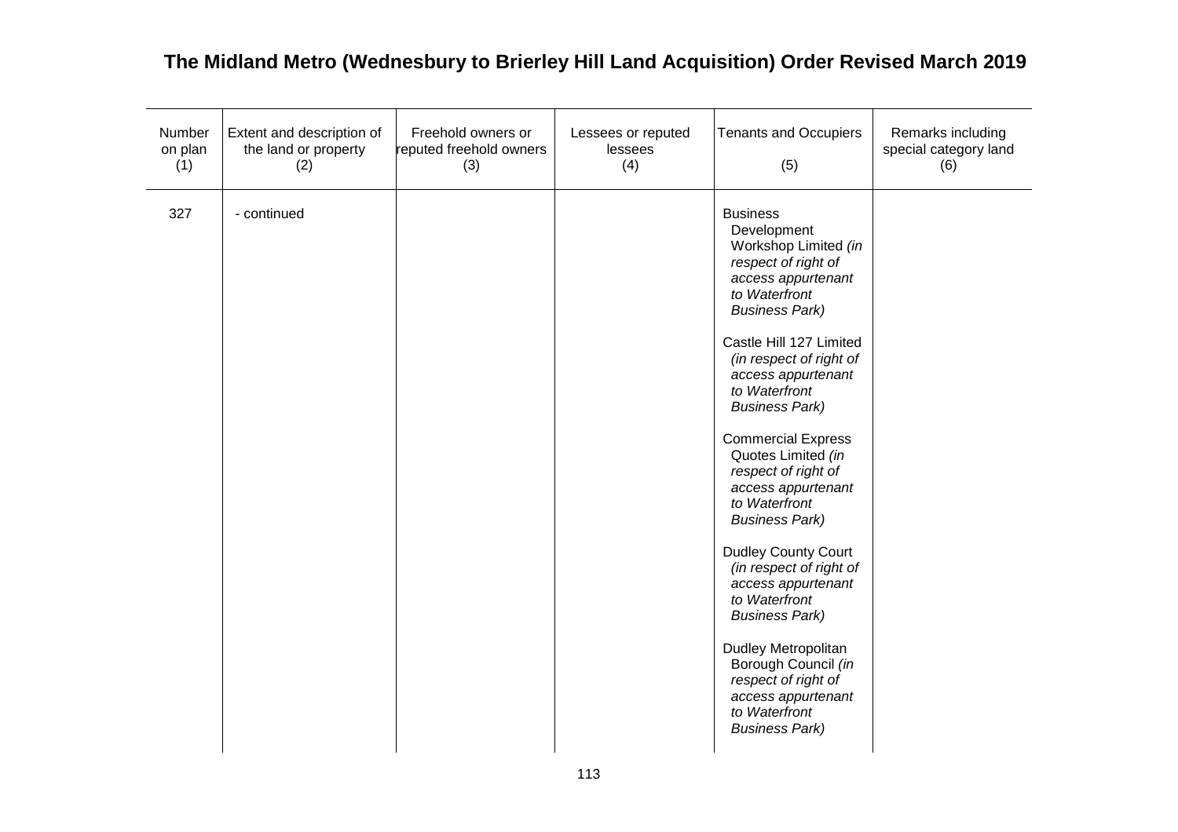# The Midland Metro (Wednesbury to Brierley Hill Land Acquisition) Order Revised March 2019

| Number on plan (1) | Extent and description of the land or property (2) | Freehold owners or reputed freehold owners (3) | Lessees or reputed lessees (4) | Tenants and Occupiers (5) | Remarks including special category land (6) |
|---|---|---|---|---|---|
| 327 | - continued | | | Business Development Workshop Limited *(in respect of right of access appurtenant to Waterfront Business Park)*<br><br>Castle Hill 127 Limited *(in respect of right of access appurtenant to Waterfront Business Park)*<br><br>Commercial Express Quotes Limited *(in respect of right of access appurtenant to Waterfront Business Park)*<br><br>Dudley County Court *(in respect of right of access appurtenant to Waterfront Business Park)*<br><br>Dudley Metropolitan Borough Council *(in respect of right of access appurtenant to Waterfront Business Park)* | |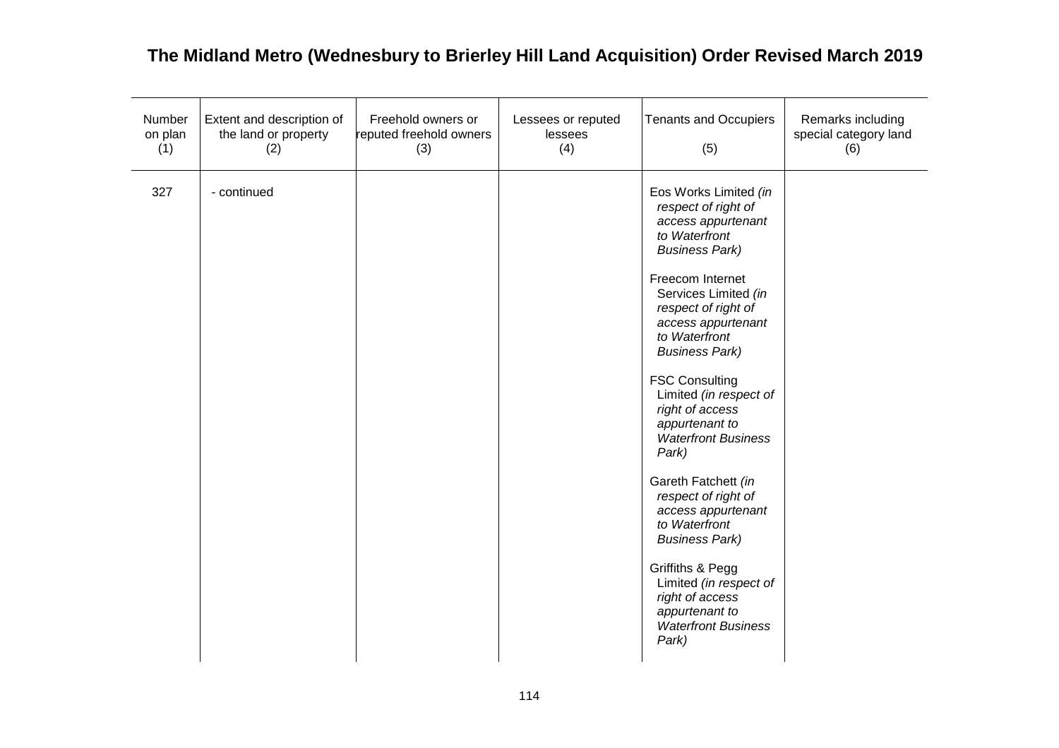# The Midland Metro (Wednesbury to Brierley Hill Land Acquisition) Order Revised March 2019

| Number on plan (1) | Extent and description of the land or property (2) | Freehold owners or reputed freehold owners (3) | Lessees or reputed lessees (4) | Tenants and Occupiers (5) | Remarks including special category land (6) |
|---|---|---|---|---|---|
| 327 | - continued | | | Eos Works Limited *(in respect of right of access appurtenant to Waterfront Business Park)*<br><br>Freecom Internet Services Limited *(in respect of right of access appurtenant to Waterfront Business Park)*<br><br>FSC Consulting Limited *(in respect of right of access appurtenant to Waterfront Business Park)*<br><br>Gareth Fatchett *(in respect of right of access appurtenant to Waterfront Business Park)*<br><br>Griffiths & Pegg Limited *(in respect of right of access appurtenant to Waterfront Business Park)* | |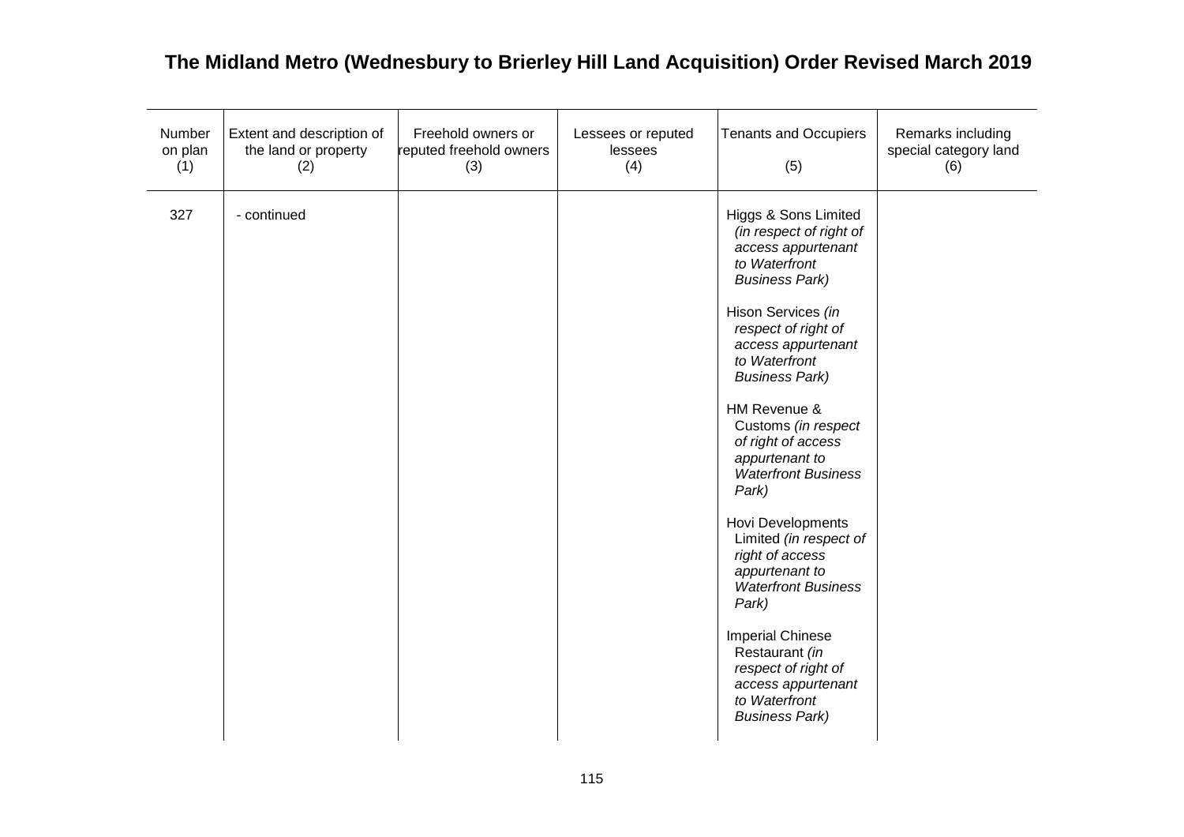# The Midland Metro (Wednesbury to Brierley Hill Land Acquisition) Order Revised March 2019

| Number on plan (1) | Extent and description of the land or property (2) | Freehold owners or reputed freehold owners (3) | Lessees or reputed lessees (4) | Tenants and Occupiers (5) | Remarks including special category land (6) |
|---|---|---|---|---|---|
| 327 | - continued | | | Higgs & Sons Limited *(in respect of right of access appurtenant to Waterfront Business Park)*<br><br>Hison Services *(in respect of right of access appurtenant to Waterfront Business Park)*<br><br>HM Revenue & Customs *(in respect of right of access appurtenant to Waterfront Business Park)*<br><br>Hovi Developments Limited *(in respect of right of access appurtenant to Waterfront Business Park)*<br><br>Imperial Chinese Restaurant *(in respect of right of access appurtenant to Waterfront Business Park)* | |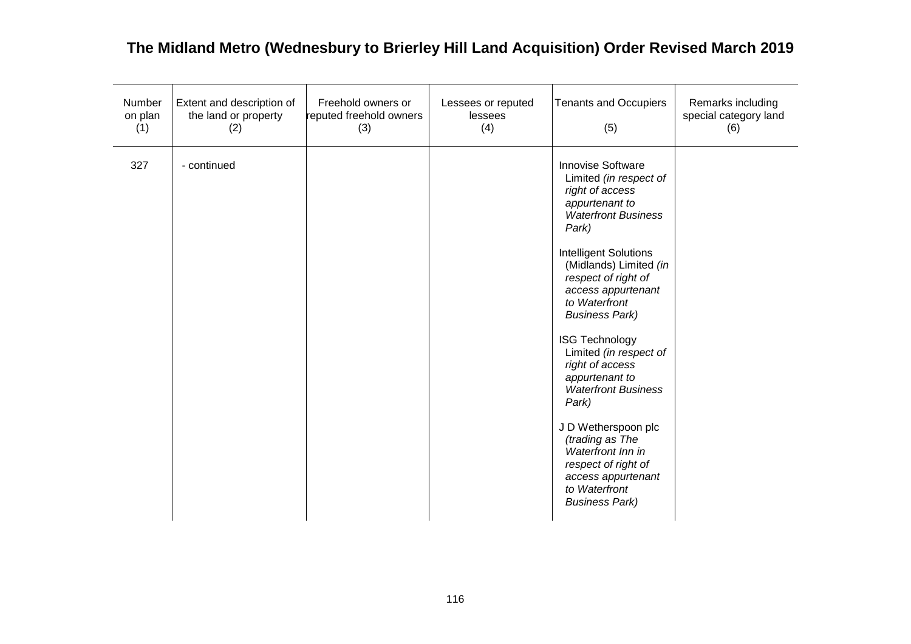# The Midland Metro (Wednesbury to Brierley Hill Land Acquisition) Order Revised March 2019

| Number on plan (1) | Extent and description of the land or property (2) | Freehold owners or reputed freehold owners (3) | Lessees or reputed lessees (4) | Tenants and Occupiers (5) | Remarks including special category land (6) |
|---|---|---|---|---|---|
| 327 | - continued | | | Innovise Software Limited *(in respect of right of access appurtenant to Waterfront Business Park)*<br><br>Intelligent Solutions (Midlands) Limited *(in respect of right of access appurtenant to Waterfront Business Park)*<br><br>ISG Technology Limited *(in respect of right of access appurtenant to Waterfront Business Park)*<br><br>J D Wetherspoon plc *(trading as The Waterfront Inn in respect of right of access appurtenant to Waterfront Business Park)* | |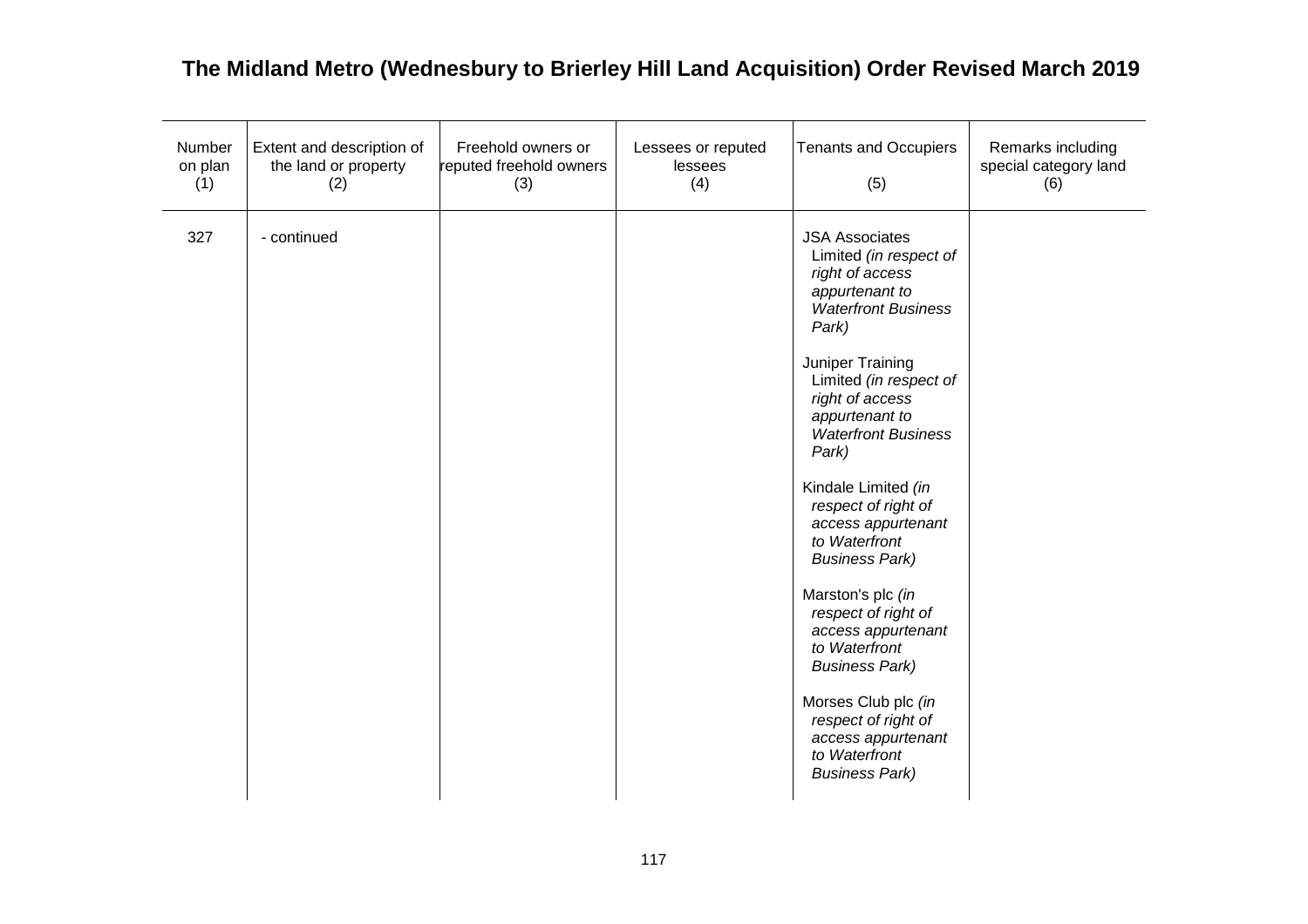# The Midland Metro (Wednesbury to Brierley Hill Land Acquisition) Order Revised March 2019

| Number on plan (1) | Extent and description of the land or property (2) | Freehold owners or reputed freehold owners (3) | Lessees or reputed lessees (4) | Tenants and Occupiers (5) | Remarks including special category land (6) |
|---|---|---|---|---|---|
| 327 | - continued | | | JSA Associates Limited *(in respect of right of access appurtenant to Waterfront Business Park)*<br><br>Juniper Training Limited *(in respect of right of access appurtenant to Waterfront Business Park)*<br><br>Kindale Limited *(in respect of right of access appurtenant to Waterfront Business Park)*<br><br>Marston's plc *(in respect of right of access appurtenant to Waterfront Business Park)*<br><br>Morses Club plc *(in respect of right of access appurtenant to Waterfront Business Park)* | |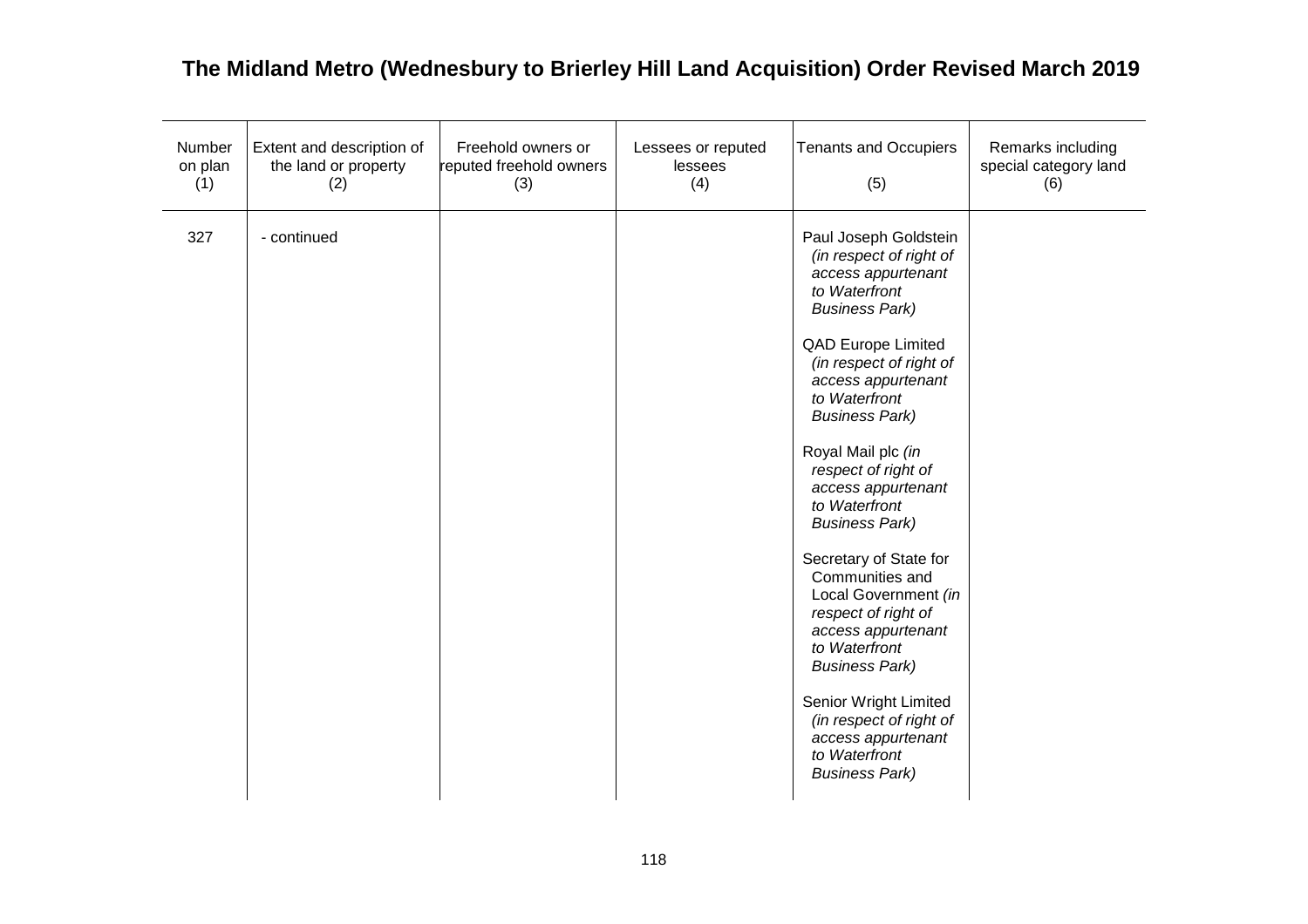# The Midland Metro (Wednesbury to Brierley Hill Land Acquisition) Order Revised March 2019

| Number on plan (1) | Extent and description of the land or property (2) | Freehold owners or reputed freehold owners (3) | Lessees or reputed lessees (4) | Tenants and Occupiers (5) | Remarks including special category land (6) |
|---|---|---|---|---|---|
| 327 | - continued | | | Paul Joseph Goldstein *(in respect of right of access appurtenant to Waterfront Business Park)*<br><br>QAD Europe Limited *(in respect of right of access appurtenant to Waterfront Business Park)*<br><br>Royal Mail plc *(in respect of right of access appurtenant to Waterfront Business Park)*<br><br>Secretary of State for Communities and Local Government *(in respect of right of access appurtenant to Waterfront Business Park)*<br><br>Senior Wright Limited *(in respect of right of access appurtenant to Waterfront Business Park)* | |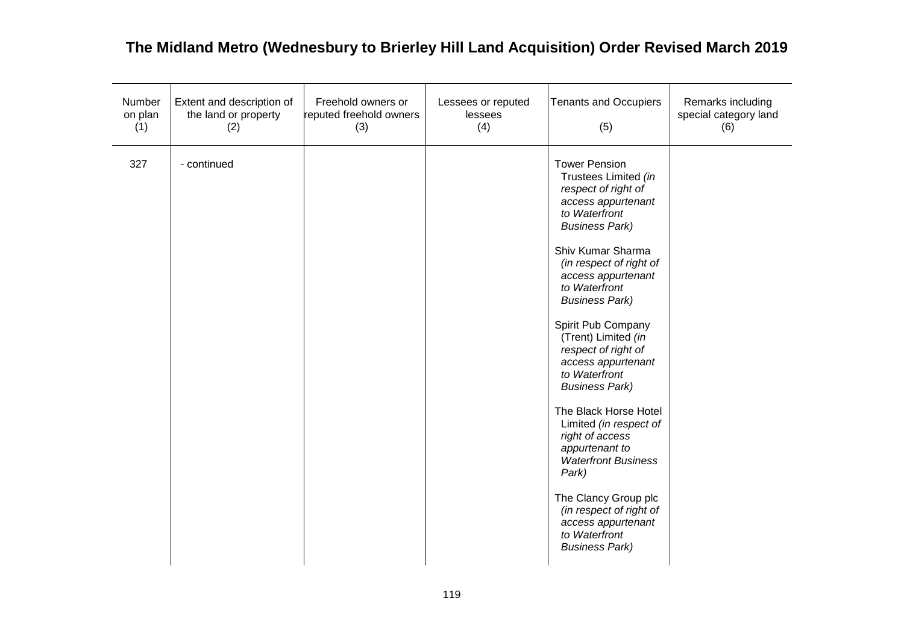# The Midland Metro (Wednesbury to Brierley Hill Land Acquisition) Order Revised March 2019

| Number on plan (1) | Extent and description of the land or property (2) | Freehold owners or reputed freehold owners (3) | Lessees or reputed lessees (4) | Tenants and Occupiers (5) | Remarks including special category land (6) |
|---|---|---|---|---|---|
| 327 | - continued | | | Tower Pension Trustees Limited *(in respect of right of access appurtenant to Waterfront Business Park)*<br><br>Shiv Kumar Sharma *(in respect of right of access appurtenant to Waterfront Business Park)*<br><br>Spirit Pub Company (Trent) Limited *(in respect of right of access appurtenant to Waterfront Business Park)*<br><br>The Black Horse Hotel Limited *(in respect of right of access appurtenant to Waterfront Business Park)*<br><br>The Clancy Group plc *(in respect of right of access appurtenant to Waterfront Business Park)* | |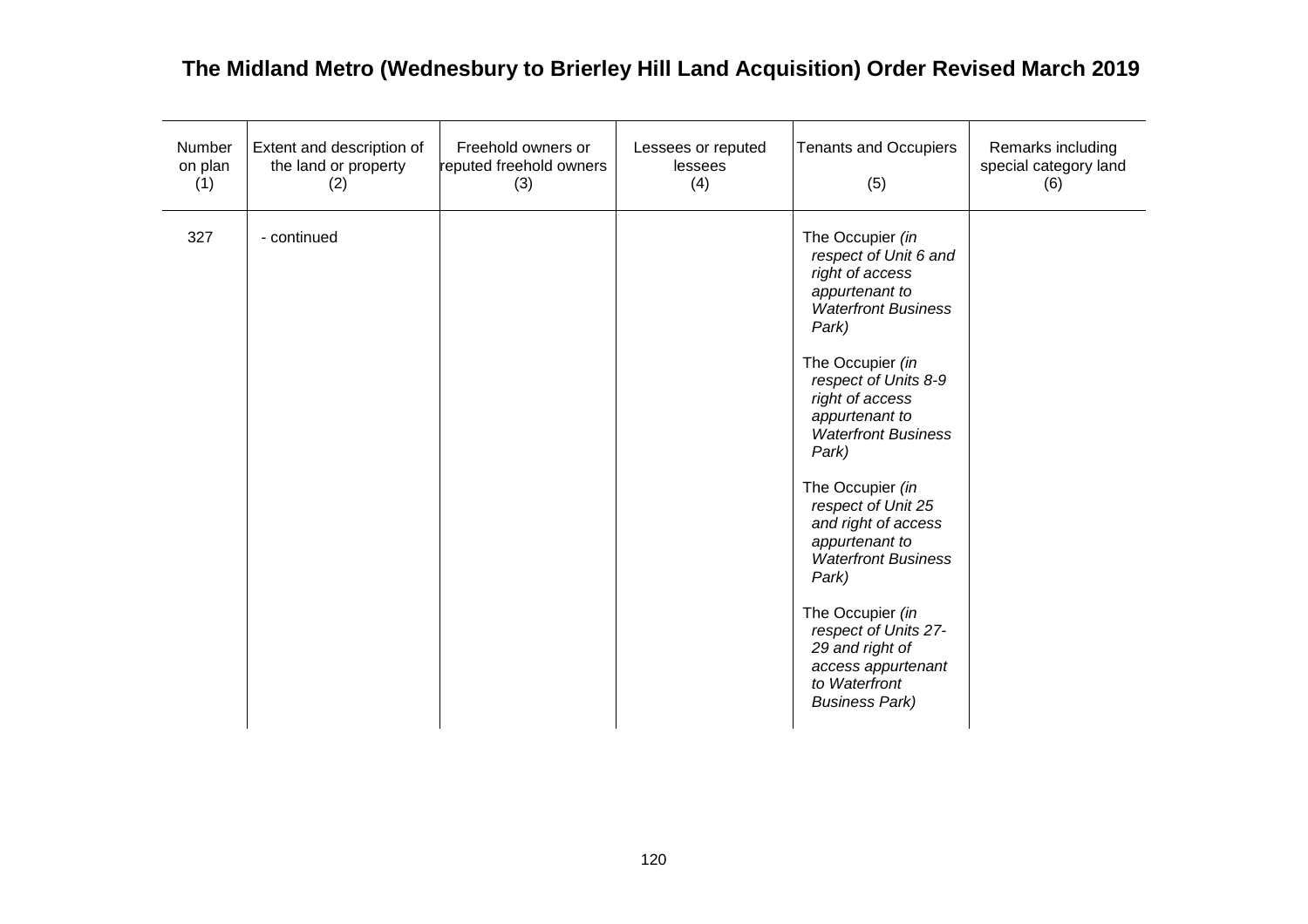**The Midland Metro (Wednesbury to Brierley Hill Land Acquisition) Order Revised March 2019**

| Number on plan (1) | Extent and description of the land or property (2) | Freehold owners or reputed freehold owners (3) | Lessees or reputed lessees (4) | Tenants and Occupiers (5) | Remarks including special category land (6) |
|---|---|---|---|---|---|
| 327 | - continued | | | The Occupier *(in respect of Unit 6 and right of access appurtenant to Waterfront Business Park)*<br><br>The Occupier *(in respect of Units 8-9 right of access appurtenant to Waterfront Business Park)*<br><br>The Occupier *(in respect of Unit 25 and right of access appurtenant to Waterfront Business Park)*<br><br>The Occupier *(in respect of Units 27-29 and right of access appurtenant to Waterfront Business Park)* | |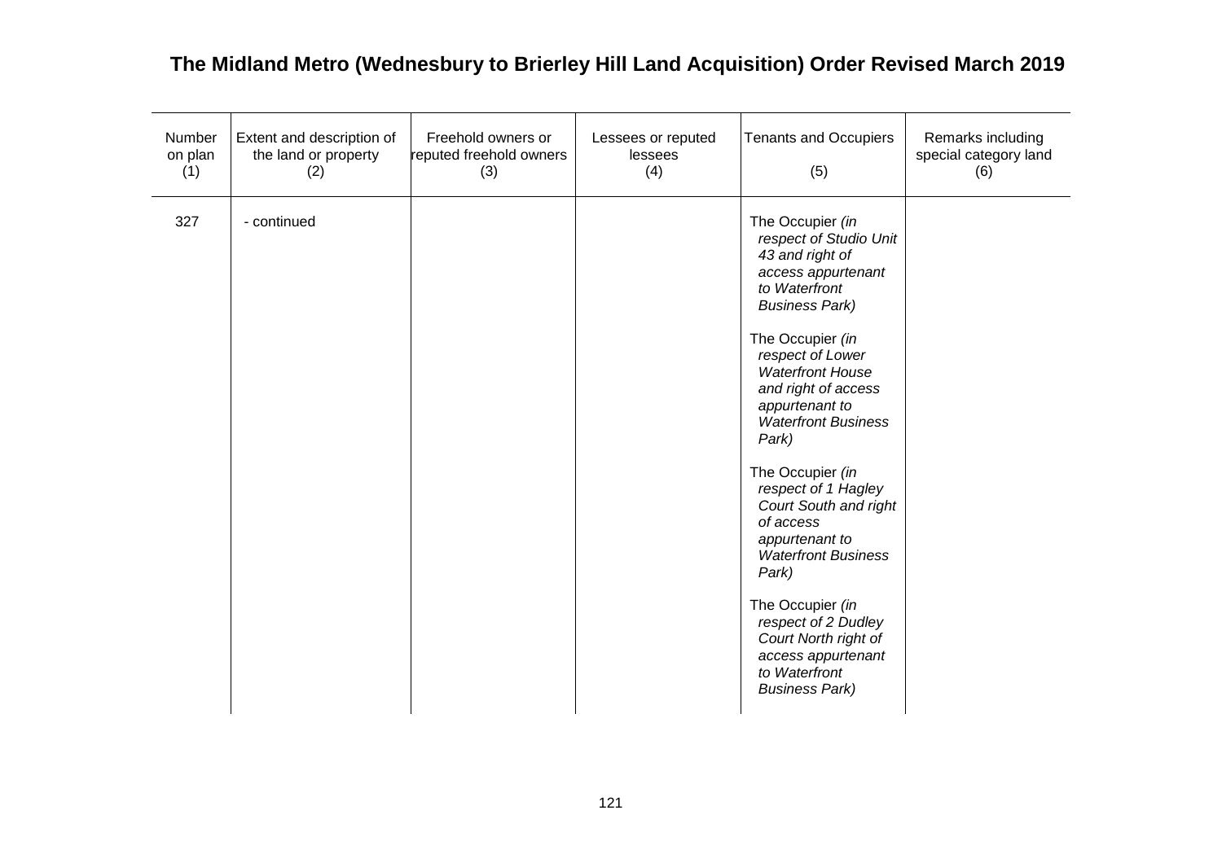# The Midland Metro (Wednesbury to Brierley Hill Land Acquisition) Order Revised March 2019

| Number on plan (1) | Extent and description of the land or property (2) | Freehold owners or reputed freehold owners (3) | Lessees or reputed lessees (4) | Tenants and Occupiers (5) | Remarks including special category land (6) |
|---|---|---|---|---|---|
| 327 | - continued | | | The Occupier *(in respect of Studio Unit 43 and right of access appurtenant to Waterfront Business Park)*<br><br>The Occupier *(in respect of Lower Waterfront House and right of access appurtenant to Waterfront Business Park)*<br><br>The Occupier *(in respect of 1 Hagley Court South and right of access appurtenant to Waterfront Business Park)*<br><br>The Occupier *(in respect of 2 Dudley Court North right of access appurtenant to Waterfront Business Park)* | |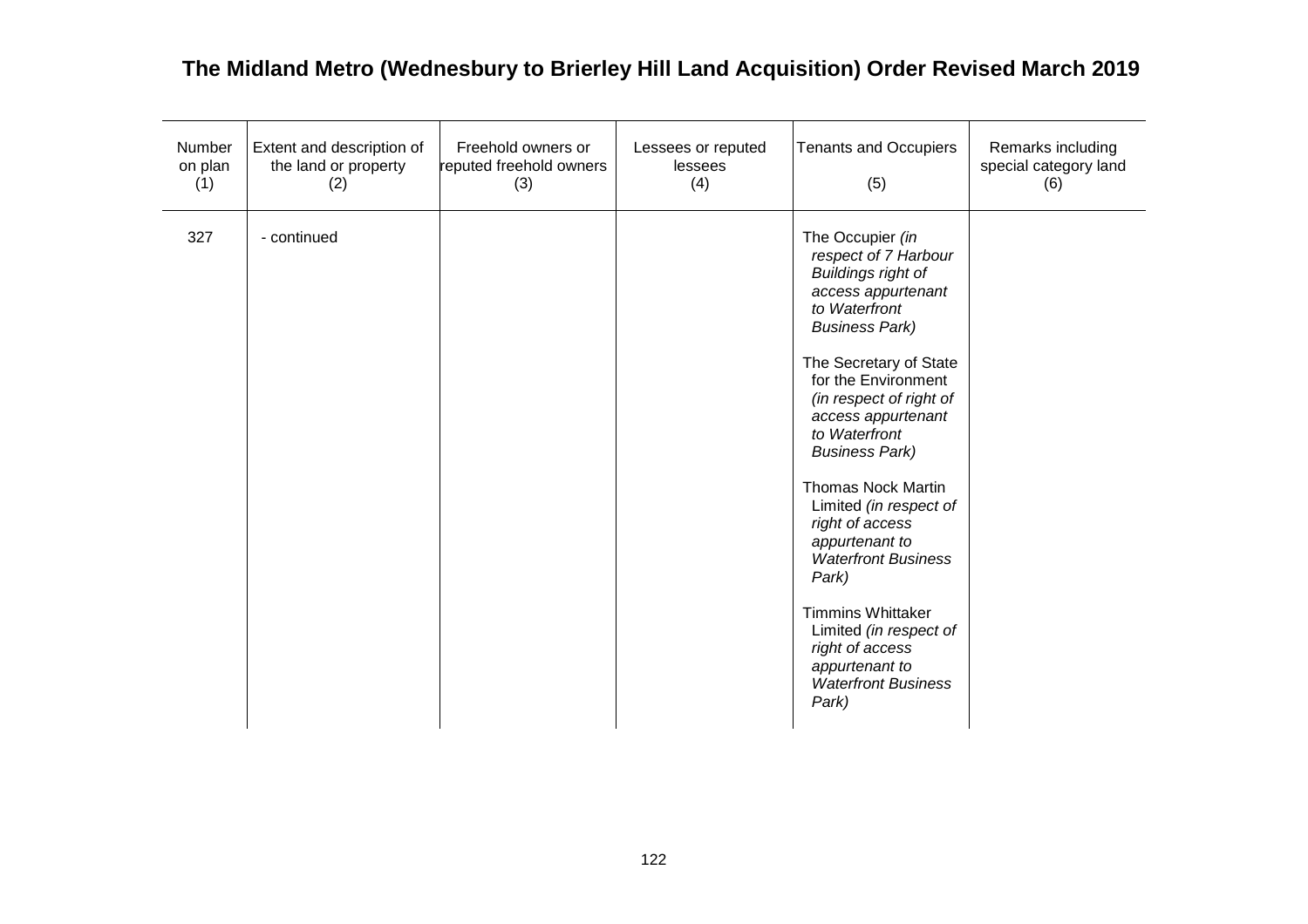# The Midland Metro (Wednesbury to Brierley Hill Land Acquisition) Order Revised March 2019

| Number on plan (1) | Extent and description of the land or property (2) | Freehold owners or reputed freehold owners (3) | Lessees or reputed lessees (4) | Tenants and Occupiers (5) | Remarks including special category land (6) |
|---|---|---|---|---|---|
| 327 | - continued | | | The Occupier *(in respect of 7 Harbour Buildings right of access appurtenant to Waterfront Business Park)*<br><br>The Secretary of State for the Environment *(in respect of right of access appurtenant to Waterfront Business Park)*<br><br>Thomas Nock Martin Limited *(in respect of right of access appurtenant to Waterfront Business Park)*<br><br>Timmins Whittaker Limited *(in respect of right of access appurtenant to Waterfront Business Park)* | |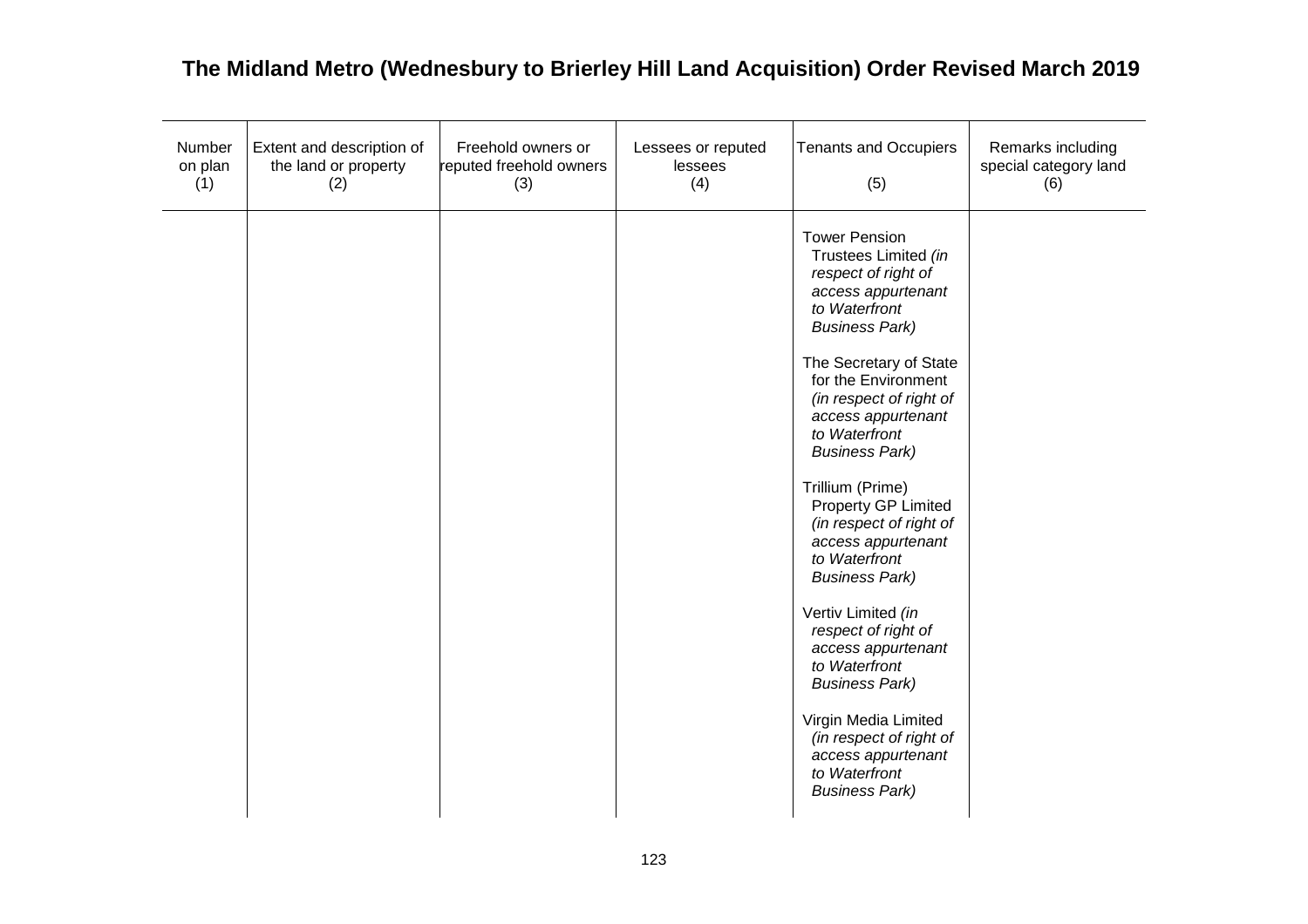# The Midland Metro (Wednesbury to Brierley Hill Land Acquisition) Order Revised March 2019

| Number on plan (1) | Extent and description of the land or property (2) | Freehold owners or reputed freehold owners (3) | Lessees or reputed lessees (4) | Tenants and Occupiers (5) | Remarks including special category land (6) |
|---|---|---|---|---|---|
| | | | | Tower Pension Trustees Limited *(in respect of right of access appurtenant to Waterfront Business Park)*<br><br>The Secretary of State for the Environment *(in respect of right of access appurtenant to Waterfront Business Park)*<br><br>Trillium (Prime) Property GP Limited *(in respect of right of access appurtenant to Waterfront Business Park)*<br><br>Vertiv Limited *(in respect of right of access appurtenant to Waterfront Business Park)*<br><br>Virgin Media Limited *(in respect of right of access appurtenant to Waterfront Business Park)* | |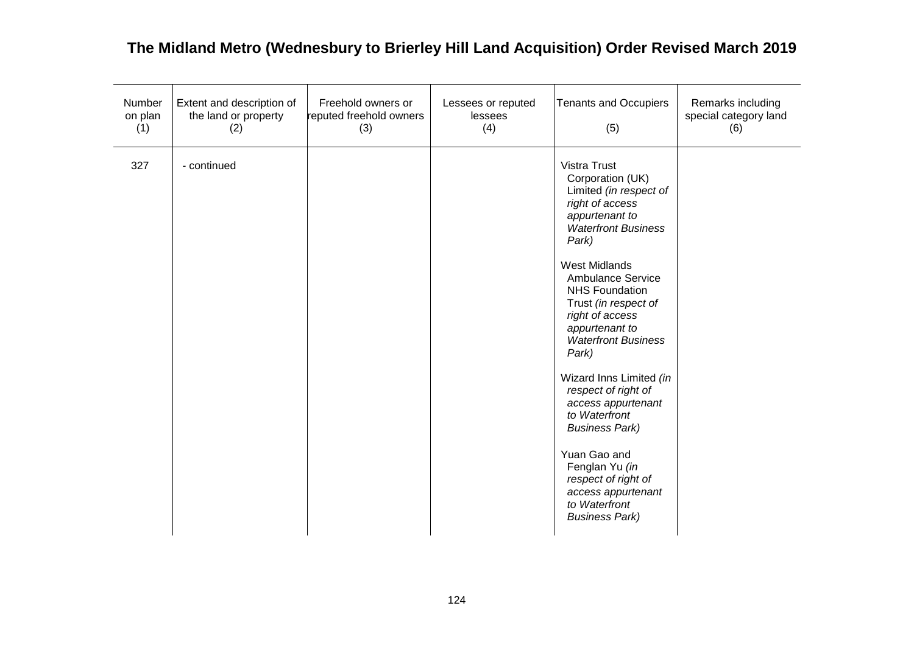# The Midland Metro (Wednesbury to Brierley Hill Land Acquisition) Order Revised March 2019

| Number on plan (1) | Extent and description of the land or property (2) | Freehold owners or reputed freehold owners (3) | Lessees or reputed lessees (4) | Tenants and Occupiers (5) | Remarks including special category land (6) |
|---|---|---|---|---|---|
| 327 | - continued | | | Vistra Trust Corporation (UK) Limited *(in respect of right of access appurtenant to Waterfront Business Park)*<br><br>West Midlands Ambulance Service NHS Foundation Trust *(in respect of right of access appurtenant to Waterfront Business Park)*<br><br>Wizard Inns Limited *(in respect of right of access appurtenant to Waterfront Business Park)*<br><br>Yuan Gao and Fenglan Yu *(in respect of right of access appurtenant to Waterfront Business Park)* | |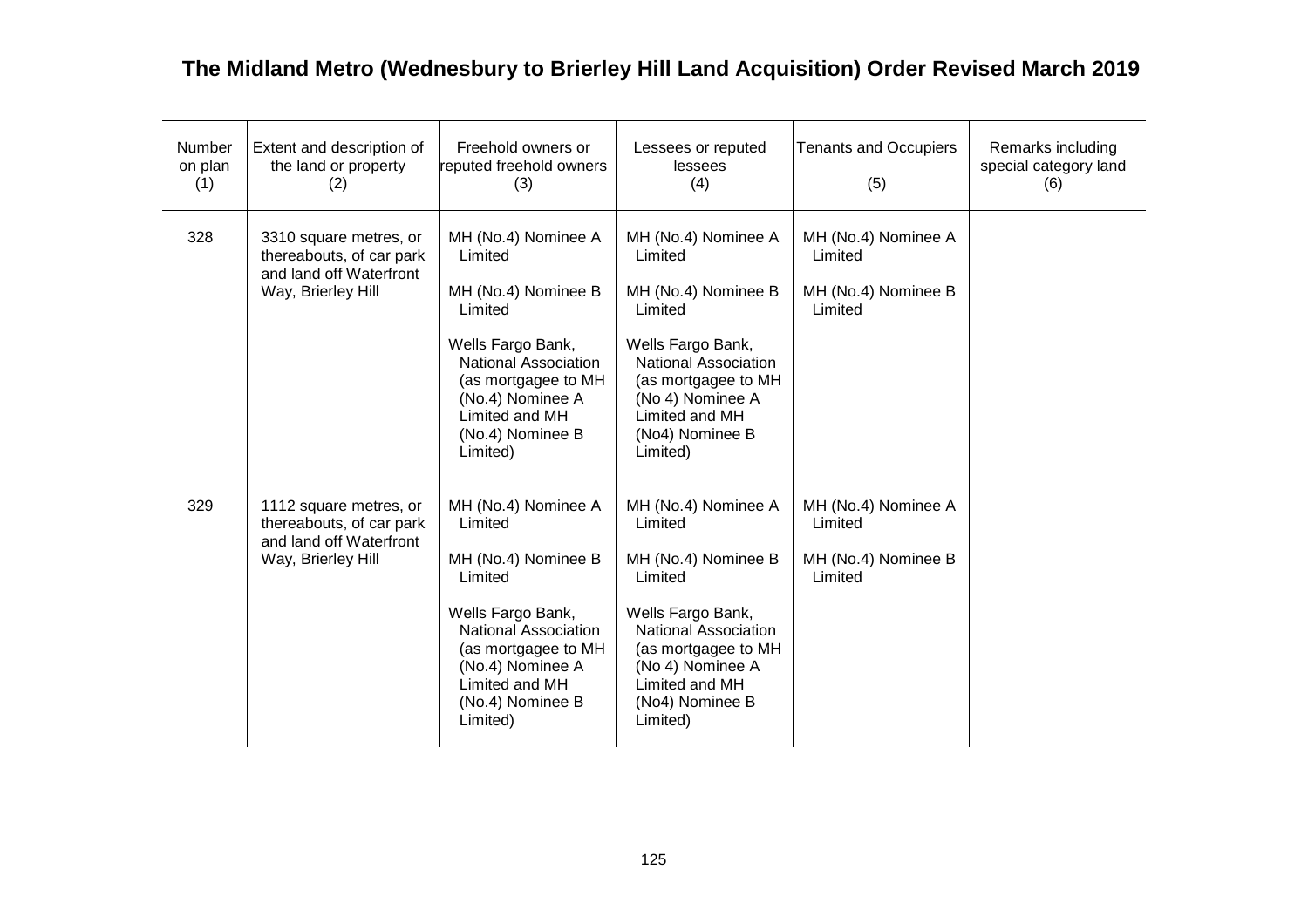# The Midland Metro (Wednesbury to Brierley Hill Land Acquisition) Order Revised March 2019

| Number on plan (1) | Extent and description of the land or property (2) | Freehold owners or reputed freehold owners (3) | Lessees or reputed lessees (4) | Tenants and Occupiers (5) | Remarks including special category land (6) |
|---|---|---|---|---|---|
| 328 | 3310 square metres, or thereabouts, of car park and land off Waterfront Way, Brierley Hill | MH (No.4) Nominee A Limited<br><br>MH (No.4) Nominee B Limited<br><br>Wells Fargo Bank, National Association (as mortgagee to MH (No.4) Nominee A Limited and MH (No.4) Nominee B Limited) | MH (No.4) Nominee A Limited<br><br>MH (No.4) Nominee B Limited<br><br>Wells Fargo Bank, National Association (as mortgagee to MH (No 4) Nominee A Limited and MH (No4) Nominee B Limited) | MH (No.4) Nominee A Limited<br><br>MH (No.4) Nominee B Limited | |
| 329 | 1112 square metres, or thereabouts, of car park and land off Waterfront Way, Brierley Hill | MH (No.4) Nominee A Limited<br><br>MH (No.4) Nominee B Limited<br><br>Wells Fargo Bank, National Association (as mortgagee to MH (No.4) Nominee A Limited and MH (No.4) Nominee B Limited) | MH (No.4) Nominee A Limited<br><br>MH (No.4) Nominee B Limited<br><br>Wells Fargo Bank, National Association (as mortgagee to MH (No 4) Nominee A Limited and MH (No4) Nominee B Limited) | MH (No.4) Nominee A Limited<br><br>MH (No.4) Nominee B Limited | |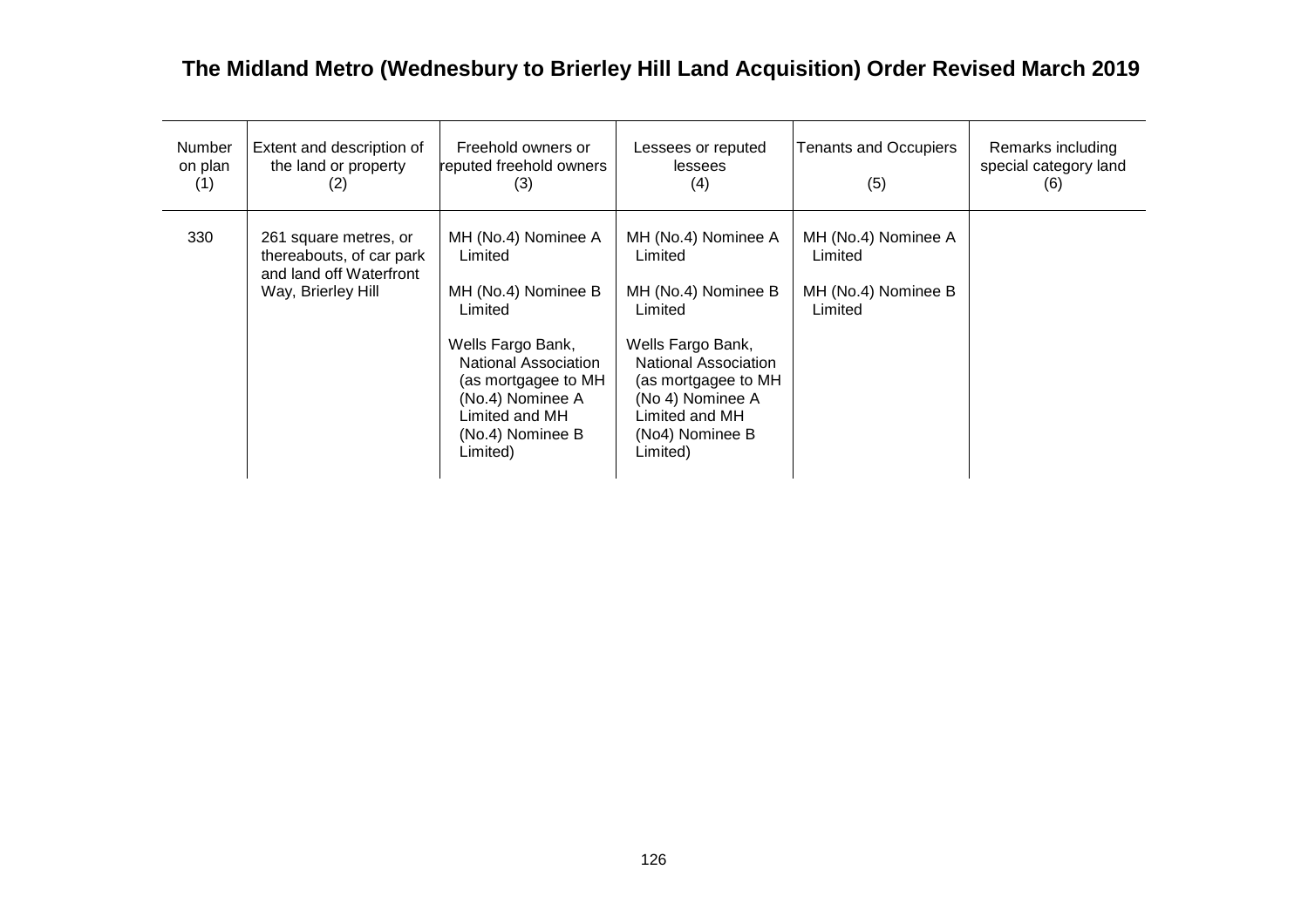# The Midland Metro (Wednesbury to Brierley Hill Land Acquisition) Order Revised March 2019

| Number on plan (1) | Extent and description of the land or property (2) | Freehold owners or reputed freehold owners (3) | Lessees or reputed lessees (4) | Tenants and Occupiers (5) | Remarks including special category land (6) |
|---|---|---|---|---|---|
| 330 | 261 square metres, or thereabouts, of car park and land off Waterfront Way, Brierley Hill | MH (No.4) Nominee A Limited<br><br>MH (No.4) Nominee B Limited<br><br>Wells Fargo Bank, National Association (as mortgagee to MH (No.4) Nominee A Limited and MH (No.4) Nominee B Limited) | MH (No.4) Nominee A Limited<br><br>MH (No.4) Nominee B Limited<br><br>Wells Fargo Bank, National Association (as mortgagee to MH (No 4) Nominee A Limited and MH (No4) Nominee B Limited) | MH (No.4) Nominee A Limited<br><br>MH (No.4) Nominee B Limited | |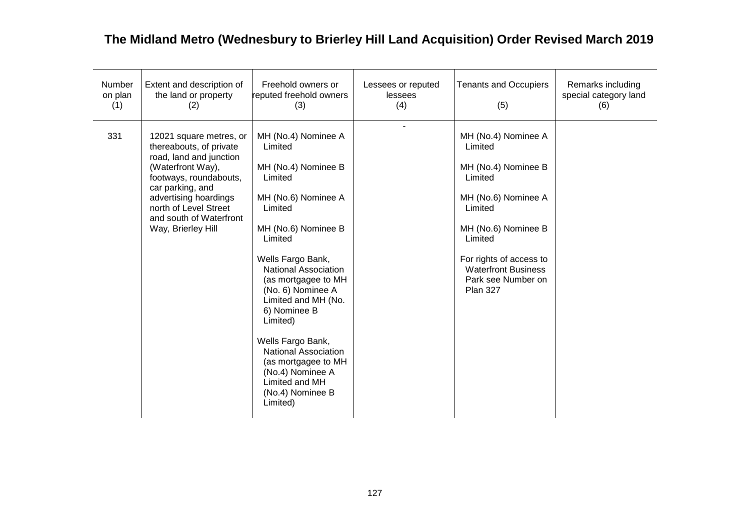# The Midland Metro (Wednesbury to Brierley Hill Land Acquisition) Order Revised March 2019

| Number on plan (1) | Extent and description of the land or property (2) | Freehold owners or reputed freehold owners (3) | Lessees or reputed lessees (4) | Tenants and Occupiers (5) | Remarks including special category land (6) |
|---|---|---|---|---|---|
| 331 | 12021 square metres, or thereabouts, of private road, land and junction (Waterfront Way), footways, roundabouts, car parking, and advertising hoardings north of Level Street and south of Waterfront Way, Brierley Hill | MH (No.4) Nominee A Limited<br><br>MH (No.4) Nominee B Limited<br><br>MH (No.6) Nominee A Limited<br><br>MH (No.6) Nominee B Limited<br><br>Wells Fargo Bank, National Association (as mortgagee to MH (No. 6) Nominee A Limited and MH (No. 6) Nominee B Limited)<br><br>Wells Fargo Bank, National Association (as mortgagee to MH (No.4) Nominee A Limited and MH (No.4) Nominee B Limited) | - | MH (No.4) Nominee A Limited<br><br>MH (No.4) Nominee B Limited<br><br>MH (No.6) Nominee A Limited<br><br>MH (No.6) Nominee B Limited<br><br>For rights of access to Waterfront Business Park see Number on Plan 327 | |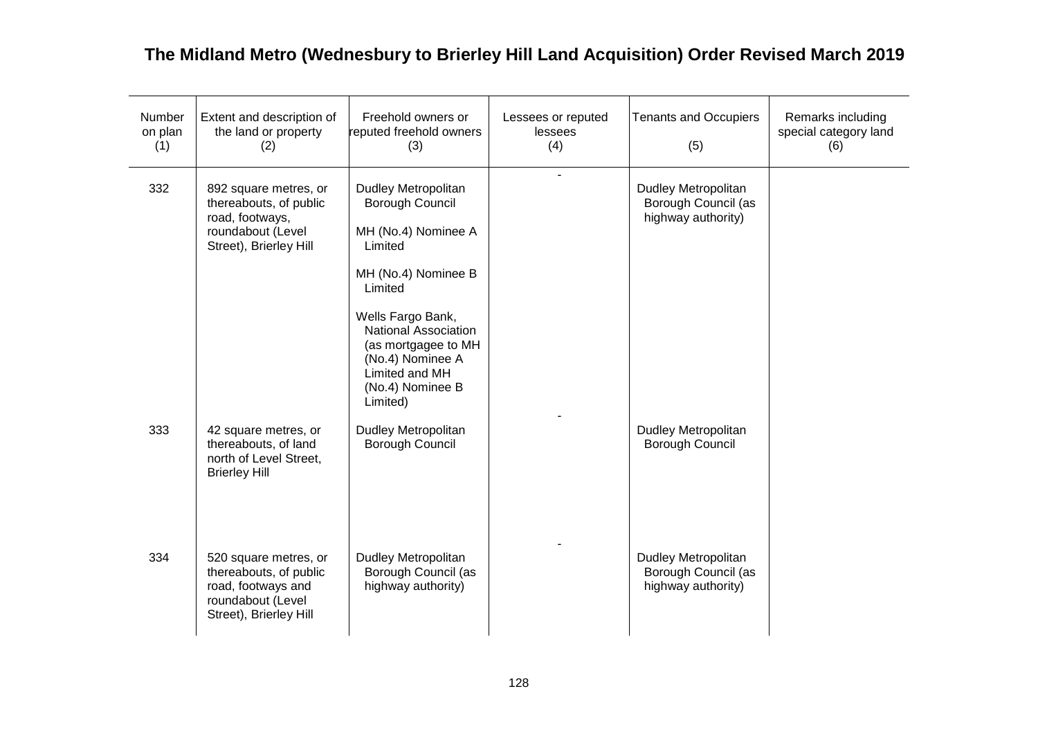# The Midland Metro (Wednesbury to Brierley Hill Land Acquisition) Order Revised March 2019

| Number on plan (1) | Extent and description of the land or property (2) | Freehold owners or reputed freehold owners (3) | Lessees or reputed lessees (4) | Tenants and Occupiers (5) | Remarks including special category land (6) |
|---|---|---|---|---|---|
| 332 | 892 square metres, or thereabouts, of public road, footways, roundabout (Level Street), Brierley Hill | Dudley Metropolitan Borough Council<br><br>MH (No.4) Nominee A Limited<br><br>MH (No.4) Nominee B Limited<br><br>Wells Fargo Bank, National Association (as mortgagee to MH (No.4) Nominee A Limited and MH (No.4) Nominee B Limited) | - | Dudley Metropolitan Borough Council (as highway authority) | |
| 333 | 42 square metres, or thereabouts, of land north of Level Street, Brierley Hill | Dudley Metropolitan Borough Council | - | Dudley Metropolitan Borough Council | |
| 334 | 520 square metres, or thereabouts, of public road, footways and roundabout (Level Street), Brierley Hill | Dudley Metropolitan Borough Council (as highway authority) | - | Dudley Metropolitan Borough Council (as highway authority) | |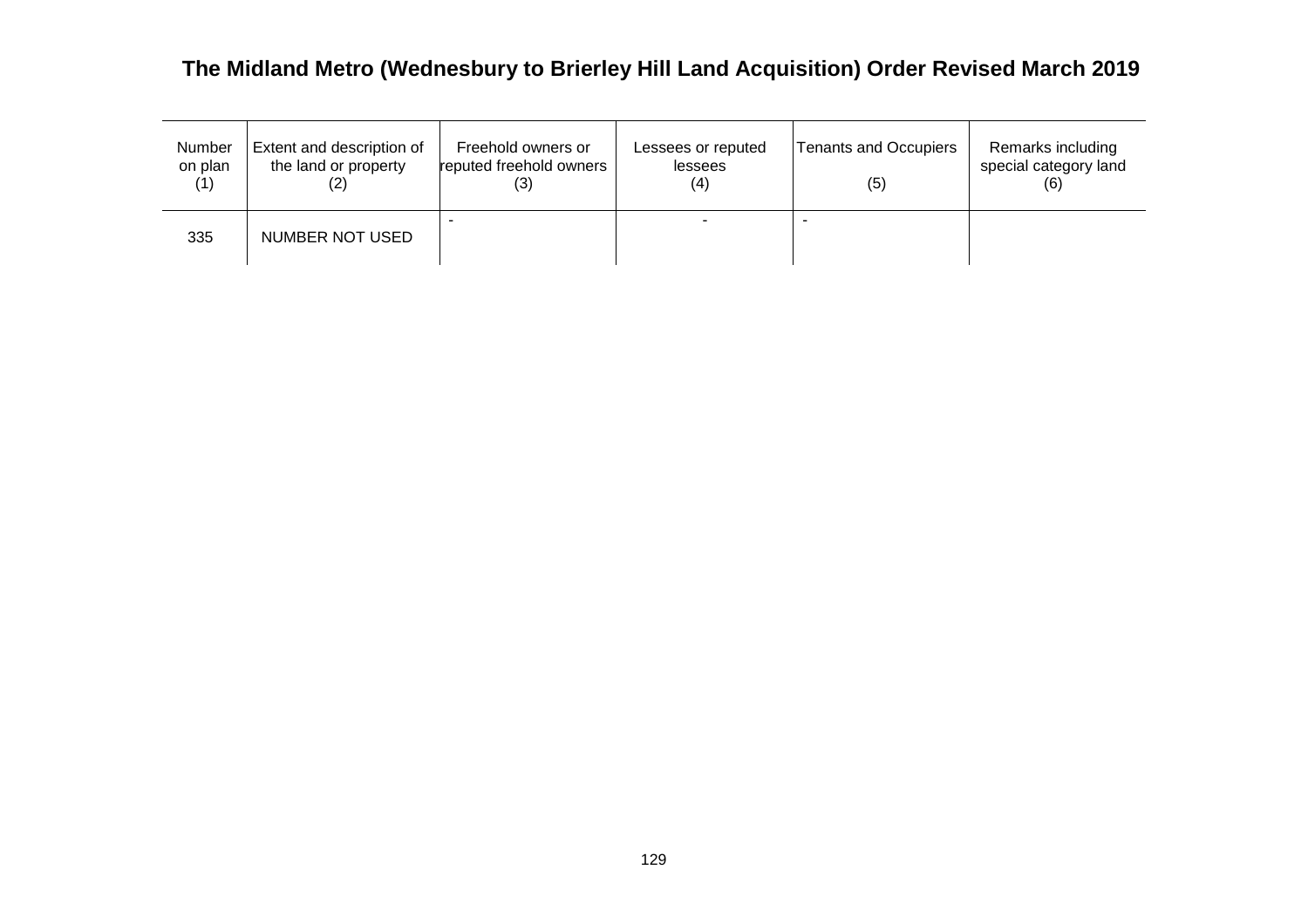## The Midland Metro (Wednesbury to Brierley Hill Land Acquisition) Order Revised March 2019

| Number on plan (1) | Extent and description of the land or property (2) | Freehold owners or reputed freehold owners (3) | Lessees or reputed lessees (4) | Tenants and Occupiers (5) | Remarks including special category land (6) |
|---|---|---|---|---|---|
| 335 | NUMBER NOT USED | - | - | - | |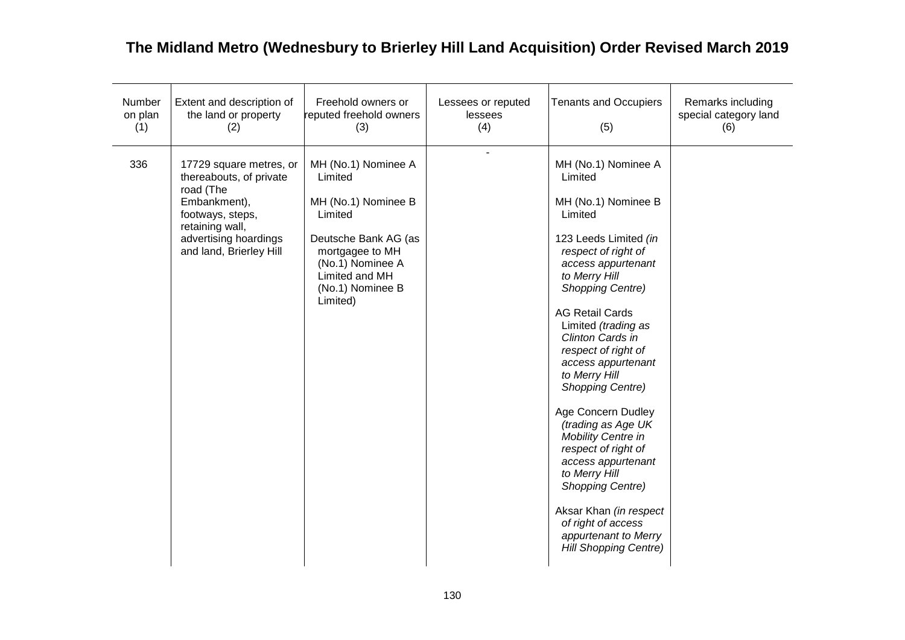# The Midland Metro (Wednesbury to Brierley Hill Land Acquisition) Order Revised March 2019

| Number on plan (1) | Extent and description of the land or property (2) | Freehold owners or reputed freehold owners (3) | Lessees or reputed lessees (4) | Tenants and Occupiers (5) | Remarks including special category land (6) |
|---|---|---|---|---|---|
| 336 | 17729 square metres, or thereabouts, of private road (The Embankment), footways, steps, retaining wall, advertising hoardings and land, Brierley Hill | MH (No.1) Nominee A Limited<br><br>MH (No.1) Nominee B Limited<br><br>Deutsche Bank AG (as mortgagee to MH (No.1) Nominee A Limited and MH (No.1) Nominee B Limited) | - | MH (No.1) Nominee A Limited<br><br>MH (No.1) Nominee B Limited<br><br>123 Leeds Limited *(in respect of right of access appurtenant to Merry Hill Shopping Centre)*<br><br>AG Retail Cards Limited *(trading as Clinton Cards in respect of right of access appurtenant to Merry Hill Shopping Centre)*<br><br>Age Concern Dudley *(trading as Age UK Mobility Centre in respect of right of access appurtenant to Merry Hill Shopping Centre)*<br><br>Aksar Khan *(in respect of right of access appurtenant to Merry Hill Shopping Centre)* | |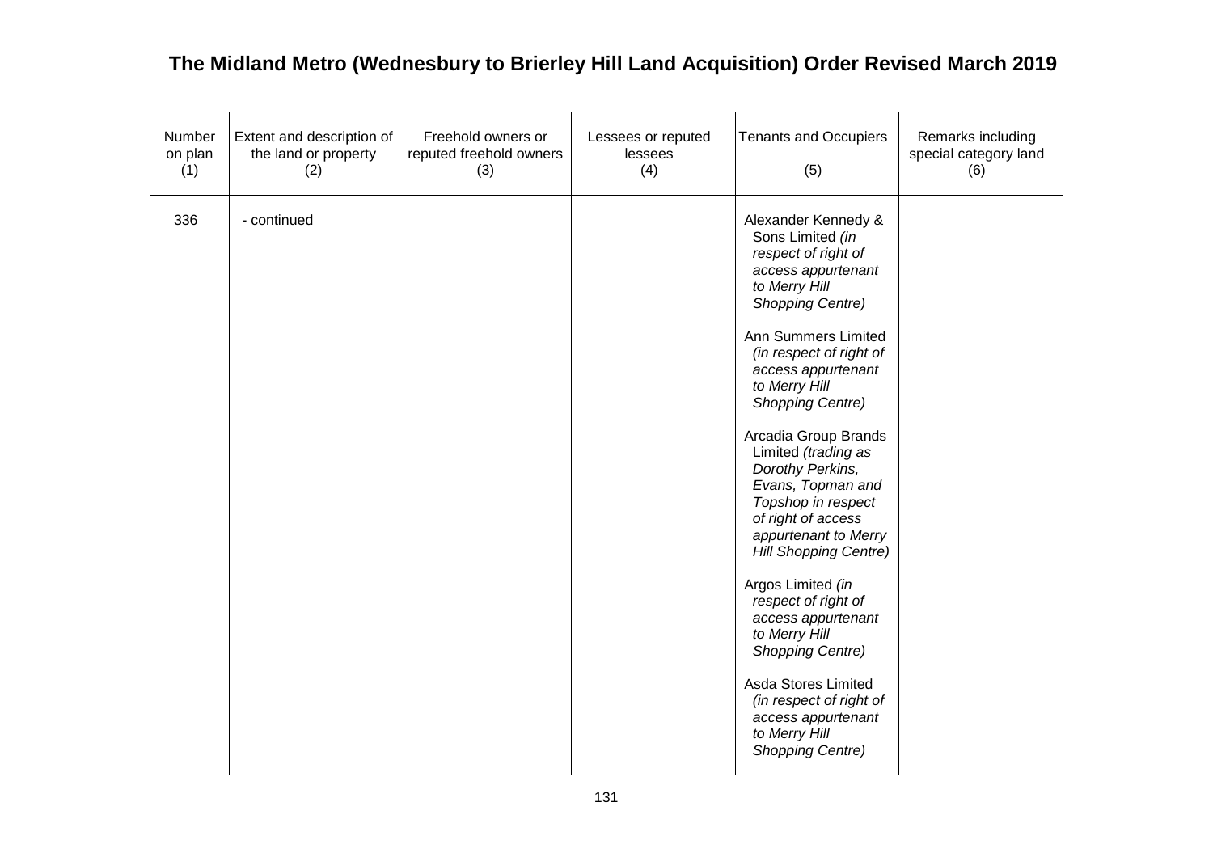# The Midland Metro (Wednesbury to Brierley Hill Land Acquisition) Order Revised March 2019

| Number on plan (1) | Extent and description of the land or property (2) | Freehold owners or reputed freehold owners (3) | Lessees or reputed lessees (4) | Tenants and Occupiers (5) | Remarks including special category land (6) |
|---|---|---|---|---|---|
| 336 | - continued | | | Alexander Kennedy & Sons Limited *(in respect of right of access appurtenant to Merry Hill Shopping Centre)*<br><br>Ann Summers Limited *(in respect of right of access appurtenant to Merry Hill Shopping Centre)*<br><br>Arcadia Group Brands Limited *(trading as Dorothy Perkins, Evans, Topman and Topshop in respect of right of access appurtenant to Merry Hill Shopping Centre)*<br><br>Argos Limited *(in respect of right of access appurtenant to Merry Hill Shopping Centre)*<br><br>Asda Stores Limited *(in respect of right of access appurtenant to Merry Hill Shopping Centre)* | |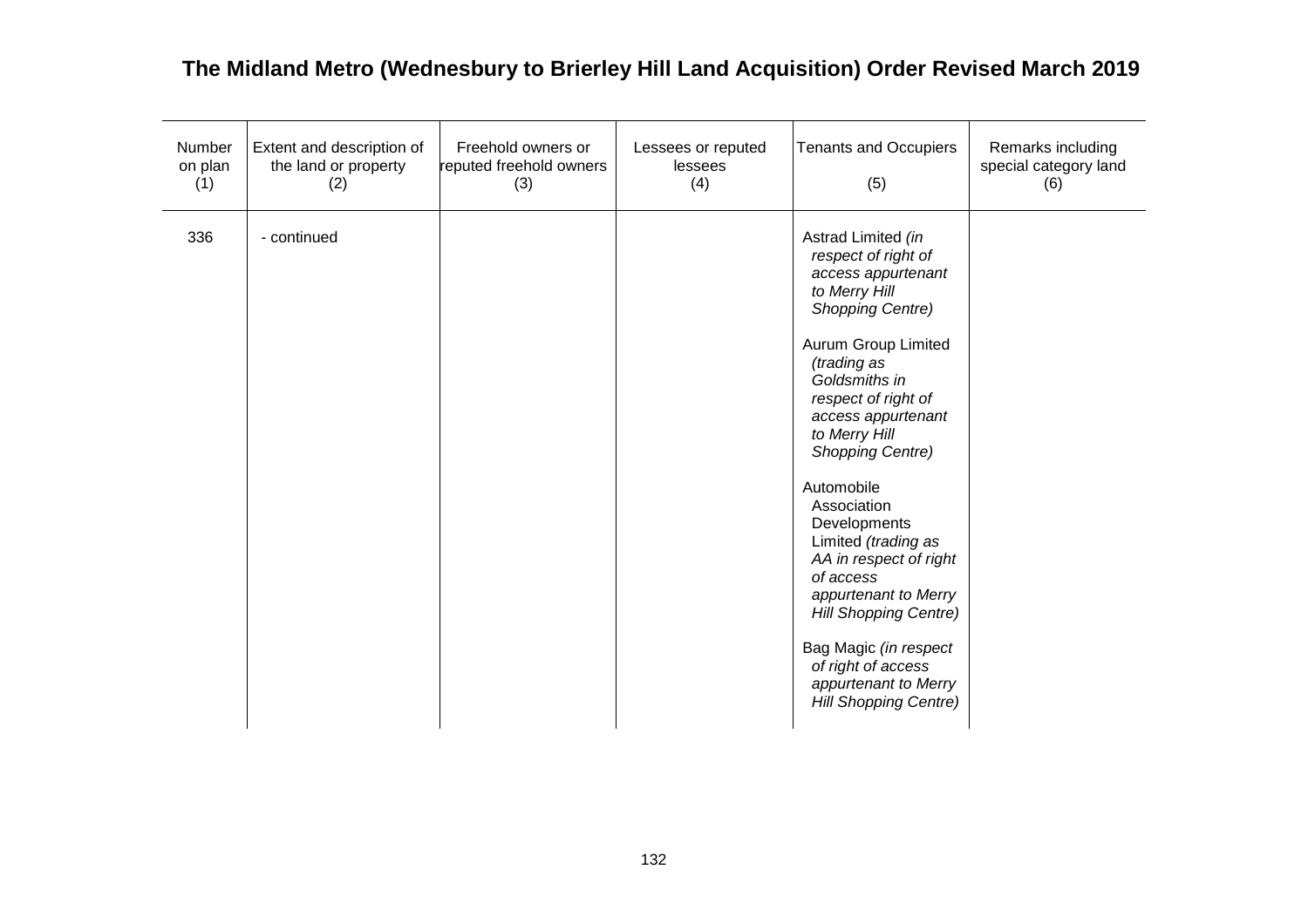# The Midland Metro (Wednesbury to Brierley Hill Land Acquisition) Order Revised March 2019

| Number on plan (1) | Extent and description of the land or property (2) | Freehold owners or reputed freehold owners (3) | Lessees or reputed lessees (4) | Tenants and Occupiers (5) | Remarks including special category land (6) |
|---|---|---|---|---|---|
| 336 | - continued | | | Astrad Limited *(in respect of right of access appurtenant to Merry Hill Shopping Centre)*<br><br>Aurum Group Limited *(trading as Goldsmiths in respect of right of access appurtenant to Merry Hill Shopping Centre)*<br><br>Automobile Association Developments Limited *(trading as AA in respect of right of access appurtenant to Merry Hill Shopping Centre)*<br><br>Bag Magic *(in respect of right of access appurtenant to Merry Hill Shopping Centre)* | |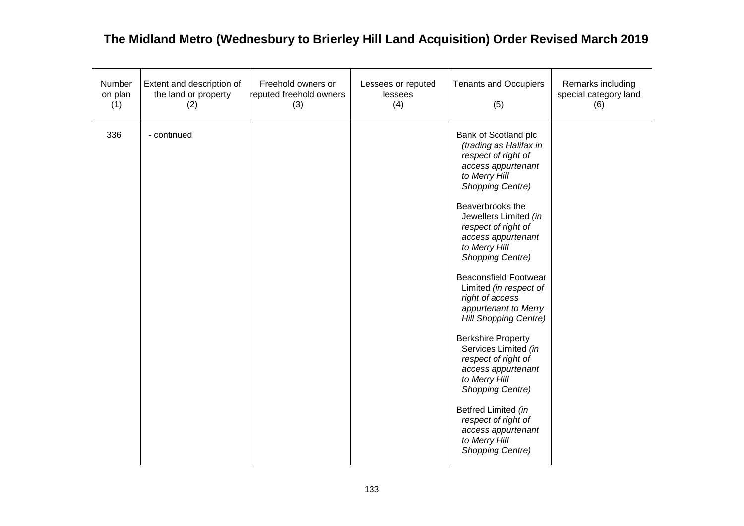# The Midland Metro (Wednesbury to Brierley Hill Land Acquisition) Order Revised March 2019

| Number on plan (1) | Extent and description of the land or property (2) | Freehold owners or reputed freehold owners (3) | Lessees or reputed lessees (4) | Tenants and Occupiers (5) | Remarks including special category land (6) |
|---|---|---|---|---|---|
| 336 | - continued | | | Bank of Scotland plc *(trading as Halifax in respect of right of access appurtenant to Merry Hill Shopping Centre)*<br><br>Beaverbrooks the Jewellers Limited *(in respect of right of access appurtenant to Merry Hill Shopping Centre)*<br><br>Beaconsfield Footwear Limited *(in respect of right of access appurtenant to Merry Hill Shopping Centre)*<br><br>Berkshire Property Services Limited *(in respect of right of access appurtenant to Merry Hill Shopping Centre)*<br><br>Betfred Limited *(in respect of right of access appurtenant to Merry Hill Shopping Centre)* | |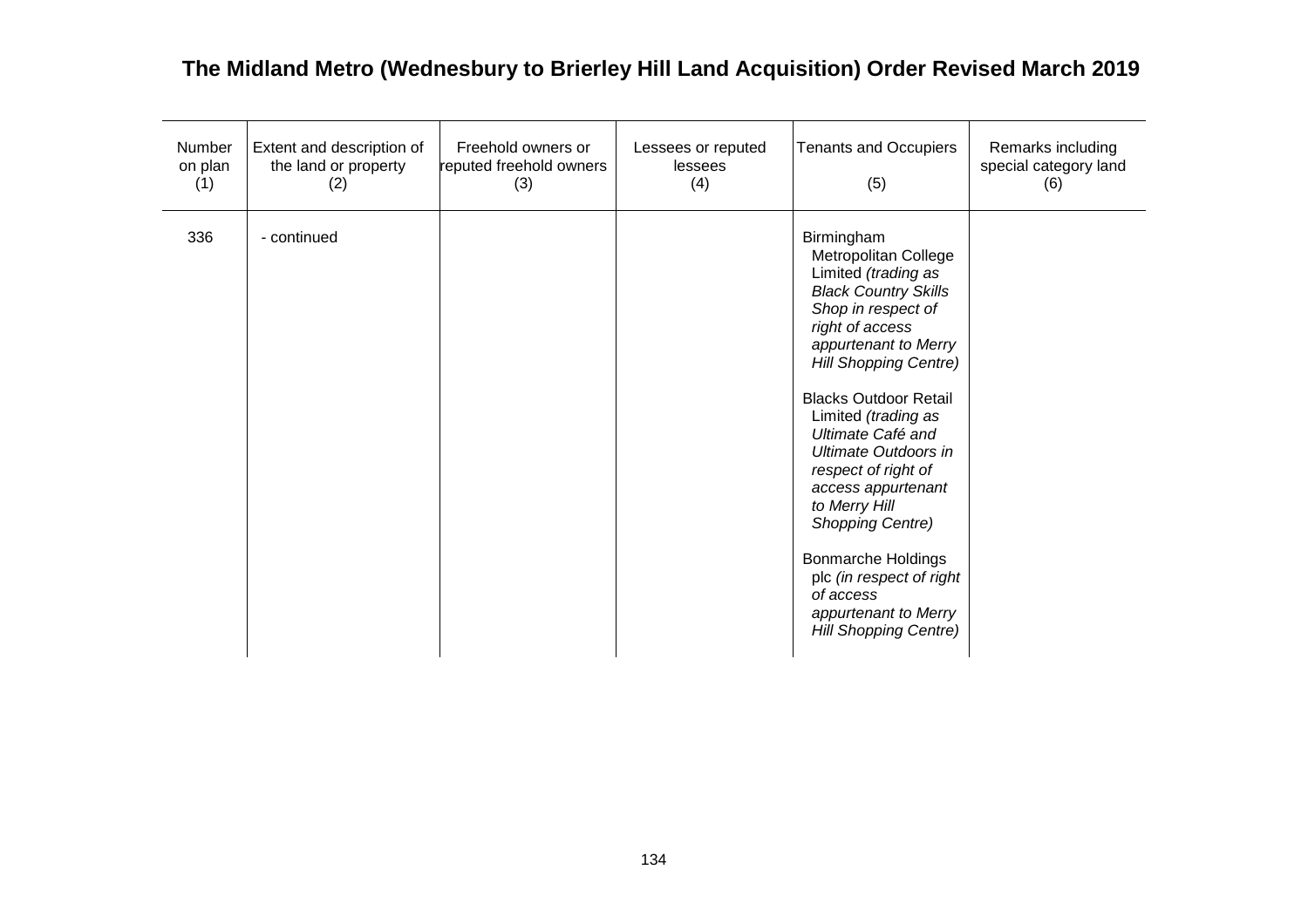**The Midland Metro (Wednesbury to Brierley Hill Land Acquisition) Order Revised March 2019**

| Number on plan (1) | Extent and description of the land or property (2) | Freehold owners or reputed freehold owners (3) | Lessees or reputed lessees (4) | Tenants and Occupiers (5) | Remarks including special category land (6) |
|---|---|---|---|---|---|
| 336 | - continued | | | Birmingham Metropolitan College Limited *(trading as Black Country Skills Shop in respect of right of access appurtenant to Merry Hill Shopping Centre)*<br><br>Blacks Outdoor Retail Limited *(trading as Ultimate Café and Ultimate Outdoors in respect of right of access appurtenant to Merry Hill Shopping Centre)*<br><br>Bonmarche Holdings plc *(in respect of right of access appurtenant to Merry Hill Shopping Centre)* | |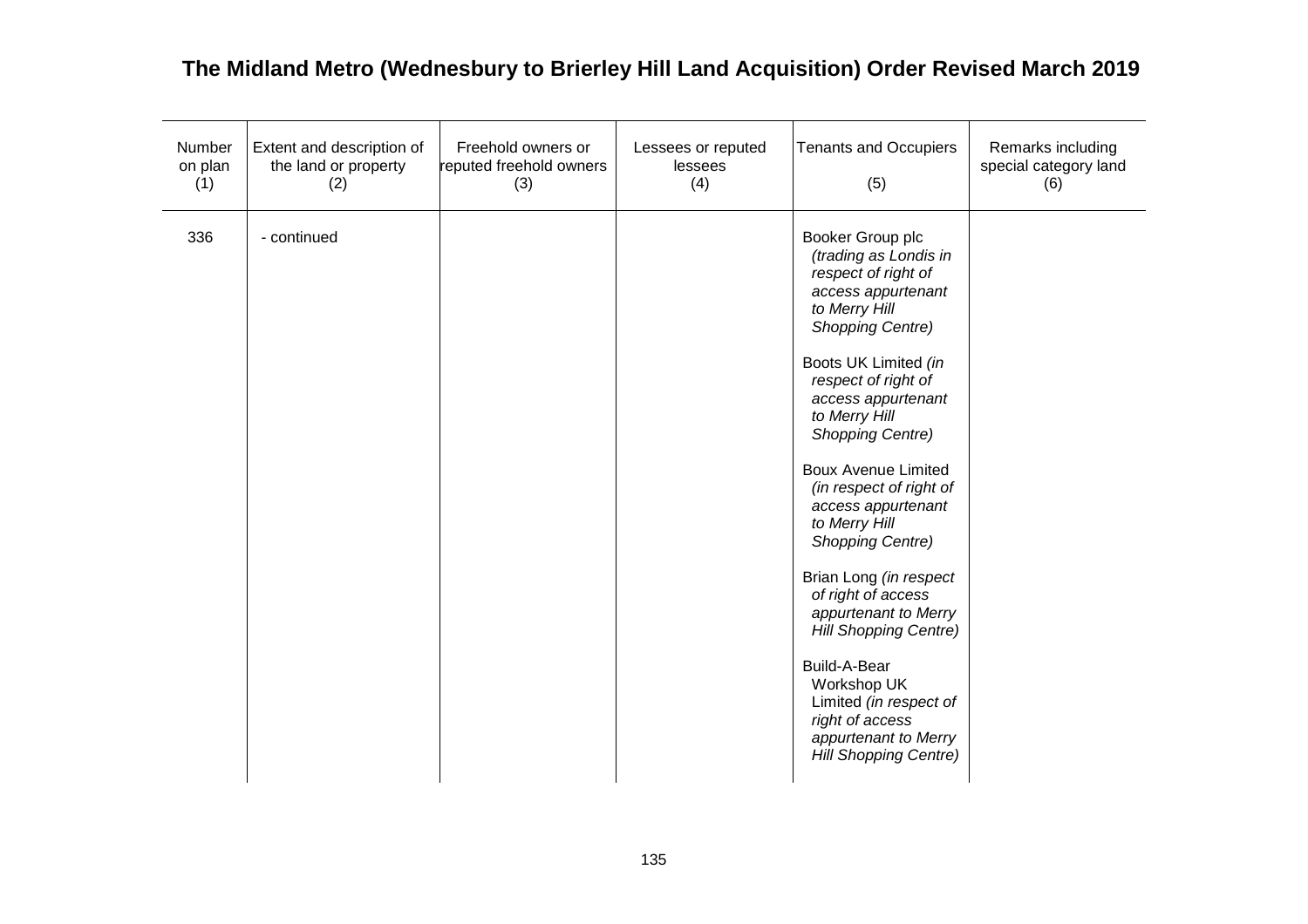## The Midland Metro (Wednesbury to Brierley Hill Land Acquisition) Order Revised March 2019

| Number on plan (1) | Extent and description of the land or property (2) | Freehold owners or reputed freehold owners (3) | Lessees or reputed lessees (4) | Tenants and Occupiers (5) | Remarks including special category land (6) |
|---|---|---|---|---|---|
| 336 | - continued | | | Booker Group plc *(trading as Londis in respect of right of access appurtenant to Merry Hill Shopping Centre)*<br><br>Boots UK Limited *(in respect of right of access appurtenant to Merry Hill Shopping Centre)*<br><br>Boux Avenue Limited *(in respect of right of access appurtenant to Merry Hill Shopping Centre)*<br><br>Brian Long *(in respect of right of access appurtenant to Merry Hill Shopping Centre)*<br><br>Build-A-Bear Workshop UK Limited *(in respect of right of access appurtenant to Merry Hill Shopping Centre)* | |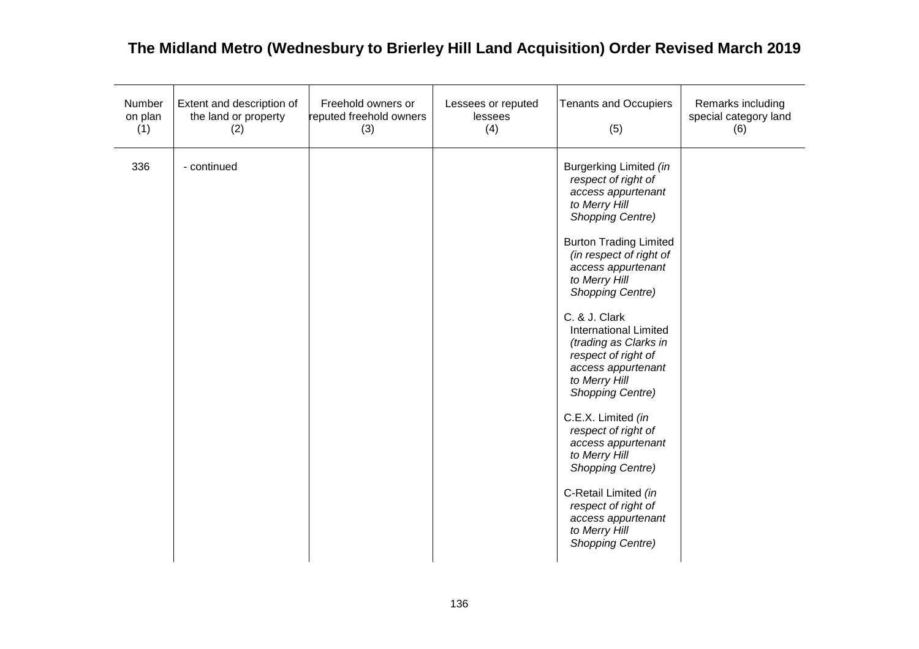# The Midland Metro (Wednesbury to Brierley Hill Land Acquisition) Order Revised March 2019

| Number on plan (1) | Extent and description of the land or property (2) | Freehold owners or reputed freehold owners (3) | Lessees or reputed lessees (4) | Tenants and Occupiers (5) | Remarks including special category land (6) |
|---|---|---|---|---|---|
| 336 | - continued | | | Burgerking Limited *(in respect of right of access appurtenant to Merry Hill Shopping Centre)*<br><br>Burton Trading Limited *(in respect of right of access appurtenant to Merry Hill Shopping Centre)*<br><br>C. & J. Clark International Limited *(trading as Clarks in respect of right of access appurtenant to Merry Hill Shopping Centre)*<br><br>C.E.X. Limited *(in respect of right of access appurtenant to Merry Hill Shopping Centre)*<br><br>C-Retail Limited *(in respect of right of access appurtenant to Merry Hill Shopping Centre)* | |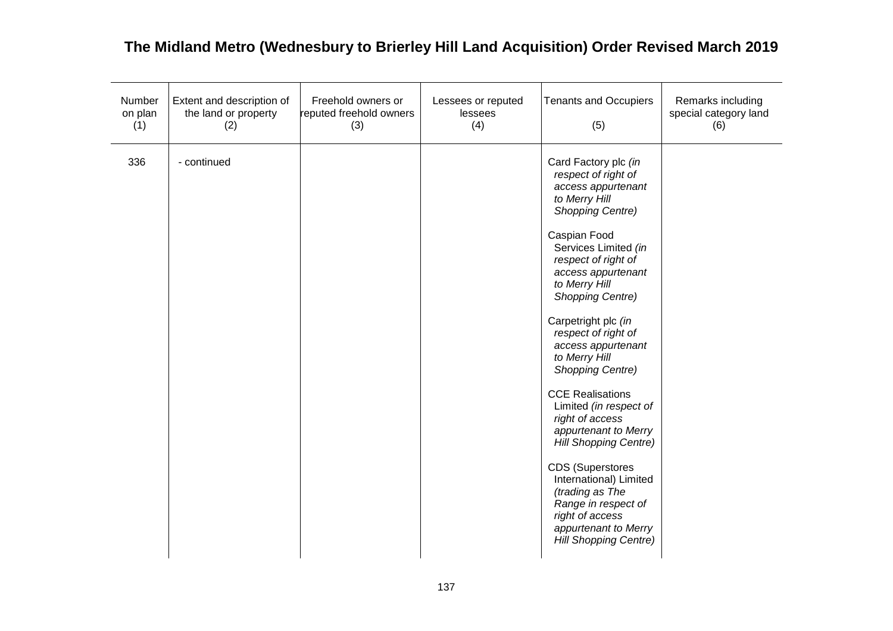# The Midland Metro (Wednesbury to Brierley Hill Land Acquisition) Order Revised March 2019

| Number on plan (1) | Extent and description of the land or property (2) | Freehold owners or reputed freehold owners (3) | Lessees or reputed lessees (4) | Tenants and Occupiers (5) | Remarks including special category land (6) |
|---|---|---|---|---|---|
| 336 | - continued | | | Card Factory plc *(in respect of right of access appurtenant to Merry Hill Shopping Centre)*<br><br>Caspian Food Services Limited *(in respect of right of access appurtenant to Merry Hill Shopping Centre)*<br><br>Carpetright plc *(in respect of right of access appurtenant to Merry Hill Shopping Centre)*<br><br>CCE Realisations Limited *(in respect of right of access appurtenant to Merry Hill Shopping Centre)*<br><br>CDS (Superstores International) Limited *(trading as The Range in respect of right of access appurtenant to Merry Hill Shopping Centre)* | |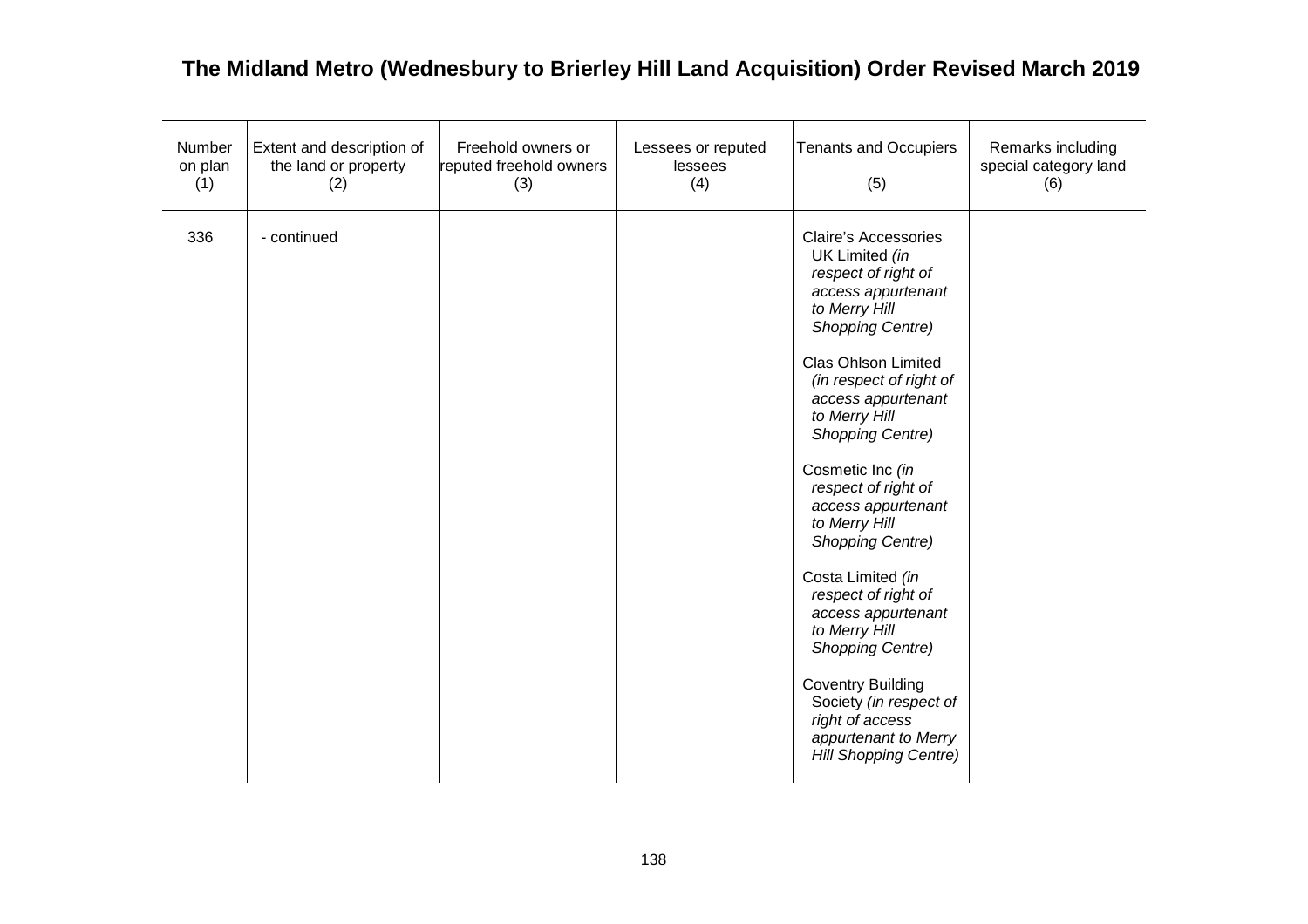# The Midland Metro (Wednesbury to Brierley Hill Land Acquisition) Order Revised March 2019

| Number on plan (1) | Extent and description of the land or property (2) | Freehold owners or reputed freehold owners (3) | Lessees or reputed lessees (4) | Tenants and Occupiers (5) | Remarks including special category land (6) |
|---|---|---|---|---|---|
| 336 | - continued | | | Claire's Accessories UK Limited *(in respect of right of access appurtenant to Merry Hill Shopping Centre)*<br><br>Clas Ohlson Limited *(in respect of right of access appurtenant to Merry Hill Shopping Centre)*<br><br>Cosmetic Inc *(in respect of right of access appurtenant to Merry Hill Shopping Centre)*<br><br>Costa Limited *(in respect of right of access appurtenant to Merry Hill Shopping Centre)*<br><br>Coventry Building Society *(in respect of right of access appurtenant to Merry Hill Shopping Centre)* | |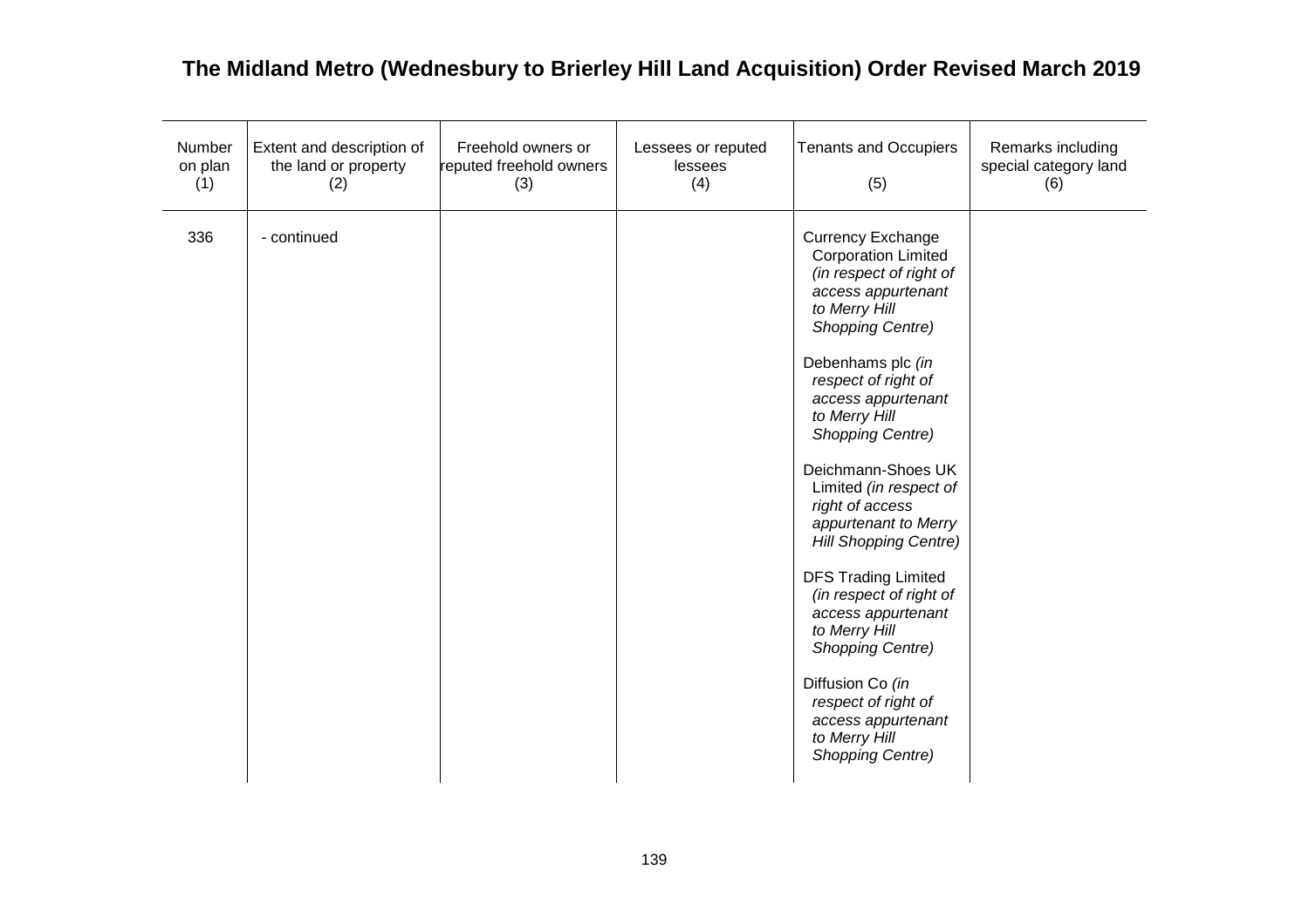# The Midland Metro (Wednesbury to Brierley Hill Land Acquisition) Order Revised March 2019

| Number on plan (1) | Extent and description of the land or property (2) | Freehold owners or reputed freehold owners (3) | Lessees or reputed lessees (4) | Tenants and Occupiers (5) | Remarks including special category land (6) |
|---|---|---|---|---|---|
| 336 | - continued | | | Currency Exchange Corporation Limited *(in respect of right of access appurtenant to Merry Hill Shopping Centre)*<br><br>Debenhams plc *(in respect of right of access appurtenant to Merry Hill Shopping Centre)*<br><br>Deichmann-Shoes UK Limited *(in respect of right of access appurtenant to Merry Hill Shopping Centre)*<br><br>DFS Trading Limited *(in respect of right of access appurtenant to Merry Hill Shopping Centre)*<br><br>Diffusion Co *(in respect of right of access appurtenant to Merry Hill Shopping Centre)* | |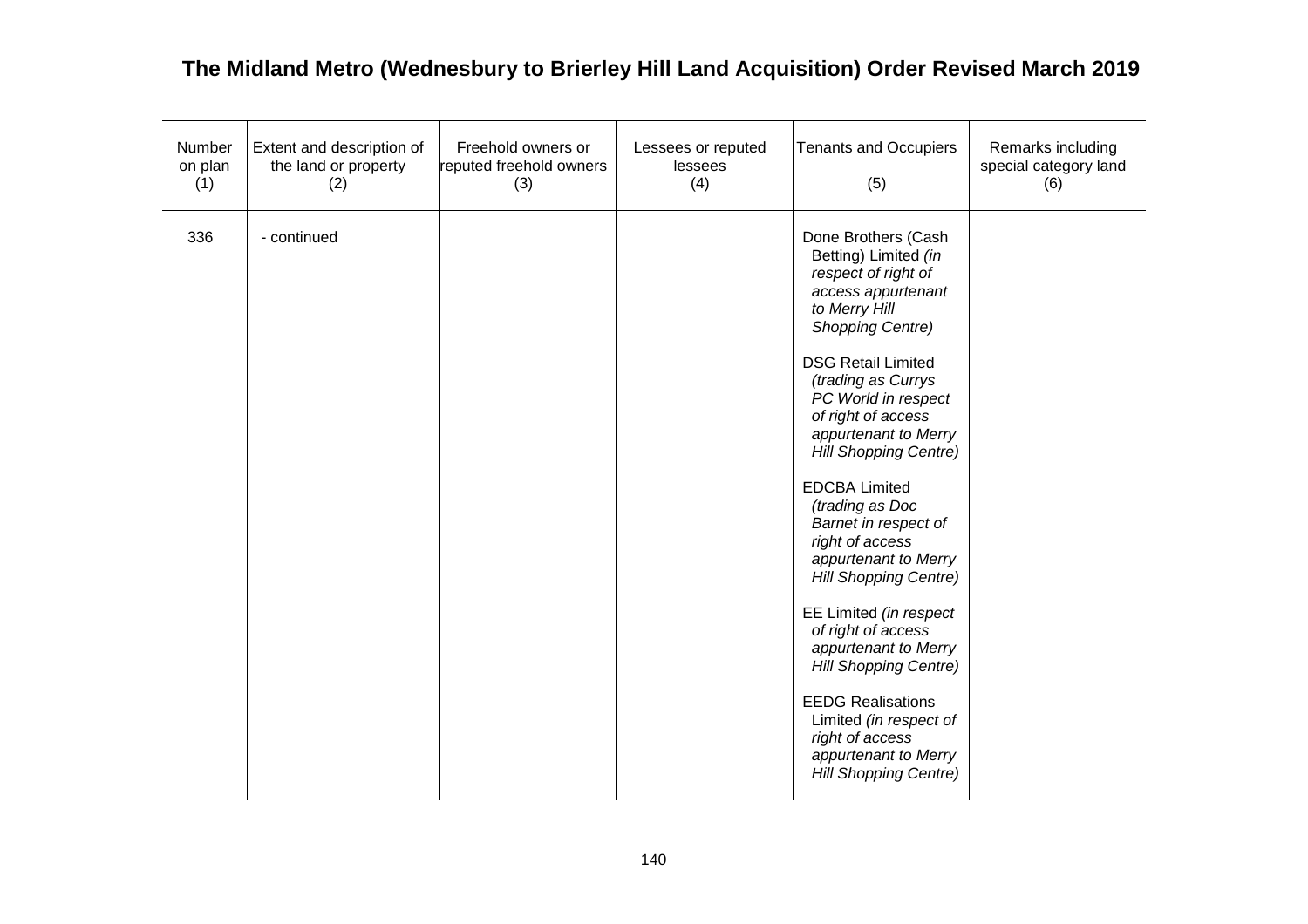# The Midland Metro (Wednesbury to Brierley Hill Land Acquisition) Order Revised March 2019

| Number on plan (1) | Extent and description of the land or property (2) | Freehold owners or reputed freehold owners (3) | Lessees or reputed lessees (4) | Tenants and Occupiers (5) | Remarks including special category land (6) |
|---|---|---|---|---|---|
| 336 | - continued | | | Done Brothers (Cash Betting) Limited *(in respect of right of access appurtenant to Merry Hill Shopping Centre)*<br><br>DSG Retail Limited *(trading as Currys PC World in respect of right of access appurtenant to Merry Hill Shopping Centre)*<br><br>EDCBA Limited *(trading as Doc Barnet in respect of right of access appurtenant to Merry Hill Shopping Centre)*<br><br>EE Limited *(in respect of right of access appurtenant to Merry Hill Shopping Centre)*<br><br>EEDG Realisations Limited *(in respect of right of access appurtenant to Merry Hill Shopping Centre)* | |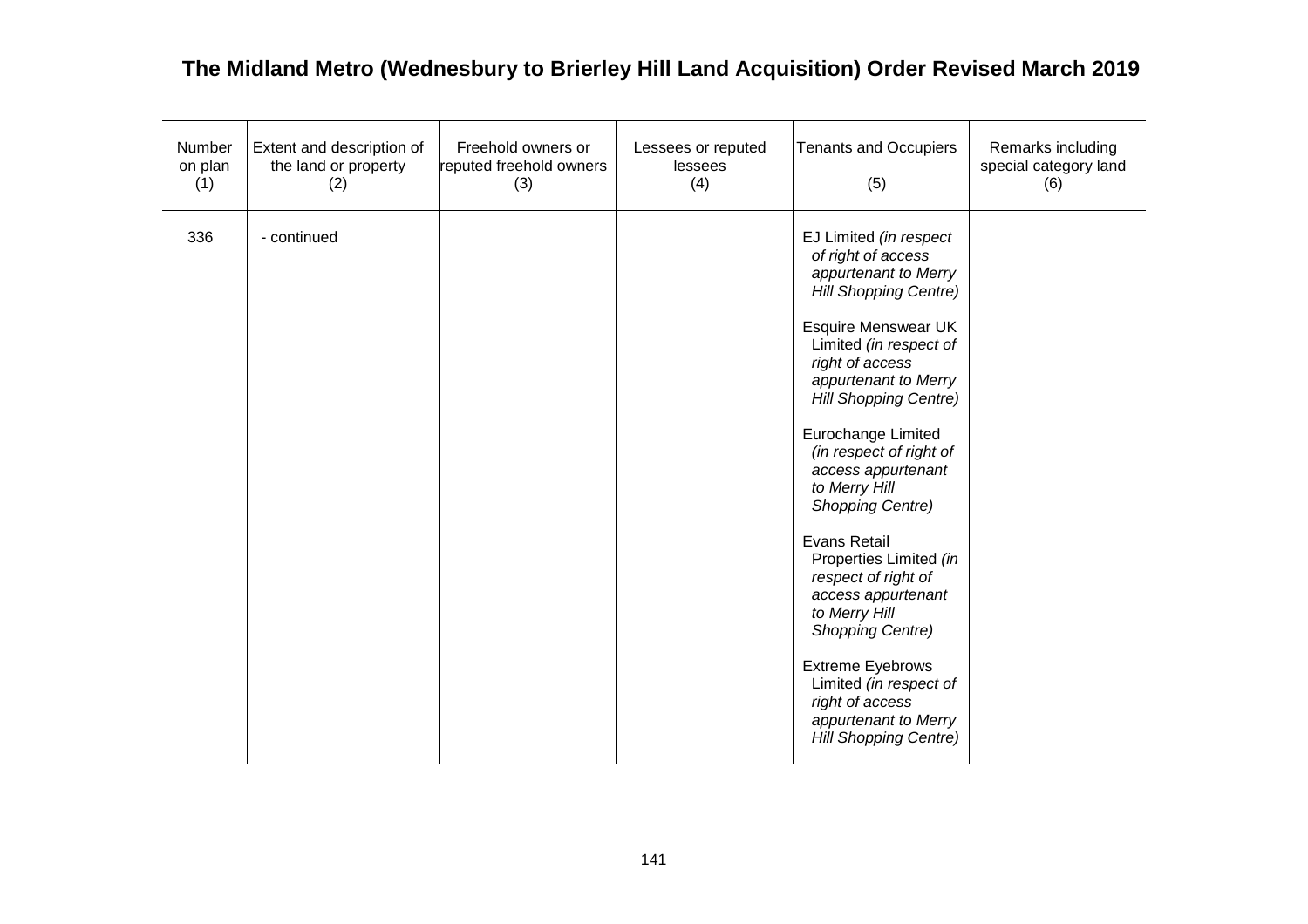# The Midland Metro (Wednesbury to Brierley Hill Land Acquisition) Order Revised March 2019

| Number on plan (1) | Extent and description of the land or property (2) | Freehold owners or reputed freehold owners (3) | Lessees or reputed lessees (4) | Tenants and Occupiers (5) | Remarks including special category land (6) |
|---|---|---|---|---|---|
| 336 | - continued | | | EJ Limited *(in respect of right of access appurtenant to Merry Hill Shopping Centre)*<br><br>Esquire Menswear UK Limited *(in respect of right of access appurtenant to Merry Hill Shopping Centre)*<br><br>Eurochange Limited *(in respect of right of access appurtenant to Merry Hill Shopping Centre)*<br><br>Evans Retail Properties Limited *(in respect of right of access appurtenant to Merry Hill Shopping Centre)*<br><br>Extreme Eyebrows Limited *(in respect of right of access appurtenant to Merry Hill Shopping Centre)* | |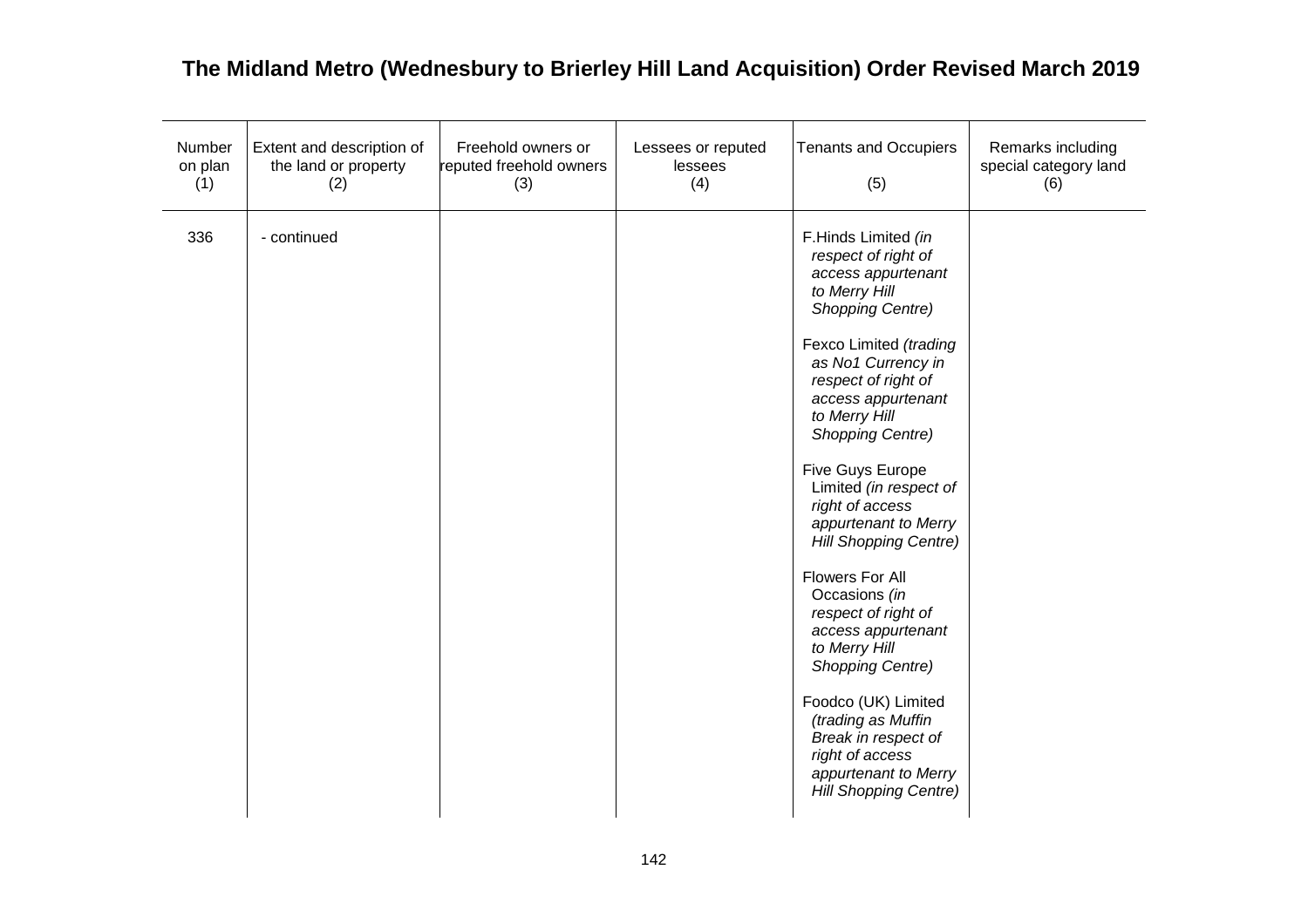# The Midland Metro (Wednesbury to Brierley Hill Land Acquisition) Order Revised March 2019

| Number on plan (1) | Extent and description of the land or property (2) | Freehold owners or reputed freehold owners (3) | Lessees or reputed lessees (4) | Tenants and Occupiers (5) | Remarks including special category land (6) |
|---|---|---|---|---|---|
| 336 | - continued | | | F.Hinds Limited *(in respect of right of access appurtenant to Merry Hill Shopping Centre)*<br><br>Fexco Limited *(trading as No1 Currency in respect of right of access appurtenant to Merry Hill Shopping Centre)*<br><br>Five Guys Europe Limited *(in respect of right of access appurtenant to Merry Hill Shopping Centre)*<br><br>Flowers For All Occasions *(in respect of right of access appurtenant to Merry Hill Shopping Centre)*<br><br>Foodco (UK) Limited *(trading as Muffin Break in respect of right of access appurtenant to Merry Hill Shopping Centre)* | |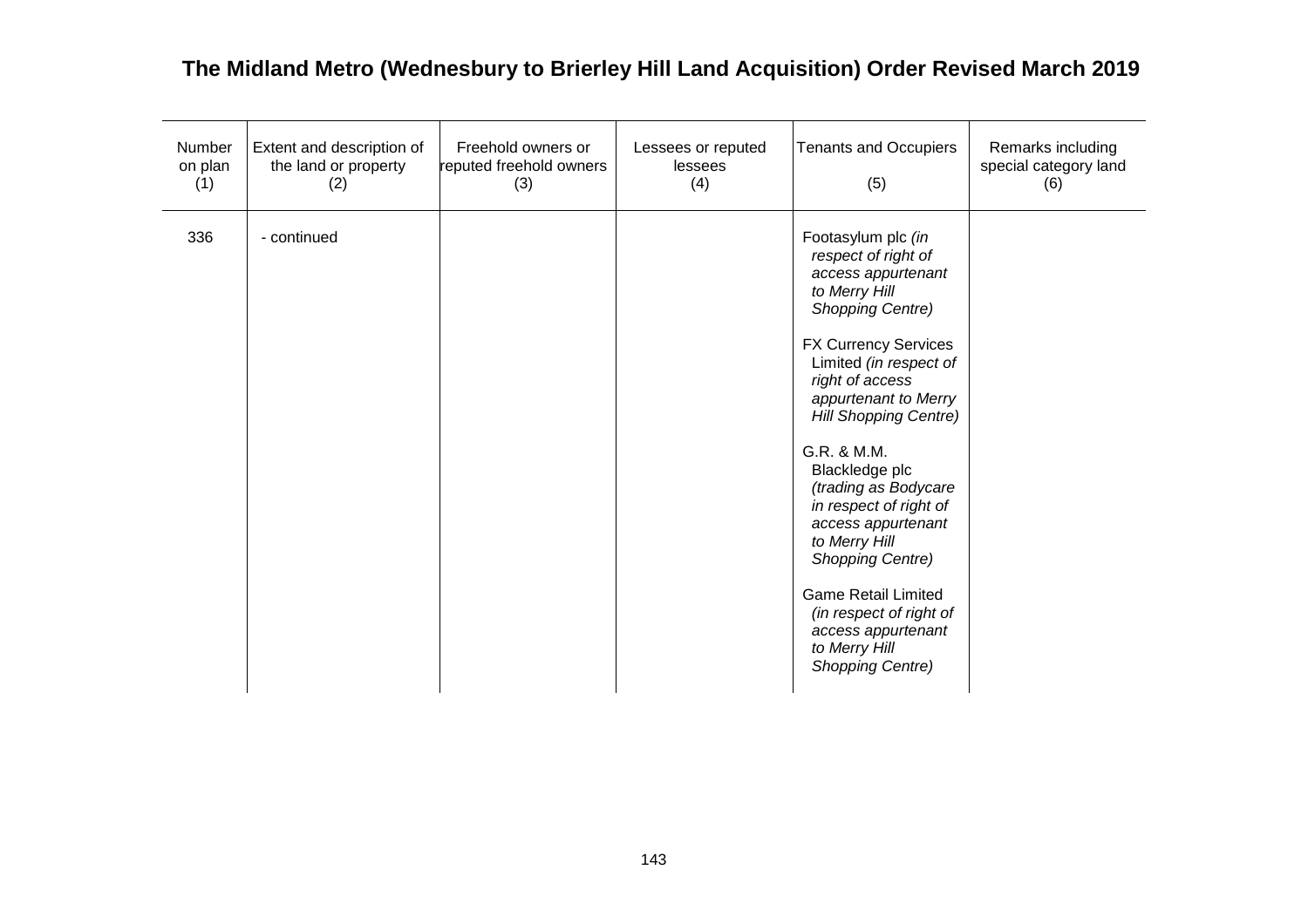# The Midland Metro (Wednesbury to Brierley Hill Land Acquisition) Order Revised March 2019

| Number on plan (1) | Extent and description of the land or property (2) | Freehold owners or reputed freehold owners (3) | Lessees or reputed lessees (4) | Tenants and Occupiers (5) | Remarks including special category land (6) |
|---|---|---|---|---|---|
| 336 | - continued | | | Footasylum plc *(in respect of right of access appurtenant to Merry Hill Shopping Centre)*<br><br>FX Currency Services Limited *(in respect of right of access appurtenant to Merry Hill Shopping Centre)*<br><br>G.R. & M.M. Blackledge plc *(trading as Bodycare in respect of right of access appurtenant to Merry Hill Shopping Centre)*<br><br>Game Retail Limited *(in respect of right of access appurtenant to Merry Hill Shopping Centre)* | |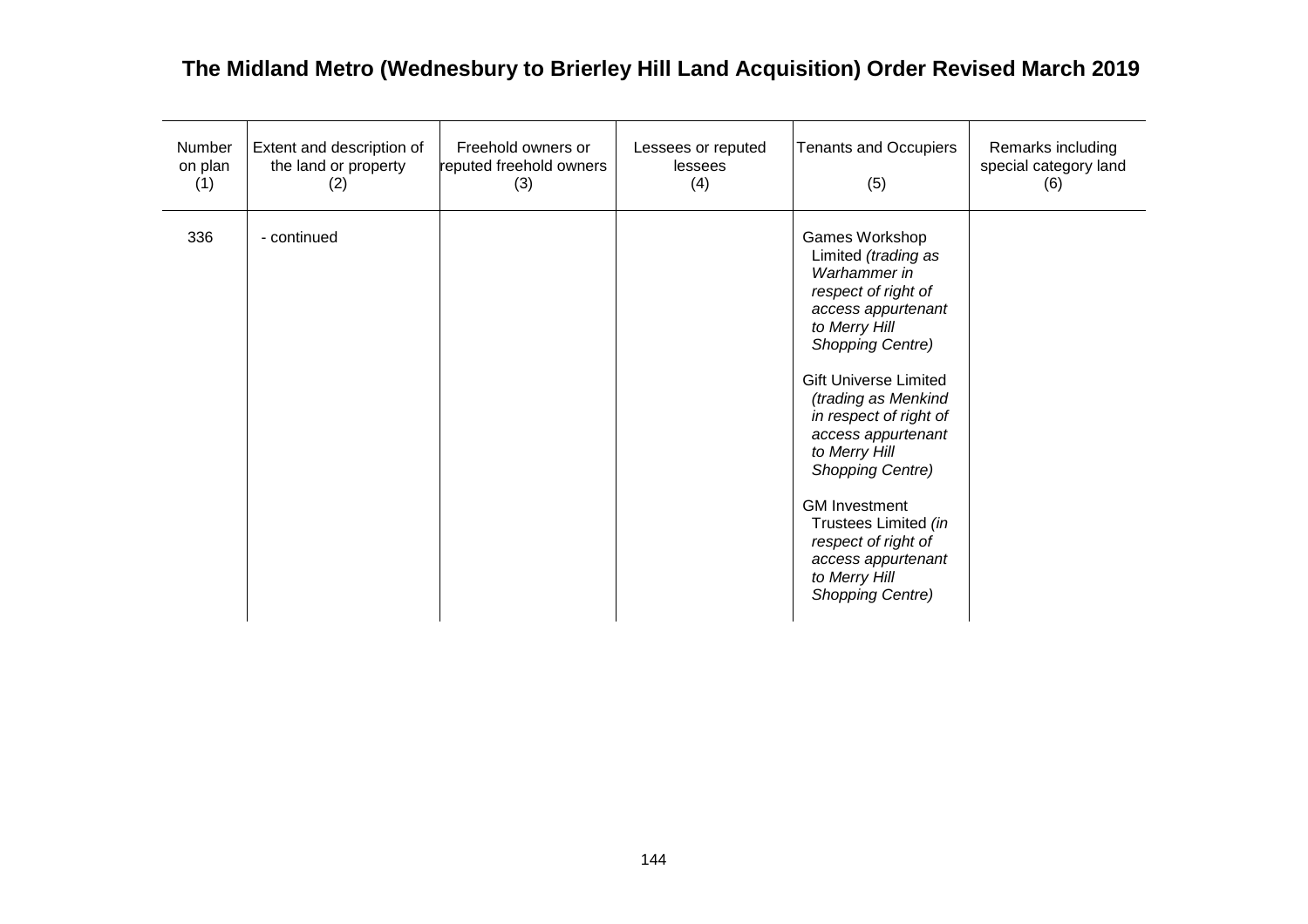# The Midland Metro (Wednesbury to Brierley Hill Land Acquisition) Order Revised March 2019

| Number on plan (1) | Extent and description of the land or property (2) | Freehold owners or reputed freehold owners (3) | Lessees or reputed lessees (4) | Tenants and Occupiers (5) | Remarks including special category land (6) |
|---|---|---|---|---|---|
| 336 | - continued | | | Games Workshop Limited *(trading as Warhammer in respect of right of access appurtenant to Merry Hill Shopping Centre)*<br><br>Gift Universe Limited *(trading as Menkind in respect of right of access appurtenant to Merry Hill Shopping Centre)*<br><br>GM Investment Trustees Limited *(in respect of right of access appurtenant to Merry Hill Shopping Centre)* | |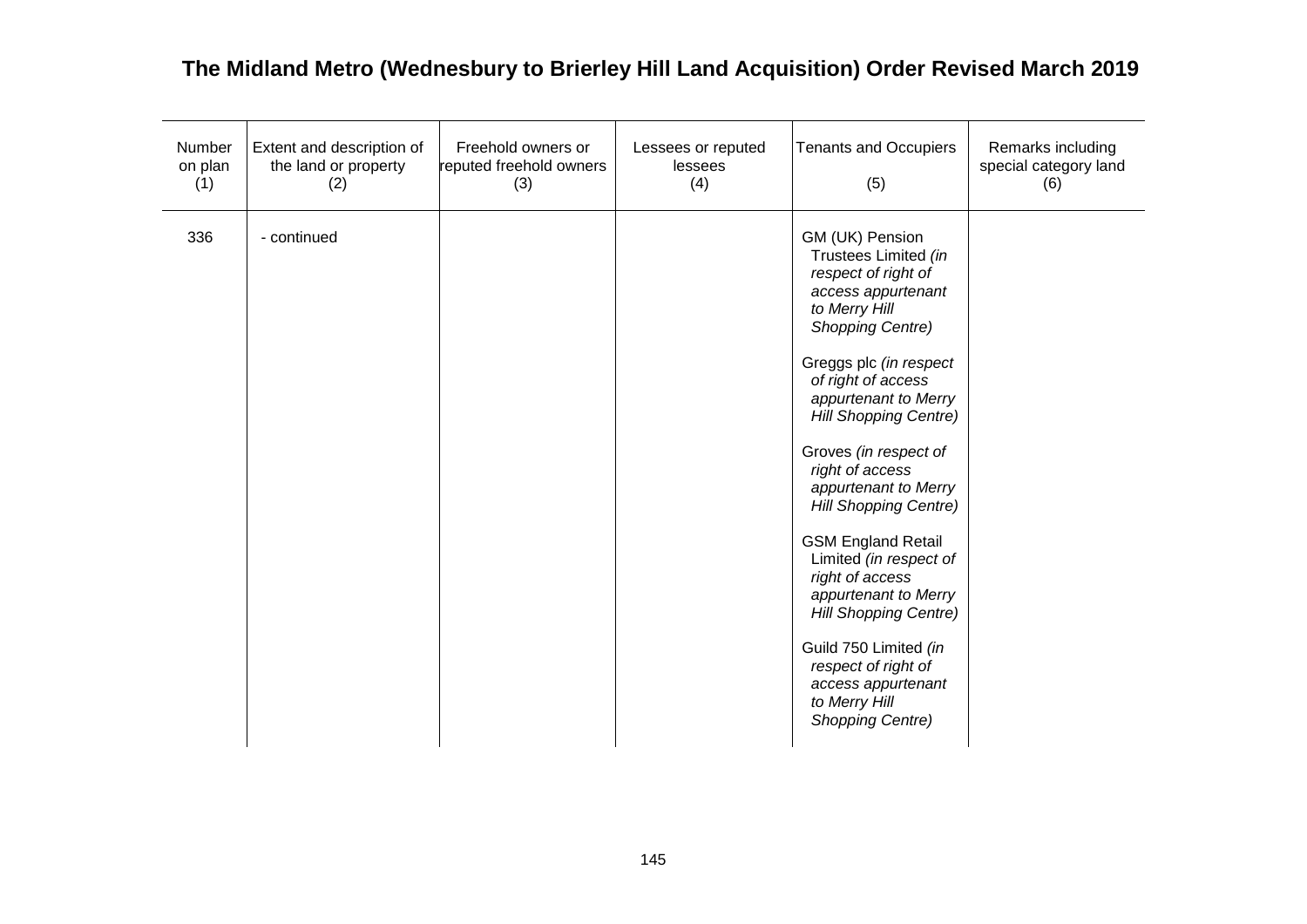# The Midland Metro (Wednesbury to Brierley Hill Land Acquisition) Order Revised March 2019

| Number on plan (1) | Extent and description of the land or property (2) | Freehold owners or reputed freehold owners (3) | Lessees or reputed lessees (4) | Tenants and Occupiers (5) | Remarks including special category land (6) |
|---|---|---|---|---|---|
| 336 | - continued | | | GM (UK) Pension Trustees Limited *(in respect of right of access appurtenant to Merry Hill Shopping Centre)*<br><br>Greggs plc *(in respect of right of access appurtenant to Merry Hill Shopping Centre)*<br><br>Groves *(in respect of right of access appurtenant to Merry Hill Shopping Centre)*<br><br>GSM England Retail Limited *(in respect of right of access appurtenant to Merry Hill Shopping Centre)*<br><br>Guild 750 Limited *(in respect of right of access appurtenant to Merry Hill Shopping Centre)* | |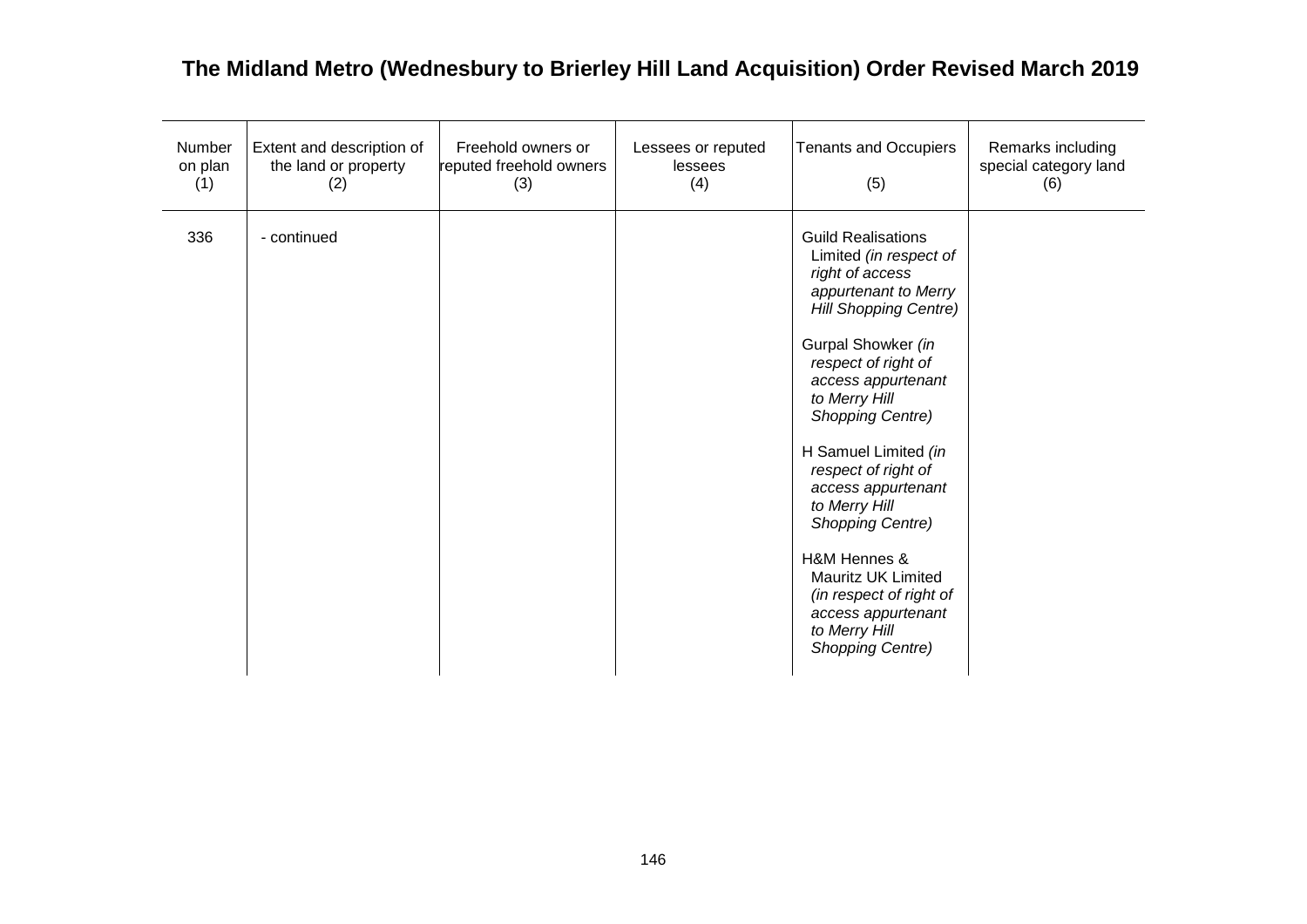# The Midland Metro (Wednesbury to Brierley Hill Land Acquisition) Order Revised March 2019

| Number on plan (1) | Extent and description of the land or property (2) | Freehold owners or reputed freehold owners (3) | Lessees or reputed lessees (4) | Tenants and Occupiers (5) | Remarks including special category land (6) |
|---|---|---|---|---|---|
| 336 | - continued | | | Guild Realisations Limited *(in respect of right of access appurtenant to Merry Hill Shopping Centre)*<br><br>Gurpal Showker *(in respect of right of access appurtenant to Merry Hill Shopping Centre)*<br><br>H Samuel Limited *(in respect of right of access appurtenant to Merry Hill Shopping Centre)*<br><br>H&M Hennes & Mauritz UK Limited *(in respect of right of access appurtenant to Merry Hill Shopping Centre)* | |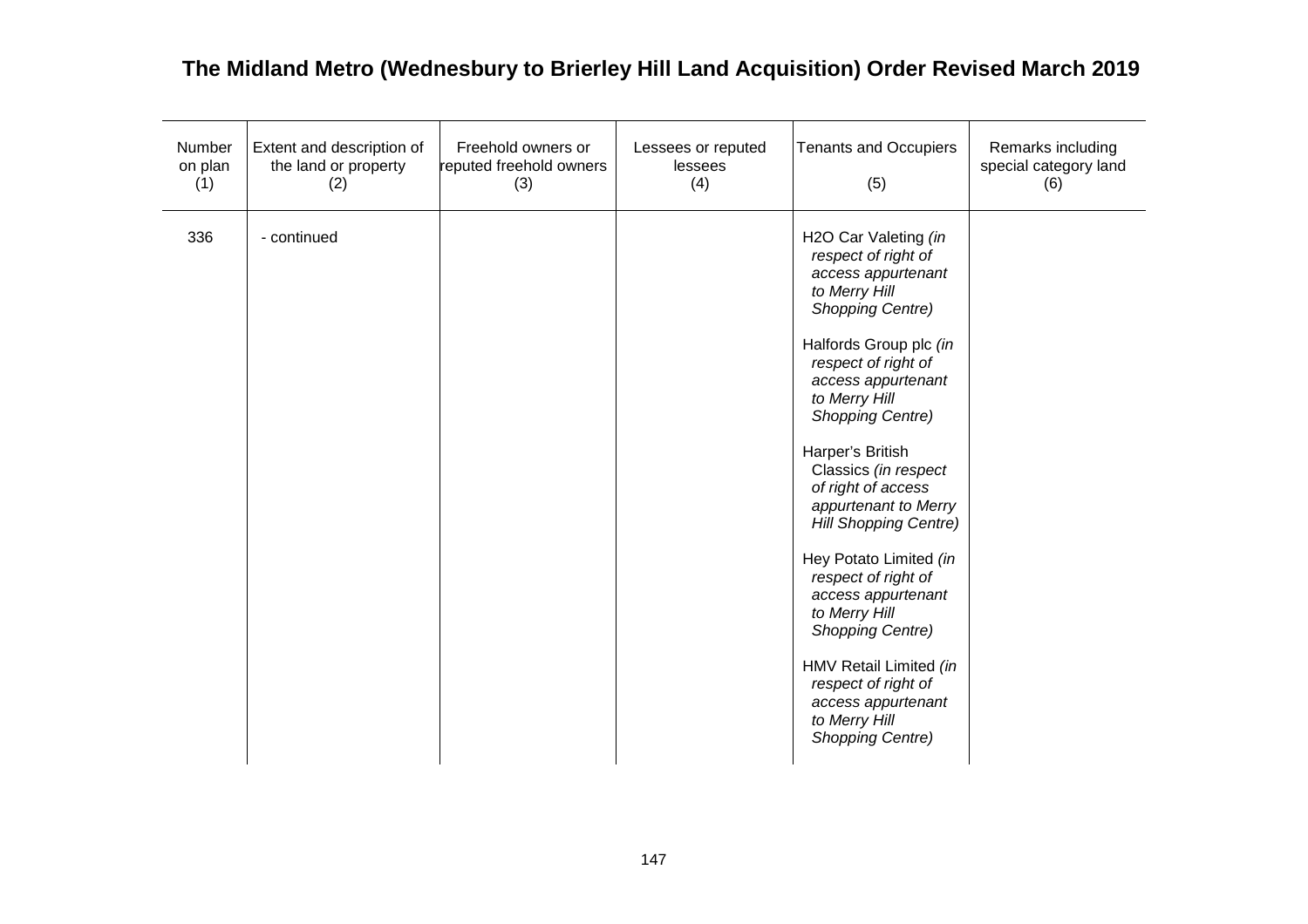# The Midland Metro (Wednesbury to Brierley Hill Land Acquisition) Order Revised March 2019

| Number on plan (1) | Extent and description of the land or property (2) | Freehold owners or reputed freehold owners (3) | Lessees or reputed lessees (4) | Tenants and Occupiers (5) | Remarks including special category land (6) |
|---|---|---|---|---|---|
| 336 | - continued | | | H2O Car Valeting *(in respect of right of access appurtenant to Merry Hill Shopping Centre)*<br><br>Halfords Group plc *(in respect of right of access appurtenant to Merry Hill Shopping Centre)*<br><br>Harper's British Classics *(in respect of right of access appurtenant to Merry Hill Shopping Centre)*<br><br>Hey Potato Limited *(in respect of right of access appurtenant to Merry Hill Shopping Centre)*<br><br>HMV Retail Limited *(in respect of right of access appurtenant to Merry Hill Shopping Centre)* | |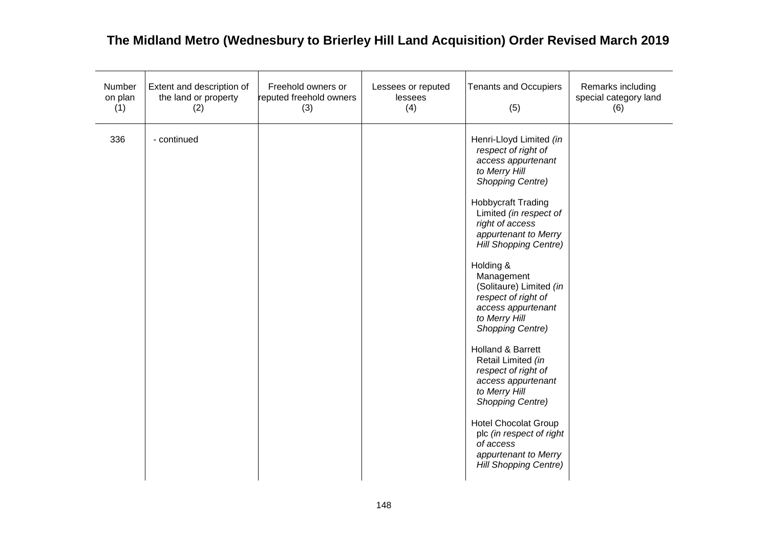# The Midland Metro (Wednesbury to Brierley Hill Land Acquisition) Order Revised March 2019

| Number on plan (1) | Extent and description of the land or property (2) | Freehold owners or reputed freehold owners (3) | Lessees or reputed lessees (4) | Tenants and Occupiers (5) | Remarks including special category land (6) |
|---|---|---|---|---|---|
| 336 | - continued | | | Henri-Lloyd Limited *(in respect of right of access appurtenant to Merry Hill Shopping Centre)*<br><br>Hobbycraft Trading Limited *(in respect of right of access appurtenant to Merry Hill Shopping Centre)*<br><br>Holding & Management (Solitaure) Limited *(in respect of right of access appurtenant to Merry Hill Shopping Centre)*<br><br>Holland & Barrett Retail Limited *(in respect of right of access appurtenant to Merry Hill Shopping Centre)*<br><br>Hotel Chocolat Group plc *(in respect of right of access appurtenant to Merry Hill Shopping Centre)* | |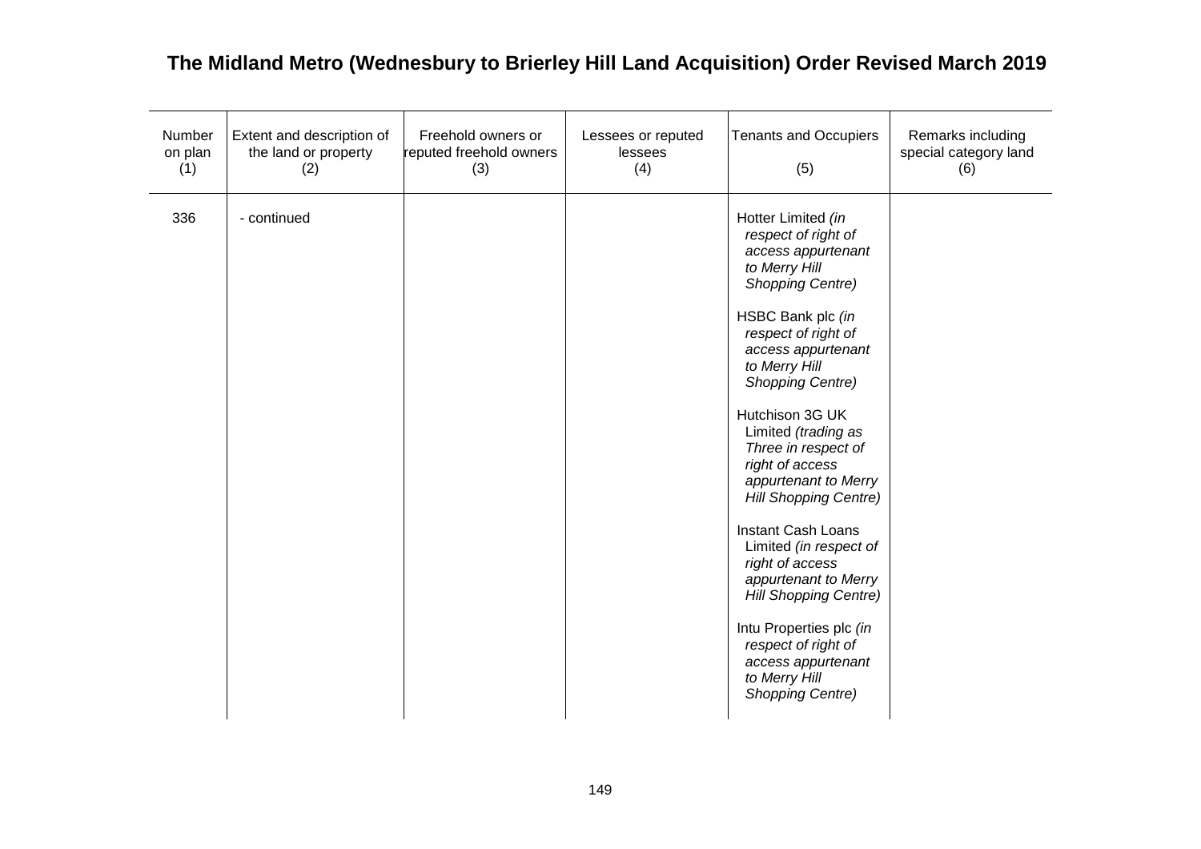# The Midland Metro (Wednesbury to Brierley Hill Land Acquisition) Order Revised March 2019

| Number on plan (1) | Extent and description of the land or property (2) | Freehold owners or reputed freehold owners (3) | Lessees or reputed lessees (4) | Tenants and Occupiers (5) | Remarks including special category land (6) |
|---|---|---|---|---|---|
| 336 | - continued | | | Hotter Limited *(in respect of right of access appurtenant to Merry Hill Shopping Centre)*<br><br>HSBC Bank plc *(in respect of right of access appurtenant to Merry Hill Shopping Centre)*<br><br>Hutchison 3G UK Limited *(trading as Three in respect of right of access appurtenant to Merry Hill Shopping Centre)*<br><br>Instant Cash Loans Limited *(in respect of right of access appurtenant to Merry Hill Shopping Centre)*<br><br>Intu Properties plc *(in respect of right of access appurtenant to Merry Hill Shopping Centre)* | |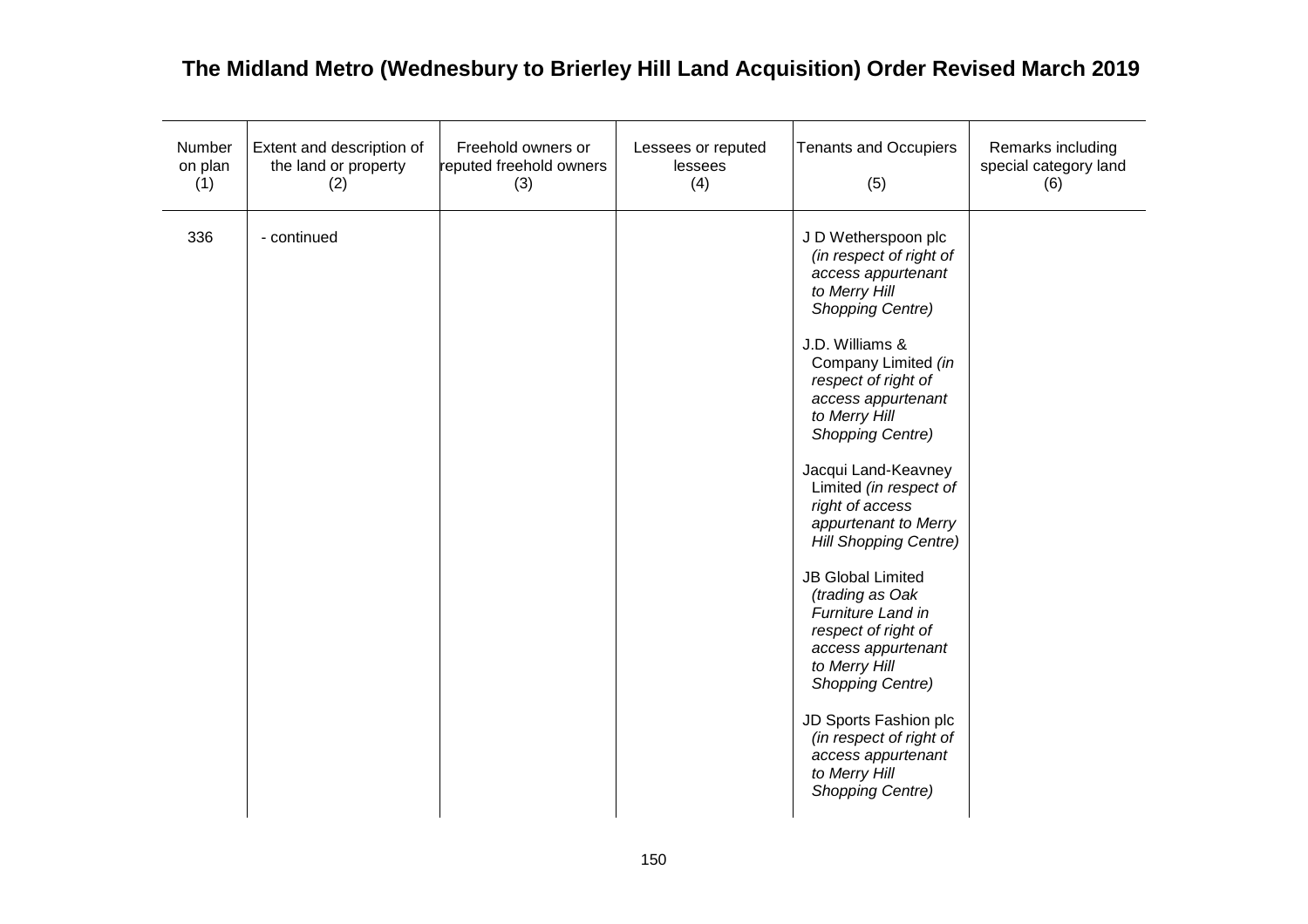# The Midland Metro (Wednesbury to Brierley Hill Land Acquisition) Order Revised March 2019

| Number on plan (1) | Extent and description of the land or property (2) | Freehold owners or reputed freehold owners (3) | Lessees or reputed lessees (4) | Tenants and Occupiers (5) | Remarks including special category land (6) |
|---|---|---|---|---|---|
| 336 | - continued | | | J D Wetherspoon plc *(in respect of right of access appurtenant to Merry Hill Shopping Centre)*<br><br>J.D. Williams & Company Limited *(in respect of right of access appurtenant to Merry Hill Shopping Centre)*<br><br>Jacqui Land-Keavney Limited *(in respect of right of access appurtenant to Merry Hill Shopping Centre)*<br><br>JB Global Limited *(trading as Oak Furniture Land in respect of right of access appurtenant to Merry Hill Shopping Centre)*<br><br>JD Sports Fashion plc *(in respect of right of access appurtenant to Merry Hill Shopping Centre)* | |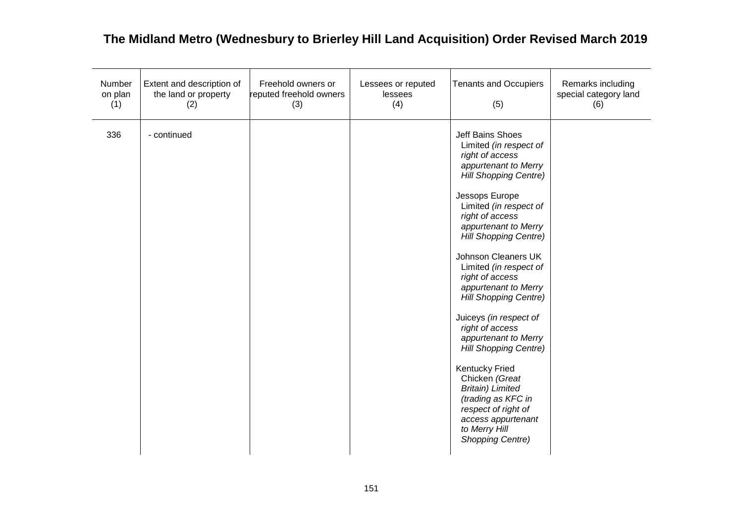## The Midland Metro (Wednesbury to Brierley Hill Land Acquisition) Order Revised March 2019

| Number on plan (1) | Extent and description of the land or property (2) | Freehold owners or reputed freehold owners (3) | Lessees or reputed lessees (4) | Tenants and Occupiers (5) | Remarks including special category land (6) |
|---|---|---|---|---|---|
| 336 | - continued | | | Jeff Bains Shoes Limited *(in respect of right of access appurtenant to Merry Hill Shopping Centre)*<br><br>Jessops Europe Limited *(in respect of right of access appurtenant to Merry Hill Shopping Centre)*<br><br>Johnson Cleaners UK Limited *(in respect of right of access appurtenant to Merry Hill Shopping Centre)*<br><br>Juiceys *(in respect of right of access appurtenant to Merry Hill Shopping Centre)*<br><br>Kentucky Fried Chicken *(Great Britain) Limited (trading as KFC in respect of right of access appurtenant to Merry Hill Shopping Centre)* | |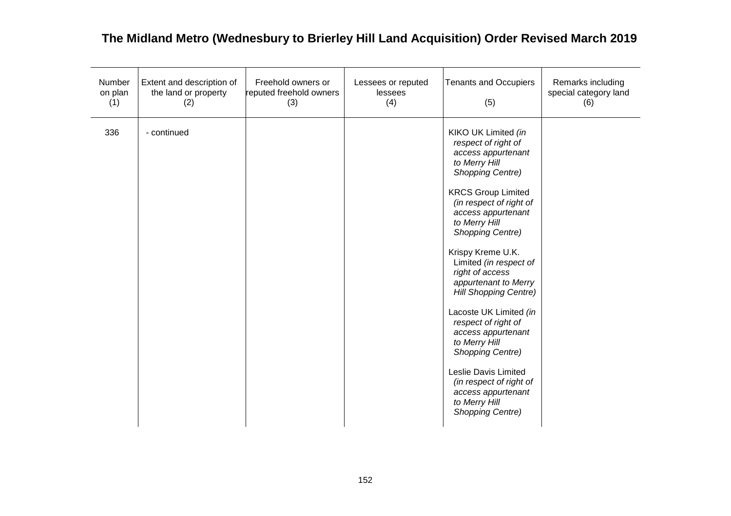# The Midland Metro (Wednesbury to Brierley Hill Land Acquisition) Order Revised March 2019

| Number on plan (1) | Extent and description of the land or property (2) | Freehold owners or reputed freehold owners (3) | Lessees or reputed lessees (4) | Tenants and Occupiers (5) | Remarks including special category land (6) |
|---|---|---|---|---|---|
| 336 | - continued | | | KIKO UK Limited *(in respect of right of access appurtenant to Merry Hill Shopping Centre)*<br><br>KRCS Group Limited *(in respect of right of access appurtenant to Merry Hill Shopping Centre)*<br><br>Krispy Kreme U.K. Limited *(in respect of right of access appurtenant to Merry Hill Shopping Centre)*<br><br>Lacoste UK Limited *(in respect of right of access appurtenant to Merry Hill Shopping Centre)*<br><br>Leslie Davis Limited *(in respect of right of access appurtenant to Merry Hill Shopping Centre)* | |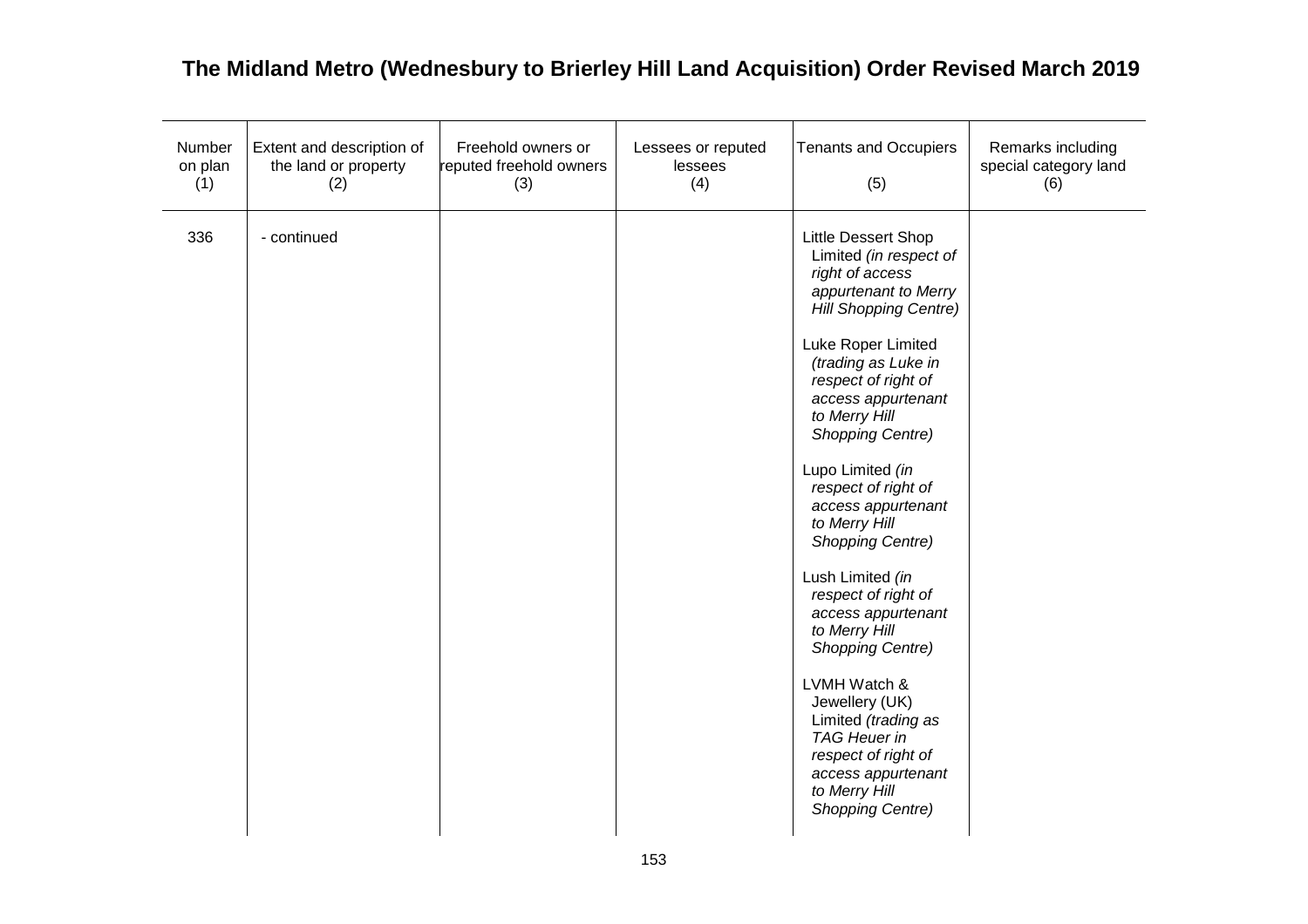# The Midland Metro (Wednesbury to Brierley Hill Land Acquisition) Order Revised March 2019

| Number on plan (1) | Extent and description of the land or property (2) | Freehold owners or reputed freehold owners (3) | Lessees or reputed lessees (4) | Tenants and Occupiers (5) | Remarks including special category land (6) |
|---|---|---|---|---|---|
| 336 | - continued | | | Little Dessert Shop Limited *(in respect of right of access appurtenant to Merry Hill Shopping Centre)*<br><br>Luke Roper Limited *(trading as Luke in respect of right of access appurtenant to Merry Hill Shopping Centre)*<br><br>Lupo Limited *(in respect of right of access appurtenant to Merry Hill Shopping Centre)*<br><br>Lush Limited *(in respect of right of access appurtenant to Merry Hill Shopping Centre)*<br><br>LVMH Watch & Jewellery (UK) Limited *(trading as TAG Heuer in respect of right of access appurtenant to Merry Hill Shopping Centre)* | |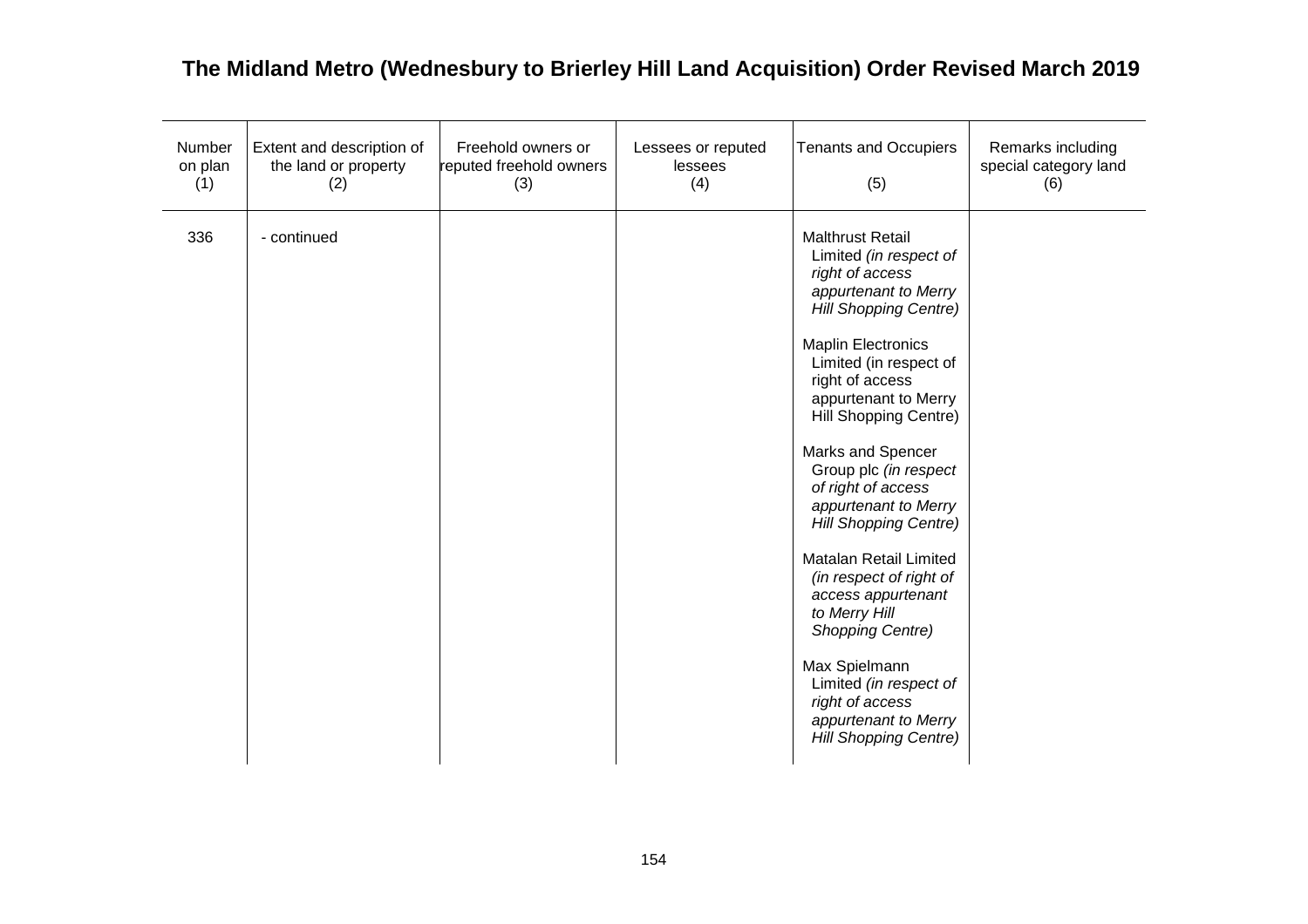# The Midland Metro (Wednesbury to Brierley Hill Land Acquisition) Order Revised March 2019

| Number on plan (1) | Extent and description of the land or property (2) | Freehold owners or reputed freehold owners (3) | Lessees or reputed lessees (4) | Tenants and Occupiers (5) | Remarks including special category land (6) |
|---|---|---|---|---|---|
| 336 | - continued | | | Malthrust Retail Limited *(in respect of right of access appurtenant to Merry Hill Shopping Centre)*<br><br>Maplin Electronics Limited (in respect of right of access appurtenant to Merry Hill Shopping Centre)<br><br>Marks and Spencer Group plc *(in respect of right of access appurtenant to Merry Hill Shopping Centre)*<br><br>Matalan Retail Limited *(in respect of right of access appurtenant to Merry Hill Shopping Centre)*<br><br>Max Spielmann Limited *(in respect of right of access appurtenant to Merry Hill Shopping Centre)* | |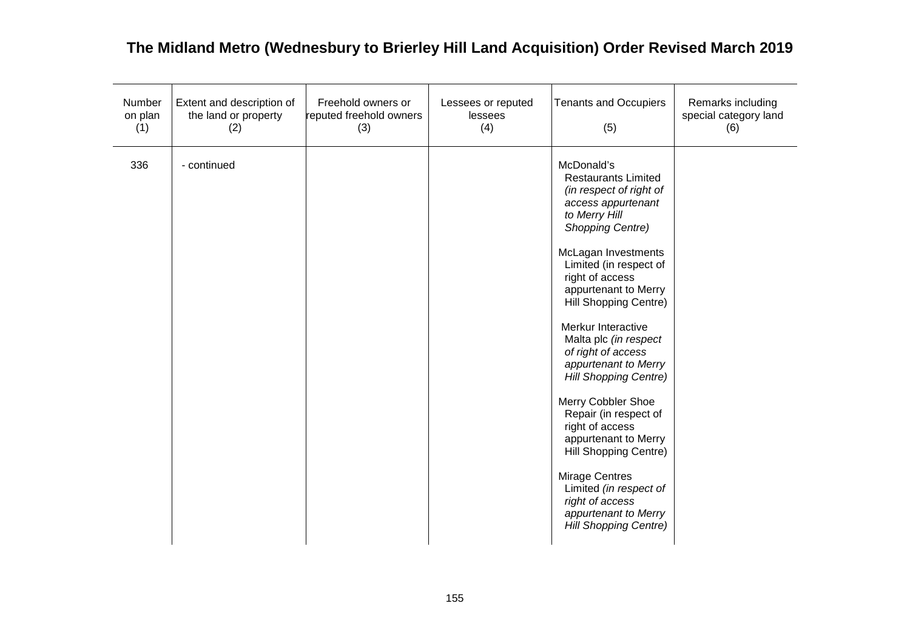# The Midland Metro (Wednesbury to Brierley Hill Land Acquisition) Order Revised March 2019

| Number on plan (1) | Extent and description of the land or property (2) | Freehold owners or reputed freehold owners (3) | Lessees or reputed lessees (4) | Tenants and Occupiers (5) | Remarks including special category land (6) |
|---|---|---|---|---|---|
| 336 | - continued | | | McDonald's Restaurants Limited *(in respect of right of access appurtenant to Merry Hill Shopping Centre)*<br><br>McLagan Investments Limited (in respect of right of access appurtenant to Merry Hill Shopping Centre)<br><br>Merkur Interactive Malta plc *(in respect of right of access appurtenant to Merry Hill Shopping Centre)*<br><br>Merry Cobbler Shoe Repair (in respect of right of access appurtenant to Merry Hill Shopping Centre)<br><br>Mirage Centres Limited *(in respect of right of access appurtenant to Merry Hill Shopping Centre)* | |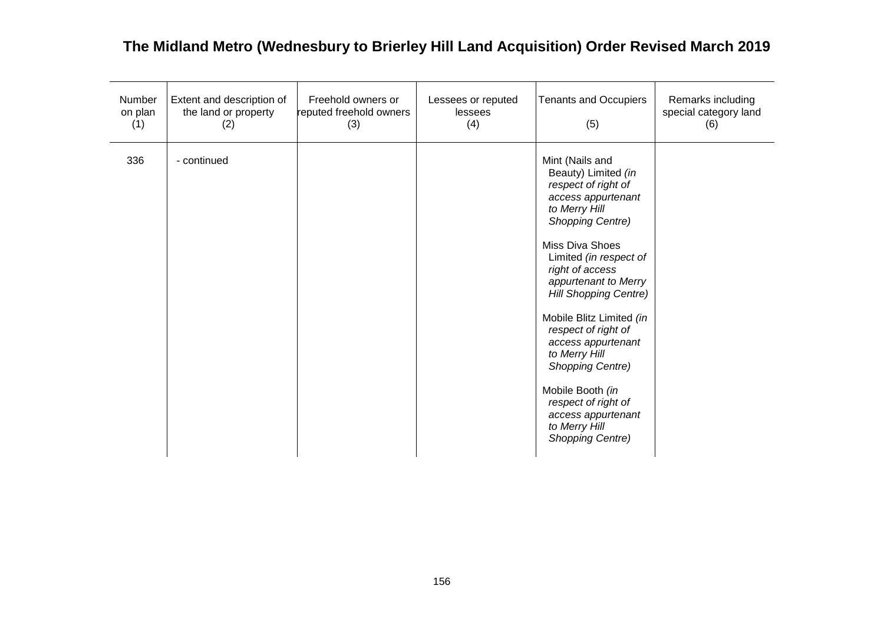# The Midland Metro (Wednesbury to Brierley Hill Land Acquisition) Order Revised March 2019

| Number on plan (1) | Extent and description of the land or property (2) | Freehold owners or reputed freehold owners (3) | Lessees or reputed lessees (4) | Tenants and Occupiers (5) | Remarks including special category land (6) |
|---|---|---|---|---|---|
| 336 | - continued | | | Mint (Nails and Beauty) Limited *(in respect of right of access appurtenant to Merry Hill Shopping Centre)*<br><br>Miss Diva Shoes Limited *(in respect of right of access appurtenant to Merry Hill Shopping Centre)*<br><br>Mobile Blitz Limited *(in respect of right of access appurtenant to Merry Hill Shopping Centre)*<br><br>Mobile Booth *(in respect of right of access appurtenant to Merry Hill Shopping Centre)* | |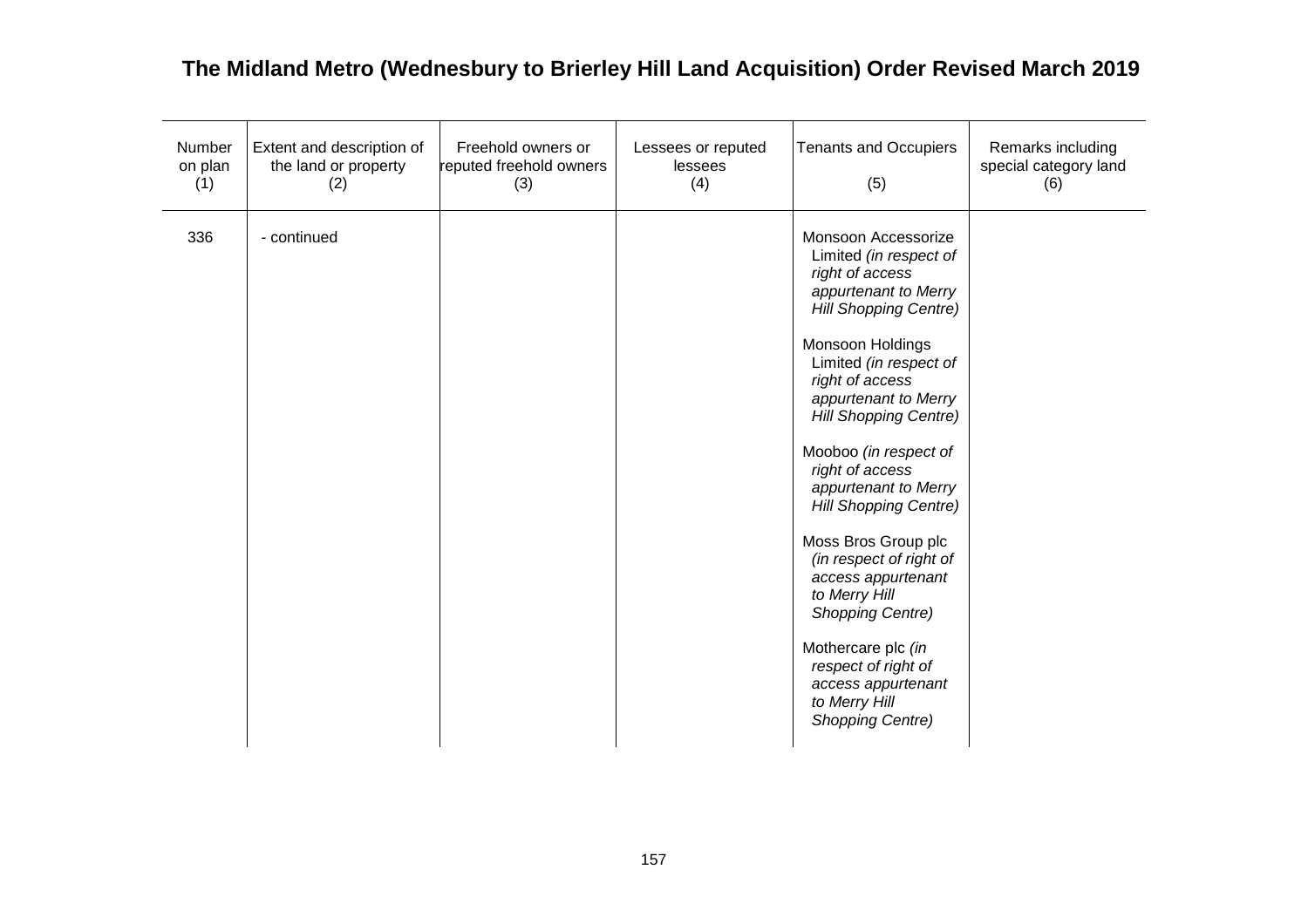# The Midland Metro (Wednesbury to Brierley Hill Land Acquisition) Order Revised March 2019

| Number on plan (1) | Extent and description of the land or property (2) | Freehold owners or reputed freehold owners (3) | Lessees or reputed lessees (4) | Tenants and Occupiers (5) | Remarks including special category land (6) |
|---|---|---|---|---|---|
| 336 | - continued | | | Monsoon Accessorize Limited *(in respect of right of access appurtenant to Merry Hill Shopping Centre)*<br><br>Monsoon Holdings Limited *(in respect of right of access appurtenant to Merry Hill Shopping Centre)*<br><br>Mooboo *(in respect of right of access appurtenant to Merry Hill Shopping Centre)*<br><br>Moss Bros Group plc *(in respect of right of access appurtenant to Merry Hill Shopping Centre)*<br><br>Mothercare plc *(in respect of right of access appurtenant to Merry Hill Shopping Centre)* | |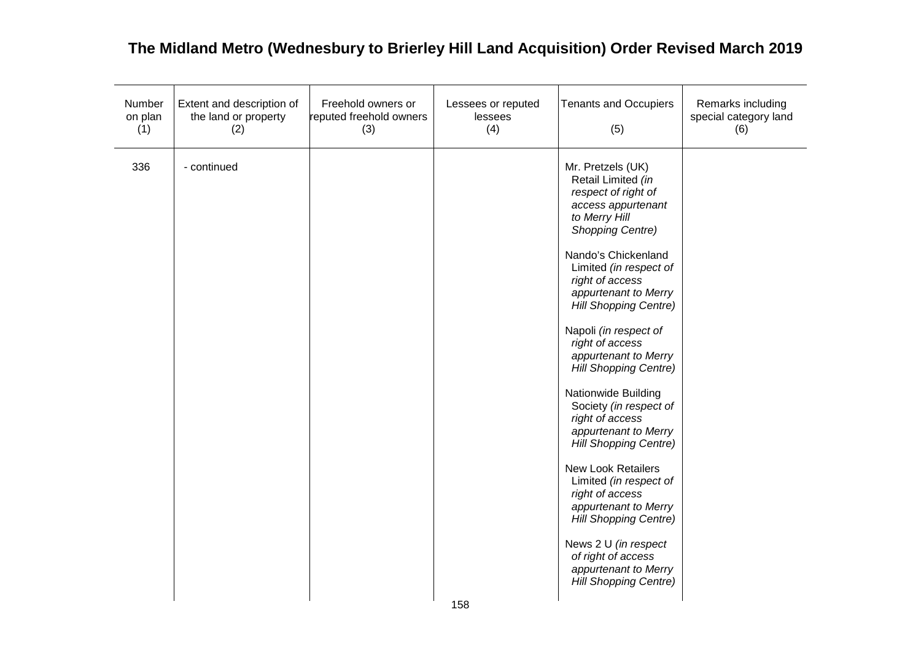# The Midland Metro (Wednesbury to Brierley Hill Land Acquisition) Order Revised March 2019

| Number on plan (1) | Extent and description of the land or property (2) | Freehold owners or reputed freehold owners (3) | Lessees or reputed lessees (4) | Tenants and Occupiers (5) | Remarks including special category land (6) |
|---|---|---|---|---|---|
| 336 | - continued | | | Mr. Pretzels (UK) Retail Limited *(in respect of right of access appurtenant to Merry Hill Shopping Centre)*<br><br>Nando's Chickenland Limited *(in respect of right of access appurtenant to Merry Hill Shopping Centre)*<br><br>Napoli *(in respect of right of access appurtenant to Merry Hill Shopping Centre)*<br><br>Nationwide Building Society *(in respect of right of access appurtenant to Merry Hill Shopping Centre)*<br><br>New Look Retailers Limited *(in respect of right of access appurtenant to Merry Hill Shopping Centre)*<br><br>News 2 U *(in respect of right of access appurtenant to Merry Hill Shopping Centre)* | |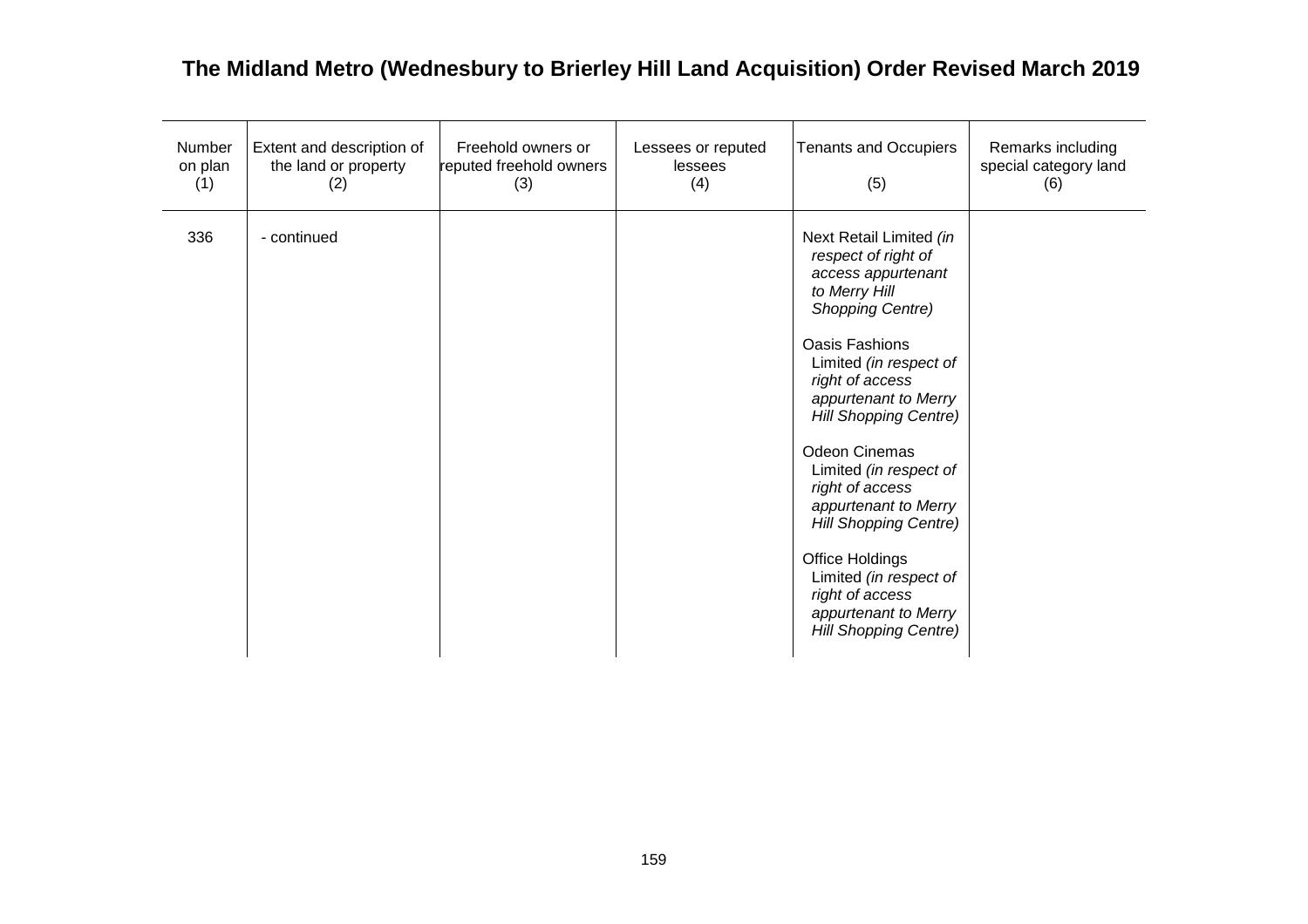## The Midland Metro (Wednesbury to Brierley Hill Land Acquisition) Order Revised March 2019

| Number on plan (1) | Extent and description of the land or property (2) | Freehold owners or reputed freehold owners (3) | Lessees or reputed lessees (4) | Tenants and Occupiers (5) | Remarks including special category land (6) |
|---|---|---|---|---|---|
| 336 | - continued | | | Next Retail Limited *(in respect of right of access appurtenant to Merry Hill Shopping Centre)*<br><br>Oasis Fashions Limited *(in respect of right of access appurtenant to Merry Hill Shopping Centre)*<br><br>Odeon Cinemas Limited *(in respect of right of access appurtenant to Merry Hill Shopping Centre)*<br><br>Office Holdings Limited *(in respect of right of access appurtenant to Merry Hill Shopping Centre)* | |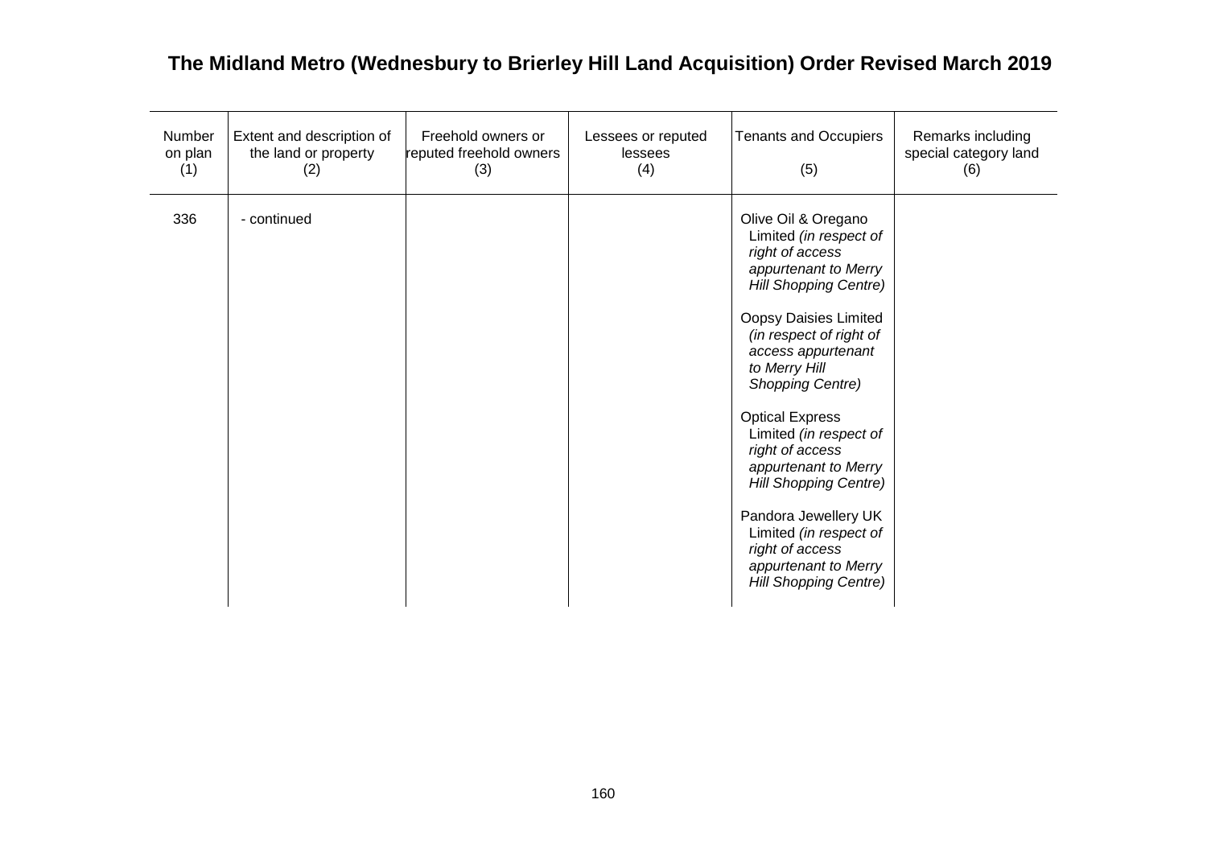# The Midland Metro (Wednesbury to Brierley Hill Land Acquisition) Order Revised March 2019

| Number on plan (1) | Extent and description of the land or property (2) | Freehold owners or reputed freehold owners (3) | Lessees or reputed lessees (4) | Tenants and Occupiers (5) | Remarks including special category land (6) |
|---|---|---|---|---|---|
| 336 | - continued | | | Olive Oil & Oregano Limited *(in respect of right of access appurtenant to Merry Hill Shopping Centre)*<br><br>Oopsy Daisies Limited *(in respect of right of access appurtenant to Merry Hill Shopping Centre)*<br><br>Optical Express Limited *(in respect of right of access appurtenant to Merry Hill Shopping Centre)*<br><br>Pandora Jewellery UK Limited *(in respect of right of access appurtenant to Merry Hill Shopping Centre)* | |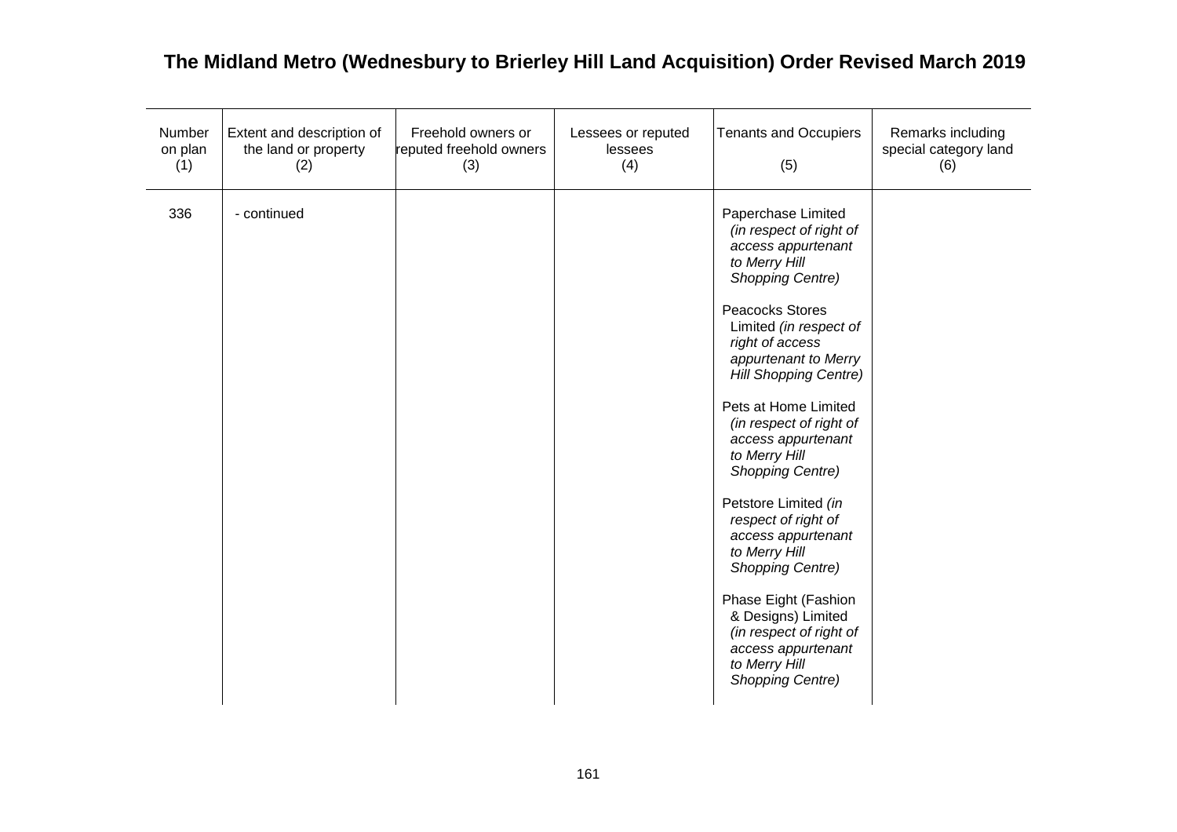## The Midland Metro (Wednesbury to Brierley Hill Land Acquisition) Order Revised March 2019

| Number on plan (1) | Extent and description of the land or property (2) | Freehold owners or reputed freehold owners (3) | Lessees or reputed lessees (4) | Tenants and Occupiers (5) | Remarks including special category land (6) |
|---|---|---|---|---|---|
| 336 | - continued | | | Paperchase Limited *(in respect of right of access appurtenant to Merry Hill Shopping Centre)*<br><br>Peacocks Stores Limited *(in respect of right of access appurtenant to Merry Hill Shopping Centre)*<br><br>Pets at Home Limited *(in respect of right of access appurtenant to Merry Hill Shopping Centre)*<br><br>Petstore Limited *(in respect of right of access appurtenant to Merry Hill Shopping Centre)*<br><br>Phase Eight (Fashion & Designs) Limited *(in respect of right of access appurtenant to Merry Hill Shopping Centre)* | |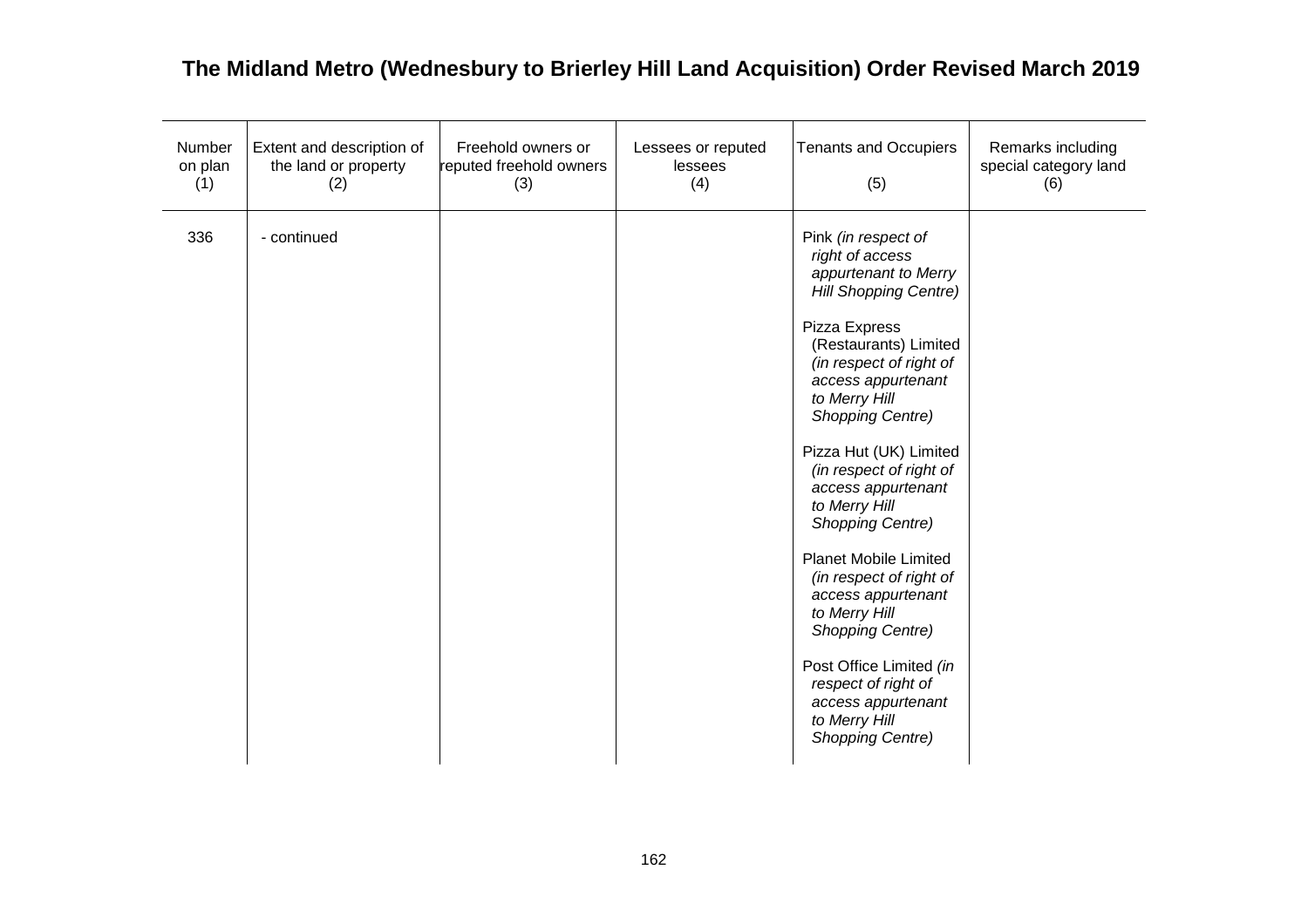# The Midland Metro (Wednesbury to Brierley Hill Land Acquisition) Order Revised March 2019

| Number on plan (1) | Extent and description of the land or property (2) | Freehold owners or reputed freehold owners (3) | Lessees or reputed lessees (4) | Tenants and Occupiers (5) | Remarks including special category land (6) |
|---|---|---|---|---|---|
| 336 | - continued | | | Pink *(in respect of right of access appurtenant to Merry Hill Shopping Centre)*<br><br>Pizza Express (Restaurants) Limited *(in respect of right of access appurtenant to Merry Hill Shopping Centre)*<br><br>Pizza Hut (UK) Limited *(in respect of right of access appurtenant to Merry Hill Shopping Centre)*<br><br>Planet Mobile Limited *(in respect of right of access appurtenant to Merry Hill Shopping Centre)*<br><br>Post Office Limited *(in respect of right of access appurtenant to Merry Hill Shopping Centre)* | |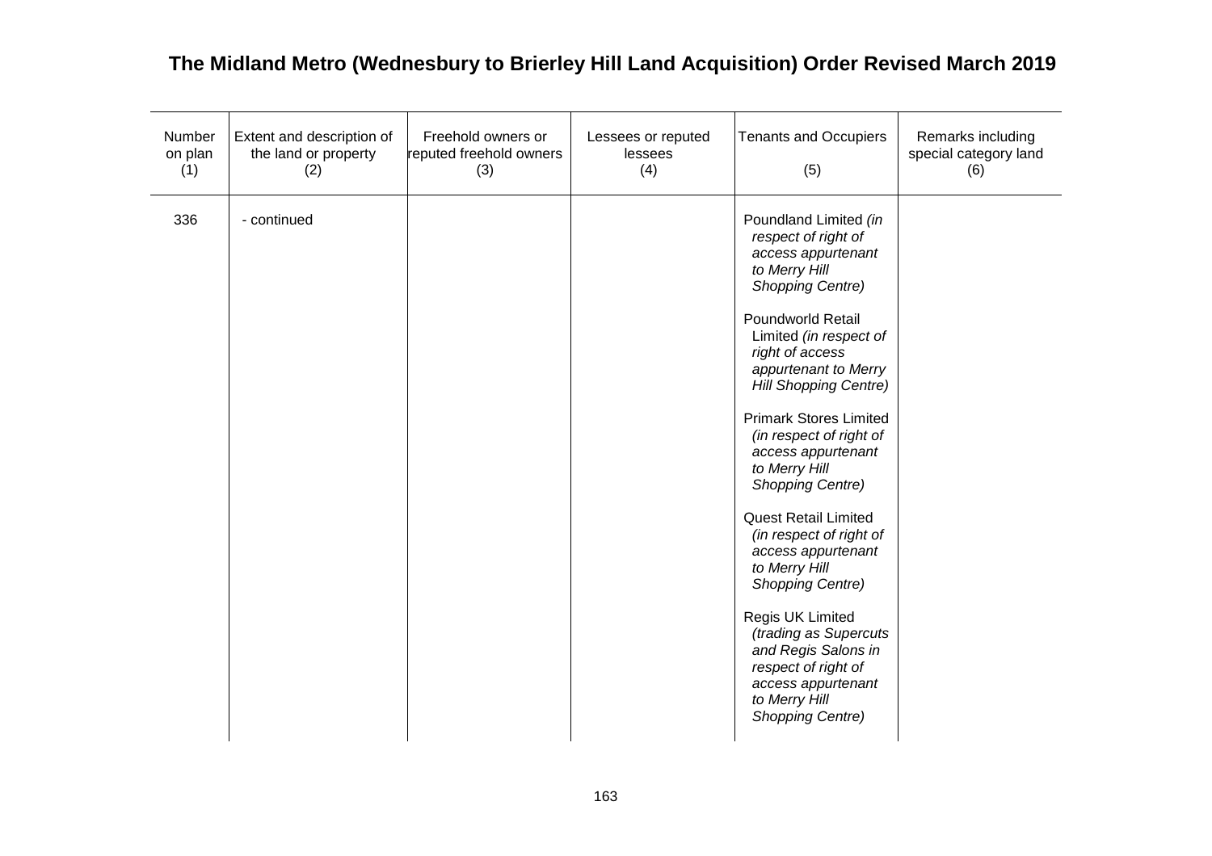# The Midland Metro (Wednesbury to Brierley Hill Land Acquisition) Order Revised March 2019

| Number on plan (1) | Extent and description of the land or property (2) | Freehold owners or reputed freehold owners (3) | Lessees or reputed lessees (4) | Tenants and Occupiers (5) | Remarks including special category land (6) |
|---|---|---|---|---|---|
| 336 | - continued | | | Poundland Limited *(in respect of right of access appurtenant to Merry Hill Shopping Centre)*<br><br>Poundworld Retail Limited *(in respect of right of access appurtenant to Merry Hill Shopping Centre)*<br><br>Primark Stores Limited *(in respect of right of access appurtenant to Merry Hill Shopping Centre)*<br><br>Quest Retail Limited *(in respect of right of access appurtenant to Merry Hill Shopping Centre)*<br><br>Regis UK Limited *(trading as Supercuts and Regis Salons in respect of right of access appurtenant to Merry Hill Shopping Centre)* | |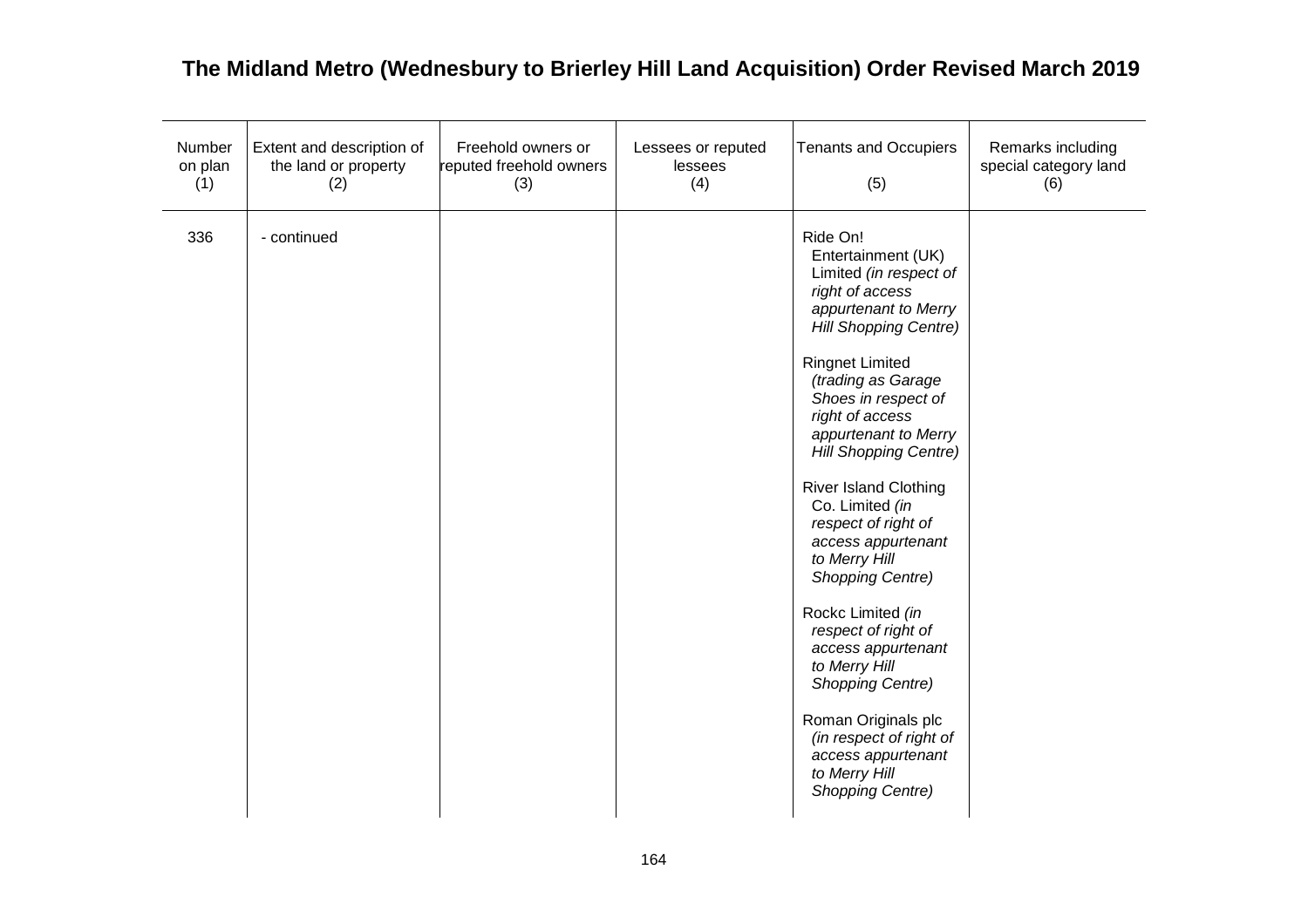## The Midland Metro (Wednesbury to Brierley Hill Land Acquisition) Order Revised March 2019

| Number on plan (1) | Extent and description of the land or property (2) | Freehold owners or reputed freehold owners (3) | Lessees or reputed lessees (4) | Tenants and Occupiers (5) | Remarks including special category land (6) |
|---|---|---|---|---|---|
| 336 | - continued | | | Ride On! Entertainment (UK) Limited *(in respect of right of access appurtenant to Merry Hill Shopping Centre)*<br><br>Ringnet Limited *(trading as Garage Shoes in respect of right of access appurtenant to Merry Hill Shopping Centre)*<br><br>River Island Clothing Co. Limited *(in respect of right of access appurtenant to Merry Hill Shopping Centre)*<br><br>Rockc Limited *(in respect of right of access appurtenant to Merry Hill Shopping Centre)*<br><br>Roman Originals plc *(in respect of right of access appurtenant to Merry Hill Shopping Centre)* | |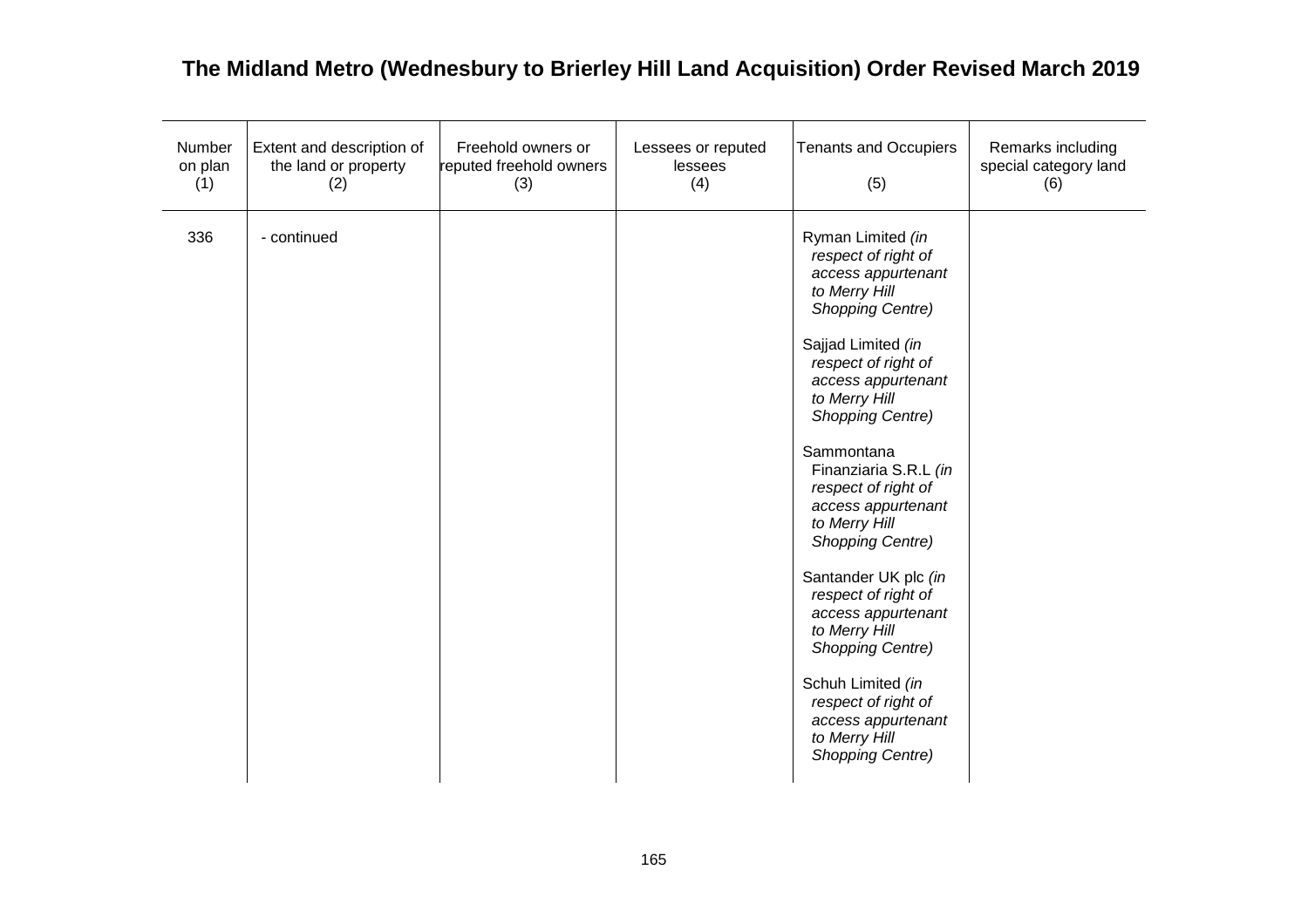# The Midland Metro (Wednesbury to Brierley Hill Land Acquisition) Order Revised March 2019

| Number on plan (1) | Extent and description of the land or property (2) | Freehold owners or reputed freehold owners (3) | Lessees or reputed lessees (4) | Tenants and Occupiers (5) | Remarks including special category land (6) |
|---|---|---|---|---|---|
| 336 | - continued | | | Ryman Limited *(in respect of right of access appurtenant to Merry Hill Shopping Centre)*<br><br>Sajjad Limited *(in respect of right of access appurtenant to Merry Hill Shopping Centre)*<br><br>Sammontana Finanziaria S.R.L *(in respect of right of access appurtenant to Merry Hill Shopping Centre)*<br><br>Santander UK plc *(in respect of right of access appurtenant to Merry Hill Shopping Centre)*<br><br>Schuh Limited *(in respect of right of access appurtenant to Merry Hill Shopping Centre)* | |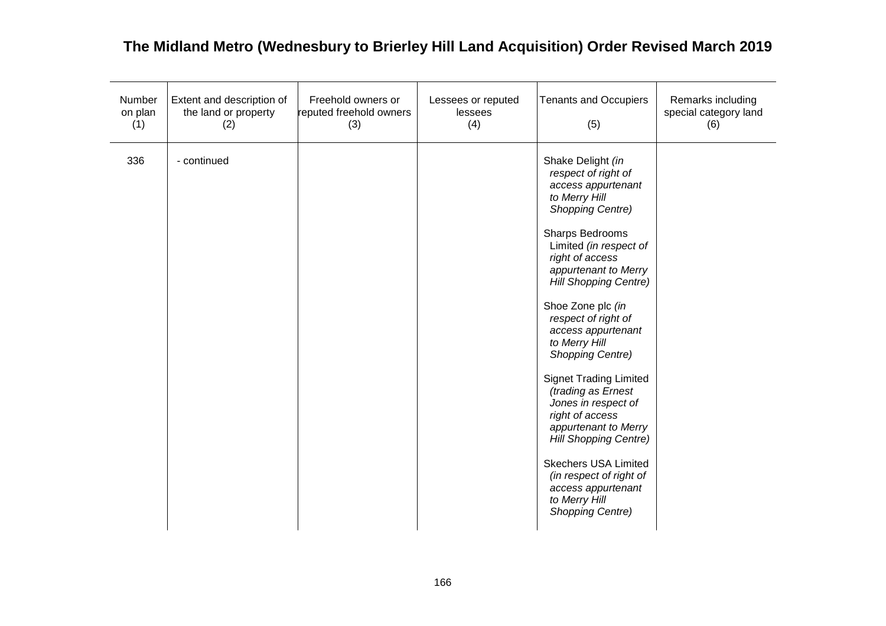# The Midland Metro (Wednesbury to Brierley Hill Land Acquisition) Order Revised March 2019

| Number on plan (1) | Extent and description of the land or property (2) | Freehold owners or reputed freehold owners (3) | Lessees or reputed lessees (4) | Tenants and Occupiers (5) | Remarks including special category land (6) |
|---|---|---|---|---|---|
| 336 | - continued | | | Shake Delight *(in respect of right of access appurtenant to Merry Hill Shopping Centre)*<br><br>Sharps Bedrooms Limited *(in respect of right of access appurtenant to Merry Hill Shopping Centre)*<br><br>Shoe Zone plc *(in respect of right of access appurtenant to Merry Hill Shopping Centre)*<br><br>Signet Trading Limited *(trading as Ernest Jones in respect of right of access appurtenant to Merry Hill Shopping Centre)*<br><br>Skechers USA Limited *(in respect of right of access appurtenant to Merry Hill Shopping Centre)* | |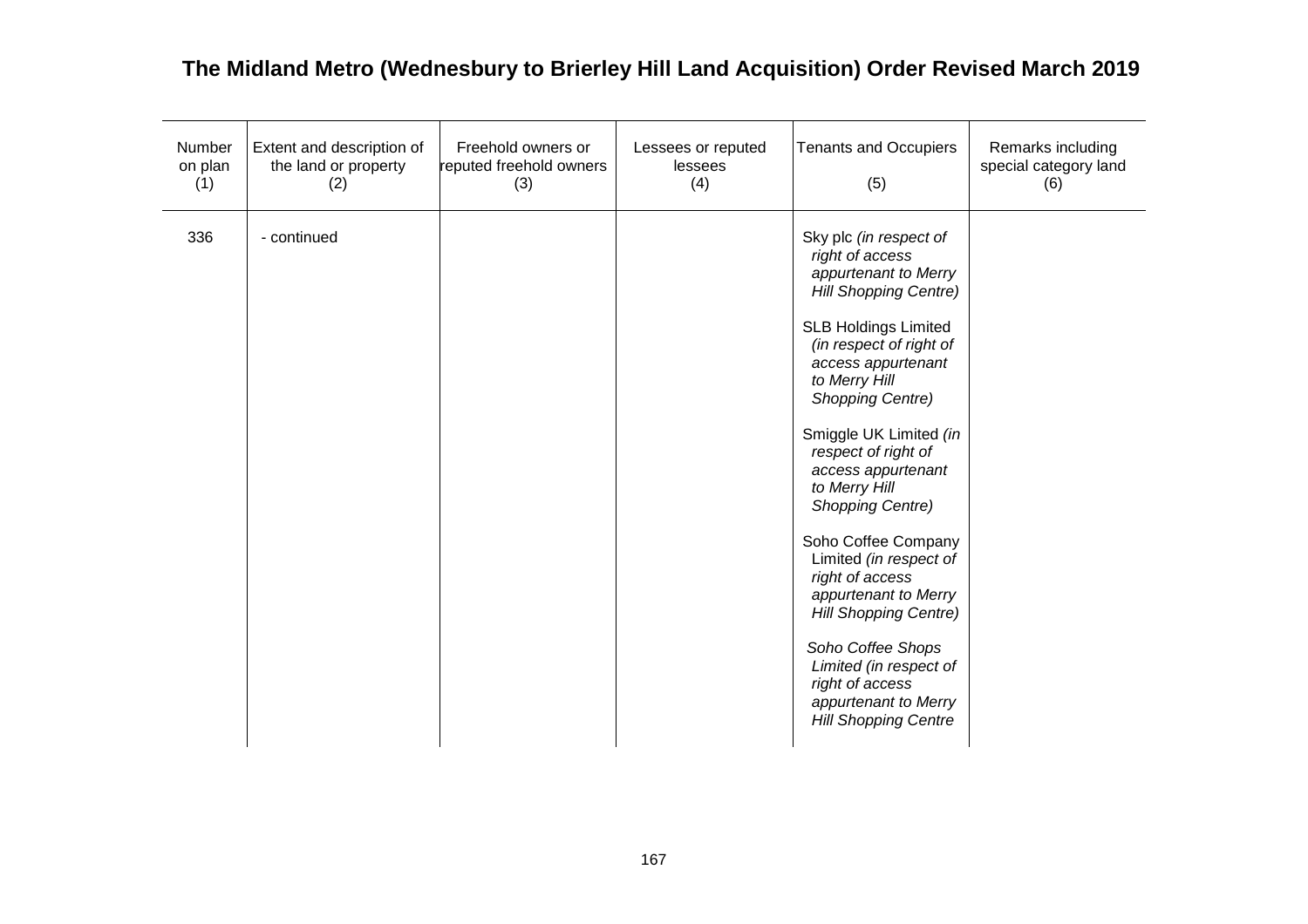# The Midland Metro (Wednesbury to Brierley Hill Land Acquisition) Order Revised March 2019

| Number on plan (1) | Extent and description of the land or property (2) | Freehold owners or reputed freehold owners (3) | Lessees or reputed lessees (4) | Tenants and Occupiers (5) | Remarks including special category land (6) |
|---|---|---|---|---|---|
| 336 | - continued | | | Sky plc *(in respect of right of access appurtenant to Merry Hill Shopping Centre)*<br><br>SLB Holdings Limited *(in respect of right of access appurtenant to Merry Hill Shopping Centre)*<br><br>Smiggle UK Limited *(in respect of right of access appurtenant to Merry Hill Shopping Centre)*<br><br>Soho Coffee Company Limited *(in respect of right of access appurtenant to Merry Hill Shopping Centre)*<br><br>*Soho Coffee Shops Limited (in respect of right of access appurtenant to Merry Hill Shopping Centre* | |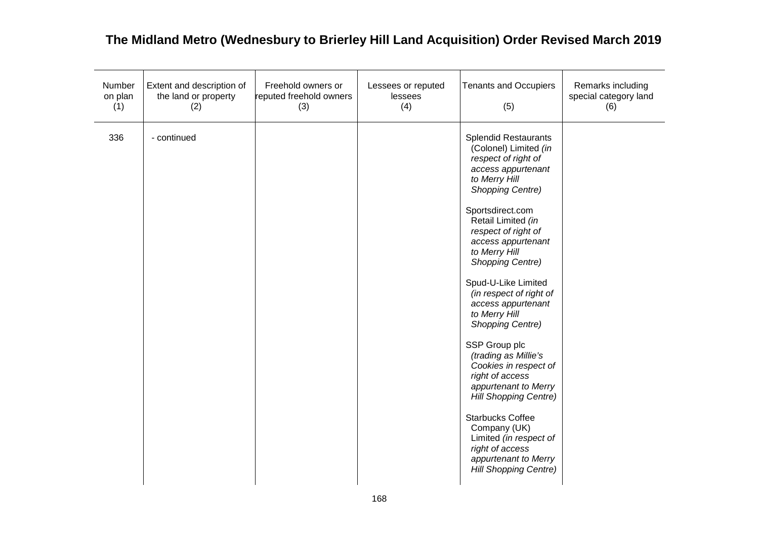# The Midland Metro (Wednesbury to Brierley Hill Land Acquisition) Order Revised March 2019

| Number on plan (1) | Extent and description of the land or property (2) | Freehold owners or reputed freehold owners (3) | Lessees or reputed lessees (4) | Tenants and Occupiers (5) | Remarks including special category land (6) |
|---|---|---|---|---|---|
| 336 | - continued | | | Splendid Restaurants (Colonel) Limited *(in respect of right of access appurtenant to Merry Hill Shopping Centre)*<br><br>Sportsdirect.com Retail Limited *(in respect of right of access appurtenant to Merry Hill Shopping Centre)*<br><br>Spud-U-Like Limited *(in respect of right of access appurtenant to Merry Hill Shopping Centre)*<br><br>SSP Group plc *(trading as Millie's Cookies in respect of right of access appurtenant to Merry Hill Shopping Centre)*<br><br>Starbucks Coffee Company (UK) Limited *(in respect of right of access appurtenant to Merry Hill Shopping Centre)* | |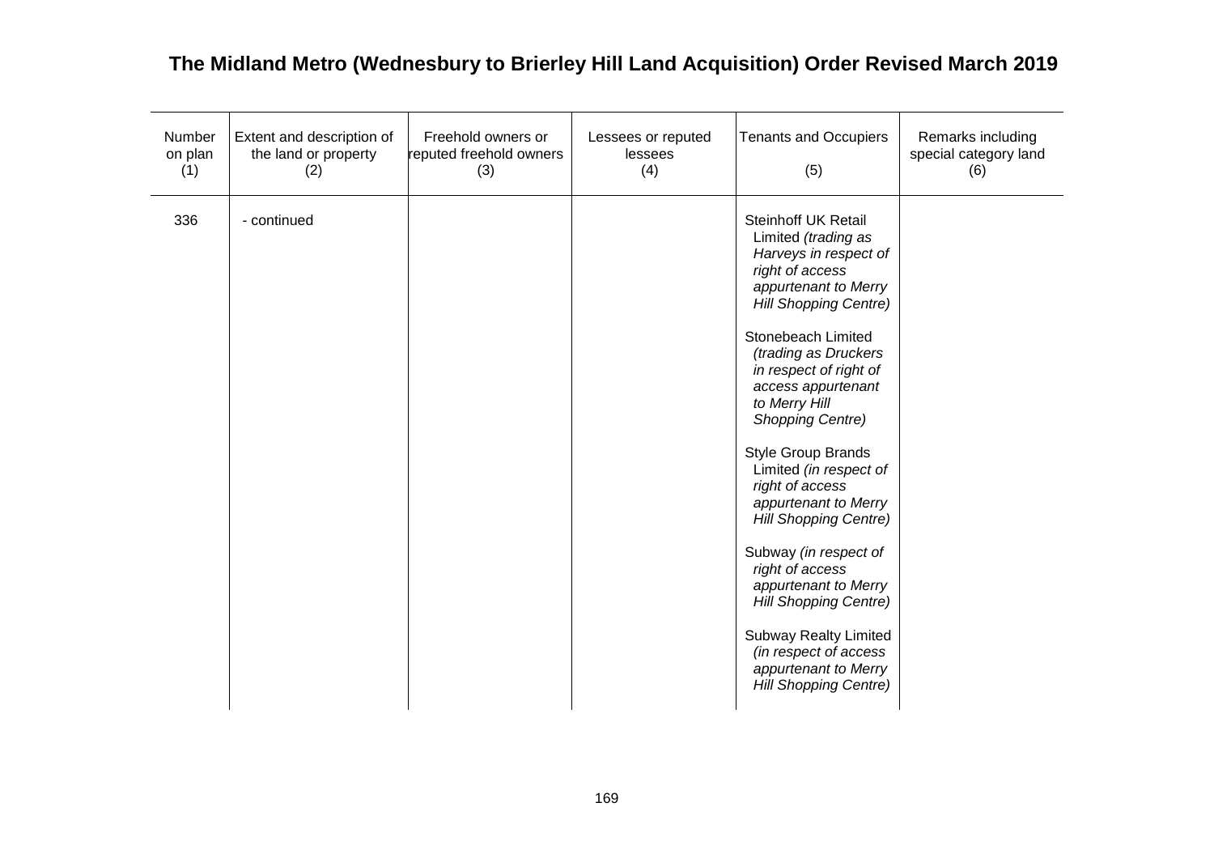# The Midland Metro (Wednesbury to Brierley Hill Land Acquisition) Order Revised March 2019

| Number on plan (1) | Extent and description of the land or property (2) | Freehold owners or reputed freehold owners (3) | Lessees or reputed lessees (4) | Tenants and Occupiers (5) | Remarks including special category land (6) |
|---|---|---|---|---|---|
| 336 | - continued | | | Steinhoff UK Retail Limited *(trading as Harveys in respect of right of access appurtenant to Merry Hill Shopping Centre)*<br><br>Stonebeach Limited *(trading as Druckers in respect of right of access appurtenant to Merry Hill Shopping Centre)*<br><br>Style Group Brands Limited *(in respect of right of access appurtenant to Merry Hill Shopping Centre)*<br><br>Subway *(in respect of right of access appurtenant to Merry Hill Shopping Centre)*<br><br>Subway Realty Limited *(in respect of access appurtenant to Merry Hill Shopping Centre)* | |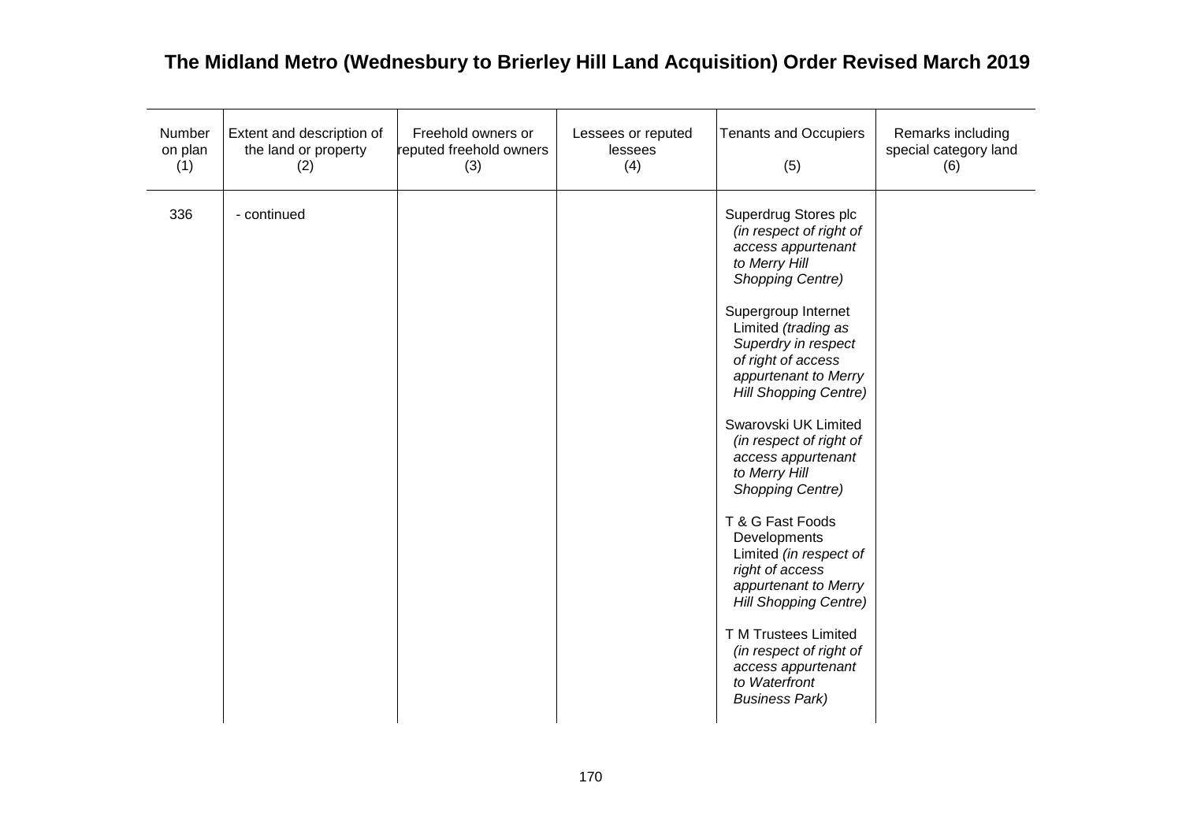# The Midland Metro (Wednesbury to Brierley Hill Land Acquisition) Order Revised March 2019

| Number on plan (1) | Extent and description of the land or property (2) | Freehold owners or reputed freehold owners (3) | Lessees or reputed lessees (4) | Tenants and Occupiers (5) | Remarks including special category land (6) |
|---|---|---|---|---|---|
| 336 | - continued | | | Superdrug Stores plc *(in respect of right of access appurtenant to Merry Hill Shopping Centre)*<br><br>Supergroup Internet Limited *(trading as Superdry in respect of right of access appurtenant to Merry Hill Shopping Centre)*<br><br>Swarovski UK Limited *(in respect of right of access appurtenant to Merry Hill Shopping Centre)*<br><br>T & G Fast Foods Developments Limited *(in respect of right of access appurtenant to Merry Hill Shopping Centre)*<br><br>T M Trustees Limited *(in respect of right of access appurtenant to Waterfront Business Park)* | |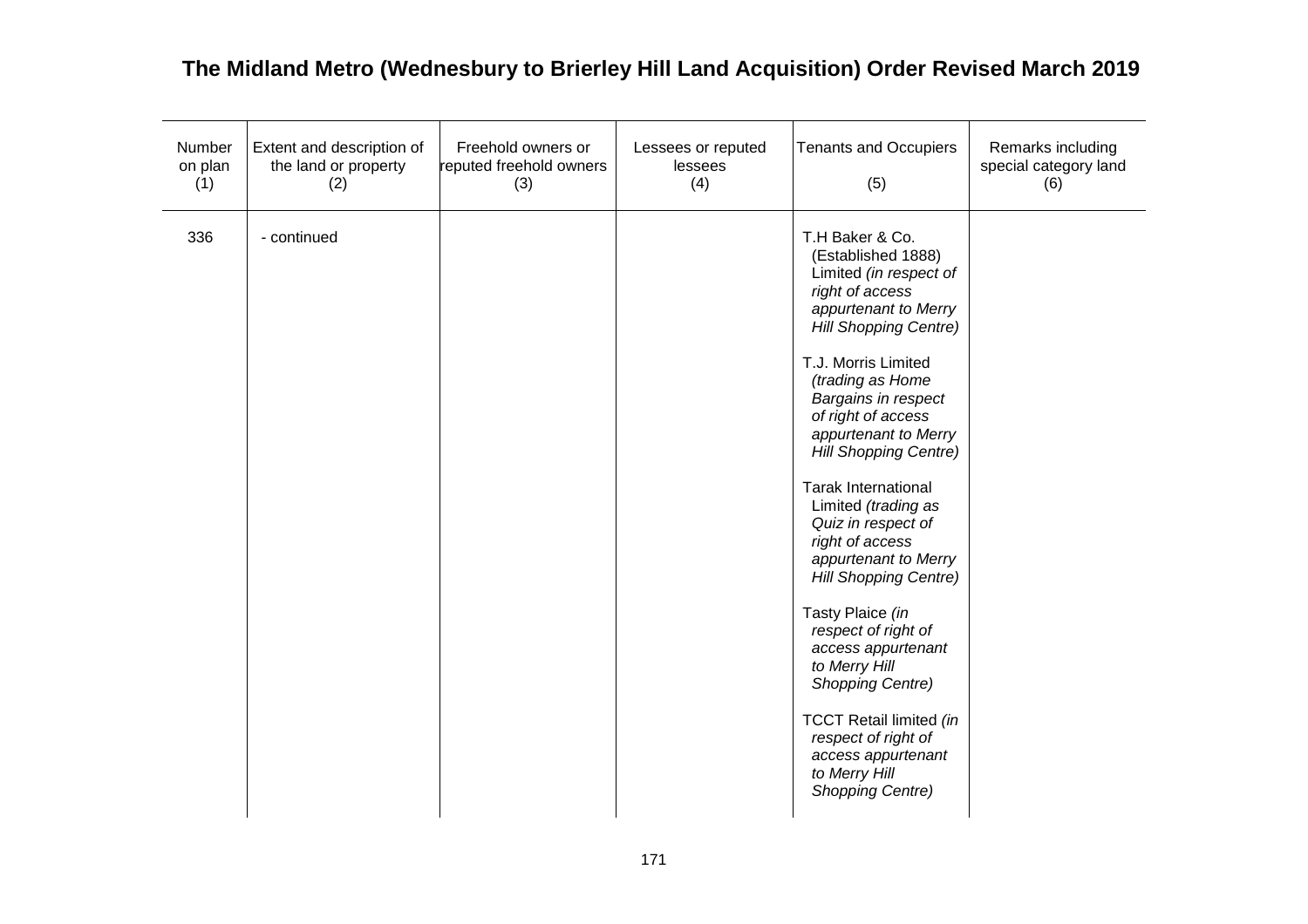# The Midland Metro (Wednesbury to Brierley Hill Land Acquisition) Order Revised March 2019

| Number on plan (1) | Extent and description of the land or property (2) | Freehold owners or reputed freehold owners (3) | Lessees or reputed lessees (4) | Tenants and Occupiers (5) | Remarks including special category land (6) |
|---|---|---|---|---|---|
| 336 | - continued | | | T.H Baker & Co. (Established 1888) Limited *(in respect of right of access appurtenant to Merry Hill Shopping Centre)*<br><br>T.J. Morris Limited *(trading as Home Bargains in respect of right of access appurtenant to Merry Hill Shopping Centre)*<br><br>Tarak International Limited *(trading as Quiz in respect of right of access appurtenant to Merry Hill Shopping Centre)*<br><br>Tasty Plaice *(in respect of right of access appurtenant to Merry Hill Shopping Centre)*<br><br>TCCT Retail limited *(in respect of right of access appurtenant to Merry Hill Shopping Centre)* | |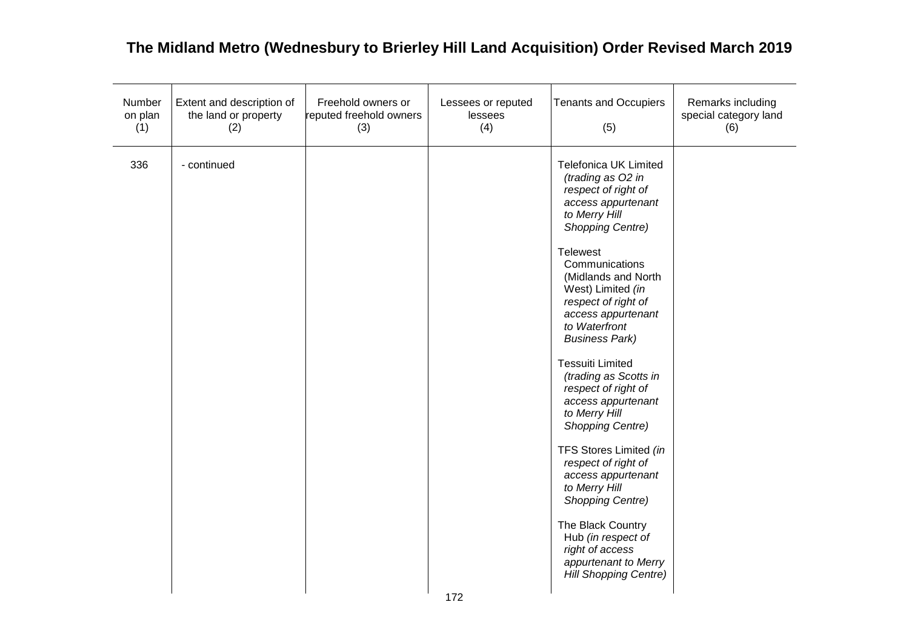# The Midland Metro (Wednesbury to Brierley Hill Land Acquisition) Order Revised March 2019

| Number on plan (1) | Extent and description of the land or property (2) | Freehold owners or reputed freehold owners (3) | Lessees or reputed lessees (4) | Tenants and Occupiers (5) | Remarks including special category land (6) |
|---|---|---|---|---|---|
| 336 | - continued | | | Telefonica UK Limited *(trading as O2 in respect of right of access appurtenant to Merry Hill Shopping Centre)*<br><br>Telewest Communications (Midlands and North West) Limited *(in respect of right of access appurtenant to Waterfront Business Park)*<br><br>Tessuiti Limited *(trading as Scotts in respect of right of access appurtenant to Merry Hill Shopping Centre)*<br><br>TFS Stores Limited *(in respect of right of access appurtenant to Merry Hill Shopping Centre)*<br><br>The Black Country Hub *(in respect of right of access appurtenant to Merry Hill Shopping Centre)* | |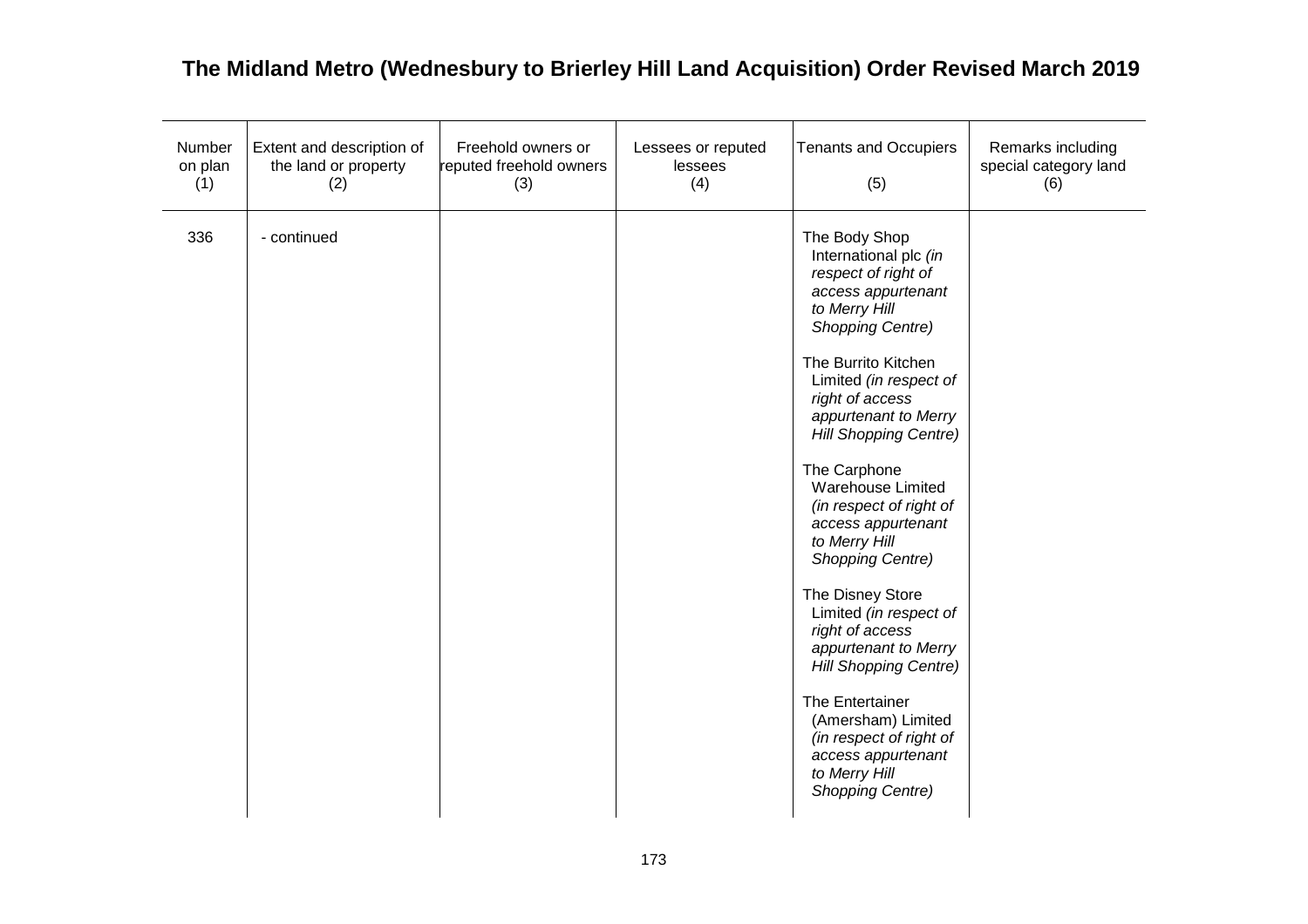# The Midland Metro (Wednesbury to Brierley Hill Land Acquisition) Order Revised March 2019

| Number on plan (1) | Extent and description of the land or property (2) | Freehold owners or reputed freehold owners (3) | Lessees or reputed lessees (4) | Tenants and Occupiers (5) | Remarks including special category land (6) |
|---|---|---|---|---|---|
| 336 | - continued | | | The Body Shop International plc *(in respect of right of access appurtenant to Merry Hill Shopping Centre)*<br><br>The Burrito Kitchen Limited *(in respect of right of access appurtenant to Merry Hill Shopping Centre)*<br><br>The Carphone Warehouse Limited *(in respect of right of access appurtenant to Merry Hill Shopping Centre)*<br><br>The Disney Store Limited *(in respect of right of access appurtenant to Merry Hill Shopping Centre)*<br><br>The Entertainer (Amersham) Limited *(in respect of right of access appurtenant to Merry Hill Shopping Centre)* | |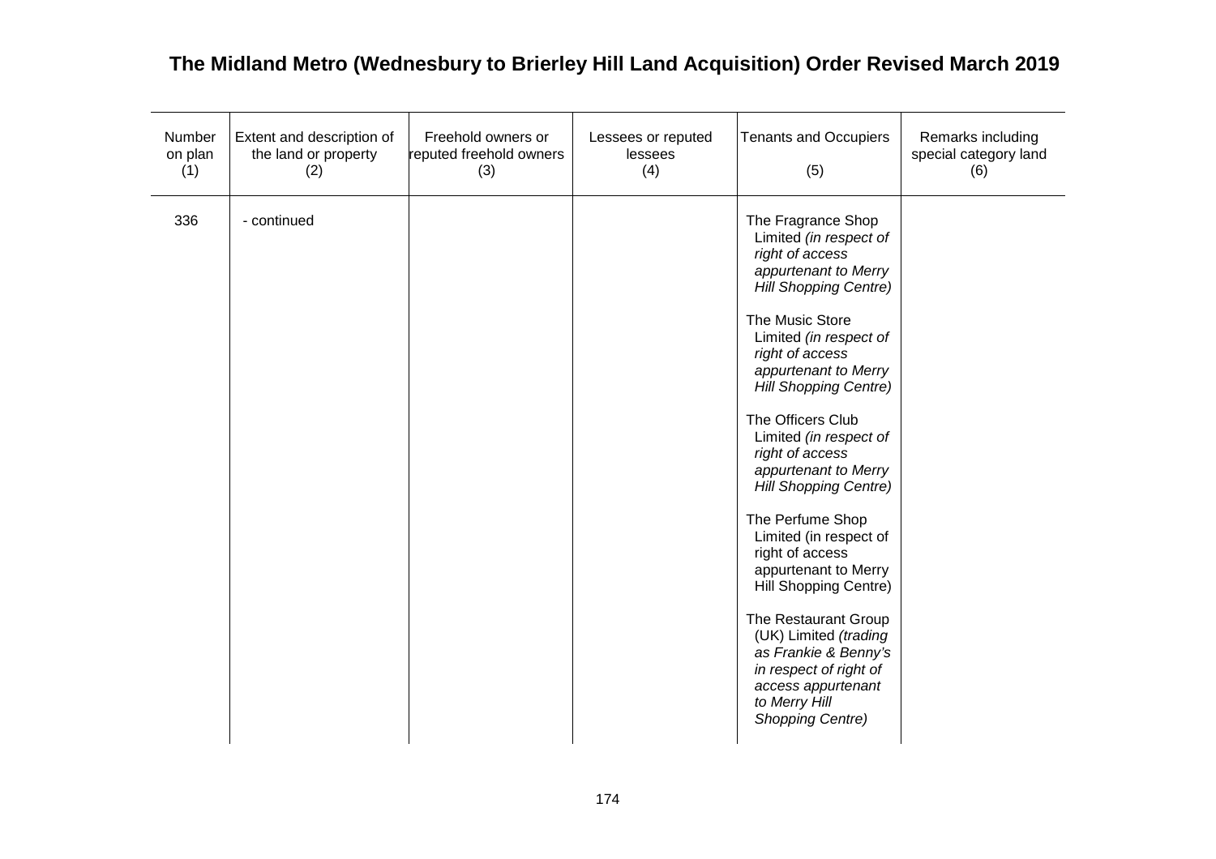# The Midland Metro (Wednesbury to Brierley Hill Land Acquisition) Order Revised March 2019

| Number on plan (1) | Extent and description of the land or property (2) | Freehold owners or reputed freehold owners (3) | Lessees or reputed lessees (4) | Tenants and Occupiers (5) | Remarks including special category land (6) |
|---|---|---|---|---|---|
| 336 | - continued | | | The Fragrance Shop Limited *(in respect of right of access appurtenant to Merry Hill Shopping Centre)*<br><br>The Music Store Limited *(in respect of right of access appurtenant to Merry Hill Shopping Centre)*<br><br>The Officers Club Limited *(in respect of right of access appurtenant to Merry Hill Shopping Centre)*<br><br>The Perfume Shop Limited (in respect of right of access appurtenant to Merry Hill Shopping Centre)<br><br>The Restaurant Group (UK) Limited *(trading as Frankie & Benny's in respect of right of access appurtenant to Merry Hill Shopping Centre)* | |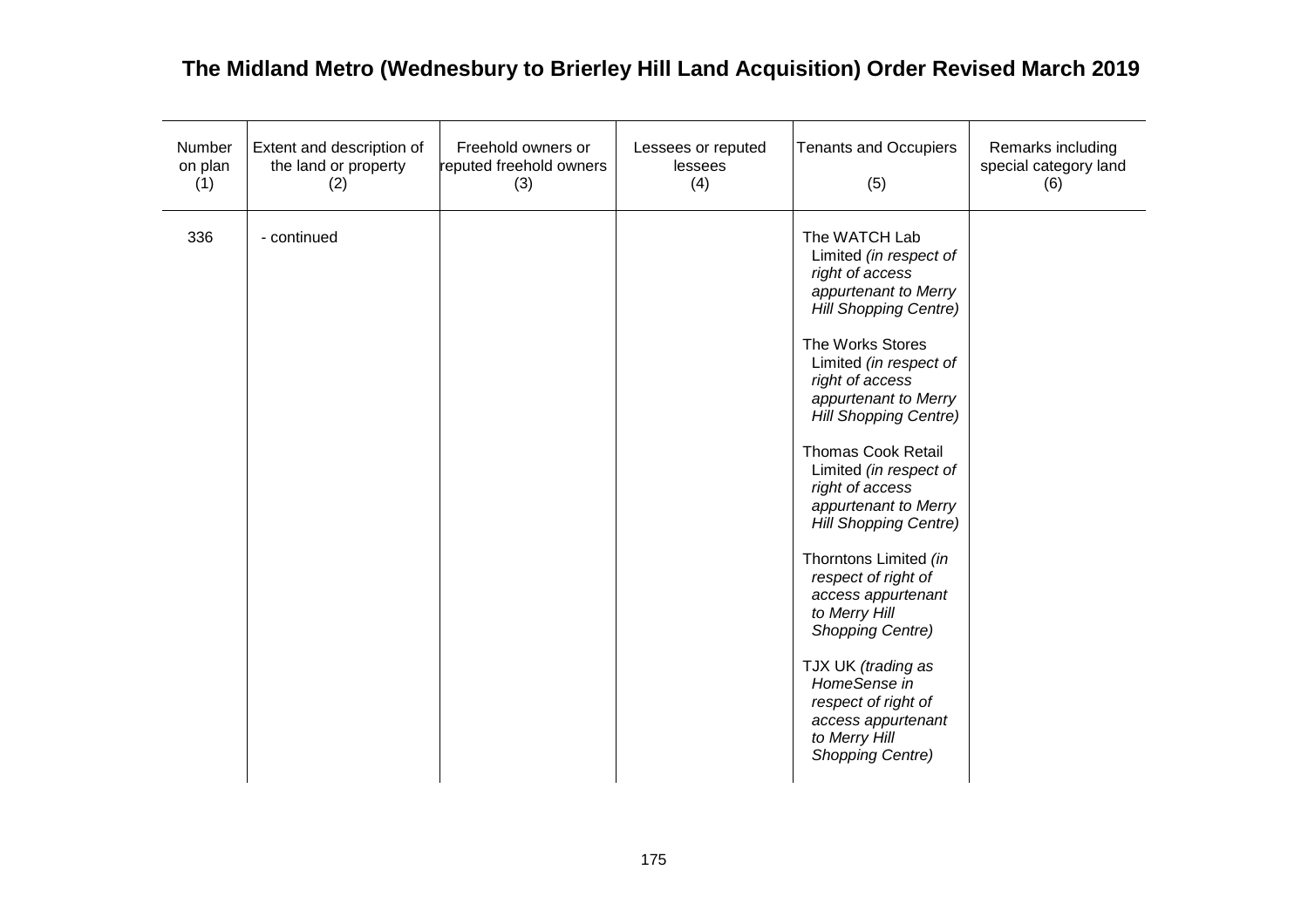# The Midland Metro (Wednesbury to Brierley Hill Land Acquisition) Order Revised March 2019

| Number on plan (1) | Extent and description of the land or property (2) | Freehold owners or reputed freehold owners (3) | Lessees or reputed lessees (4) | Tenants and Occupiers (5) | Remarks including special category land (6) |
|---|---|---|---|---|---|
| 336 | - continued | | | The WATCH Lab Limited *(in respect of right of access appurtenant to Merry Hill Shopping Centre)*<br><br>The Works Stores Limited *(in respect of right of access appurtenant to Merry Hill Shopping Centre)*<br><br>Thomas Cook Retail Limited *(in respect of right of access appurtenant to Merry Hill Shopping Centre)*<br><br>Thorntons Limited *(in respect of right of access appurtenant to Merry Hill Shopping Centre)*<br><br>TJX UK *(trading as HomeSense in respect of right of access appurtenant to Merry Hill Shopping Centre)* | |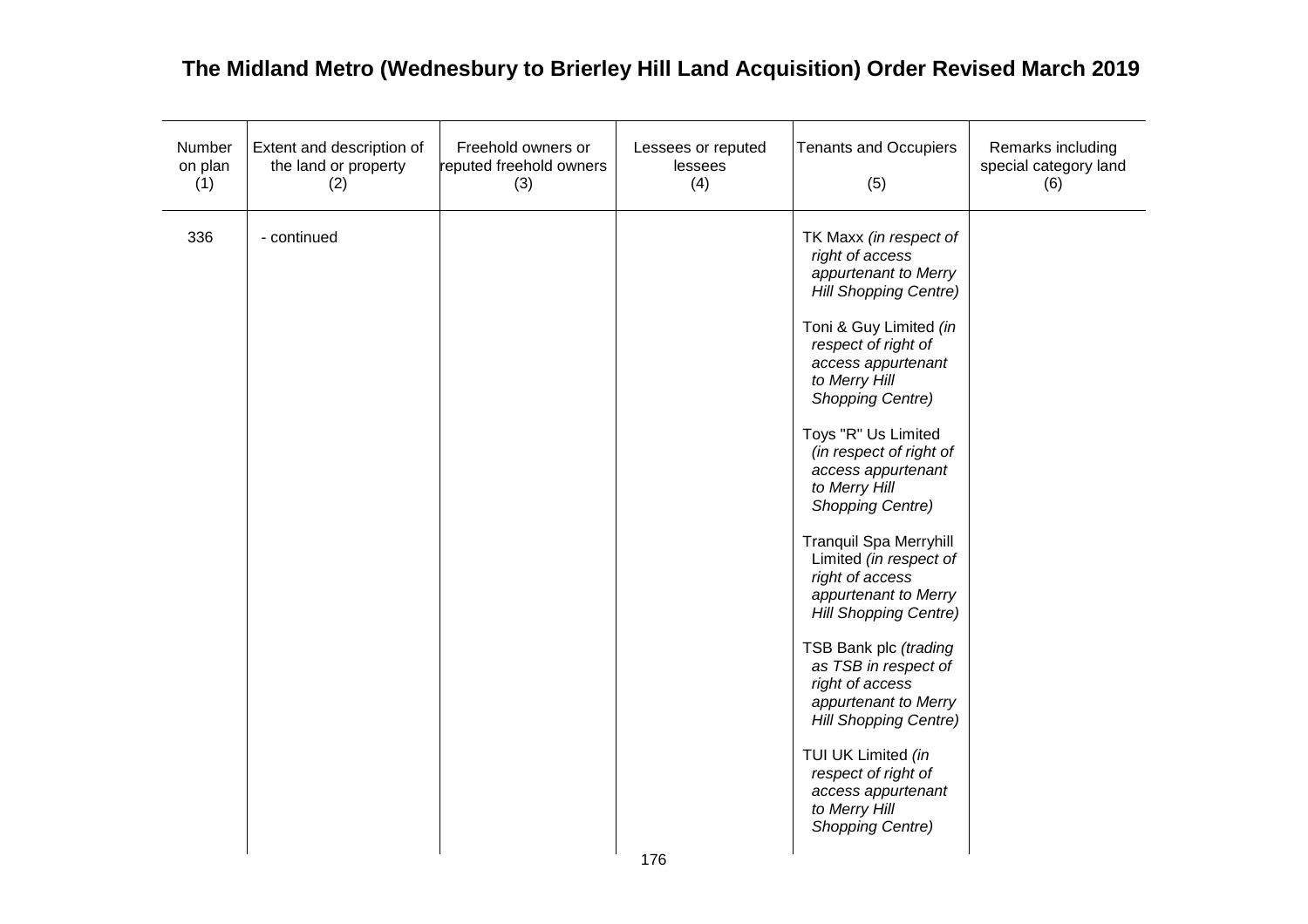# The Midland Metro (Wednesbury to Brierley Hill Land Acquisition) Order Revised March 2019

| Number on plan (1) | Extent and description of the land or property (2) | Freehold owners or reputed freehold owners (3) | Lessees or reputed lessees (4) | Tenants and Occupiers (5) | Remarks including special category land (6) |
|---|---|---|---|---|---|
| 336 | - continued | | | TK Maxx *(in respect of right of access appurtenant to Merry Hill Shopping Centre)*<br><br>Toni & Guy Limited *(in respect of right of access appurtenant to Merry Hill Shopping Centre)*<br><br>Toys "R" Us Limited *(in respect of right of access appurtenant to Merry Hill Shopping Centre)*<br><br>Tranquil Spa Merryhill Limited *(in respect of right of access appurtenant to Merry Hill Shopping Centre)*<br><br>TSB Bank plc *(trading as TSB in respect of right of access appurtenant to Merry Hill Shopping Centre)*<br><br>TUI UK Limited *(in respect of right of access appurtenant to Merry Hill Shopping Centre)* | |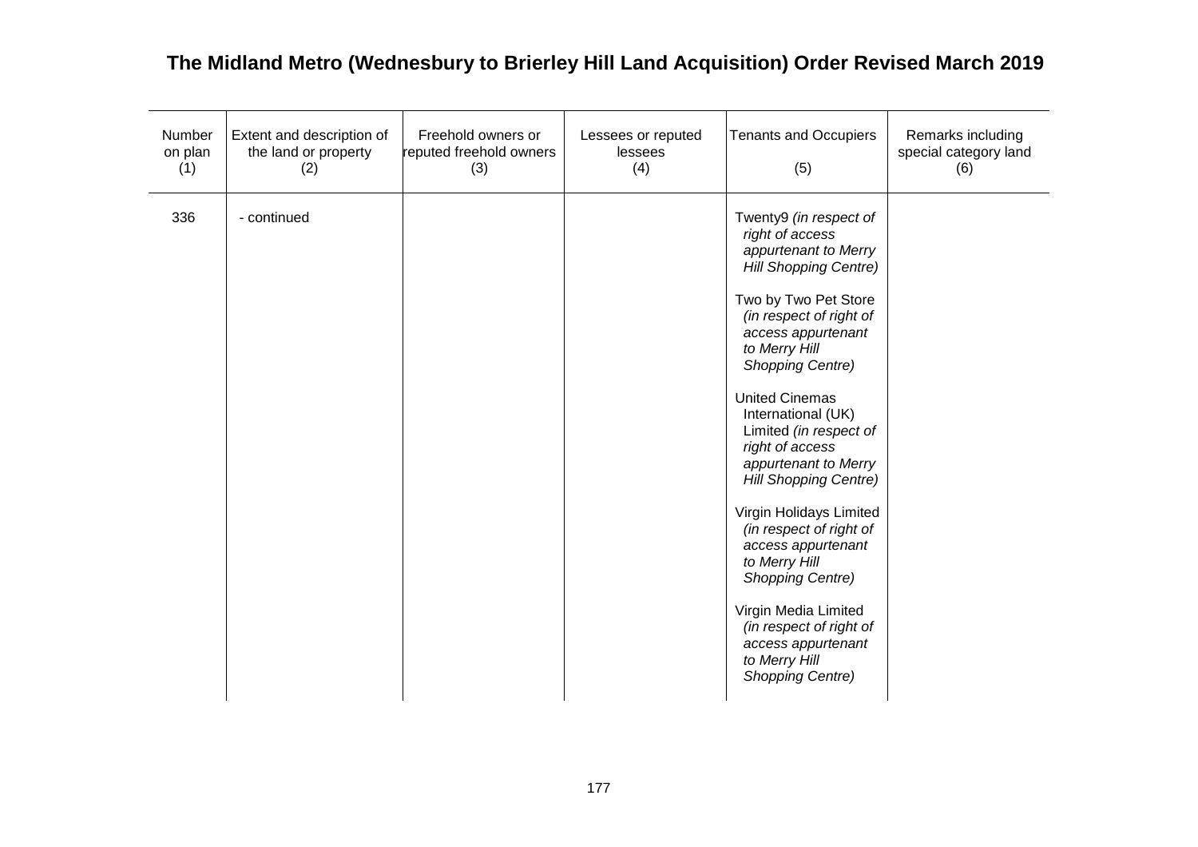# The Midland Metro (Wednesbury to Brierley Hill Land Acquisition) Order Revised March 2019

| Number on plan (1) | Extent and description of the land or property (2) | Freehold owners or reputed freehold owners (3) | Lessees or reputed lessees (4) | Tenants and Occupiers (5) | Remarks including special category land (6) |
|---|---|---|---|---|---|
| 336 | - continued | | | Twenty9 *(in respect of right of access appurtenant to Merry Hill Shopping Centre)*<br><br>Two by Two Pet Store *(in respect of right of access appurtenant to Merry Hill Shopping Centre)*<br><br>United Cinemas International (UK) Limited *(in respect of right of access appurtenant to Merry Hill Shopping Centre)*<br><br>Virgin Holidays Limited *(in respect of right of access appurtenant to Merry Hill Shopping Centre)*<br><br>Virgin Media Limited *(in respect of right of access appurtenant to Merry Hill Shopping Centre)* | |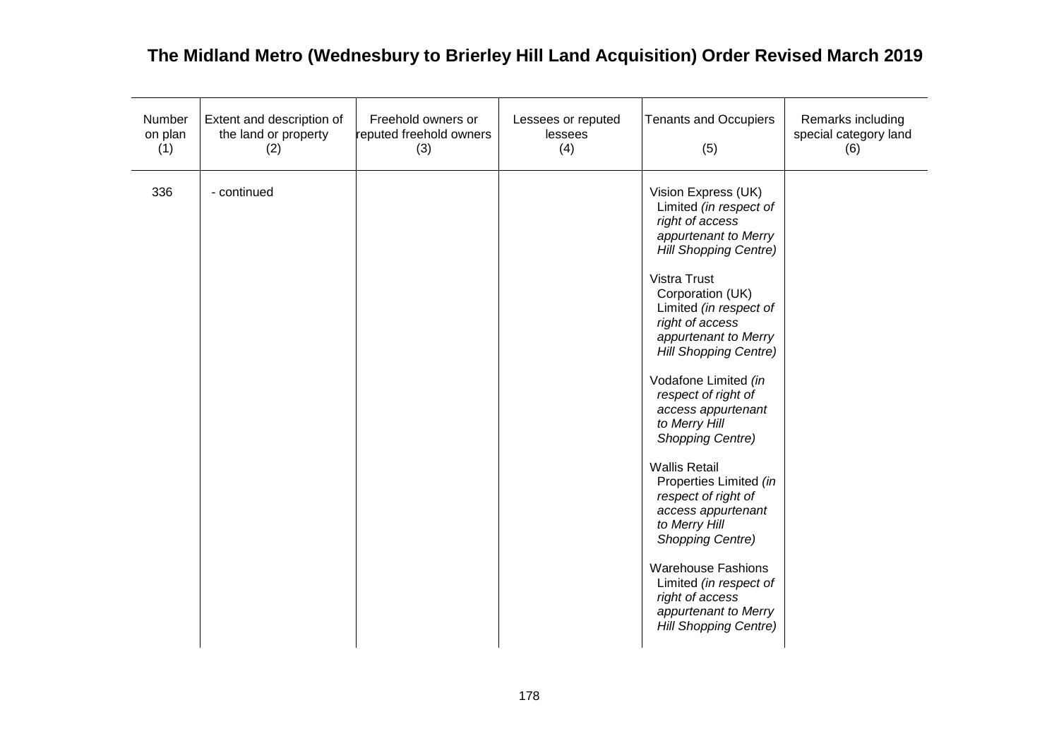# The Midland Metro (Wednesbury to Brierley Hill Land Acquisition) Order Revised March 2019

| Number on plan (1) | Extent and description of the land or property (2) | Freehold owners or reputed freehold owners (3) | Lessees or reputed lessees (4) | Tenants and Occupiers (5) | Remarks including special category land (6) |
|---|---|---|---|---|---|
| 336 | - continued | | | Vision Express (UK) Limited *(in respect of right of access appurtenant to Merry Hill Shopping Centre)*<br><br>Vistra Trust Corporation (UK) Limited *(in respect of right of access appurtenant to Merry Hill Shopping Centre)*<br><br>Vodafone Limited *(in respect of right of access appurtenant to Merry Hill Shopping Centre)*<br><br>Wallis Retail Properties Limited *(in respect of right of access appurtenant to Merry Hill Shopping Centre)*<br><br>Warehouse Fashions Limited *(in respect of right of access appurtenant to Merry Hill Shopping Centre)* | |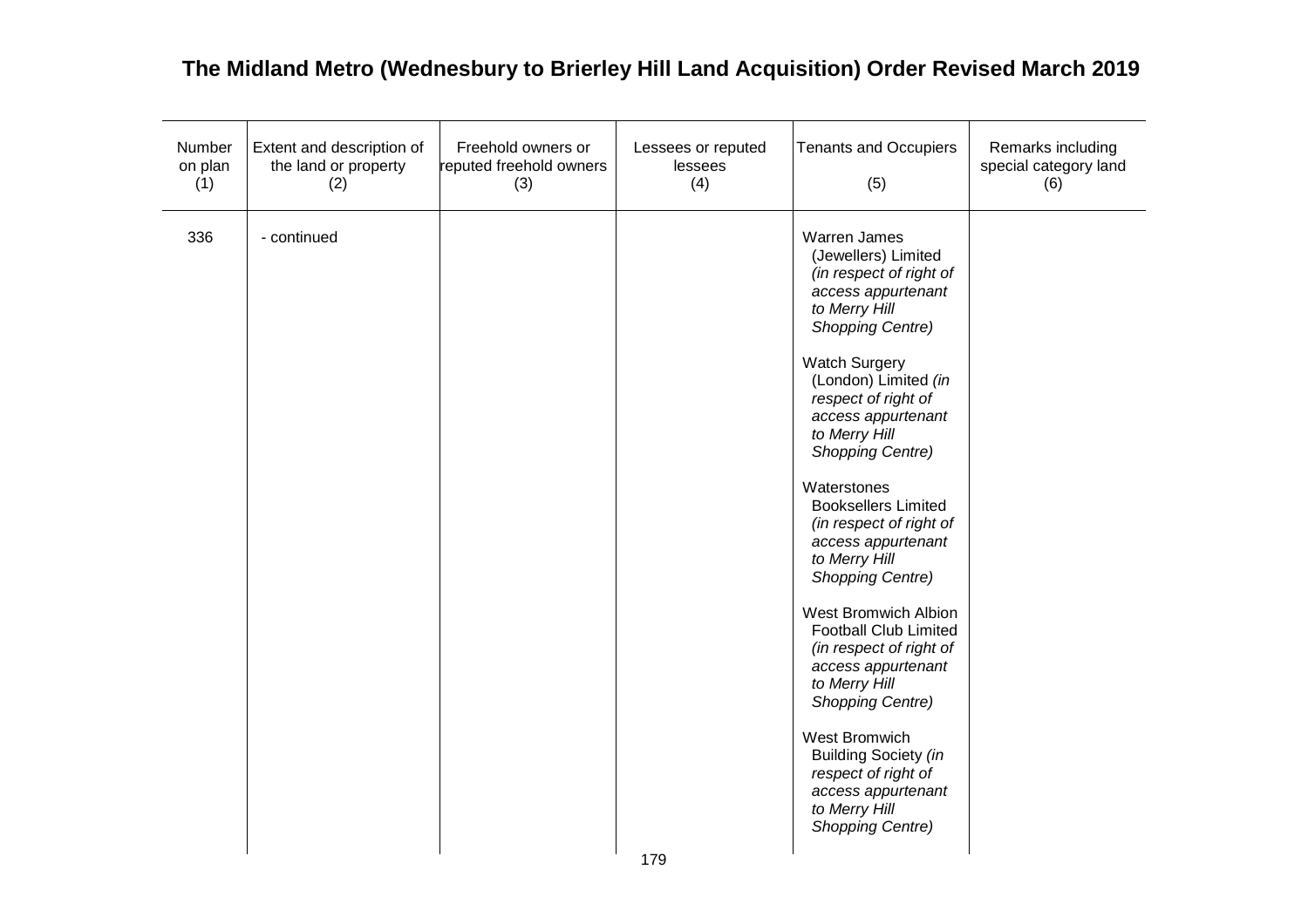# The Midland Metro (Wednesbury to Brierley Hill Land Acquisition) Order Revised March 2019

| Number on plan (1) | Extent and description of the land or property (2) | Freehold owners or reputed freehold owners (3) | Lessees or reputed lessees (4) | Tenants and Occupiers (5) | Remarks including special category land (6) |
|---|---|---|---|---|---|
| 336 | - continued | | | Warren James (Jewellers) Limited *(in respect of right of access appurtenant to Merry Hill Shopping Centre)*<br><br>Watch Surgery (London) Limited *(in respect of right of access appurtenant to Merry Hill Shopping Centre)*<br><br>Waterstones Booksellers Limited *(in respect of right of access appurtenant to Merry Hill Shopping Centre)*<br><br>West Bromwich Albion Football Club Limited *(in respect of right of access appurtenant to Merry Hill Shopping Centre)*<br><br>West Bromwich Building Society *(in respect of right of access appurtenant to Merry Hill Shopping Centre)* | |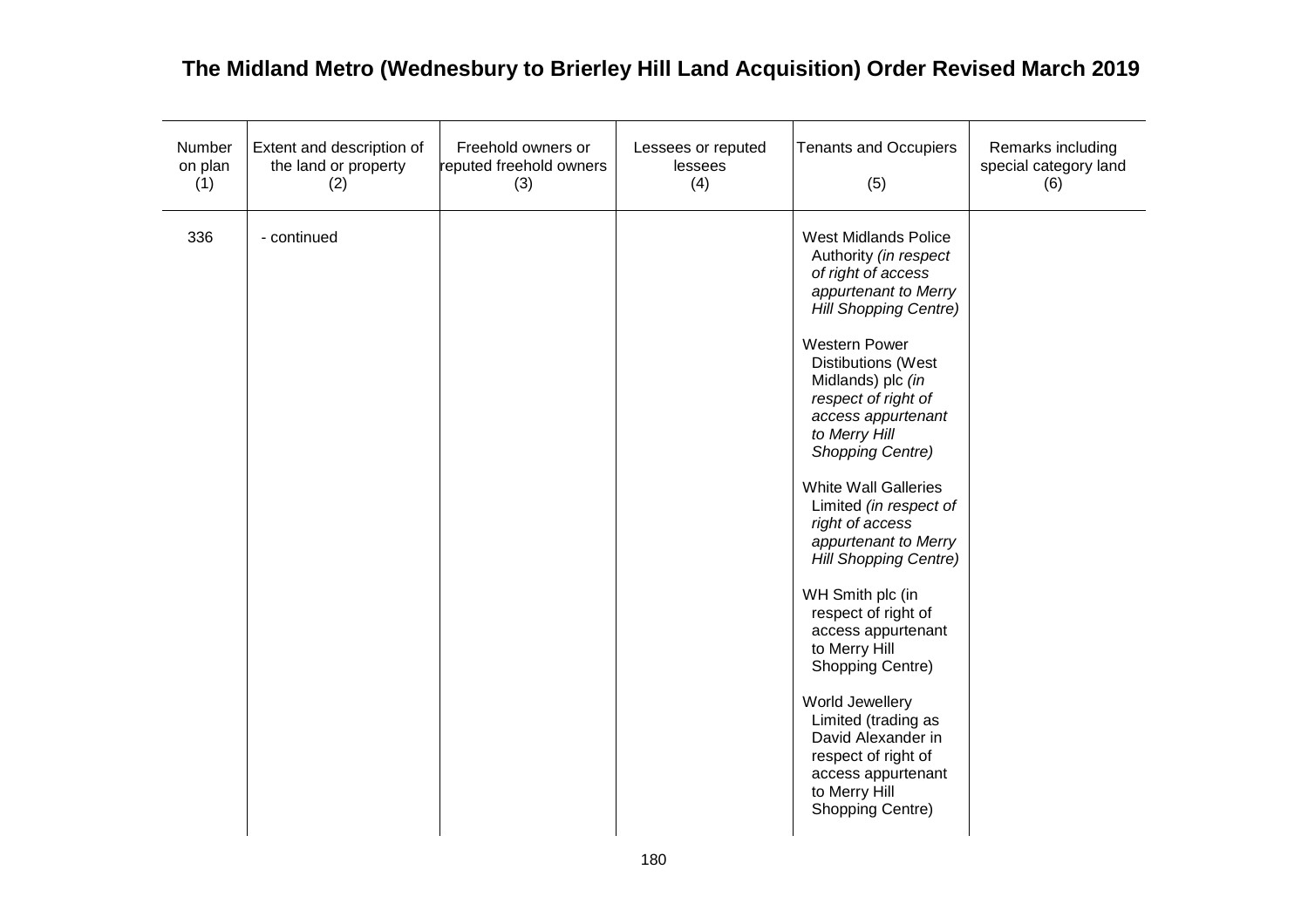# The Midland Metro (Wednesbury to Brierley Hill Land Acquisition) Order Revised March 2019

| Number on plan (1) | Extent and description of the land or property (2) | Freehold owners or reputed freehold owners (3) | Lessees or reputed lessees (4) | Tenants and Occupiers (5) | Remarks including special category land (6) |
|---|---|---|---|---|---|
| 336 | - continued | | | West Midlands Police Authority *(in respect of right of access appurtenant to Merry Hill Shopping Centre)*<br><br>Western Power Distibutions (West Midlands) plc *(in respect of right of access appurtenant to Merry Hill Shopping Centre)*<br><br>White Wall Galleries Limited *(in respect of right of access appurtenant to Merry Hill Shopping Centre)*<br><br>WH Smith plc (in respect of right of access appurtenant to Merry Hill Shopping Centre)<br><br>World Jewellery Limited (trading as David Alexander in respect of right of access appurtenant to Merry Hill Shopping Centre) | |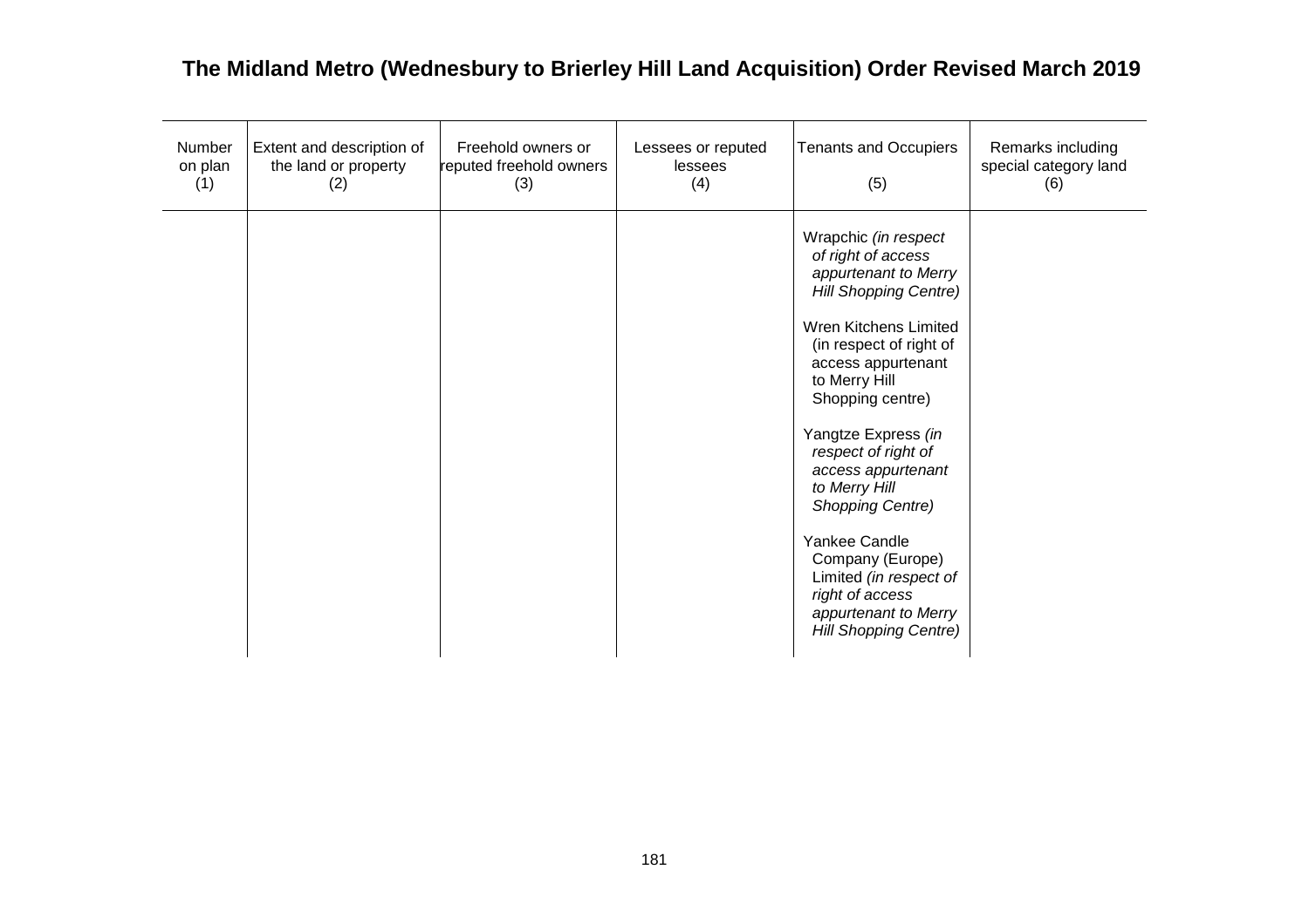# The Midland Metro (Wednesbury to Brierley Hill Land Acquisition) Order Revised March 2019

| Number on plan (1) | Extent and description of the land or property (2) | Freehold owners or reputed freehold owners (3) | Lessees or reputed lessees (4) | Tenants and Occupiers (5) | Remarks including special category land (6) |
|---|---|---|---|---|---|
| | | | | Wrapchic *(in respect of right of access appurtenant to Merry Hill Shopping Centre)*<br><br>Wren Kitchens Limited (in respect of right of access appurtenant to Merry Hill Shopping centre)<br><br>Yangtze Express *(in respect of right of access appurtenant to Merry Hill Shopping Centre)*<br><br>Yankee Candle Company (Europe) Limited *(in respect of right of access appurtenant to Merry Hill Shopping Centre)* | |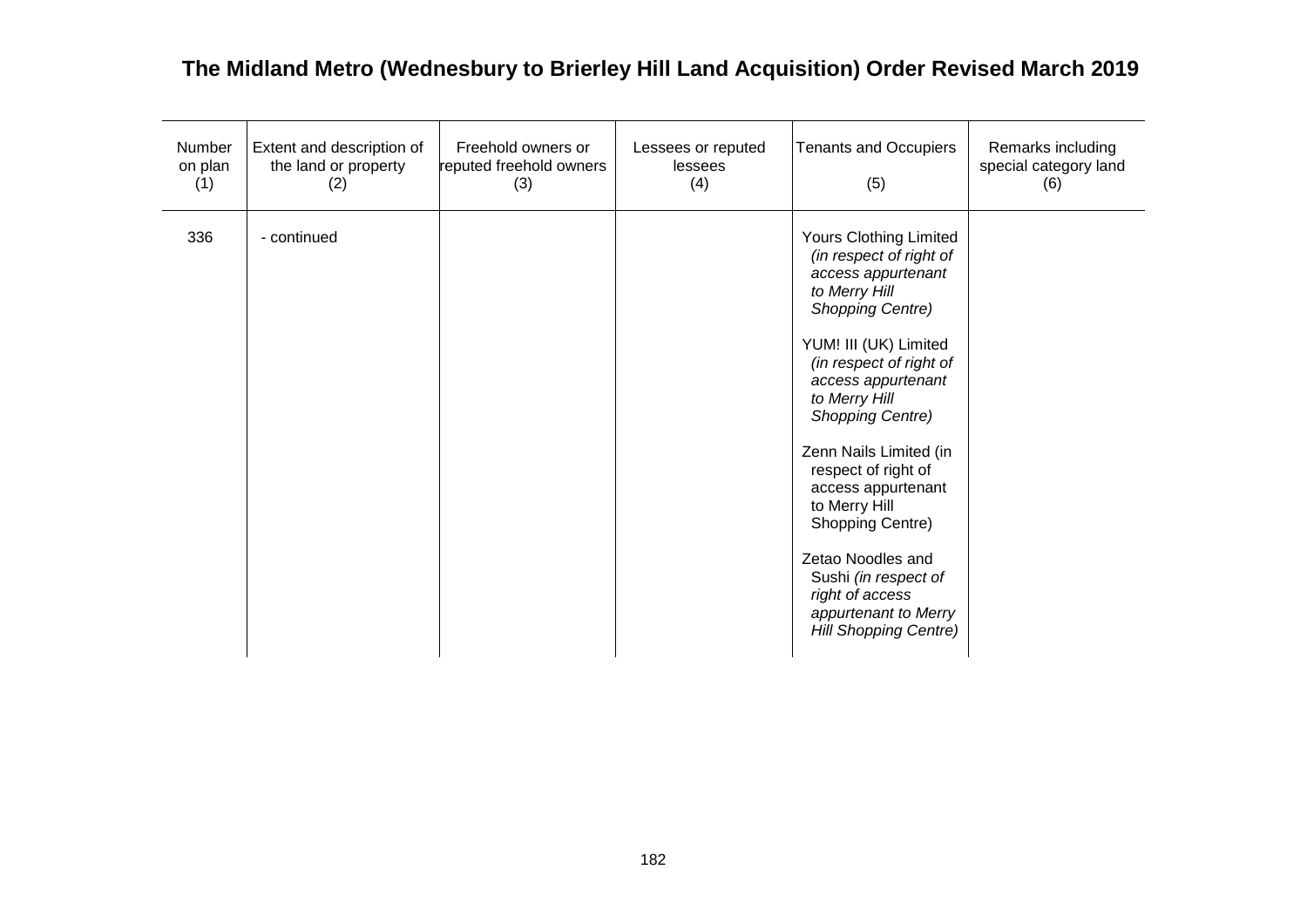# The Midland Metro (Wednesbury to Brierley Hill Land Acquisition) Order Revised March 2019

| Number on plan (1) | Extent and description of the land or property (2) | Freehold owners or reputed freehold owners (3) | Lessees or reputed lessees (4) | Tenants and Occupiers (5) | Remarks including special category land (6) |
|---|---|---|---|---|---|
| 336 | - continued | | | Yours Clothing Limited *(in respect of right of access appurtenant to Merry Hill Shopping Centre)*<br><br>YUM! III (UK) Limited *(in respect of right of access appurtenant to Merry Hill Shopping Centre)*<br><br>Zenn Nails Limited (in respect of right of access appurtenant to Merry Hill Shopping Centre)<br><br>Zetao Noodles and Sushi *(in respect of right of access appurtenant to Merry Hill Shopping Centre)* | |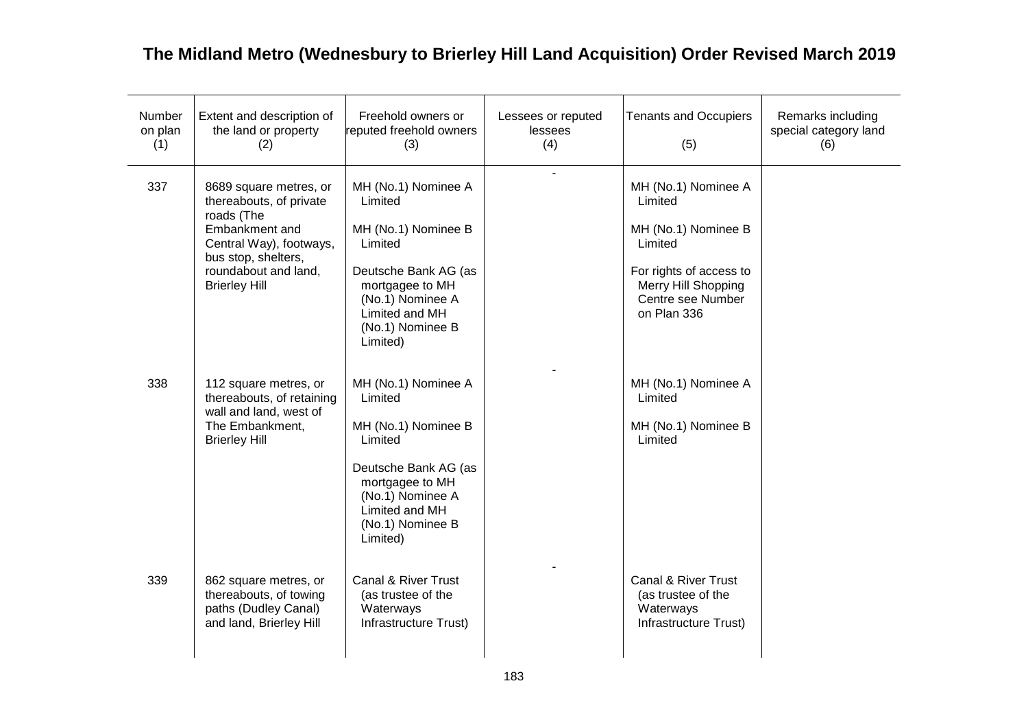# The Midland Metro (Wednesbury to Brierley Hill Land Acquisition) Order Revised March 2019

| Number on plan (1) | Extent and description of the land or property (2) | Freehold owners or reputed freehold owners (3) | Lessees or reputed lessees (4) | Tenants and Occupiers (5) | Remarks including special category land (6) |
|---|---|---|---|---|---|
| 337 | 8689 square metres, or thereabouts, of private roads (The Embankment and Central Way), footways, bus stop, shelters, roundabout and land, Brierley Hill | MH (No.1) Nominee A Limited<br><br>MH (No.1) Nominee B Limited<br><br>Deutsche Bank AG (as mortgagee to MH (No.1) Nominee A Limited and MH (No.1) Nominee B Limited) | - | MH (No.1) Nominee A Limited<br><br>MH (No.1) Nominee B Limited<br><br>For rights of access to Merry Hill Shopping Centre see Number on Plan 336 | |
| 338 | 112 square metres, or thereabouts, of retaining wall and land, west of The Embankment, Brierley Hill | MH (No.1) Nominee A Limited<br><br>MH (No.1) Nominee B Limited<br><br>Deutsche Bank AG (as mortgagee to MH (No.1) Nominee A Limited and MH (No.1) Nominee B Limited) | - | MH (No.1) Nominee A Limited<br><br>MH (No.1) Nominee B Limited | |
| 339 | 862 square metres, or thereabouts, of towing paths (Dudley Canal) and land, Brierley Hill | Canal & River Trust (as trustee of the Waterways Infrastructure Trust) | - | Canal & River Trust (as trustee of the Waterways Infrastructure Trust) | |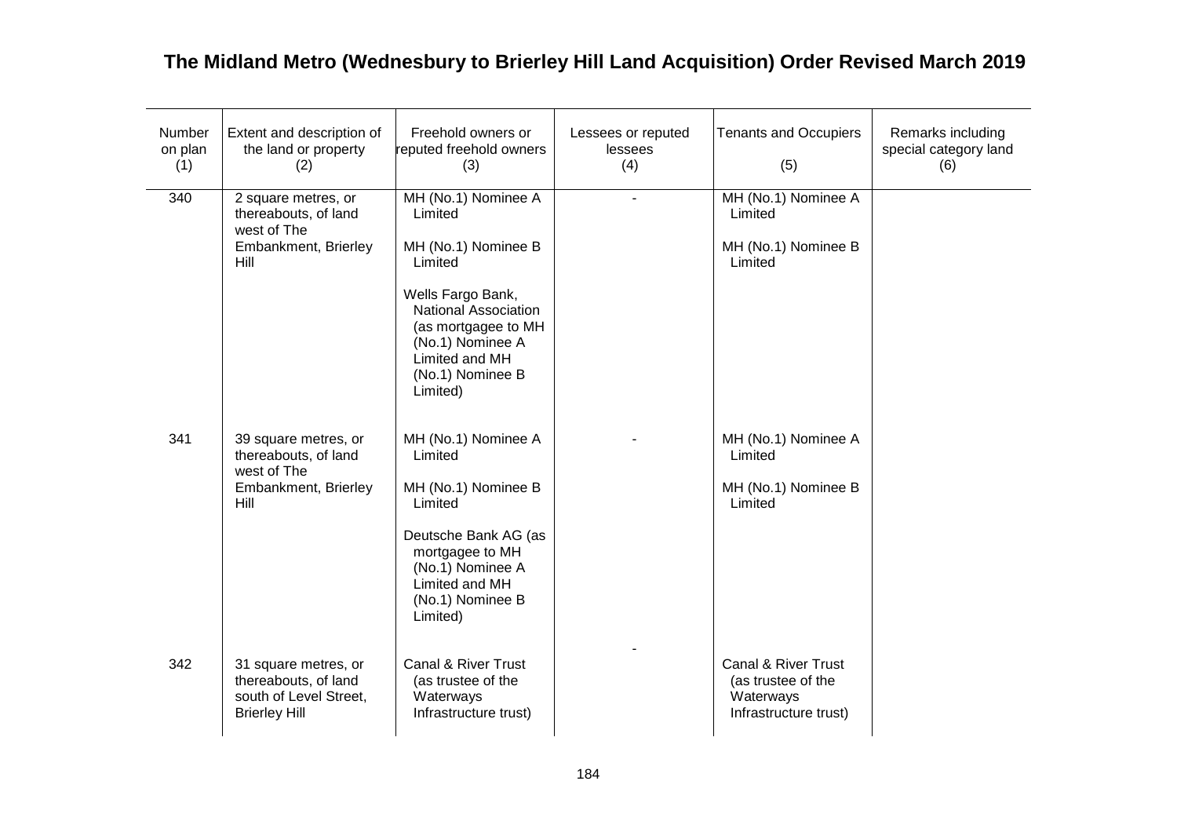# The Midland Metro (Wednesbury to Brierley Hill Land Acquisition) Order Revised March 2019

| Number on plan (1) | Extent and description of the land or property (2) | Freehold owners or reputed freehold owners (3) | Lessees or reputed lessees (4) | Tenants and Occupiers (5) | Remarks including special category land (6) |
|---|---|---|---|---|---|
| 340 | 2 square metres, or thereabouts, of land west of The Embankment, Brierley Hill | MH (No.1) Nominee A Limited<br><br>MH (No.1) Nominee B Limited<br><br>Wells Fargo Bank, National Association (as mortgagee to MH (No.1) Nominee A Limited and MH (No.1) Nominee B Limited) | - | MH (No.1) Nominee A Limited<br><br>MH (No.1) Nominee B Limited | |
| 341 | 39 square metres, or thereabouts, of land west of The Embankment, Brierley Hill | MH (No.1) Nominee A Limited<br><br>MH (No.1) Nominee B Limited<br><br>Deutsche Bank AG (as mortgagee to MH (No.1) Nominee A Limited and MH (No.1) Nominee B Limited) | - | MH (No.1) Nominee A Limited<br><br>MH (No.1) Nominee B Limited | |
| 342 | 31 square metres, or thereabouts, of land south of Level Street, Brierley Hill | Canal & River Trust (as trustee of the Waterways Infrastructure trust) | - | Canal & River Trust (as trustee of the Waterways Infrastructure trust) | |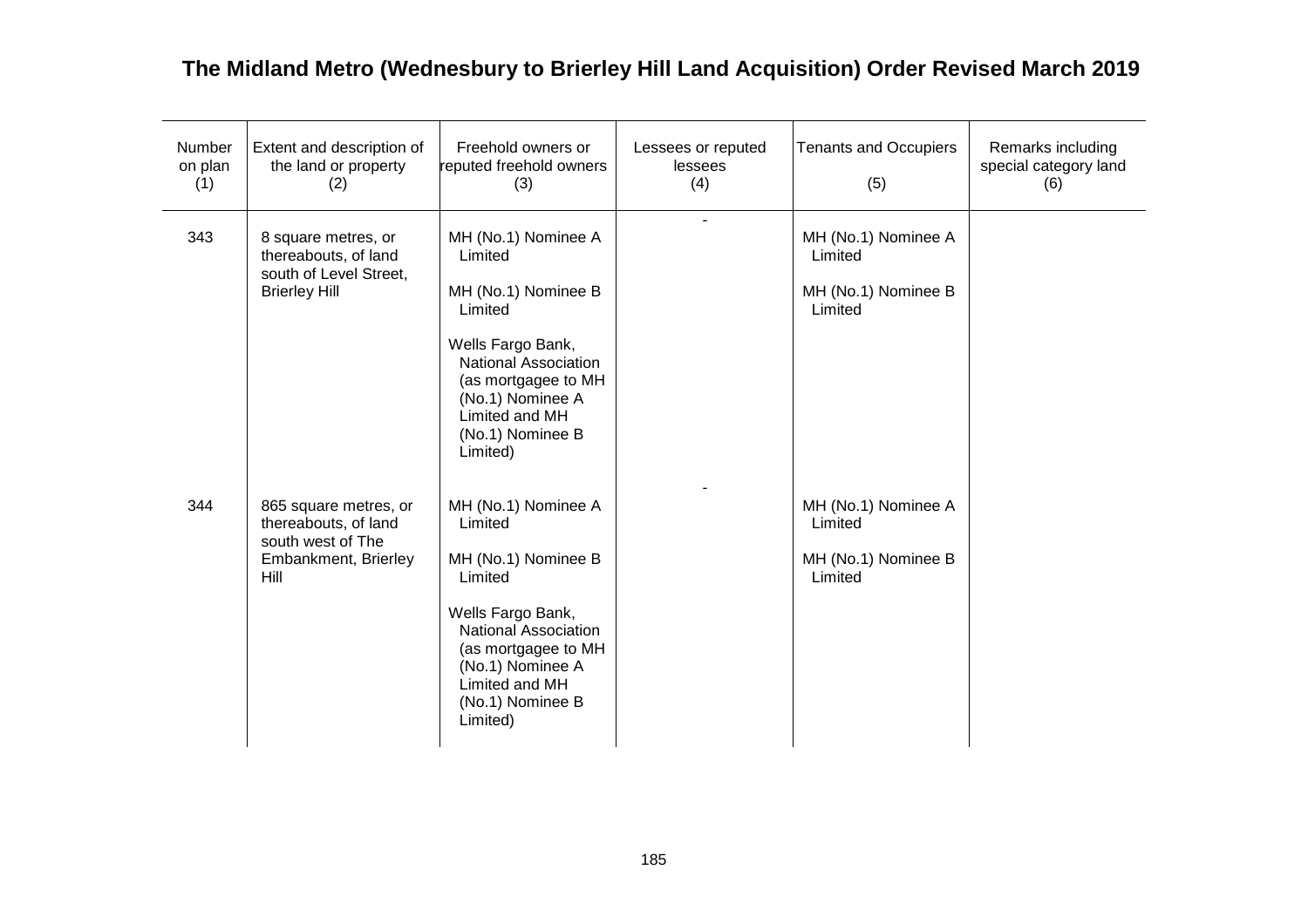# The Midland Metro (Wednesbury to Brierley Hill Land Acquisition) Order Revised March 2019

| Number on plan (1) | Extent and description of the land or property (2) | Freehold owners or reputed freehold owners (3) | Lessees or reputed lessees (4) | Tenants and Occupiers (5) | Remarks including special category land (6) |
|---|---|---|---|---|---|
| 343 | 8 square metres, or thereabouts, of land south of Level Street, Brierley Hill | MH (No.1) Nominee A Limited<br><br>MH (No.1) Nominee B Limited<br><br>Wells Fargo Bank, National Association (as mortgagee to MH (No.1) Nominee A Limited and MH (No.1) Nominee B Limited) | - | MH (No.1) Nominee A Limited<br><br>MH (No.1) Nominee B Limited | |
| 344 | 865 square metres, or thereabouts, of land south west of The Embankment, Brierley Hill | MH (No.1) Nominee A Limited<br><br>MH (No.1) Nominee B Limited<br><br>Wells Fargo Bank, National Association (as mortgagee to MH (No.1) Nominee A Limited and MH (No.1) Nominee B Limited) | - | MH (No.1) Nominee A Limited<br><br>MH (No.1) Nominee B Limited | |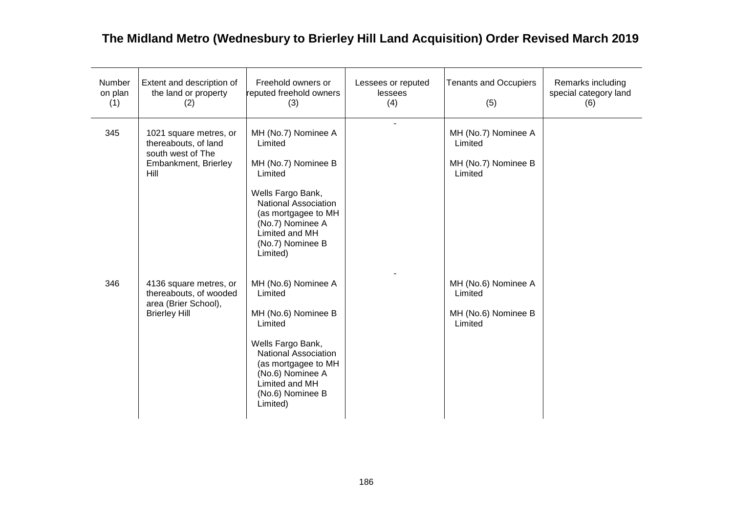# The Midland Metro (Wednesbury to Brierley Hill Land Acquisition) Order Revised March 2019

| Number on plan (1) | Extent and description of the land or property (2) | Freehold owners or reputed freehold owners (3) | Lessees or reputed lessees (4) | Tenants and Occupiers (5) | Remarks including special category land (6) |
|---|---|---|---|---|---|
| 345 | 1021 square metres, or thereabouts, of land south west of The Embankment, Brierley Hill | MH (No.7) Nominee A Limited<br><br>MH (No.7) Nominee B Limited<br><br>Wells Fargo Bank, National Association (as mortgagee to MH (No.7) Nominee A Limited and MH (No.7) Nominee B Limited) | - | MH (No.7) Nominee A Limited<br><br>MH (No.7) Nominee B Limited | |
| 346 | 4136 square metres, or thereabouts, of wooded area (Brier School), Brierley Hill | MH (No.6) Nominee A Limited<br><br>MH (No.6) Nominee B Limited<br><br>Wells Fargo Bank, National Association (as mortgagee to MH (No.6) Nominee A Limited and MH (No.6) Nominee B Limited) | - | MH (No.6) Nominee A Limited<br><br>MH (No.6) Nominee B Limited | |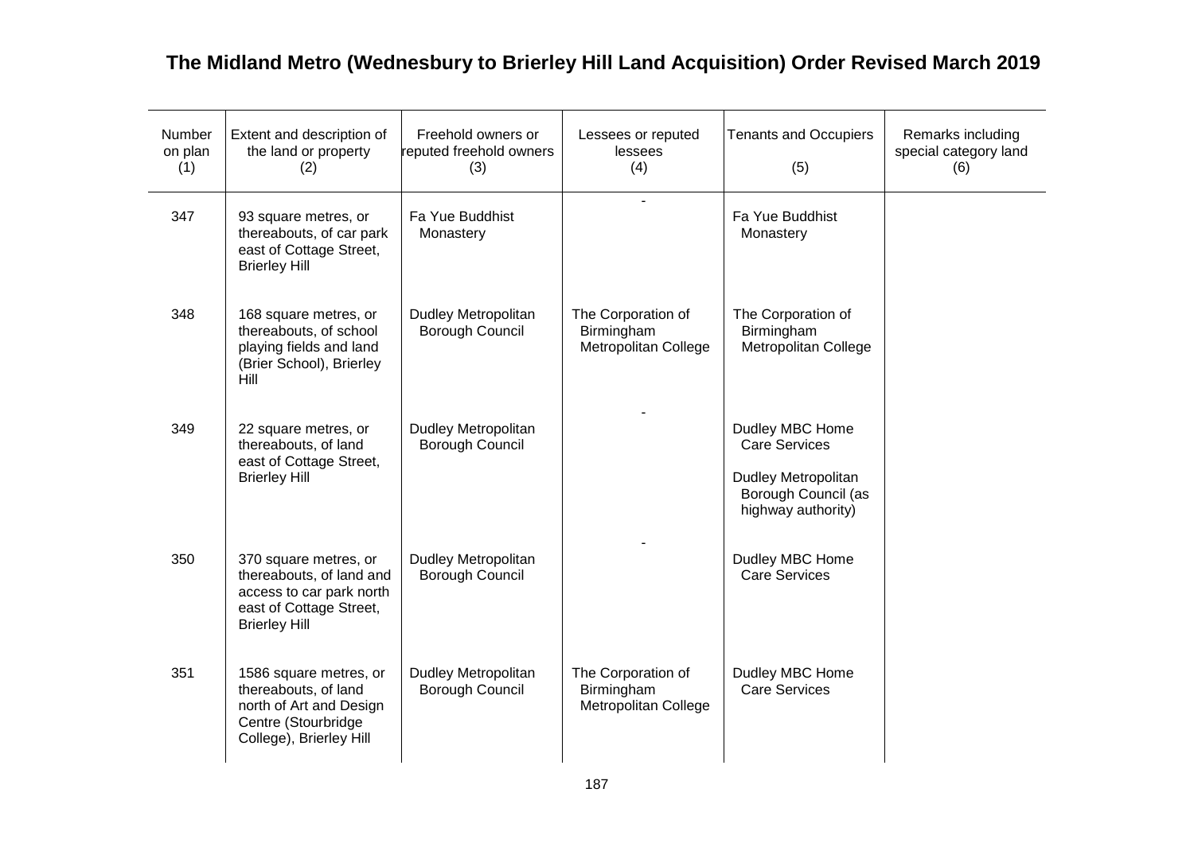# The Midland Metro (Wednesbury to Brierley Hill Land Acquisition) Order Revised March 2019

| Number on plan (1) | Extent and description of the land or property (2) | Freehold owners or reputed freehold owners (3) | Lessees or reputed lessees (4) | Tenants and Occupiers (5) | Remarks including special category land (6) |
|---|---|---|---|---|---|
| 347 | 93 square metres, or thereabouts, of car park east of Cottage Street, Brierley Hill | Fa Yue Buddhist Monastery | - | Fa Yue Buddhist Monastery | |
| 348 | 168 square metres, or thereabouts, of school playing fields and land (Brier School), Brierley Hill | Dudley Metropolitan Borough Council | The Corporation of Birmingham Metropolitan College | The Corporation of Birmingham Metropolitan College | |
| 349 | 22 square metres, or thereabouts, of land east of Cottage Street, Brierley Hill | Dudley Metropolitan Borough Council | - | Dudley MBC Home Care Services<br><br>Dudley Metropolitan Borough Council (as highway authority) | |
| 350 | 370 square metres, or thereabouts, of land and access to car park north east of Cottage Street, Brierley Hill | Dudley Metropolitan Borough Council | - | Dudley MBC Home Care Services | |
| 351 | 1586 square metres, or thereabouts, of land north of Art and Design Centre (Stourbridge College), Brierley Hill | Dudley Metropolitan Borough Council | The Corporation of Birmingham Metropolitan College | Dudley MBC Home Care Services | |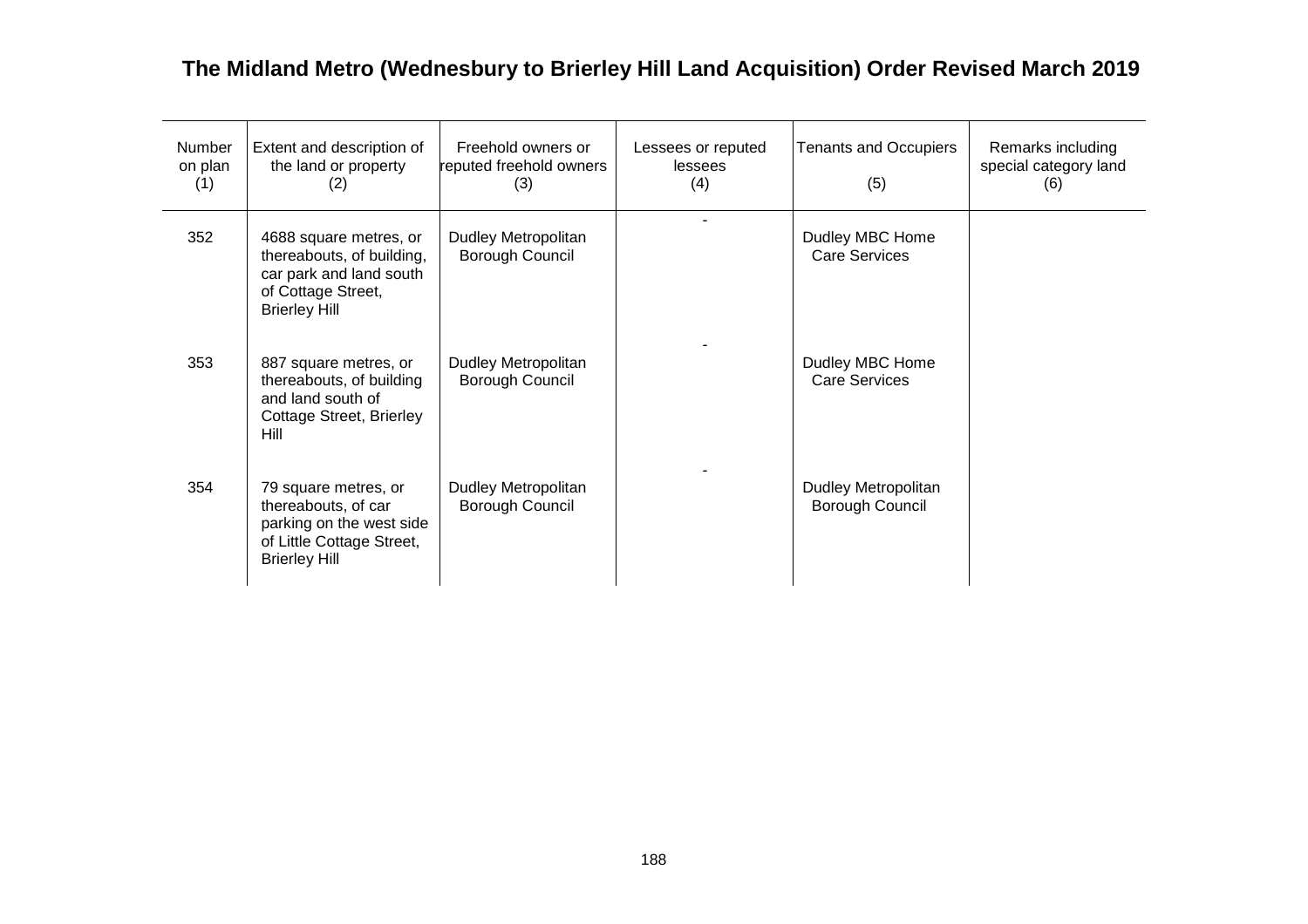# The Midland Metro (Wednesbury to Brierley Hill Land Acquisition) Order Revised March 2019

| Number on plan (1) | Extent and description of the land or property (2) | Freehold owners or reputed freehold owners (3) | Lessees or reputed lessees (4) | Tenants and Occupiers (5) | Remarks including special category land (6) |
|---|---|---|---|---|---|
| 352 | 4688 square metres, or thereabouts, of building, car park and land south of Cottage Street, Brierley Hill | Dudley Metropolitan Borough Council | - | Dudley MBC Home Care Services | |
| 353 | 887 square metres, or thereabouts, of building and land south of Cottage Street, Brierley Hill | Dudley Metropolitan Borough Council | - | Dudley MBC Home Care Services | |
| 354 | 79 square metres, or thereabouts, of car parking on the west side of Little Cottage Street, Brierley Hill | Dudley Metropolitan Borough Council | - | Dudley Metropolitan Borough Council | |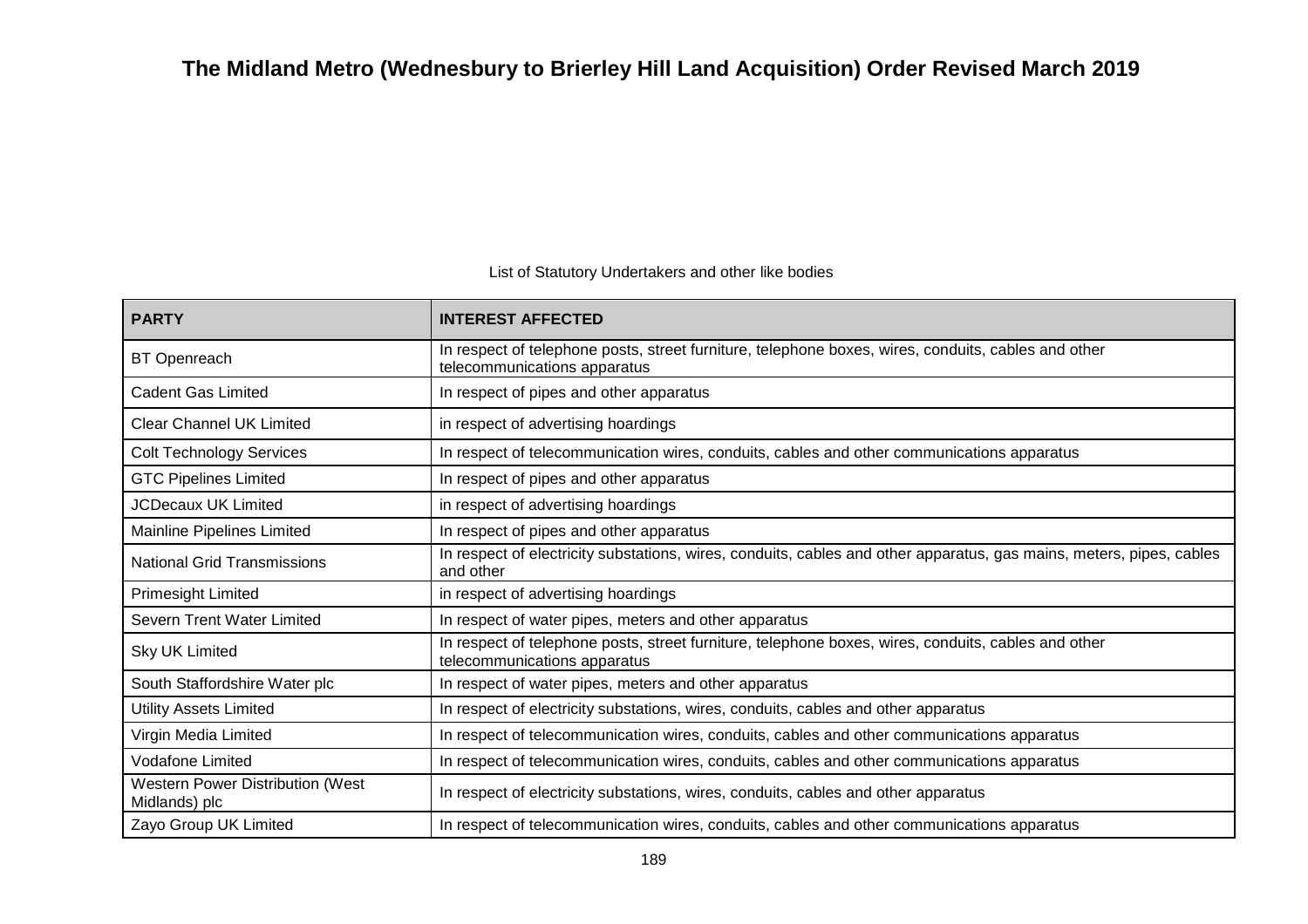# The Midland Metro (Wednesbury to Brierley Hill Land Acquisition) Order Revised March 2019

List of Statutory Undertakers and other like bodies

| PARTY | INTEREST AFFECTED |
|---|---|
| BT Openreach | In respect of telephone posts, street furniture, telephone boxes, wires, conduits, cables and other telecommunications apparatus |
| Cadent Gas Limited | In respect of pipes and other apparatus |
| Clear Channel UK Limited | in respect of advertising hoardings |
| Colt Technology Services | In respect of telecommunication wires, conduits, cables and other communications apparatus |
| GTC Pipelines Limited | In respect of pipes and other apparatus |
| JCDecaux UK Limited | in respect of advertising hoardings |
| Mainline Pipelines Limited | In respect of pipes and other apparatus |
| National Grid Transmissions | In respect of electricity substations, wires, conduits, cables and other apparatus, gas mains, meters, pipes, cables and other |
| Primesight Limited | in respect of advertising hoardings |
| Severn Trent Water Limited | In respect of water pipes, meters and other apparatus |
| Sky UK Limited | In respect of telephone posts, street furniture, telephone boxes, wires, conduits, cables and other telecommunications apparatus |
| South Staffordshire Water plc | In respect of water pipes, meters and other apparatus |
| Utility Assets Limited | In respect of electricity substations, wires, conduits, cables and other apparatus |
| Virgin Media Limited | In respect of telecommunication wires, conduits, cables and other communications apparatus |
| Vodafone Limited | In respect of telecommunication wires, conduits, cables and other communications apparatus |
| Western Power Distribution (West Midlands) plc | In respect of electricity substations, wires, conduits, cables and other apparatus |
| Zayo Group UK Limited | In respect of telecommunication wires, conduits, cables and other communications apparatus |